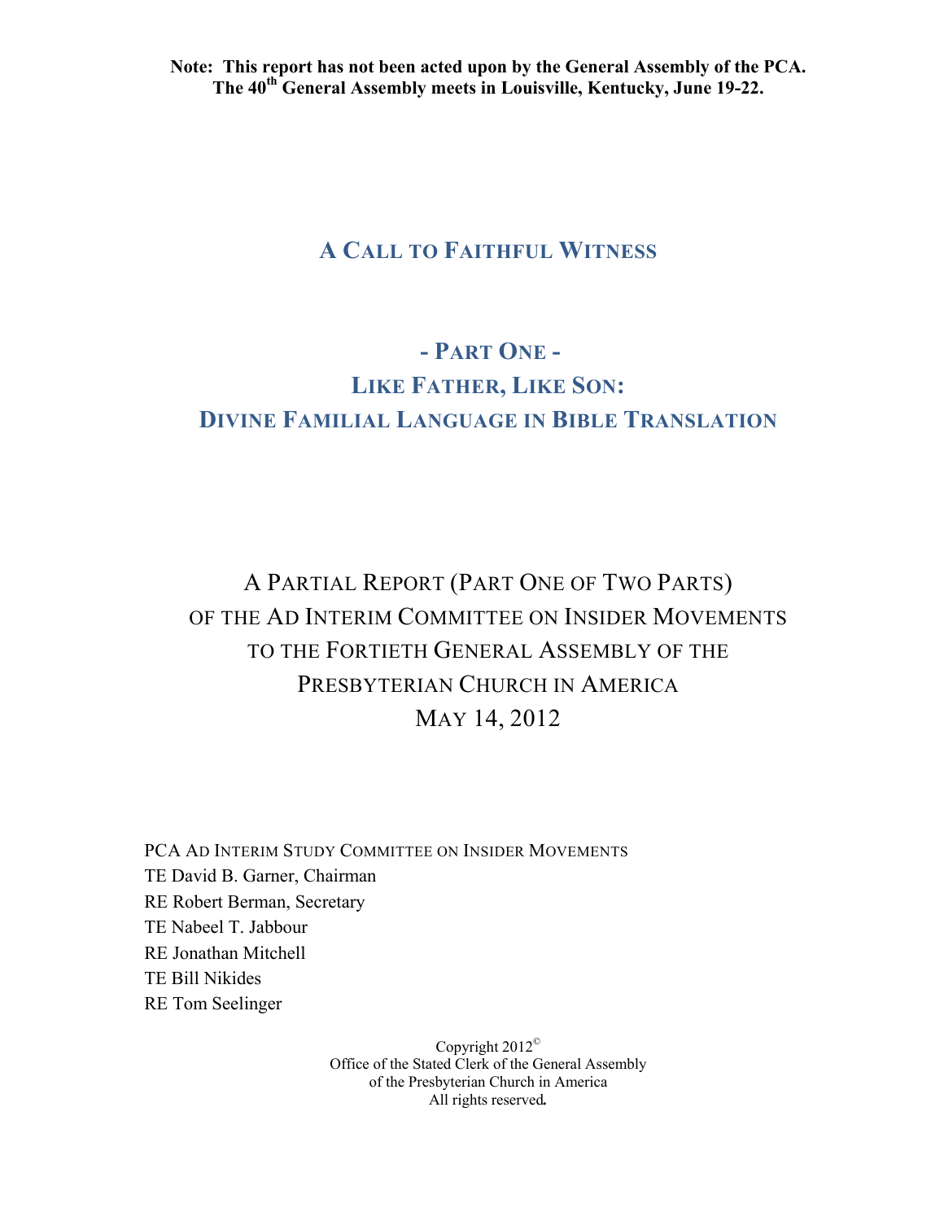**Note: This report has not been acted upon by the General Assembly of the PCA. The 40th General Assembly meets in Louisville, Kentucky, June 19-22.**

# A CALL TO FAITHFUL WITNESS

## - PART ONE -
## LIKE FATHER, LIKE SON:
## DIVINE FAMILIAL LANGUAGE IN BIBLE TRANSLATION

A PARTIAL REPORT (PART ONE OF TWO PARTS)
OF THE AD INTERIM COMMITTEE ON INSIDER MOVEMENTS
TO THE FORTIETH GENERAL ASSEMBLY OF THE
PRESBYTERIAN CHURCH IN AMERICA
MAY 14, 2012

PCA AD INTERIM STUDY COMMITTEE ON INSIDER MOVEMENTS
TE David B. Garner, Chairman
RE Robert Berman, Secretary
TE Nabeel T. Jabbour
RE Jonathan Mitchell
TE Bill Nikides
RE Tom Seelinger

Copyright 2012©
Office of the Stated Clerk of the General Assembly
of the Presbyterian Church in America
All rights reserved.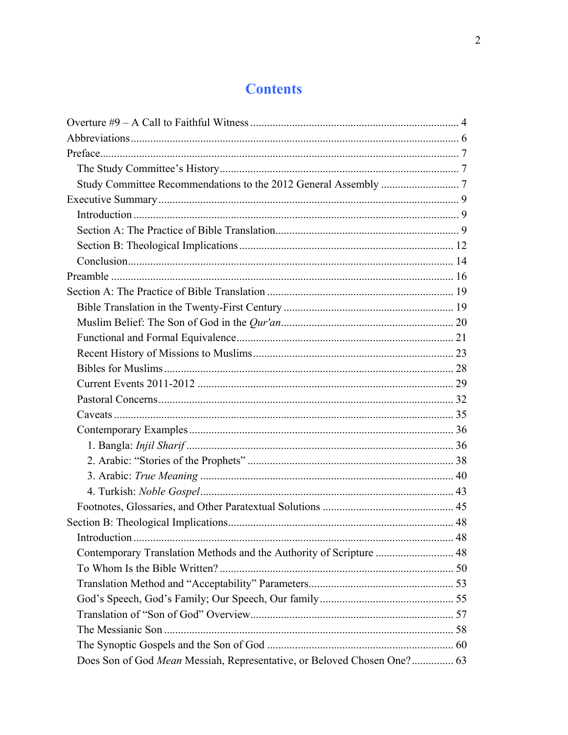# Contents

Overture #9 – A Call to Faithful Witness ........ 4
Abbreviations ........ 6
Preface ........ 7
  The Study Committee's History ........ 7
  Study Committee Recommendations to the 2012 General Assembly ........ 7
Executive Summary ........ 9
  Introduction ........ 9
  Section A: The Practice of Bible Translation ........ 9
  Section B: Theological Implications ........ 12
  Conclusion ........ 14
Preamble ........ 16
Section A: The Practice of Bible Translation ........ 19
  Bible Translation in the Twenty-First Century ........ 19
  Muslim Belief: The Son of God in the *Qur'an* ........ 20
  Functional and Formal Equivalence ........ 21
  Recent History of Missions to Muslims ........ 23
  Bibles for Muslims ........ 28
  Current Events 2011-2012 ........ 29
  Pastoral Concerns ........ 32
  Caveats ........ 35
  Contemporary Examples ........ 36
    1. Bangla: *Injil Sharif* ........ 36
    2. Arabic: "Stories of the Prophets" ........ 38
    3. Arabic: *True Meaning* ........ 40
    4. Turkish: *Noble Gospel* ........ 43
  Footnotes, Glossaries, and Other Paratextual Solutions ........ 45
Section B: Theological Implications ........ 48
  Introduction ........ 48
  Contemporary Translation Methods and the Authority of Scripture ........ 48
  To Whom Is the Bible Written? ........ 50
  Translation Method and "Acceptability" Parameters ........ 53
  God's Speech, God's Family; Our Speech, Our family ........ 55
  Translation of "Son of God" Overview ........ 57
  The Messianic Son ........ 58
  The Synoptic Gospels and the Son of God ........ 60
  Does Son of God *Mean* Messiah, Representative, or Beloved Chosen One? ........ 63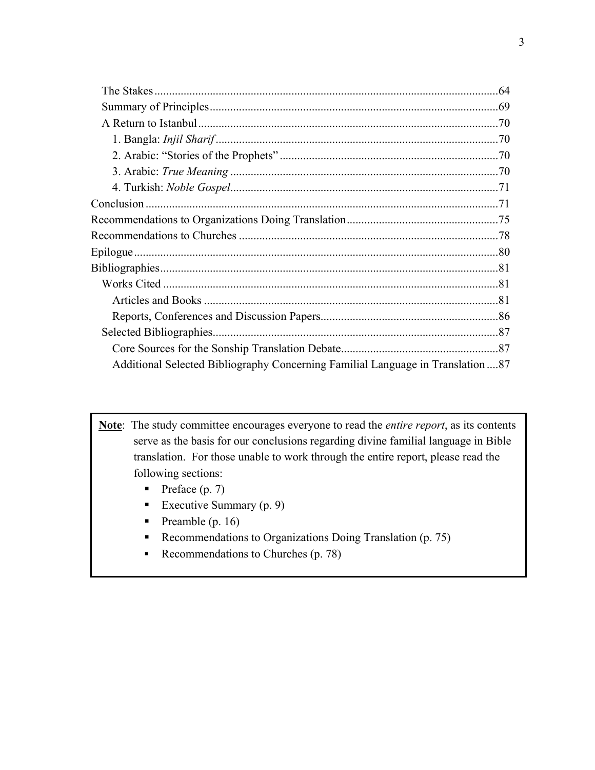- The Stakes .....64
- Summary of Principles .....69
- A Return to Istanbul .....70
  - 1. Bangla: *Injil Sharif* .....70
  - 2. Arabic: "Stories of the Prophets" .....70
  - 3. Arabic: *True Meaning* .....70
  - 4. Turkish: *Noble Gospel* .....71

Conclusion .....71

Recommendations to Organizations Doing Translation .....75

Recommendations to Churches .....78

Epilogue .....80

Bibliographies .....81

- Works Cited .....81
  - Articles and Books .....81
  - Reports, Conferences and Discussion Papers .....86
- Selected Bibliographies .....87
  - Core Sources for the Sonship Translation Debate .....87
  - Additional Selected Bibliography Concerning Familial Language in Translation .....87

> **Note**: The study committee encourages everyone to read the *entire report*, as its contents serve as the basis for our conclusions regarding divine familial language in Bible translation. For those unable to work through the entire report, please read the following sections:
>
> - Preface (p. 7)
> - Executive Summary (p. 9)
> - Preamble (p. 16)
> - Recommendations to Organizations Doing Translation (p. 75)
> - Recommendations to Churches (p. 78)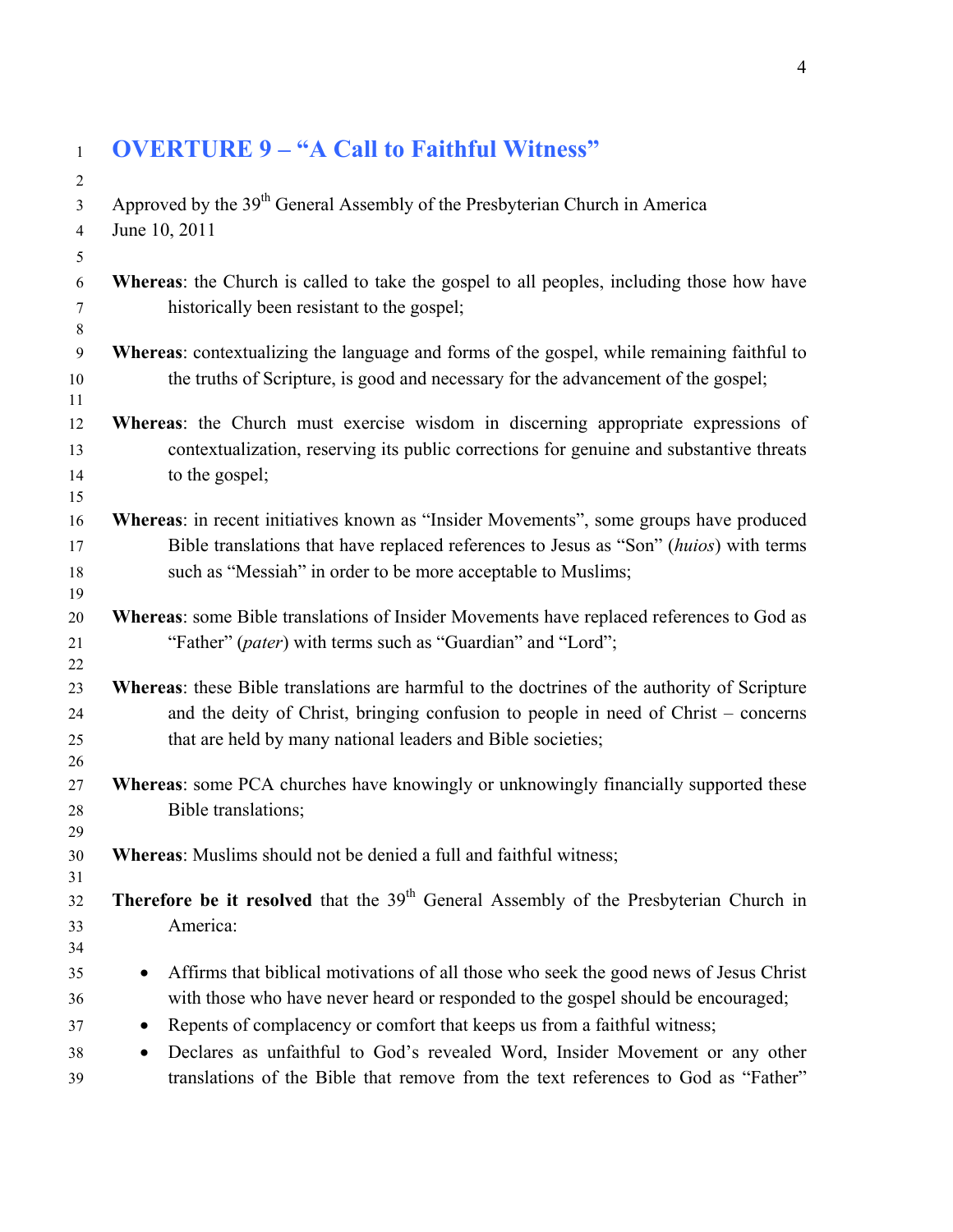# OVERTURE 9 – "A Call to Faithful Witness"

Approved by the 39th General Assembly of the Presbyterian Church in America
June 10, 2011

**Whereas**: the Church is called to take the gospel to all peoples, including those how have historically been resistant to the gospel;

**Whereas**: contextualizing the language and forms of the gospel, while remaining faithful to the truths of Scripture, is good and necessary for the advancement of the gospel;

**Whereas**: the Church must exercise wisdom in discerning appropriate expressions of contextualization, reserving its public corrections for genuine and substantive threats to the gospel;

**Whereas**: in recent initiatives known as "Insider Movements", some groups have produced Bible translations that have replaced references to Jesus as "Son" (*huios*) with terms such as "Messiah" in order to be more acceptable to Muslims;

**Whereas**: some Bible translations of Insider Movements have replaced references to God as "Father" (*pater*) with terms such as "Guardian" and "Lord";

**Whereas**: these Bible translations are harmful to the doctrines of the authority of Scripture and the deity of Christ, bringing confusion to people in need of Christ – concerns that are held by many national leaders and Bible societies;

**Whereas**: some PCA churches have knowingly or unknowingly financially supported these Bible translations;

**Whereas**: Muslims should not be denied a full and faithful witness;

**Therefore be it resolved** that the 39th General Assembly of the Presbyterian Church in America:

- Affirms that biblical motivations of all those who seek the good news of Jesus Christ with those who have never heard or responded to the gospel should be encouraged;
- Repents of complacency or comfort that keeps us from a faithful witness;
- Declares as unfaithful to God's revealed Word, Insider Movement or any other translations of the Bible that remove from the text references to God as "Father"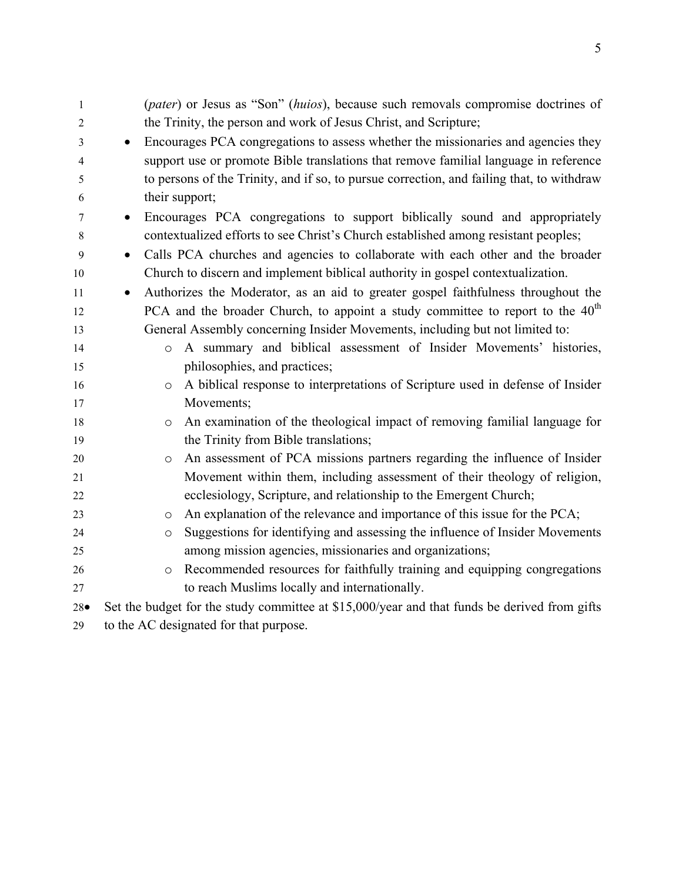(*pater*) or Jesus as "Son" (*huios*), because such removals compromise doctrines of the Trinity, the person and work of Jesus Christ, and Scripture;

- Encourages PCA congregations to assess whether the missionaries and agencies they support use or promote Bible translations that remove familial language in reference to persons of the Trinity, and if so, to pursue correction, and failing that, to withdraw their support;
- Encourages PCA congregations to support biblically sound and appropriately contextualized efforts to see Christ's Church established among resistant peoples;
- Calls PCA churches and agencies to collaborate with each other and the broader Church to discern and implement biblical authority in gospel contextualization.
- Authorizes the Moderator, as an aid to greater gospel faithfulness throughout the PCA and the broader Church, to appoint a study committee to report to the 40th General Assembly concerning Insider Movements, including but not limited to:
  - A summary and biblical assessment of Insider Movements' histories, philosophies, and practices;
  - A biblical response to interpretations of Scripture used in defense of Insider Movements;
  - An examination of the theological impact of removing familial language for the Trinity from Bible translations;
  - An assessment of PCA missions partners regarding the influence of Insider Movement within them, including assessment of their theology of religion, ecclesiology, Scripture, and relationship to the Emergent Church;
  - An explanation of the relevance and importance of this issue for the PCA;
  - Suggestions for identifying and assessing the influence of Insider Movements among mission agencies, missionaries and organizations;
  - Recommended resources for faithfully training and equipping congregations to reach Muslims locally and internationally.
- Set the budget for the study committee at $15,000/year and that funds be derived from gifts to the AC designated for that purpose.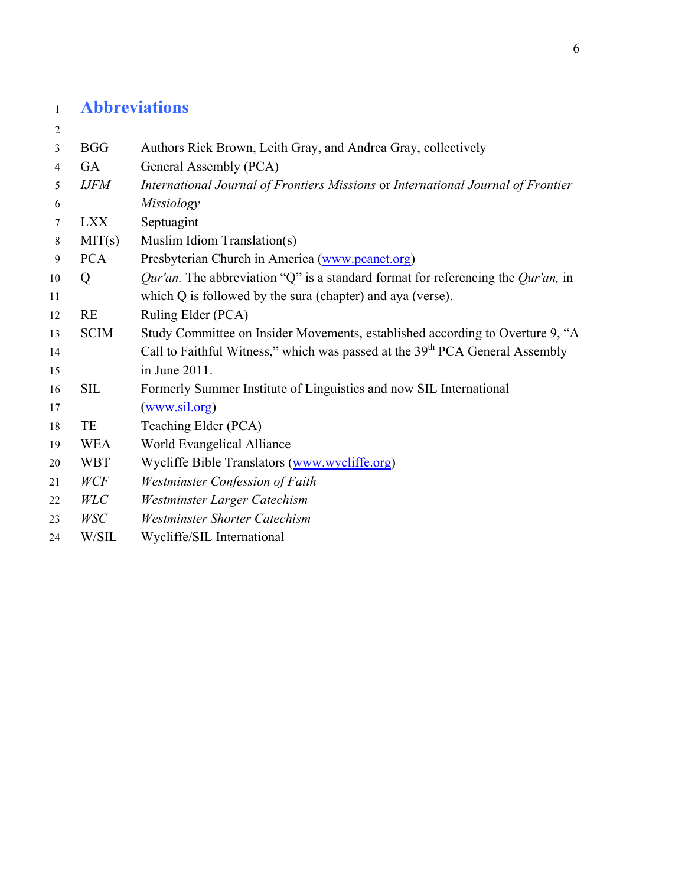# Abbreviations

| | |
|---|---|
| BGG | Authors Rick Brown, Leith Gray, and Andrea Gray, collectively |
| GA | General Assembly (PCA) |
| *IJFM* | *International Journal of Frontiers Missions* or *International Journal of Frontier Missiology* |
| LXX | Septuagint |
| MIT(s) | Muslim Idiom Translation(s) |
| PCA | Presbyterian Church in America (www.pcanet.org) |
| Q | *Qur'an.* The abbreviation "Q" is a standard format for referencing the *Qur'an,* in which Q is followed by the sura (chapter) and aya (verse). |
| RE | Ruling Elder (PCA) |
| SCIM | Study Committee on Insider Movements, established according to Overture 9, "A Call to Faithful Witness," which was passed at the 39th PCA General Assembly in June 2011. |
| SIL | Formerly Summer Institute of Linguistics and now SIL International (www.sil.org) |
| TE | Teaching Elder (PCA) |
| WEA | World Evangelical Alliance |
| WBT | Wycliffe Bible Translators (www.wycliffe.org) |
| *WCF* | *Westminster Confession of Faith* |
| *WLC* | *Westminster Larger Catechism* |
| *WSC* | *Westminster Shorter Catechism* |
| W/SIL | Wycliffe/SIL International |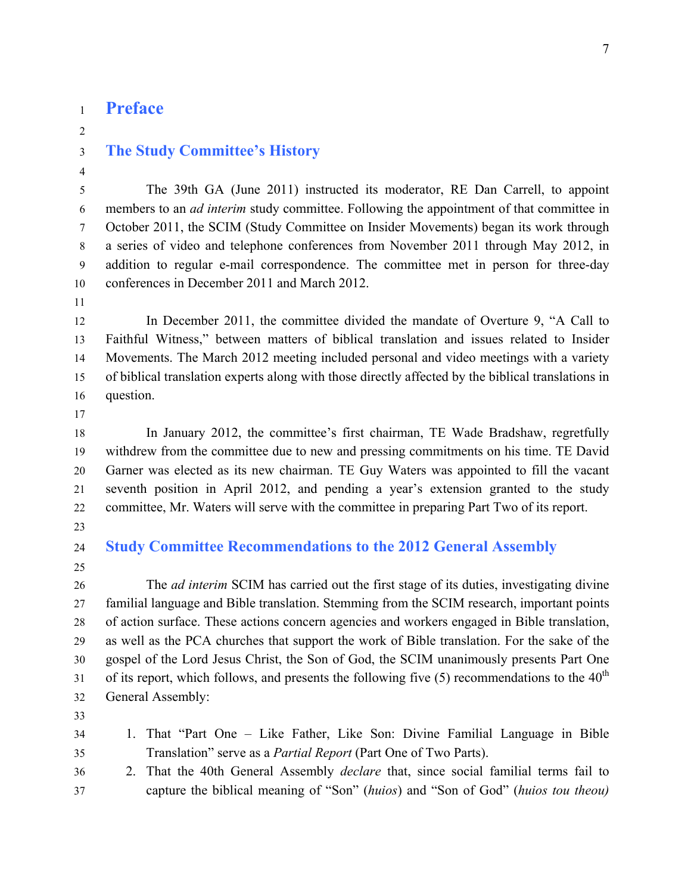# Preface

## The Study Committee's History

The 39th GA (June 2011) instructed its moderator, RE Dan Carrell, to appoint members to an *ad interim* study committee. Following the appointment of that committee in October 2011, the SCIM (Study Committee on Insider Movements) began its work through a series of video and telephone conferences from November 2011 through May 2012, in addition to regular e-mail correspondence. The committee met in person for three-day conferences in December 2011 and March 2012.

In December 2011, the committee divided the mandate of Overture 9, "A Call to Faithful Witness," between matters of biblical translation and issues related to Insider Movements. The March 2012 meeting included personal and video meetings with a variety of biblical translation experts along with those directly affected by the biblical translations in question.

In January 2012, the committee's first chairman, TE Wade Bradshaw, regretfully withdrew from the committee due to new and pressing commitments on his time. TE David Garner was elected as its new chairman. TE Guy Waters was appointed to fill the vacant seventh position in April 2012, and pending a year's extension granted to the study committee, Mr. Waters will serve with the committee in preparing Part Two of its report.

## Study Committee Recommendations to the 2012 General Assembly

The *ad interim* SCIM has carried out the first stage of its duties, investigating divine familial language and Bible translation. Stemming from the SCIM research, important points of action surface. These actions concern agencies and workers engaged in Bible translation, as well as the PCA churches that support the work of Bible translation. For the sake of the gospel of the Lord Jesus Christ, the Son of God, the SCIM unanimously presents Part One of its report, which follows, and presents the following five (5) recommendations to the 40th General Assembly:

1. That "Part One – Like Father, Like Son: Divine Familial Language in Bible Translation" serve as a *Partial Report* (Part One of Two Parts).
2. That the 40th General Assembly *declare* that, since social familial terms fail to capture the biblical meaning of "Son" (*huios*) and "Son of God" (*huios tou theou)*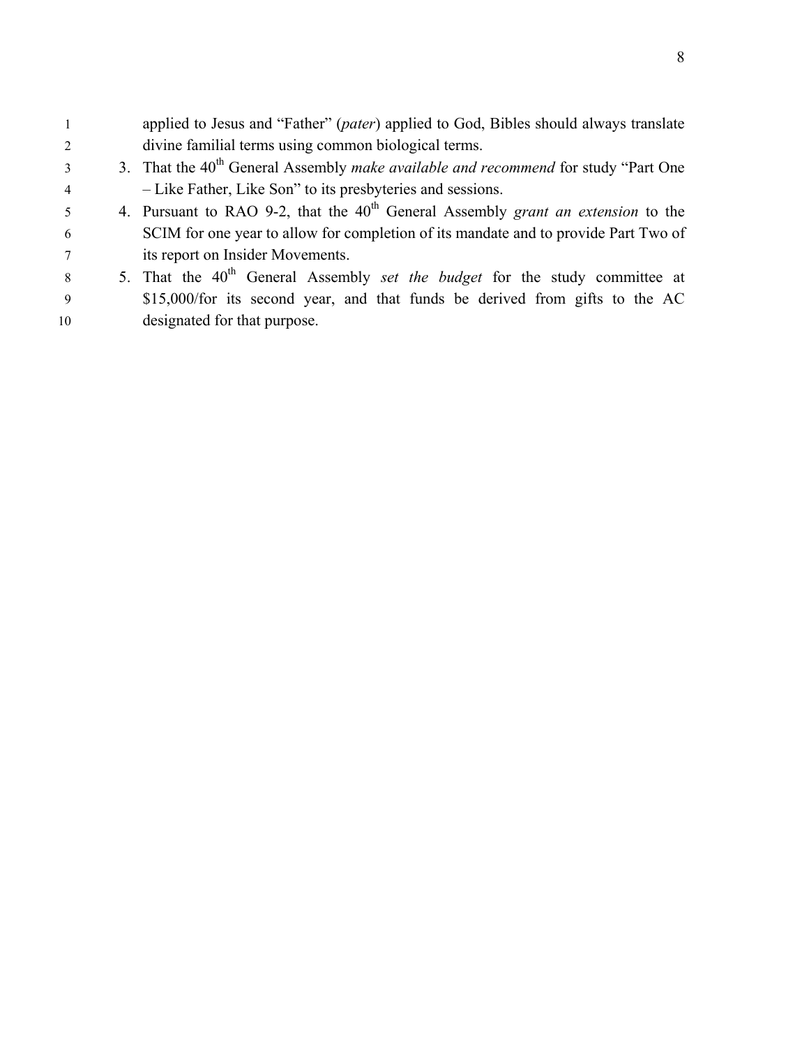applied to Jesus and "Father" (*pater*) applied to God, Bibles should always translate divine familial terms using common biological terms.

3. That the 40th General Assembly *make available and recommend* for study "Part One – Like Father, Like Son" to its presbyteries and sessions.
4. Pursuant to RAO 9-2, that the 40th General Assembly *grant an extension* to the SCIM for one year to allow for completion of its mandate and to provide Part Two of its report on Insider Movements.
5. That the 40th General Assembly *set the budget* for the study committee at $15,000/for its second year, and that funds be derived from gifts to the AC designated for that purpose.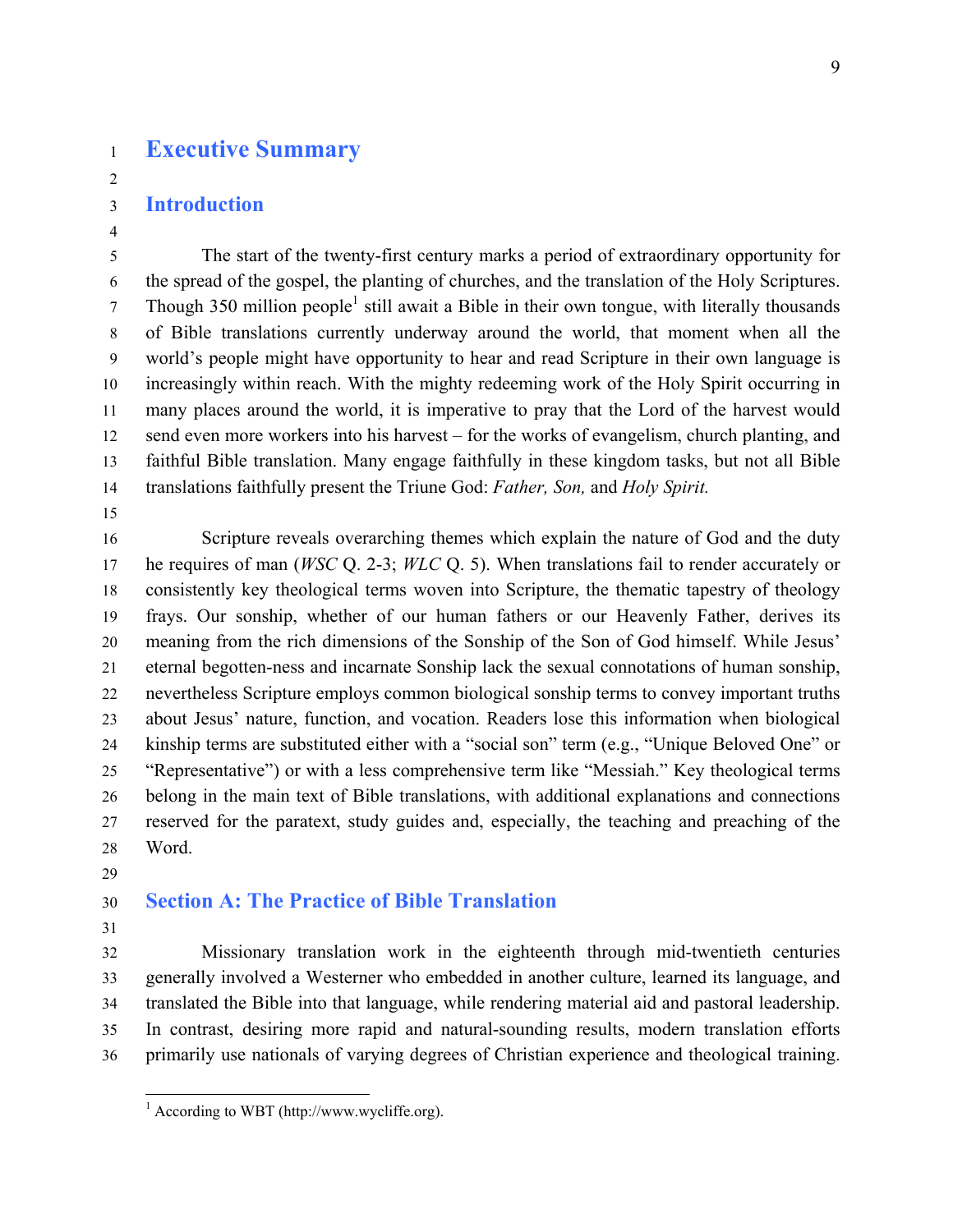# Executive Summary

## Introduction

The start of the twenty-first century marks a period of extraordinary opportunity for the spread of the gospel, the planting of churches, and the translation of the Holy Scriptures. Though 350 million people[1] still await a Bible in their own tongue, with literally thousands of Bible translations currently underway around the world, that moment when all the world's people might have opportunity to hear and read Scripture in their own language is increasingly within reach. With the mighty redeeming work of the Holy Spirit occurring in many places around the world, it is imperative to pray that the Lord of the harvest would send even more workers into his harvest – for the works of evangelism, church planting, and faithful Bible translation. Many engage faithfully in these kingdom tasks, but not all Bible translations faithfully present the Triune God: *Father, Son,* and *Holy Spirit.*

Scripture reveals overarching themes which explain the nature of God and the duty he requires of man (*WSC* Q. 2-3; *WLC* Q. 5). When translations fail to render accurately or consistently key theological terms woven into Scripture, the thematic tapestry of theology frays. Our sonship, whether of our human fathers or our Heavenly Father, derives its meaning from the rich dimensions of the Sonship of the Son of God himself. While Jesus' eternal begotten-ness and incarnate Sonship lack the sexual connotations of human sonship, nevertheless Scripture employs common biological sonship terms to convey important truths about Jesus' nature, function, and vocation. Readers lose this information when biological kinship terms are substituted either with a "social son" term (e.g., "Unique Beloved One" or "Representative") or with a less comprehensive term like "Messiah." Key theological terms belong in the main text of Bible translations, with additional explanations and connections reserved for the paratext, study guides and, especially, the teaching and preaching of the Word.

## Section A: The Practice of Bible Translation

Missionary translation work in the eighteenth through mid-twentieth centuries generally involved a Westerner who embedded in another culture, learned its language, and translated the Bible into that language, while rendering material aid and pastoral leadership. In contrast, desiring more rapid and natural-sounding results, modern translation efforts primarily use nationals of varying degrees of Christian experience and theological training.

---

[1] According to WBT (http://www.wycliffe.org).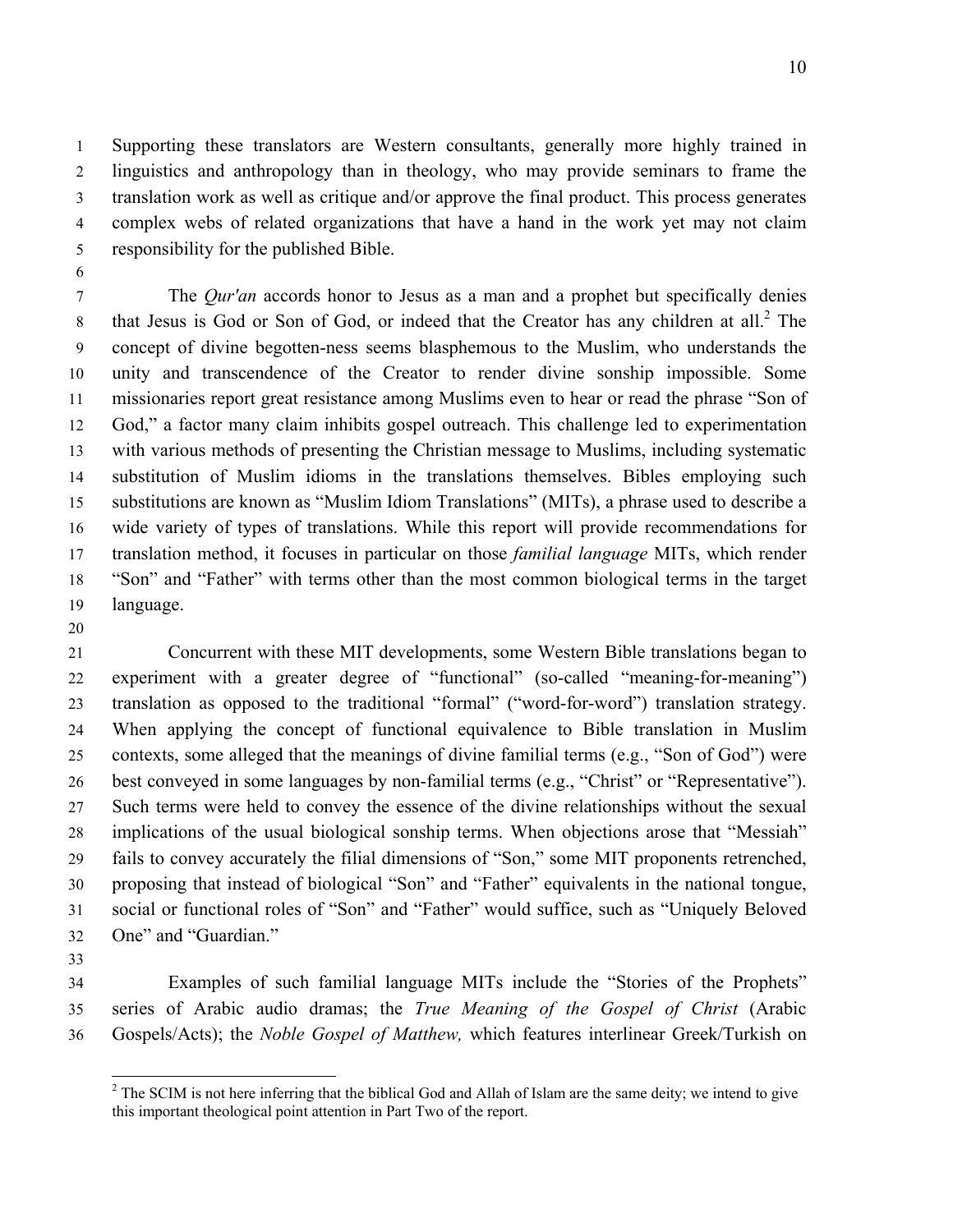Supporting these translators are Western consultants, generally more highly trained in linguistics and anthropology than in theology, who may provide seminars to frame the translation work as well as critique and/or approve the final product. This process generates complex webs of related organizations that have a hand in the work yet may not claim responsibility for the published Bible.

The *Qur'an* accords honor to Jesus as a man and a prophet but specifically denies that Jesus is God or Son of God, or indeed that the Creator has any children at all.[2] The concept of divine begotten-ness seems blasphemous to the Muslim, who understands the unity and transcendence of the Creator to render divine sonship impossible. Some missionaries report great resistance among Muslims even to hear or read the phrase "Son of God," a factor many claim inhibits gospel outreach. This challenge led to experimentation with various methods of presenting the Christian message to Muslims, including systematic substitution of Muslim idioms in the translations themselves. Bibles employing such substitutions are known as "Muslim Idiom Translations" (MITs), a phrase used to describe a wide variety of types of translations. While this report will provide recommendations for translation method, it focuses in particular on those *familial language* MITs, which render "Son" and "Father" with terms other than the most common biological terms in the target language.

Concurrent with these MIT developments, some Western Bible translations began to experiment with a greater degree of "functional" (so-called "meaning-for-meaning") translation as opposed to the traditional "formal" ("word-for-word") translation strategy. When applying the concept of functional equivalence to Bible translation in Muslim contexts, some alleged that the meanings of divine familial terms (e.g., "Son of God") were best conveyed in some languages by non-familial terms (e.g., "Christ" or "Representative"). Such terms were held to convey the essence of the divine relationships without the sexual implications of the usual biological sonship terms. When objections arose that "Messiah" fails to convey accurately the filial dimensions of "Son," some MIT proponents retrenched, proposing that instead of biological "Son" and "Father" equivalents in the national tongue, social or functional roles of "Son" and "Father" would suffice, such as "Uniquely Beloved One" and "Guardian."

Examples of such familial language MITs include the "Stories of the Prophets" series of Arabic audio dramas; the *True Meaning of the Gospel of Christ* (Arabic Gospels/Acts); the *Noble Gospel of Matthew,* which features interlinear Greek/Turkish on

---

[2] The SCIM is not here inferring that the biblical God and Allah of Islam are the same deity; we intend to give this important theological point attention in Part Two of the report.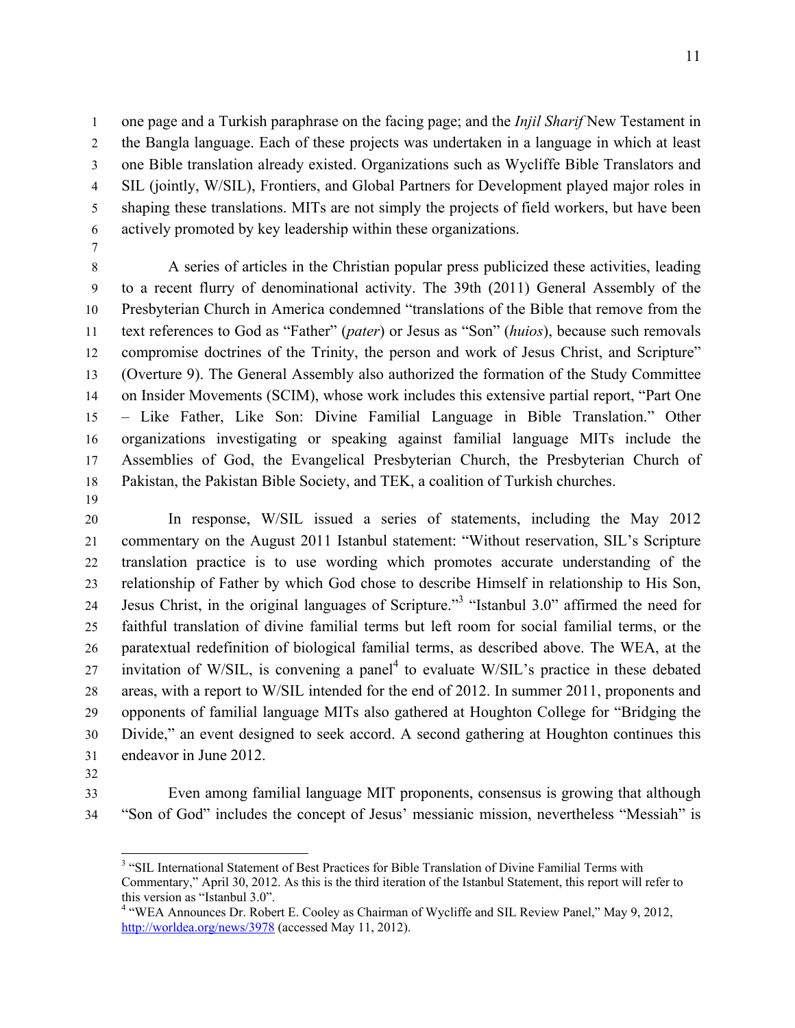one page and a Turkish paraphrase on the facing page; and the *Injil Sharif* New Testament in the Bangla language. Each of these projects was undertaken in a language in which at least one Bible translation already existed. Organizations such as Wycliffe Bible Translators and SIL (jointly, W/SIL), Frontiers, and Global Partners for Development played major roles in shaping these translations. MITs are not simply the projects of field workers, but have been actively promoted by key leadership within these organizations.

A series of articles in the Christian popular press publicized these activities, leading to a recent flurry of denominational activity. The 39th (2011) General Assembly of the Presbyterian Church in America condemned "translations of the Bible that remove from the text references to God as "Father" (*pater*) or Jesus as "Son" (*huios*), because such removals compromise doctrines of the Trinity, the person and work of Jesus Christ, and Scripture" (Overture 9). The General Assembly also authorized the formation of the Study Committee on Insider Movements (SCIM), whose work includes this extensive partial report, "Part One – Like Father, Like Son: Divine Familial Language in Bible Translation." Other organizations investigating or speaking against familial language MITs include the Assemblies of God, the Evangelical Presbyterian Church, the Presbyterian Church of Pakistan, the Pakistan Bible Society, and TEK, a coalition of Turkish churches.

In response, W/SIL issued a series of statements, including the May 2012 commentary on the August 2011 Istanbul statement: "Without reservation, SIL's Scripture translation practice is to use wording which promotes accurate understanding of the relationship of Father by which God chose to describe Himself in relationship to His Son, Jesus Christ, in the original languages of Scripture."[3] "Istanbul 3.0" affirmed the need for faithful translation of divine familial terms but left room for social familial terms, or the paratextual redefinition of biological familial terms, as described above. The WEA, at the invitation of W/SIL, is convening a panel[4] to evaluate W/SIL's practice in these debated areas, with a report to W/SIL intended for the end of 2012. In summer 2011, proponents and opponents of familial language MITs also gathered at Houghton College for "Bridging the Divide," an event designed to seek accord. A second gathering at Houghton continues this endeavor in June 2012.

Even among familial language MIT proponents, consensus is growing that although "Son of God" includes the concept of Jesus' messianic mission, nevertheless "Messiah" is

---

[3] "SIL International Statement of Best Practices for Bible Translation of Divine Familial Terms with Commentary," April 30, 2012. As this is the third iteration of the Istanbul Statement, this report will refer to this version as "Istanbul 3.0".

[4] "WEA Announces Dr. Robert E. Cooley as Chairman of Wycliffe and SIL Review Panel," May 9, 2012, http://worldea.org/news/3978 (accessed May 11, 2012).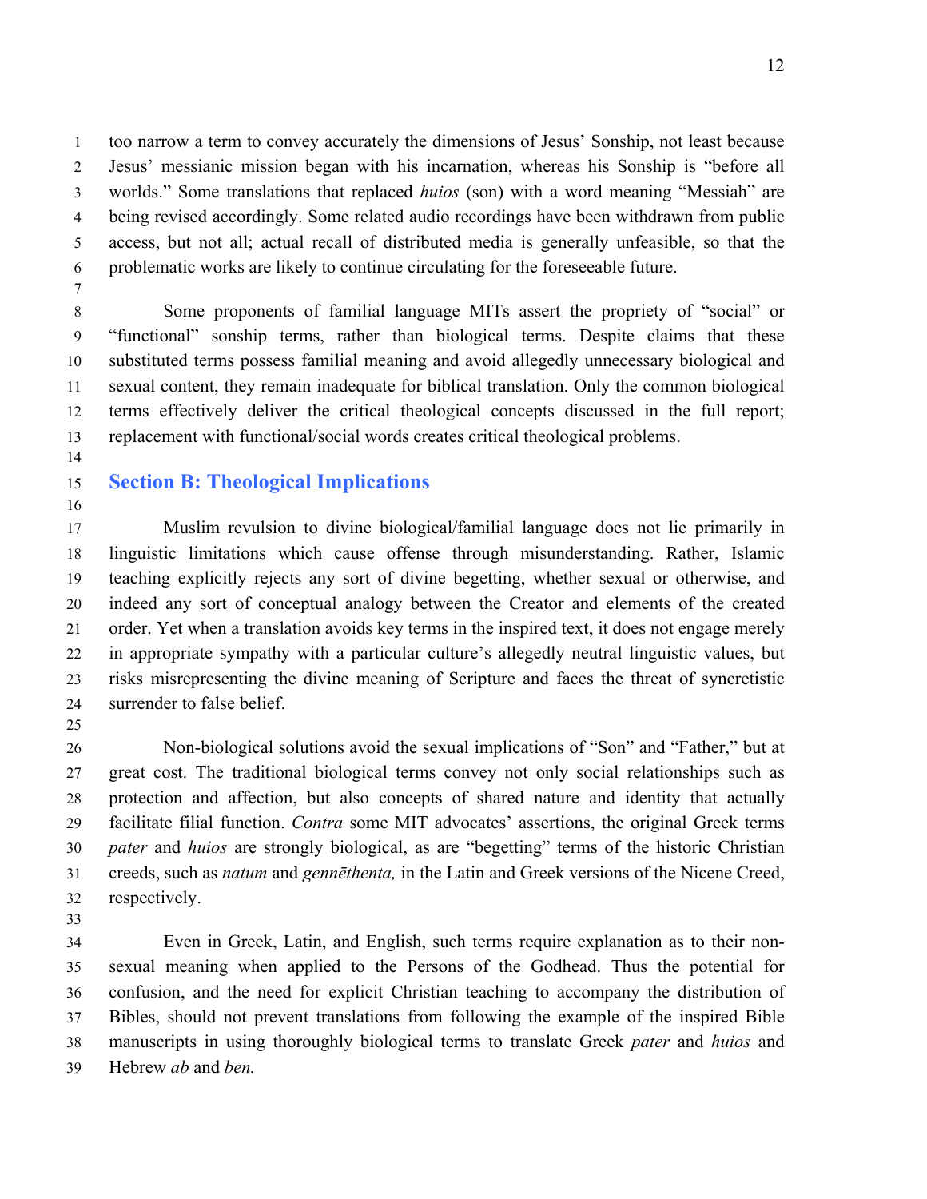too narrow a term to convey accurately the dimensions of Jesus' Sonship, not least because Jesus' messianic mission began with his incarnation, whereas his Sonship is "before all worlds." Some translations that replaced *huios* (son) with a word meaning "Messiah" are being revised accordingly. Some related audio recordings have been withdrawn from public access, but not all; actual recall of distributed media is generally unfeasible, so that the problematic works are likely to continue circulating for the foreseeable future.

Some proponents of familial language MITs assert the propriety of "social" or "functional" sonship terms, rather than biological terms. Despite claims that these substituted terms possess familial meaning and avoid allegedly unnecessary biological and sexual content, they remain inadequate for biblical translation. Only the common biological terms effectively deliver the critical theological concepts discussed in the full report; replacement with functional/social words creates critical theological problems.

## Section B: Theological Implications

Muslim revulsion to divine biological/familial language does not lie primarily in linguistic limitations which cause offense through misunderstanding. Rather, Islamic teaching explicitly rejects any sort of divine begetting, whether sexual or otherwise, and indeed any sort of conceptual analogy between the Creator and elements of the created order. Yet when a translation avoids key terms in the inspired text, it does not engage merely in appropriate sympathy with a particular culture's allegedly neutral linguistic values, but risks misrepresenting the divine meaning of Scripture and faces the threat of syncretistic surrender to false belief.

Non-biological solutions avoid the sexual implications of "Son" and "Father," but at great cost. The traditional biological terms convey not only social relationships such as protection and affection, but also concepts of shared nature and identity that actually facilitate filial function. *Contra* some MIT advocates' assertions, the original Greek terms *pater* and *huios* are strongly biological, as are "begetting" terms of the historic Christian creeds, such as *natum* and *gennēthenta,* in the Latin and Greek versions of the Nicene Creed, respectively.

Even in Greek, Latin, and English, such terms require explanation as to their non-sexual meaning when applied to the Persons of the Godhead. Thus the potential for confusion, and the need for explicit Christian teaching to accompany the distribution of Bibles, should not prevent translations from following the example of the inspired Bible manuscripts in using thoroughly biological terms to translate Greek *pater* and *huios* and Hebrew *ab* and *ben.*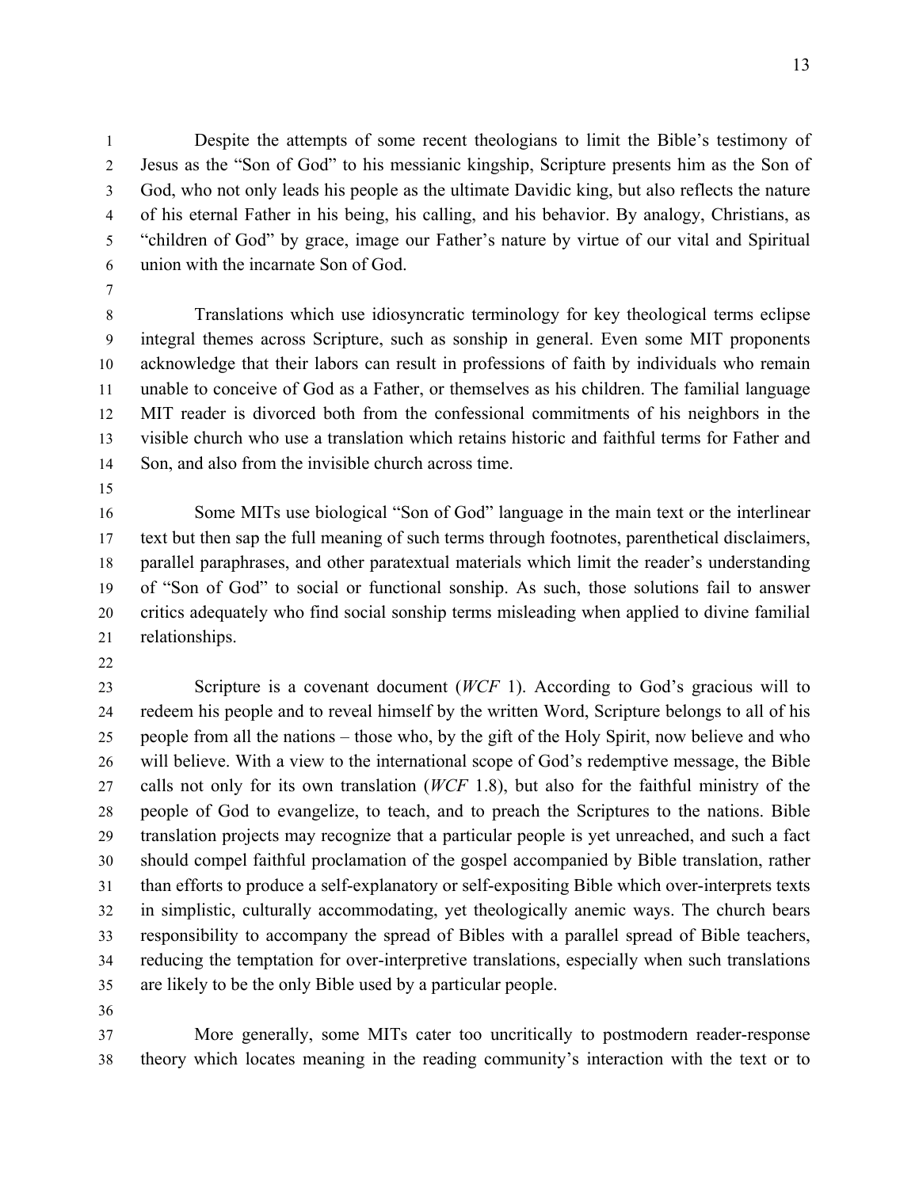Despite the attempts of some recent theologians to limit the Bible's testimony of Jesus as the "Son of God" to his messianic kingship, Scripture presents him as the Son of God, who not only leads his people as the ultimate Davidic king, but also reflects the nature of his eternal Father in his being, his calling, and his behavior. By analogy, Christians, as "children of God" by grace, image our Father's nature by virtue of our vital and Spiritual union with the incarnate Son of God.

Translations which use idiosyncratic terminology for key theological terms eclipse integral themes across Scripture, such as sonship in general. Even some MIT proponents acknowledge that their labors can result in professions of faith by individuals who remain unable to conceive of God as a Father, or themselves as his children. The familial language MIT reader is divorced both from the confessional commitments of his neighbors in the visible church who use a translation which retains historic and faithful terms for Father and Son, and also from the invisible church across time.

Some MITs use biological "Son of God" language in the main text or the interlinear text but then sap the full meaning of such terms through footnotes, parenthetical disclaimers, parallel paraphrases, and other paratextual materials which limit the reader's understanding of "Son of God" to social or functional sonship. As such, those solutions fail to answer critics adequately who find social sonship terms misleading when applied to divine familial relationships.

Scripture is a covenant document (*WCF* 1). According to God's gracious will to redeem his people and to reveal himself by the written Word, Scripture belongs to all of his people from all the nations – those who, by the gift of the Holy Spirit, now believe and who will believe. With a view to the international scope of God's redemptive message, the Bible calls not only for its own translation (*WCF* 1.8), but also for the faithful ministry of the people of God to evangelize, to teach, and to preach the Scriptures to the nations. Bible translation projects may recognize that a particular people is yet unreached, and such a fact should compel faithful proclamation of the gospel accompanied by Bible translation, rather than efforts to produce a self-explanatory or self-expositing Bible which over-interprets texts in simplistic, culturally accommodating, yet theologically anemic ways. The church bears responsibility to accompany the spread of Bibles with a parallel spread of Bible teachers, reducing the temptation for over-interpretive translations, especially when such translations are likely to be the only Bible used by a particular people.

More generally, some MITs cater too uncritically to postmodern reader-response theory which locates meaning in the reading community's interaction with the text or to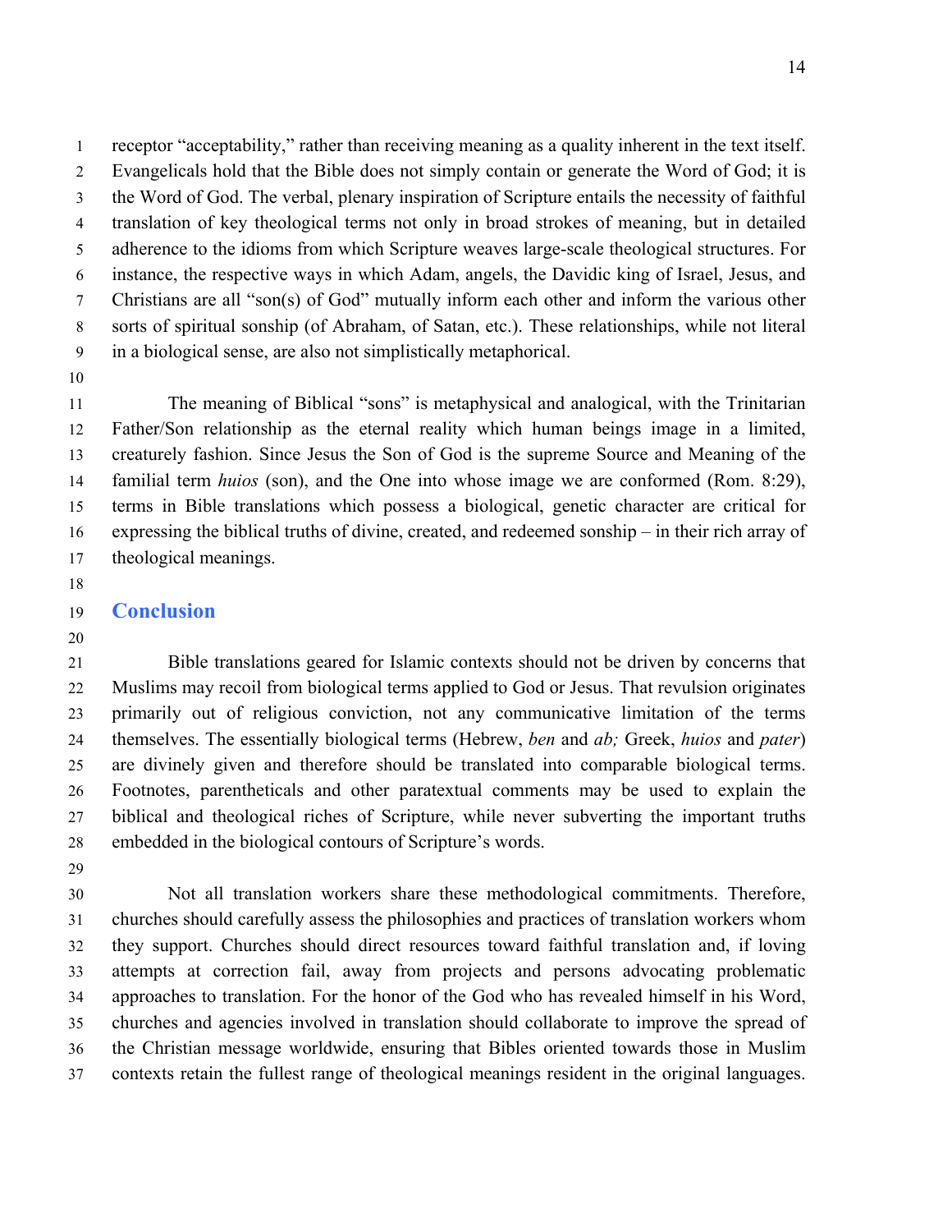receptor "acceptability," rather than receiving meaning as a quality inherent in the text itself. Evangelicals hold that the Bible does not simply contain or generate the Word of God; it is the Word of God. The verbal, plenary inspiration of Scripture entails the necessity of faithful translation of key theological terms not only in broad strokes of meaning, but in detailed adherence to the idioms from which Scripture weaves large-scale theological structures. For instance, the respective ways in which Adam, angels, the Davidic king of Israel, Jesus, and Christians are all "son(s) of God" mutually inform each other and inform the various other sorts of spiritual sonship (of Abraham, of Satan, etc.). These relationships, while not literal in a biological sense, are also not simplistically metaphorical.

The meaning of Biblical "sons" is metaphysical and analogical, with the Trinitarian Father/Son relationship as the eternal reality which human beings image in a limited, creaturely fashion. Since Jesus the Son of God is the supreme Source and Meaning of the familial term *huios* (son), and the One into whose image we are conformed (Rom. 8:29), terms in Bible translations which possess a biological, genetic character are critical for expressing the biblical truths of divine, created, and redeemed sonship – in their rich array of theological meanings.

## Conclusion

Bible translations geared for Islamic contexts should not be driven by concerns that Muslims may recoil from biological terms applied to God or Jesus. That revulsion originates primarily out of religious conviction, not any communicative limitation of the terms themselves. The essentially biological terms (Hebrew, *ben* and *ab;* Greek, *huios* and *pater*) are divinely given and therefore should be translated into comparable biological terms. Footnotes, parentheticals and other paratextual comments may be used to explain the biblical and theological riches of Scripture, while never subverting the important truths embedded in the biological contours of Scripture's words.

Not all translation workers share these methodological commitments. Therefore, churches should carefully assess the philosophies and practices of translation workers whom they support. Churches should direct resources toward faithful translation and, if loving attempts at correction fail, away from projects and persons advocating problematic approaches to translation. For the honor of the God who has revealed himself in his Word, churches and agencies involved in translation should collaborate to improve the spread of the Christian message worldwide, ensuring that Bibles oriented towards those in Muslim contexts retain the fullest range of theological meanings resident in the original languages.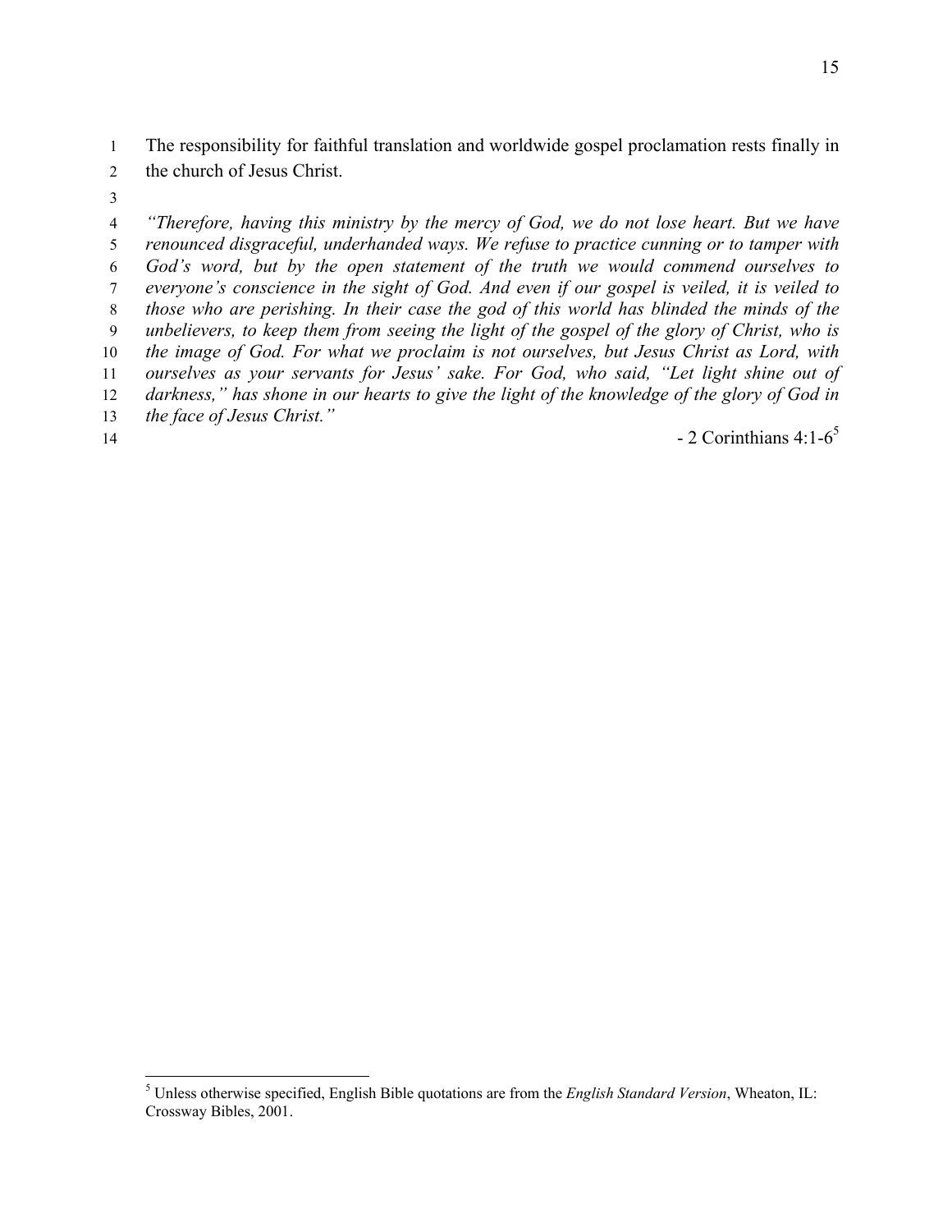The responsibility for faithful translation and worldwide gospel proclamation rests finally in the church of Jesus Christ.

*"Therefore, having this ministry by the mercy of God, we do not lose heart. But we have renounced disgraceful, underhanded ways. We refuse to practice cunning or to tamper with God's word, but by the open statement of the truth we would commend ourselves to everyone's conscience in the sight of God. And even if our gospel is veiled, it is veiled to those who are perishing. In their case the god of this world has blinded the minds of the unbelievers, to keep them from seeing the light of the gospel of the glory of Christ, who is the image of God. For what we proclaim is not ourselves, but Jesus Christ as Lord, with ourselves as your servants for Jesus' sake. For God, who said, "Let light shine out of darkness," has shone in our hearts to give the light of the knowledge of the glory of God in the face of Jesus Christ."*

- 2 Corinthians 4:1-6[5]

[5] Unless otherwise specified, English Bible quotations are from the *English Standard Version*, Wheaton, IL: Crossway Bibles, 2001.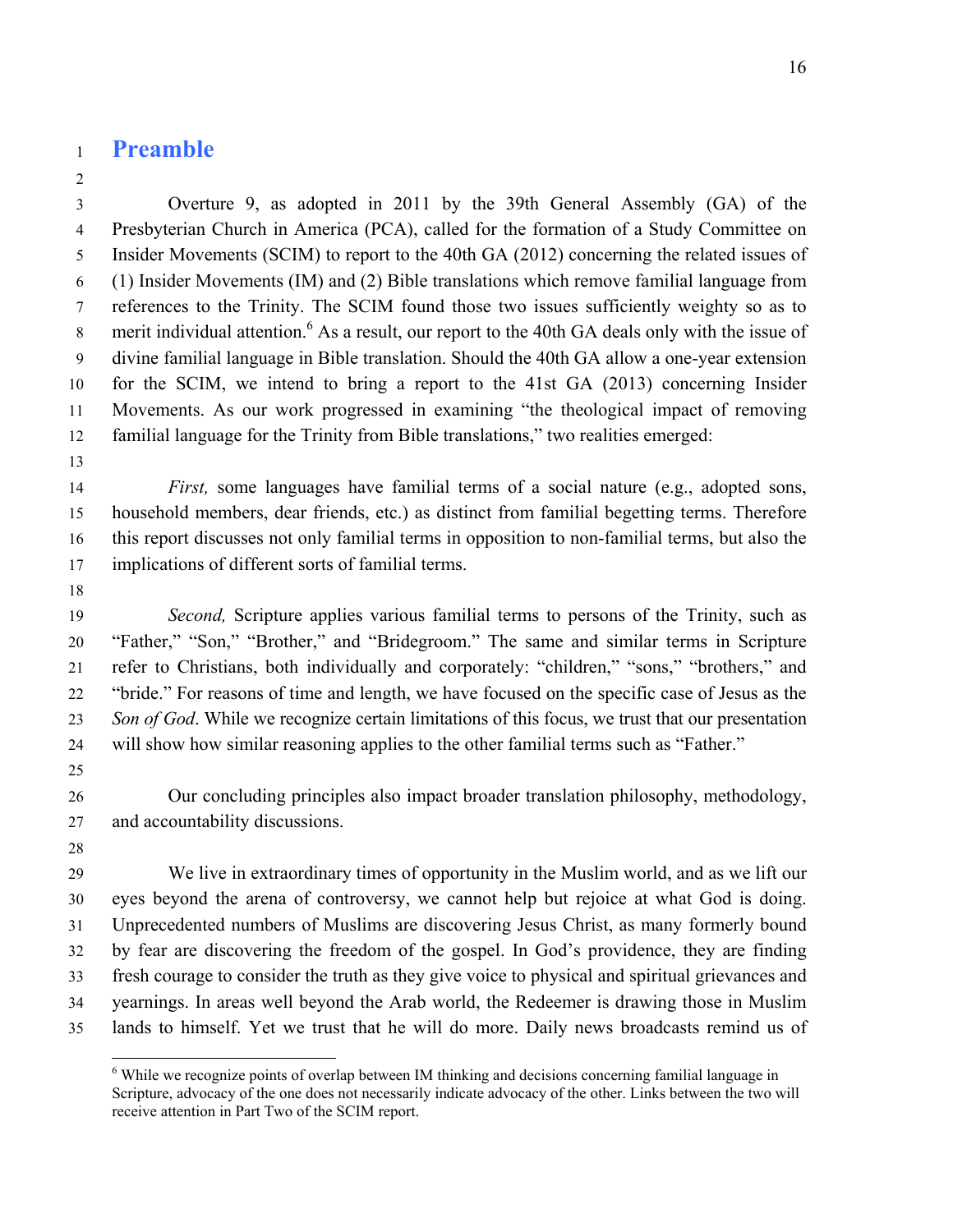# Preamble

Overture 9, as adopted in 2011 by the 39th General Assembly (GA) of the Presbyterian Church in America (PCA), called for the formation of a Study Committee on Insider Movements (SCIM) to report to the 40th GA (2012) concerning the related issues of (1) Insider Movements (IM) and (2) Bible translations which remove familial language from references to the Trinity. The SCIM found those two issues sufficiently weighty so as to merit individual attention.[6] As a result, our report to the 40th GA deals only with the issue of divine familial language in Bible translation. Should the 40th GA allow a one-year extension for the SCIM, we intend to bring a report to the 41st GA (2013) concerning Insider Movements. As our work progressed in examining "the theological impact of removing familial language for the Trinity from Bible translations," two realities emerged:

*First,* some languages have familial terms of a social nature (e.g., adopted sons, household members, dear friends, etc.) as distinct from familial begetting terms. Therefore this report discusses not only familial terms in opposition to non-familial terms, but also the implications of different sorts of familial terms.

*Second,* Scripture applies various familial terms to persons of the Trinity, such as "Father," "Son," "Brother," and "Bridegroom." The same and similar terms in Scripture refer to Christians, both individually and corporately: "children," "sons," "brothers," and "bride." For reasons of time and length, we have focused on the specific case of Jesus as the *Son of God*. While we recognize certain limitations of this focus, we trust that our presentation will show how similar reasoning applies to the other familial terms such as "Father."

Our concluding principles also impact broader translation philosophy, methodology, and accountability discussions.

We live in extraordinary times of opportunity in the Muslim world, and as we lift our eyes beyond the arena of controversy, we cannot help but rejoice at what God is doing. Unprecedented numbers of Muslims are discovering Jesus Christ, as many formerly bound by fear are discovering the freedom of the gospel. In God's providence, they are finding fresh courage to consider the truth as they give voice to physical and spiritual grievances and yearnings. In areas well beyond the Arab world, the Redeemer is drawing those in Muslim lands to himself. Yet we trust that he will do more. Daily news broadcasts remind us of

---

[6] While we recognize points of overlap between IM thinking and decisions concerning familial language in Scripture, advocacy of the one does not necessarily indicate advocacy of the other. Links between the two will receive attention in Part Two of the SCIM report.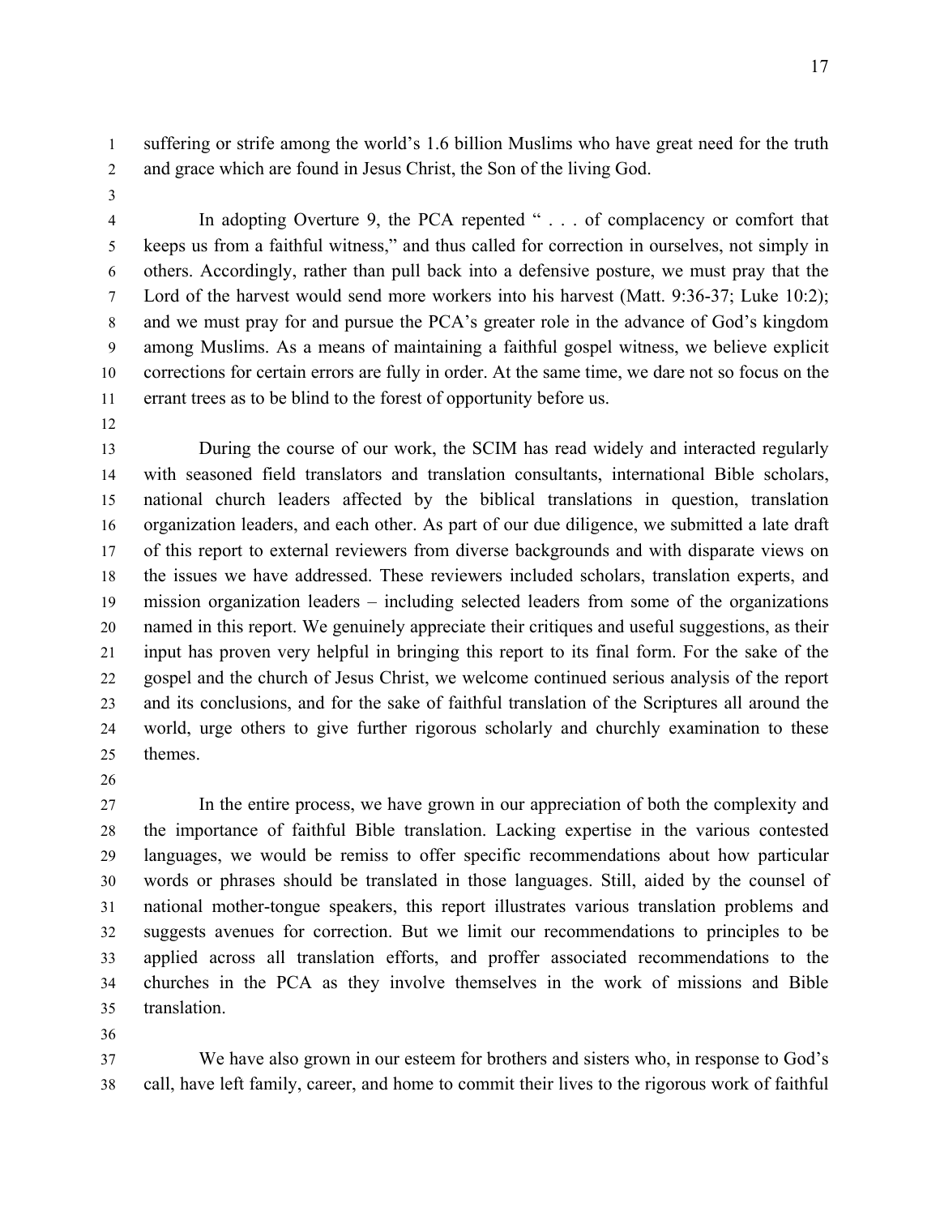suffering or strife among the world's 1.6 billion Muslims who have great need for the truth and grace which are found in Jesus Christ, the Son of the living God.

In adopting Overture 9, the PCA repented " . . . of complacency or comfort that keeps us from a faithful witness," and thus called for correction in ourselves, not simply in others. Accordingly, rather than pull back into a defensive posture, we must pray that the Lord of the harvest would send more workers into his harvest (Matt. 9:36-37; Luke 10:2); and we must pray for and pursue the PCA's greater role in the advance of God's kingdom among Muslims. As a means of maintaining a faithful gospel witness, we believe explicit corrections for certain errors are fully in order. At the same time, we dare not so focus on the errant trees as to be blind to the forest of opportunity before us.

During the course of our work, the SCIM has read widely and interacted regularly with seasoned field translators and translation consultants, international Bible scholars, national church leaders affected by the biblical translations in question, translation organization leaders, and each other. As part of our due diligence, we submitted a late draft of this report to external reviewers from diverse backgrounds and with disparate views on the issues we have addressed. These reviewers included scholars, translation experts, and mission organization leaders – including selected leaders from some of the organizations named in this report. We genuinely appreciate their critiques and useful suggestions, as their input has proven very helpful in bringing this report to its final form. For the sake of the gospel and the church of Jesus Christ, we welcome continued serious analysis of the report and its conclusions, and for the sake of faithful translation of the Scriptures all around the world, urge others to give further rigorous scholarly and churchly examination to these themes.

In the entire process, we have grown in our appreciation of both the complexity and the importance of faithful Bible translation. Lacking expertise in the various contested languages, we would be remiss to offer specific recommendations about how particular words or phrases should be translated in those languages. Still, aided by the counsel of national mother-tongue speakers, this report illustrates various translation problems and suggests avenues for correction. But we limit our recommendations to principles to be applied across all translation efforts, and proffer associated recommendations to the churches in the PCA as they involve themselves in the work of missions and Bible translation.

We have also grown in our esteem for brothers and sisters who, in response to God's call, have left family, career, and home to commit their lives to the rigorous work of faithful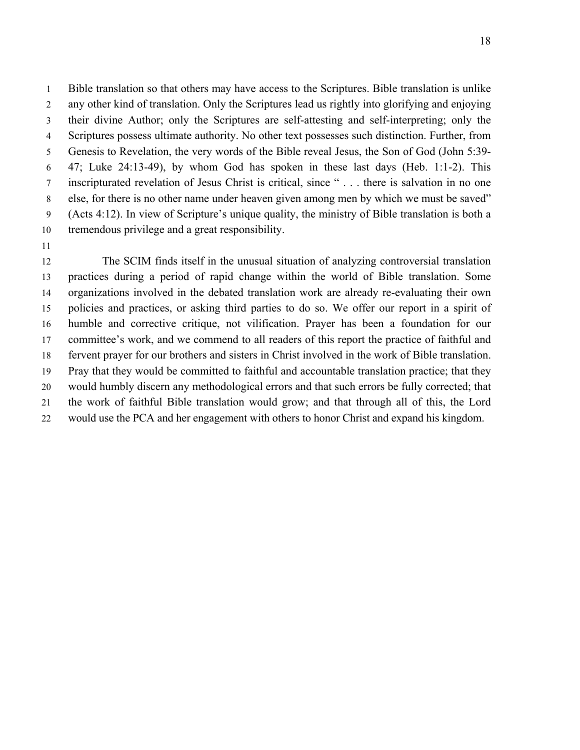Bible translation so that others may have access to the Scriptures. Bible translation is unlike any other kind of translation. Only the Scriptures lead us rightly into glorifying and enjoying their divine Author; only the Scriptures are self-attesting and self-interpreting; only the Scriptures possess ultimate authority. No other text possesses such distinction. Further, from Genesis to Revelation, the very words of the Bible reveal Jesus, the Son of God (John 5:39-47; Luke 24:13-49), by whom God has spoken in these last days (Heb. 1:1-2). This inscripturated revelation of Jesus Christ is critical, since " . . . there is salvation in no one else, for there is no other name under heaven given among men by which we must be saved" (Acts 4:12). In view of Scripture's unique quality, the ministry of Bible translation is both a tremendous privilege and a great responsibility.

The SCIM finds itself in the unusual situation of analyzing controversial translation practices during a period of rapid change within the world of Bible translation. Some organizations involved in the debated translation work are already re-evaluating their own policies and practices, or asking third parties to do so. We offer our report in a spirit of humble and corrective critique, not vilification. Prayer has been a foundation for our committee's work, and we commend to all readers of this report the practice of faithful and fervent prayer for our brothers and sisters in Christ involved in the work of Bible translation. Pray that they would be committed to faithful and accountable translation practice; that they would humbly discern any methodological errors and that such errors be fully corrected; that the work of faithful Bible translation would grow; and that through all of this, the Lord would use the PCA and her engagement with others to honor Christ and expand his kingdom.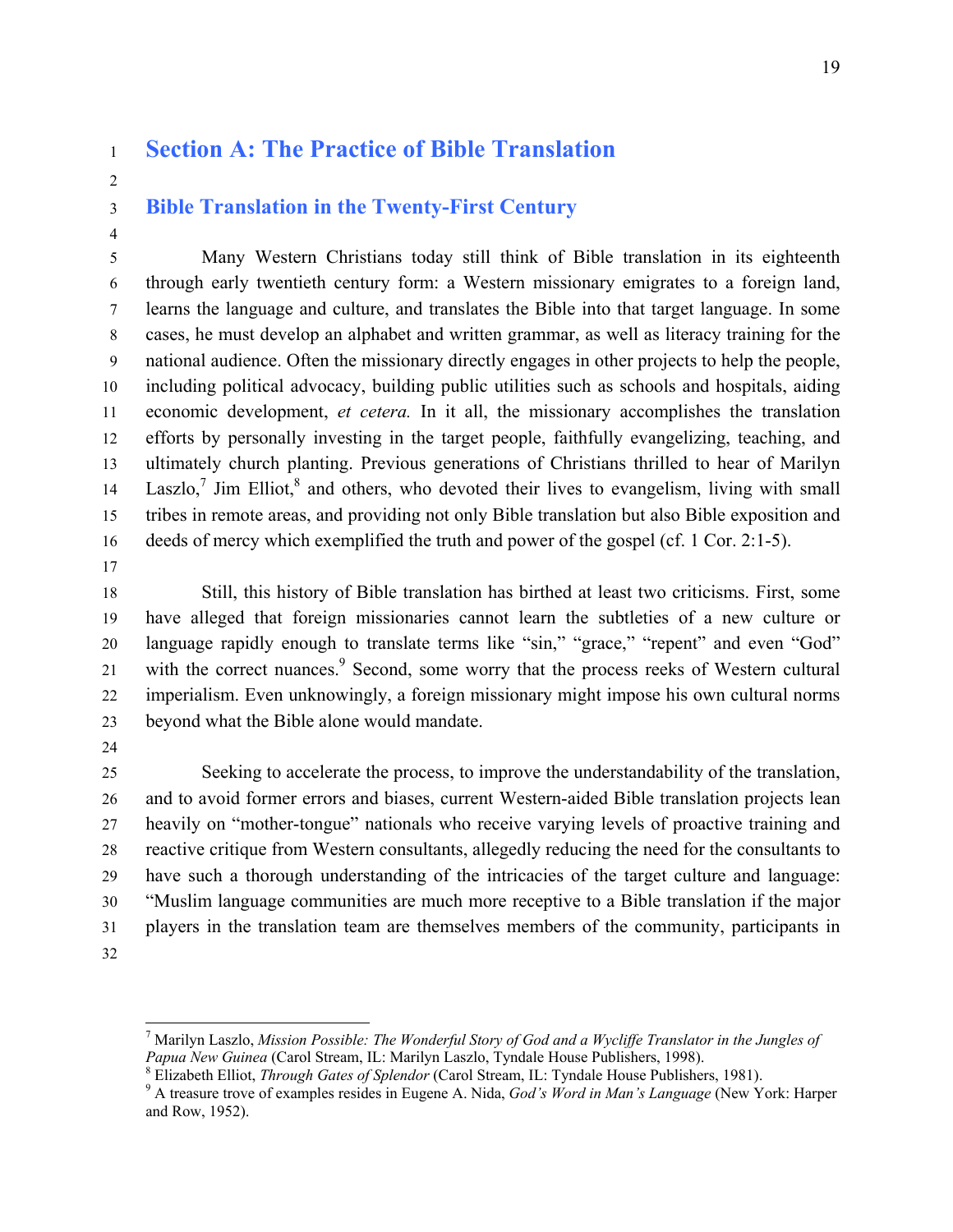# Section A: The Practice of Bible Translation

## Bible Translation in the Twenty-First Century

Many Western Christians today still think of Bible translation in its eighteenth through early twentieth century form: a Western missionary emigrates to a foreign land, learns the language and culture, and translates the Bible into that target language. In some cases, he must develop an alphabet and written grammar, as well as literacy training for the national audience. Often the missionary directly engages in other projects to help the people, including political advocacy, building public utilities such as schools and hospitals, aiding economic development, *et cetera.* In it all, the missionary accomplishes the translation efforts by personally investing in the target people, faithfully evangelizing, teaching, and ultimately church planting. Previous generations of Christians thrilled to hear of Marilyn Laszlo,[7] Jim Elliot,[8] and others, who devoted their lives to evangelism, living with small tribes in remote areas, and providing not only Bible translation but also Bible exposition and deeds of mercy which exemplified the truth and power of the gospel (cf. 1 Cor. 2:1-5).

Still, this history of Bible translation has birthed at least two criticisms. First, some have alleged that foreign missionaries cannot learn the subtleties of a new culture or language rapidly enough to translate terms like "sin," "grace," "repent" and even "God" with the correct nuances.[9] Second, some worry that the process reeks of Western cultural imperialism. Even unknowingly, a foreign missionary might impose his own cultural norms beyond what the Bible alone would mandate.

Seeking to accelerate the process, to improve the understandability of the translation, and to avoid former errors and biases, current Western-aided Bible translation projects lean heavily on "mother-tongue" nationals who receive varying levels of proactive training and reactive critique from Western consultants, allegedly reducing the need for the consultants to have such a thorough understanding of the intricacies of the target culture and language: "Muslim language communities are much more receptive to a Bible translation if the major players in the translation team are themselves members of the community, participants in

---

[7] Marilyn Laszlo, *Mission Possible: The Wonderful Story of God and a Wycliffe Translator in the Jungles of Papua New Guinea* (Carol Stream, IL: Marilyn Laszlo, Tyndale House Publishers, 1998).

[8] Elizabeth Elliot, *Through Gates of Splendor* (Carol Stream, IL: Tyndale House Publishers, 1981).

[9] A treasure trove of examples resides in Eugene A. Nida, *God's Word in Man's Language* (New York: Harper and Row, 1952).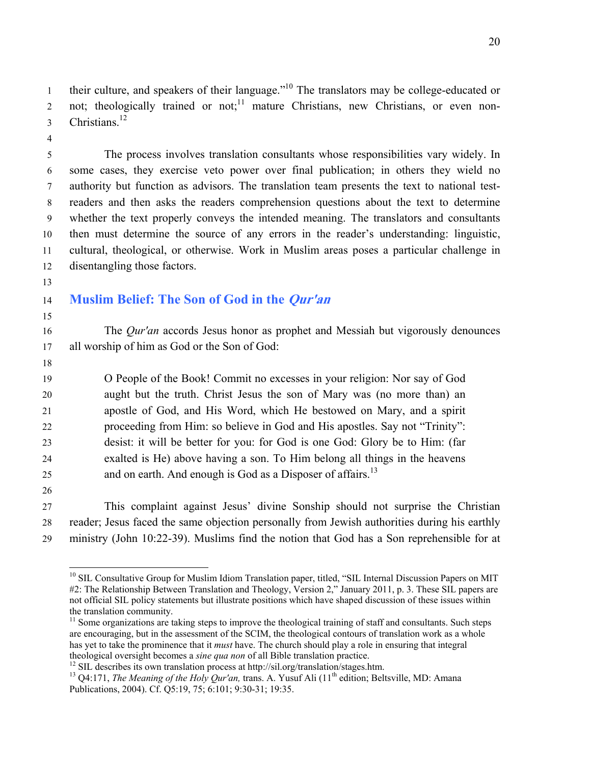their culture, and speakers of their language."[10] The translators may be college-educated or not; theologically trained or not;[11] mature Christians, new Christians, or even non-Christians.[12]

The process involves translation consultants whose responsibilities vary widely. In some cases, they exercise veto power over final publication; in others they wield no authority but function as advisors. The translation team presents the text to national test-readers and then asks the readers comprehension questions about the text to determine whether the text properly conveys the intended meaning. The translators and consultants then must determine the source of any errors in the reader's understanding: linguistic, cultural, theological, or otherwise. Work in Muslim areas poses a particular challenge in disentangling those factors.

## Muslim Belief: The Son of God in the *Qur'an*

The *Qur'an* accords Jesus honor as prophet and Messiah but vigorously denounces all worship of him as God or the Son of God:

> O People of the Book! Commit no excesses in your religion: Nor say of God aught but the truth. Christ Jesus the son of Mary was (no more than) an apostle of God, and His Word, which He bestowed on Mary, and a spirit proceeding from Him: so believe in God and His apostles. Say not "Trinity": desist: it will be better for you: for God is one God: Glory be to Him: (far exalted is He) above having a son. To Him belong all things in the heavens and on earth. And enough is God as a Disposer of affairs.[13]

This complaint against Jesus' divine Sonship should not surprise the Christian reader; Jesus faced the same objection personally from Jewish authorities during his earthly ministry (John 10:22-39). Muslims find the notion that God has a Son reprehensible for at

---

[10] SIL Consultative Group for Muslim Idiom Translation paper, titled, "SIL Internal Discussion Papers on MIT #2: The Relationship Between Translation and Theology, Version 2," January 2011, p. 3. These SIL papers are not official SIL policy statements but illustrate positions which have shaped discussion of these issues within the translation community.

[11] Some organizations are taking steps to improve the theological training of staff and consultants. Such steps are encouraging, but in the assessment of the SCIM, the theological contours of translation work as a whole has yet to take the prominence that it *must* have. The church should play a role in ensuring that integral theological oversight becomes a *sine qua non* of all Bible translation practice.

[12] SIL describes its own translation process at http://sil.org/translation/stages.htm.

[13] Q4:171, *The Meaning of the Holy Qur'an,* trans. A. Yusuf Ali (11th edition; Beltsville, MD: Amana Publications, 2004). Cf. Q5:19, 75; 6:101; 9:30-31; 19:35.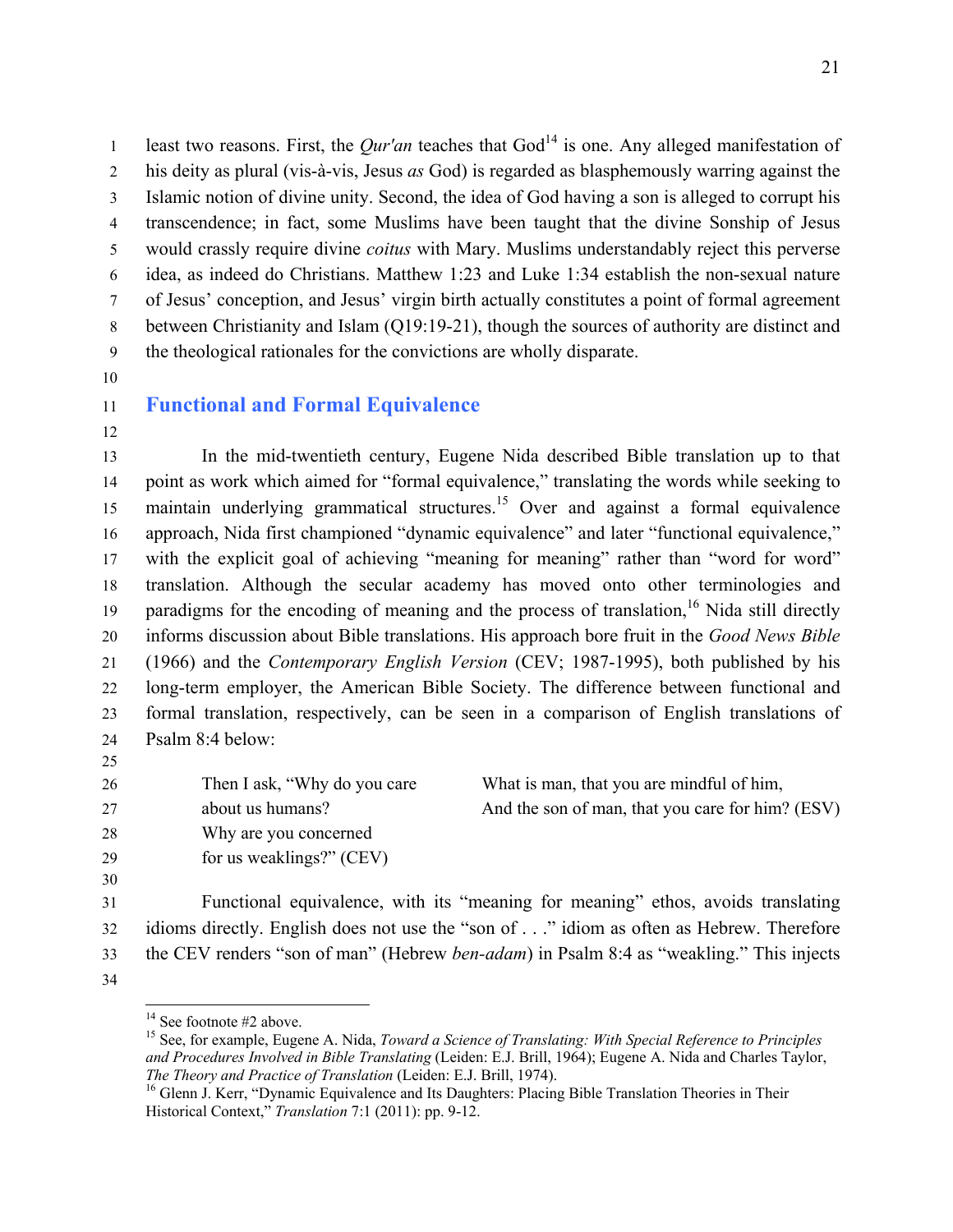least two reasons. First, the *Qur'an* teaches that God[14] is one. Any alleged manifestation of his deity as plural (vis-à-vis, Jesus *as* God) is regarded as blasphemously warring against the Islamic notion of divine unity. Second, the idea of God having a son is alleged to corrupt his transcendence; in fact, some Muslims have been taught that the divine Sonship of Jesus would crassly require divine *coitus* with Mary. Muslims understandably reject this perverse idea, as indeed do Christians. Matthew 1:23 and Luke 1:34 establish the non-sexual nature of Jesus' conception, and Jesus' virgin birth actually constitutes a point of formal agreement between Christianity and Islam (Q19:19-21), though the sources of authority are distinct and the theological rationales for the convictions are wholly disparate.

## Functional and Formal Equivalence

In the mid-twentieth century, Eugene Nida described Bible translation up to that point as work which aimed for "formal equivalence," translating the words while seeking to maintain underlying grammatical structures.[15] Over and against a formal equivalence approach, Nida first championed "dynamic equivalence" and later "functional equivalence," with the explicit goal of achieving "meaning for meaning" rather than "word for word" translation. Although the secular academy has moved onto other terminologies and paradigms for the encoding of meaning and the process of translation,[16] Nida still directly informs discussion about Bible translations. His approach bore fruit in the *Good News Bible* (1966) and the *Contemporary English Version* (CEV; 1987-1995), both published by his long-term employer, the American Bible Society. The difference between functional and formal translation, respectively, can be seen in a comparison of English translations of Psalm 8:4 below:

| | |
|---|---|
| Then I ask, "Why do you care about us humans? Why are you concerned for us weaklings?" (CEV) | What is man, that you are mindful of him, And the son of man, that you care for him? (ESV) |

Functional equivalence, with its "meaning for meaning" ethos, avoids translating idioms directly. English does not use the "son of . . ." idiom as often as Hebrew. Therefore the CEV renders "son of man" (Hebrew *ben-adam*) in Psalm 8:4 as "weakling." This injects

---

[14] See footnote #2 above.

[15] See, for example, Eugene A. Nida, *Toward a Science of Translating: With Special Reference to Principles and Procedures Involved in Bible Translating* (Leiden: E.J. Brill, 1964); Eugene A. Nida and Charles Taylor, *The Theory and Practice of Translation* (Leiden: E.J. Brill, 1974).

[16] Glenn J. Kerr, "Dynamic Equivalence and Its Daughters: Placing Bible Translation Theories in Their Historical Context," *Translation* 7:1 (2011): pp. 9-12.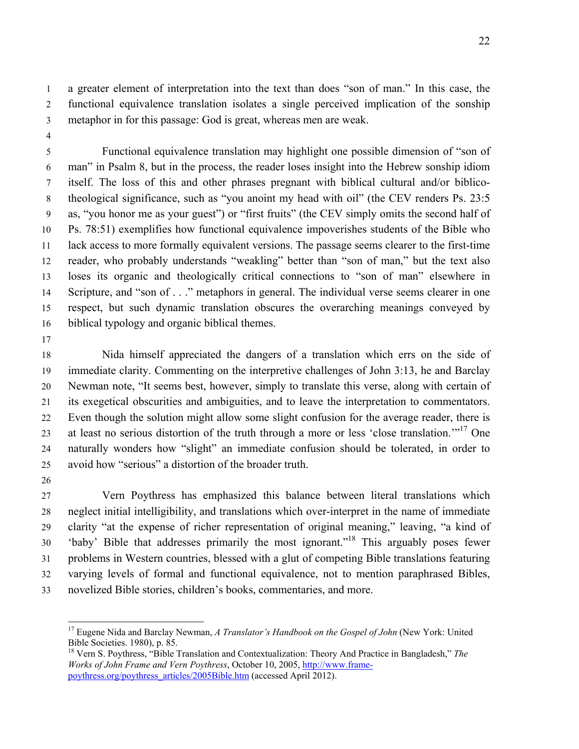a greater element of interpretation into the text than does "son of man." In this case, the functional equivalence translation isolates a single perceived implication of the sonship metaphor in for this passage: God is great, whereas men are weak.

Functional equivalence translation may highlight one possible dimension of "son of man" in Psalm 8, but in the process, the reader loses insight into the Hebrew sonship idiom itself. The loss of this and other phrases pregnant with biblical cultural and/or biblico-theological significance, such as "you anoint my head with oil" (the CEV renders Ps. 23:5 as, "you honor me as your guest") or "first fruits" (the CEV simply omits the second half of Ps. 78:51) exemplifies how functional equivalence impoverishes students of the Bible who lack access to more formally equivalent versions. The passage seems clearer to the first-time reader, who probably understands "weakling" better than "son of man," but the text also loses its organic and theologically critical connections to "son of man" elsewhere in Scripture, and "son of . . ." metaphors in general. The individual verse seems clearer in one respect, but such dynamic translation obscures the overarching meanings conveyed by biblical typology and organic biblical themes.

Nida himself appreciated the dangers of a translation which errs on the side of immediate clarity. Commenting on the interpretive challenges of John 3:13, he and Barclay Newman note, "It seems best, however, simply to translate this verse, along with certain of its exegetical obscurities and ambiguities, and to leave the interpretation to commentators. Even though the solution might allow some slight confusion for the average reader, there is at least no serious distortion of the truth through a more or less 'close translation.'"[17] One naturally wonders how "slight" an immediate confusion should be tolerated, in order to avoid how "serious" a distortion of the broader truth.

Vern Poythress has emphasized this balance between literal translations which neglect initial intelligibility, and translations which over-interpret in the name of immediate clarity "at the expense of richer representation of original meaning," leaving, "a kind of 'baby' Bible that addresses primarily the most ignorant."[18] This arguably poses fewer problems in Western countries, blessed with a glut of competing Bible translations featuring varying levels of formal and functional equivalence, not to mention paraphrased Bibles, novelized Bible stories, children's books, commentaries, and more.

---

[17] Eugene Nida and Barclay Newman, *A Translator's Handbook on the Gospel of John* (New York: United Bible Societies. 1980), p. 85.

[18] Vern S. Poythress, "Bible Translation and Contextualization: Theory And Practice in Bangladesh," *The Works of John Frame and Vern Poythress*, October 10, 2005, http://www.frame-poythress.org/poythress_articles/2005Bible.htm (accessed April 2012).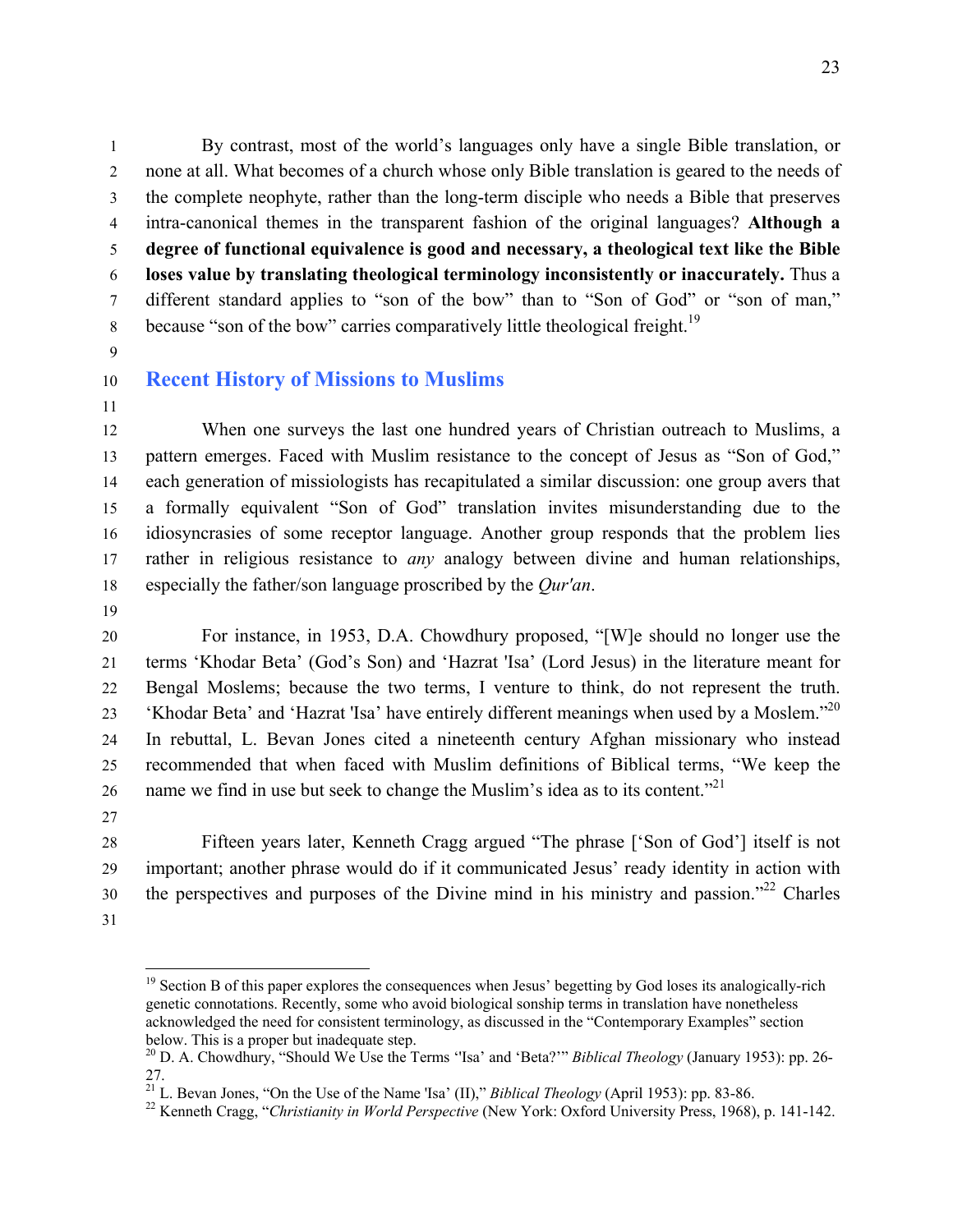By contrast, most of the world's languages only have a single Bible translation, or none at all. What becomes of a church whose only Bible translation is geared to the needs of the complete neophyte, rather than the long-term disciple who needs a Bible that preserves intra-canonical themes in the transparent fashion of the original languages? **Although a degree of functional equivalence is good and necessary, a theological text like the Bible loses value by translating theological terminology inconsistently or inaccurately.** Thus a different standard applies to "son of the bow" than to "Son of God" or "son of man," because "son of the bow" carries comparatively little theological freight.[19]

## Recent History of Missions to Muslims

When one surveys the last one hundred years of Christian outreach to Muslims, a pattern emerges. Faced with Muslim resistance to the concept of Jesus as "Son of God," each generation of missiologists has recapitulated a similar discussion: one group avers that a formally equivalent "Son of God" translation invites misunderstanding due to the idiosyncrasies of some receptor language. Another group responds that the problem lies rather in religious resistance to *any* analogy between divine and human relationships, especially the father/son language proscribed by the *Qur'an*.

For instance, in 1953, D.A. Chowdhury proposed, "[W]e should no longer use the terms 'Khodar Beta' (God's Son) and 'Hazrat 'Isa' (Lord Jesus) in the literature meant for Bengal Moslems; because the two terms, I venture to think, do not represent the truth. 'Khodar Beta' and 'Hazrat 'Isa' have entirely different meanings when used by a Moslem."[20] In rebuttal, L. Bevan Jones cited a nineteenth century Afghan missionary who instead recommended that when faced with Muslim definitions of Biblical terms, "We keep the name we find in use but seek to change the Muslim's idea as to its content."[21]

Fifteen years later, Kenneth Cragg argued "The phrase ['Son of God'] itself is not important; another phrase would do if it communicated Jesus' ready identity in action with the perspectives and purposes of the Divine mind in his ministry and passion."[22] Charles

---

[19] Section B of this paper explores the consequences when Jesus' begetting by God loses its analogically-rich genetic connotations. Recently, some who avoid biological sonship terms in translation have nonetheless acknowledged the need for consistent terminology, as discussed in the "Contemporary Examples" section below. This is a proper but inadequate step.

[20] D. A. Chowdhury, "Should We Use the Terms ''Isa' and 'Beta?'" *Biblical Theology* (January 1953): pp. 26-27.

[21] L. Bevan Jones, "On the Use of the Name 'Isa' (II)," *Biblical Theology* (April 1953): pp. 83-86.

[22] Kenneth Cragg, "*Christianity in World Perspective* (New York: Oxford University Press, 1968), p. 141-142.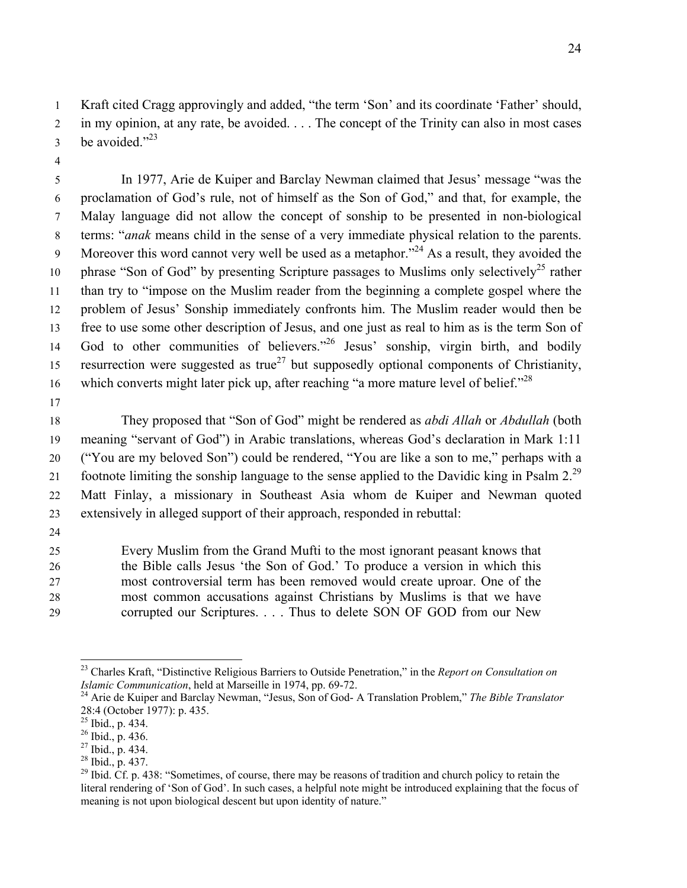Kraft cited Cragg approvingly and added, "the term 'Son' and its coordinate 'Father' should, in my opinion, at any rate, be avoided. . . . The concept of the Trinity can also in most cases be avoided."[23]

In 1977, Arie de Kuiper and Barclay Newman claimed that Jesus' message "was the proclamation of God's rule, not of himself as the Son of God," and that, for example, the Malay language did not allow the concept of sonship to be presented in non-biological terms: "*anak* means child in the sense of a very immediate physical relation to the parents. Moreover this word cannot very well be used as a metaphor."[24] As a result, they avoided the phrase "Son of God" by presenting Scripture passages to Muslims only selectively[25] rather than try to "impose on the Muslim reader from the beginning a complete gospel where the problem of Jesus' Sonship immediately confronts him. The Muslim reader would then be free to use some other description of Jesus, and one just as real to him as is the term Son of God to other communities of believers."[26] Jesus' sonship, virgin birth, and bodily resurrection were suggested as true[27] but supposedly optional components of Christianity, which converts might later pick up, after reaching "a more mature level of belief."[28]

They proposed that "Son of God" might be rendered as *abdi Allah* or *Abdullah* (both meaning "servant of God") in Arabic translations, whereas God's declaration in Mark 1:11 ("You are my beloved Son") could be rendered, "You are like a son to me," perhaps with a footnote limiting the sonship language to the sense applied to the Davidic king in Psalm 2.[29] Matt Finlay, a missionary in Southeast Asia whom de Kuiper and Newman quoted extensively in alleged support of their approach, responded in rebuttal:

> Every Muslim from the Grand Mufti to the most ignorant peasant knows that the Bible calls Jesus 'the Son of God.' To produce a version in which this most controversial term has been removed would create uproar. One of the most common accusations against Christians by Muslims is that we have corrupted our Scriptures. . . . Thus to delete SON OF GOD from our New

---

[23] Charles Kraft, "Distinctive Religious Barriers to Outside Penetration," in the *Report on Consultation on Islamic Communication*, held at Marseille in 1974, pp. 69-72.

[24] Arie de Kuiper and Barclay Newman, "Jesus, Son of God- A Translation Problem," *The Bible Translator* 28:4 (October 1977): p. 435.

[25] Ibid., p. 434.

[26] Ibid., p. 436.

[27] Ibid., p. 434.

[28] Ibid., p. 437.

[29] Ibid. Cf. p. 438: "Sometimes, of course, there may be reasons of tradition and church policy to retain the literal rendering of 'Son of God'. In such cases, a helpful note might be introduced explaining that the focus of meaning is not upon biological descent but upon identity of nature."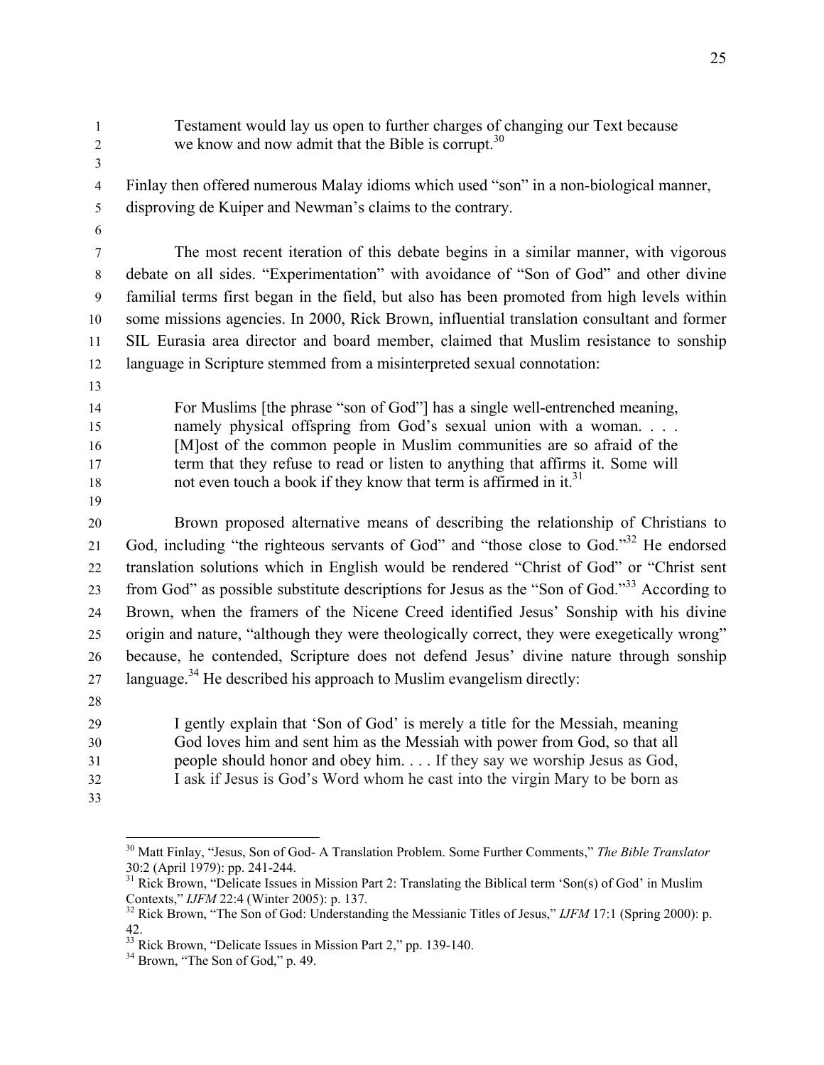> Testament would lay us open to further charges of changing our Text because we know and now admit that the Bible is corrupt.[30]

Finlay then offered numerous Malay idioms which used "son" in a non-biological manner, disproving de Kuiper and Newman's claims to the contrary.

The most recent iteration of this debate begins in a similar manner, with vigorous debate on all sides. "Experimentation" with avoidance of "Son of God" and other divine familial terms first began in the field, but also has been promoted from high levels within some missions agencies. In 2000, Rick Brown, influential translation consultant and former SIL Eurasia area director and board member, claimed that Muslim resistance to sonship language in Scripture stemmed from a misinterpreted sexual connotation:

> For Muslims [the phrase "son of God"] has a single well-entrenched meaning, namely physical offspring from God's sexual union with a woman. . . . [M]ost of the common people in Muslim communities are so afraid of the term that they refuse to read or listen to anything that affirms it. Some will not even touch a book if they know that term is affirmed in it.[31]

Brown proposed alternative means of describing the relationship of Christians to God, including "the righteous servants of God" and "those close to God."[32] He endorsed translation solutions which in English would be rendered "Christ of God" or "Christ sent from God" as possible substitute descriptions for Jesus as the "Son of God."[33] According to Brown, when the framers of the Nicene Creed identified Jesus' Sonship with his divine origin and nature, "although they were theologically correct, they were exegetically wrong" because, he contended, Scripture does not defend Jesus' divine nature through sonship language.[34] He described his approach to Muslim evangelism directly:

> I gently explain that 'Son of God' is merely a title for the Messiah, meaning God loves him and sent him as the Messiah with power from God, so that all people should honor and obey him. . . . If they say we worship Jesus as God, I ask if Jesus is God's Word whom he cast into the virgin Mary to be born as

---

[30] Matt Finlay, "Jesus, Son of God- A Translation Problem. Some Further Comments," *The Bible Translator* 30:2 (April 1979): pp. 241-244.

[31] Rick Brown, "Delicate Issues in Mission Part 2: Translating the Biblical term 'Son(s) of God' in Muslim Contexts," *IJFM* 22:4 (Winter 2005): p. 137.

[32] Rick Brown, "The Son of God: Understanding the Messianic Titles of Jesus," *IJFM* 17:1 (Spring 2000): p. 42.

[33] Rick Brown, "Delicate Issues in Mission Part 2," pp. 139-140.

[34] Brown, "The Son of God," p. 49.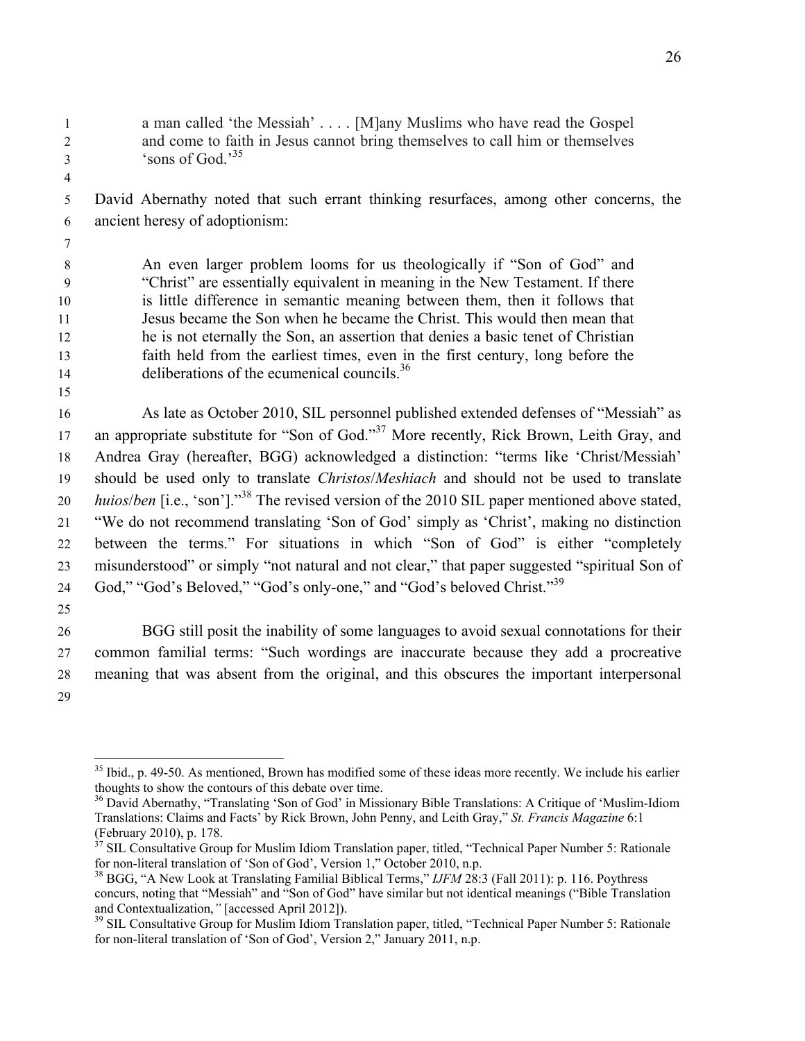> a man called 'the Messiah' . . . . [M]any Muslims who have read the Gospel and come to faith in Jesus cannot bring themselves to call him or themselves 'sons of God.'[35]

David Abernathy noted that such errant thinking resurfaces, among other concerns, the ancient heresy of adoptionism:

> An even larger problem looms for us theologically if "Son of God" and "Christ" are essentially equivalent in meaning in the New Testament. If there is little difference in semantic meaning between them, then it follows that Jesus became the Son when he became the Christ. This would then mean that he is not eternally the Son, an assertion that denies a basic tenet of Christian faith held from the earliest times, even in the first century, long before the deliberations of the ecumenical councils.[36]

As late as October 2010, SIL personnel published extended defenses of "Messiah" as an appropriate substitute for "Son of God."[37] More recently, Rick Brown, Leith Gray, and Andrea Gray (hereafter, BGG) acknowledged a distinction: "terms like 'Christ/Messiah' should be used only to translate *Christos*/*Meshiach* and should not be used to translate *huios*/*ben* [i.e., 'son']."[38] The revised version of the 2010 SIL paper mentioned above stated, "We do not recommend translating 'Son of God' simply as 'Christ', making no distinction between the terms." For situations in which "Son of God" is either "completely misunderstood" or simply "not natural and not clear," that paper suggested "spiritual Son of God," "God's Beloved," "God's only-one," and "God's beloved Christ."[39]

BGG still posit the inability of some languages to avoid sexual connotations for their common familial terms: "Such wordings are inaccurate because they add a procreative meaning that was absent from the original, and this obscures the important interpersonal

---

[35] Ibid., p. 49-50. As mentioned, Brown has modified some of these ideas more recently. We include his earlier thoughts to show the contours of this debate over time.

[36] David Abernathy, "Translating 'Son of God' in Missionary Bible Translations: A Critique of 'Muslim-Idiom Translations: Claims and Facts' by Rick Brown, John Penny, and Leith Gray," *St. Francis Magazine* 6:1 (February 2010), p. 178.

[37] SIL Consultative Group for Muslim Idiom Translation paper, titled, "Technical Paper Number 5: Rationale for non-literal translation of 'Son of God', Version 1," October 2010, n.p.

[38] BGG, "A New Look at Translating Familial Biblical Terms," *IJFM* 28:3 (Fall 2011): p. 116. Poythress concurs, noting that "Messiah" and "Son of God" have similar but not identical meanings ("Bible Translation and Contextualization,*"* [accessed April 2012]).

[39] SIL Consultative Group for Muslim Idiom Translation paper, titled, "Technical Paper Number 5: Rationale for non-literal translation of 'Son of God', Version 2," January 2011, n.p.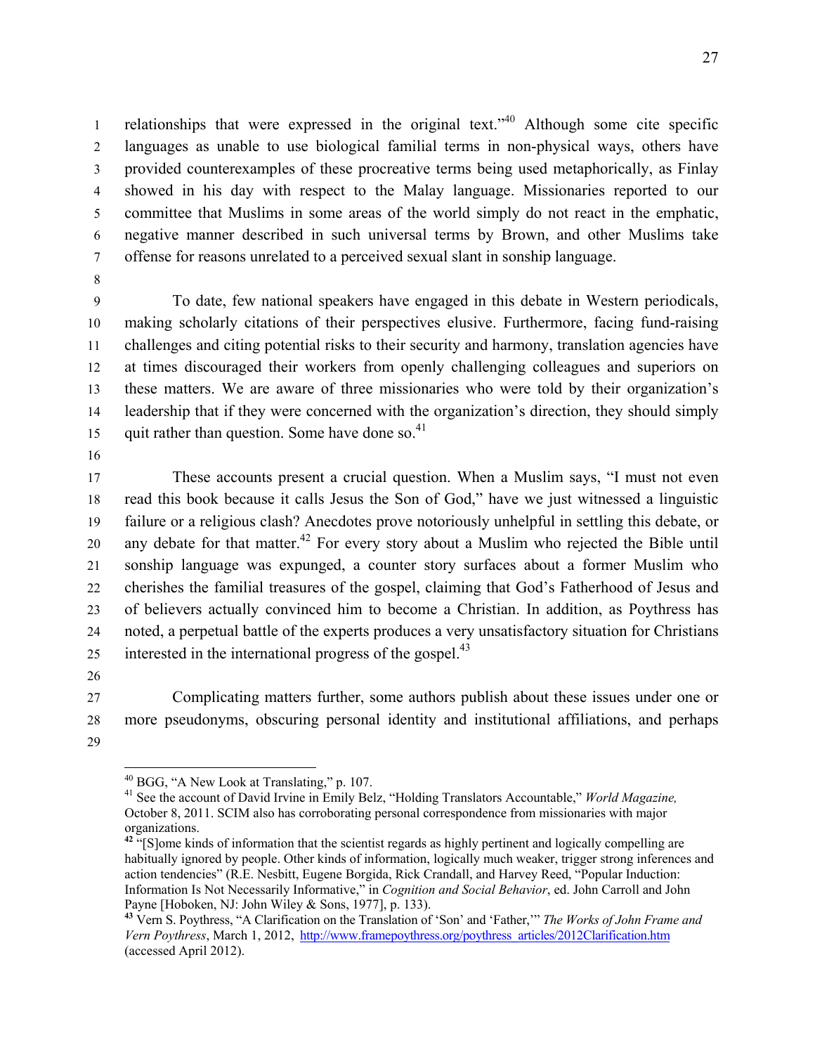relationships that were expressed in the original text."[40] Although some cite specific languages as unable to use biological familial terms in non-physical ways, others have provided counterexamples of these procreative terms being used metaphorically, as Finlay showed in his day with respect to the Malay language. Missionaries reported to our committee that Muslims in some areas of the world simply do not react in the emphatic, negative manner described in such universal terms by Brown, and other Muslims take offense for reasons unrelated to a perceived sexual slant in sonship language.

To date, few national speakers have engaged in this debate in Western periodicals, making scholarly citations of their perspectives elusive. Furthermore, facing fund-raising challenges and citing potential risks to their security and harmony, translation agencies have at times discouraged their workers from openly challenging colleagues and superiors on these matters. We are aware of three missionaries who were told by their organization's leadership that if they were concerned with the organization's direction, they should simply quit rather than question. Some have done so.[41]

These accounts present a crucial question. When a Muslim says, "I must not even read this book because it calls Jesus the Son of God," have we just witnessed a linguistic failure or a religious clash? Anecdotes prove notoriously unhelpful in settling this debate, or any debate for that matter.[42] For every story about a Muslim who rejected the Bible until sonship language was expunged, a counter story surfaces about a former Muslim who cherishes the familial treasures of the gospel, claiming that God's Fatherhood of Jesus and of believers actually convinced him to become a Christian. In addition, as Poythress has noted, a perpetual battle of the experts produces a very unsatisfactory situation for Christians interested in the international progress of the gospel.[43]

Complicating matters further, some authors publish about these issues under one or more pseudonyms, obscuring personal identity and institutional affiliations, and perhaps

---

[40] BGG, "A New Look at Translating," p. 107.

[41] See the account of David Irvine in Emily Belz, "Holding Translators Accountable," *World Magazine,* October 8, 2011. SCIM also has corroborating personal correspondence from missionaries with major organizations.

[42] "[S]ome kinds of information that the scientist regards as highly pertinent and logically compelling are habitually ignored by people. Other kinds of information, logically much weaker, trigger strong inferences and action tendencies" (R.E. Nesbitt, Eugene Borgida, Rick Crandall, and Harvey Reed, "Popular Induction: Information Is Not Necessarily Informative," in *Cognition and Social Behavior*, ed. John Carroll and John Payne [Hoboken, NJ: John Wiley & Sons, 1977], p. 133).

[43] Vern S. Poythress, "A Clarification on the Translation of 'Son' and 'Father,'" *The Works of John Frame and Vern Poythress*, March 1, 2012, http://www.framepoythress.org/poythress_articles/2012Clarification.htm (accessed April 2012).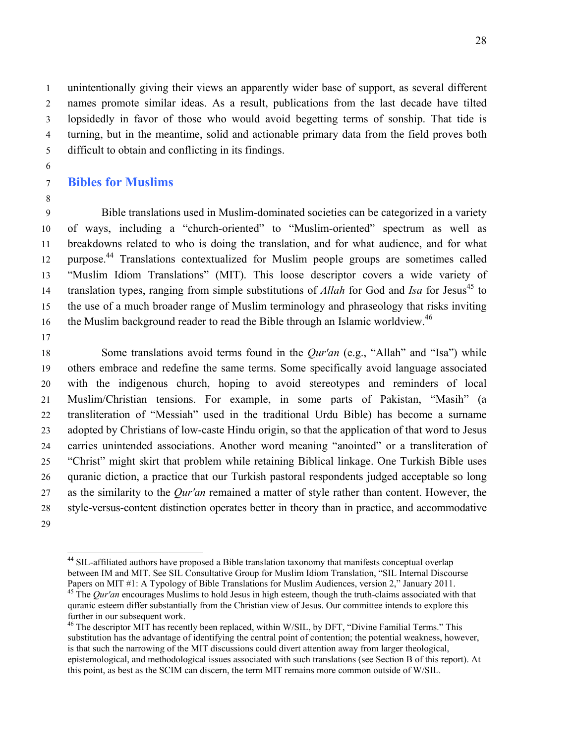unintentionally giving their views an apparently wider base of support, as several different names promote similar ideas. As a result, publications from the last decade have tilted lopsidedly in favor of those who would avoid begetting terms of sonship. That tide is turning, but in the meantime, solid and actionable primary data from the field proves both difficult to obtain and conflicting in its findings.

## Bibles for Muslims

Bible translations used in Muslim-dominated societies can be categorized in a variety of ways, including a "church-oriented" to "Muslim-oriented" spectrum as well as breakdowns related to who is doing the translation, and for what audience, and for what purpose.[44] Translations contextualized for Muslim people groups are sometimes called "Muslim Idiom Translations" (MIT). This loose descriptor covers a wide variety of translation types, ranging from simple substitutions of *Allah* for God and *Isa* for Jesus[45] to the use of a much broader range of Muslim terminology and phraseology that risks inviting the Muslim background reader to read the Bible through an Islamic worldview.[46]

Some translations avoid terms found in the *Qur'an* (e.g., "Allah" and "Isa") while others embrace and redefine the same terms. Some specifically avoid language associated with the indigenous church, hoping to avoid stereotypes and reminders of local Muslim/Christian tensions. For example, in some parts of Pakistan, "Masih" (a transliteration of "Messiah" used in the traditional Urdu Bible) has become a surname adopted by Christians of low-caste Hindu origin, so that the application of that word to Jesus carries unintended associations. Another word meaning "anointed" or a transliteration of "Christ" might skirt that problem while retaining Biblical linkage. One Turkish Bible uses quranic diction, a practice that our Turkish pastoral respondents judged acceptable so long as the similarity to the *Qur'an* remained a matter of style rather than content. However, the style-versus-content distinction operates better in theory than in practice, and accommodative

---

[44] SIL-affiliated authors have proposed a Bible translation taxonomy that manifests conceptual overlap between IM and MIT. See SIL Consultative Group for Muslim Idiom Translation, "SIL Internal Discourse Papers on MIT #1: A Typology of Bible Translations for Muslim Audiences, version 2," January 2011.

[45] The *Qur'an* encourages Muslims to hold Jesus in high esteem, though the truth-claims associated with that quranic esteem differ substantially from the Christian view of Jesus. Our committee intends to explore this further in our subsequent work.

[46] The descriptor MIT has recently been replaced, within W/SIL, by DFT, "Divine Familial Terms." This substitution has the advantage of identifying the central point of contention; the potential weakness, however, is that such the narrowing of the MIT discussions could divert attention away from larger theological, epistemological, and methodological issues associated with such translations (see Section B of this report). At this point, as best as the SCIM can discern, the term MIT remains more common outside of W/SIL.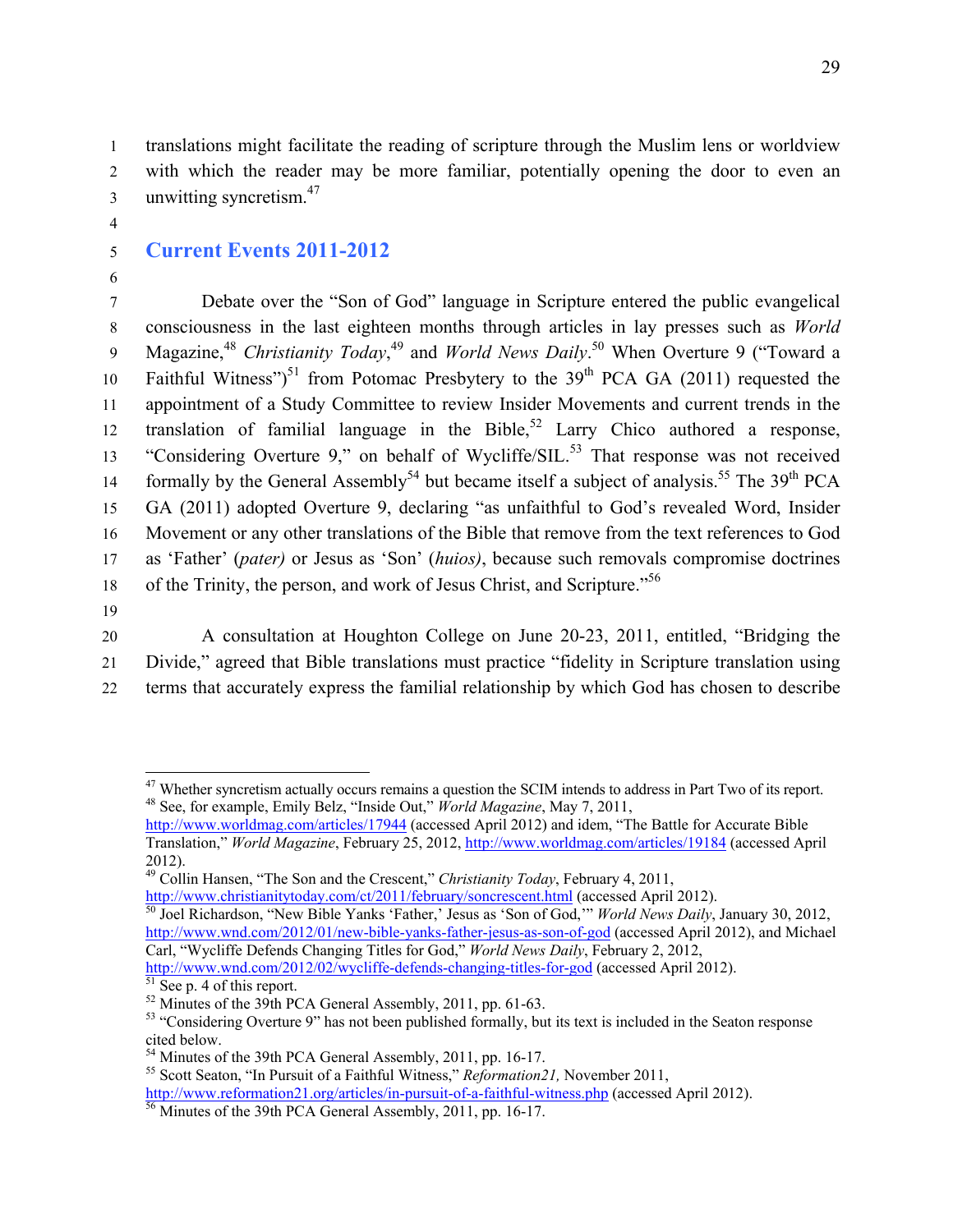translations might facilitate the reading of scripture through the Muslim lens or worldview with which the reader may be more familiar, potentially opening the door to even an unwitting syncretism.[47]

## Current Events 2011-2012

Debate over the "Son of God" language in Scripture entered the public evangelical consciousness in the last eighteen months through articles in lay presses such as *World* Magazine,[48] *Christianity Today*,[49] and *World News Daily*.[50] When Overture 9 ("Toward a Faithful Witness")[51] from Potomac Presbytery to the 39th PCA GA (2011) requested the appointment of a Study Committee to review Insider Movements and current trends in the translation of familial language in the Bible,[52] Larry Chico authored a response, "Considering Overture 9," on behalf of Wycliffe/SIL.[53] That response was not received formally by the General Assembly[54] but became itself a subject of analysis.[55] The 39th PCA GA (2011) adopted Overture 9, declaring "as unfaithful to God's revealed Word, Insider Movement or any other translations of the Bible that remove from the text references to God as 'Father' (*pater)* or Jesus as 'Son' (*huios)*, because such removals compromise doctrines of the Trinity, the person, and work of Jesus Christ, and Scripture."[56]

A consultation at Houghton College on June 20-23, 2011, entitled, "Bridging the Divide," agreed that Bible translations must practice "fidelity in Scripture translation using terms that accurately express the familial relationship by which God has chosen to describe

---

[47] Whether syncretism actually occurs remains a question the SCIM intends to address in Part Two of its report.

[48] See, for example, Emily Belz, "Inside Out," *World Magazine*, May 7, 2011, http://www.worldmag.com/articles/17944 (accessed April 2012) and idem, "The Battle for Accurate Bible Translation," *World Magazine*, February 25, 2012, http://www.worldmag.com/articles/19184 (accessed April 2012).

[49] Collin Hansen, "The Son and the Crescent," *Christianity Today*, February 4, 2011, http://www.christianitytoday.com/ct/2011/february/soncrescent.html (accessed April 2012).

[50] Joel Richardson, "New Bible Yanks 'Father,' Jesus as 'Son of God,'" *World News Daily*, January 30, 2012, http://www.wnd.com/2012/01/new-bible-yanks-father-jesus-as-son-of-god (accessed April 2012), and Michael Carl, "Wycliffe Defends Changing Titles for God," *World News Daily*, February 2, 2012, http://www.wnd.com/2012/02/wycliffe-defends-changing-titles-for-god (accessed April 2012).

[51] See p. 4 of this report.

[52] Minutes of the 39th PCA General Assembly, 2011, pp. 61-63.

[53] "Considering Overture 9" has not been published formally, but its text is included in the Seaton response cited below.

[54] Minutes of the 39th PCA General Assembly, 2011, pp. 16-17.

[55] Scott Seaton, "In Pursuit of a Faithful Witness," *Reformation21,* November 2011, http://www.reformation21.org/articles/in-pursuit-of-a-faithful-witness.php (accessed April 2012).

[56] Minutes of the 39th PCA General Assembly, 2011, pp. 16-17.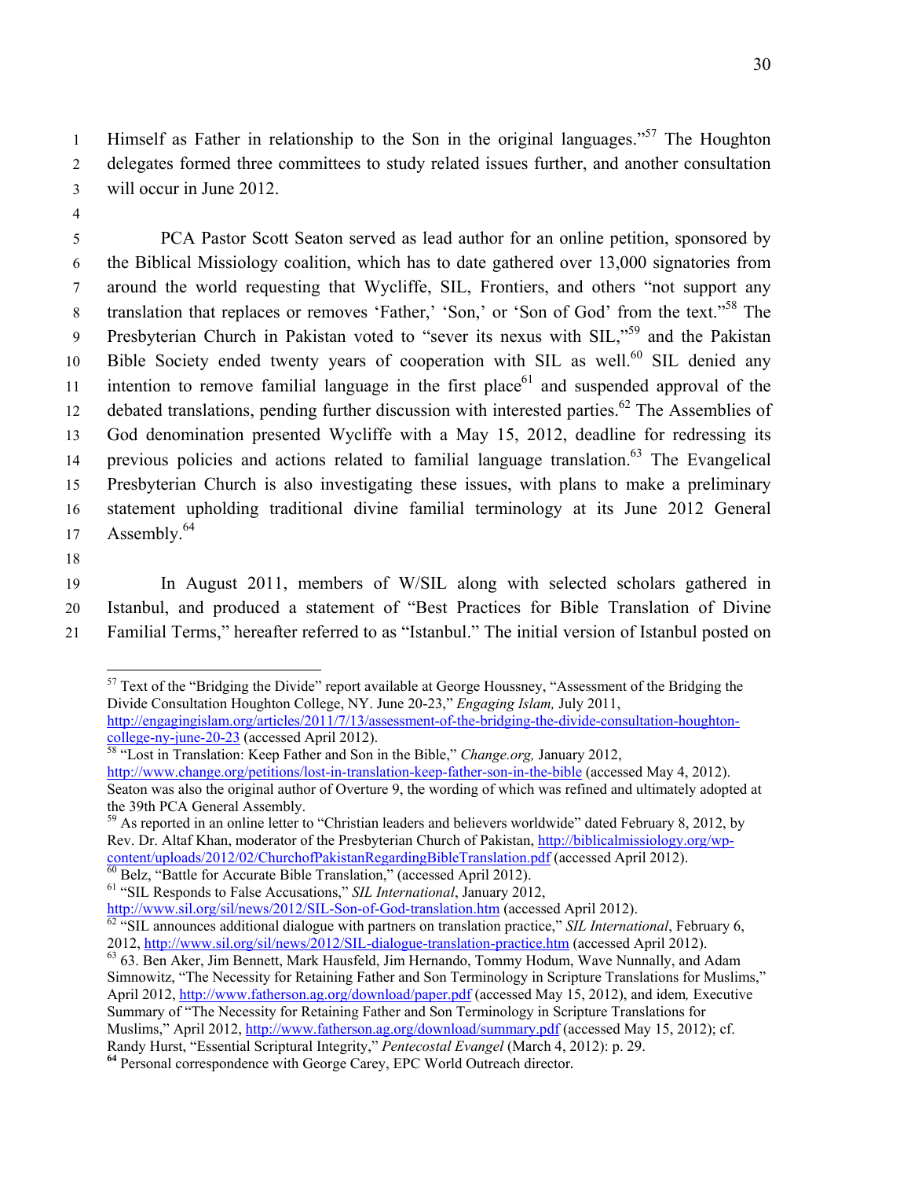Himself as Father in relationship to the Son in the original languages."[57] The Houghton delegates formed three committees to study related issues further, and another consultation will occur in June 2012.

PCA Pastor Scott Seaton served as lead author for an online petition, sponsored by the Biblical Missiology coalition, which has to date gathered over 13,000 signatories from around the world requesting that Wycliffe, SIL, Frontiers, and others "not support any translation that replaces or removes 'Father,' 'Son,' or 'Son of God' from the text."[58] The Presbyterian Church in Pakistan voted to "sever its nexus with SIL,"[59] and the Pakistan Bible Society ended twenty years of cooperation with SIL as well.[60] SIL denied any intention to remove familial language in the first place[61] and suspended approval of the debated translations, pending further discussion with interested parties.[62] The Assemblies of God denomination presented Wycliffe with a May 15, 2012, deadline for redressing its previous policies and actions related to familial language translation.[63] The Evangelical Presbyterian Church is also investigating these issues, with plans to make a preliminary statement upholding traditional divine familial terminology at its June 2012 General Assembly.[64]

In August 2011, members of W/SIL along with selected scholars gathered in Istanbul, and produced a statement of "Best Practices for Bible Translation of Divine Familial Terms," hereafter referred to as "Istanbul." The initial version of Istanbul posted on

---

[57] Text of the "Bridging the Divide" report available at George Houssney, "Assessment of the Bridging the Divide Consultation Houghton College, NY. June 20-23," *Engaging Islam,* July 2011, http://engagingislam.org/articles/2011/7/13/assessment-of-the-bridging-the-divide-consultation-houghton-college-ny-june-20-23 (accessed April 2012).

[58] "Lost in Translation: Keep Father and Son in the Bible," *Change.org,* January 2012, http://www.change.org/petitions/lost-in-translation-keep-father-son-in-the-bible (accessed May 4, 2012). Seaton was also the original author of Overture 9, the wording of which was refined and ultimately adopted at the 39th PCA General Assembly.

[59] As reported in an online letter to "Christian leaders and believers worldwide" dated February 8, 2012, by Rev. Dr. Altaf Khan, moderator of the Presbyterian Church of Pakistan, http://biblicalmissiology.org/wp-content/uploads/2012/02/ChurchofPakistanRegardingBibleTranslation.pdf (accessed April 2012).

[60] Belz, "Battle for Accurate Bible Translation," (accessed April 2012).

[61] "SIL Responds to False Accusations," *SIL International*, January 2012, http://www.sil.org/sil/news/2012/SIL-Son-of-God-translation.htm (accessed April 2012).

[62] "SIL announces additional dialogue with partners on translation practice," *SIL International*, February 6, 2012, http://www.sil.org/sil/news/2012/SIL-dialogue-translation-practice.htm (accessed April 2012).

[63] 63. Ben Aker, Jim Bennett, Mark Hausfeld, Jim Hernando, Tommy Hodum, Wave Nunnally, and Adam Simnowitz, "The Necessity for Retaining Father and Son Terminology in Scripture Translations for Muslims," April 2012, http://www.fatherson.ag.org/download/paper.pdf (accessed May 15, 2012), and idem*,* Executive Summary of "The Necessity for Retaining Father and Son Terminology in Scripture Translations for Muslims," April 2012, http://www.fatherson.ag.org/download/summary.pdf (accessed May 15, 2012); cf. Randy Hurst, "Essential Scriptural Integrity," *Pentecostal Evangel* (March 4, 2012): p. 29.

[64] Personal correspondence with George Carey, EPC World Outreach director.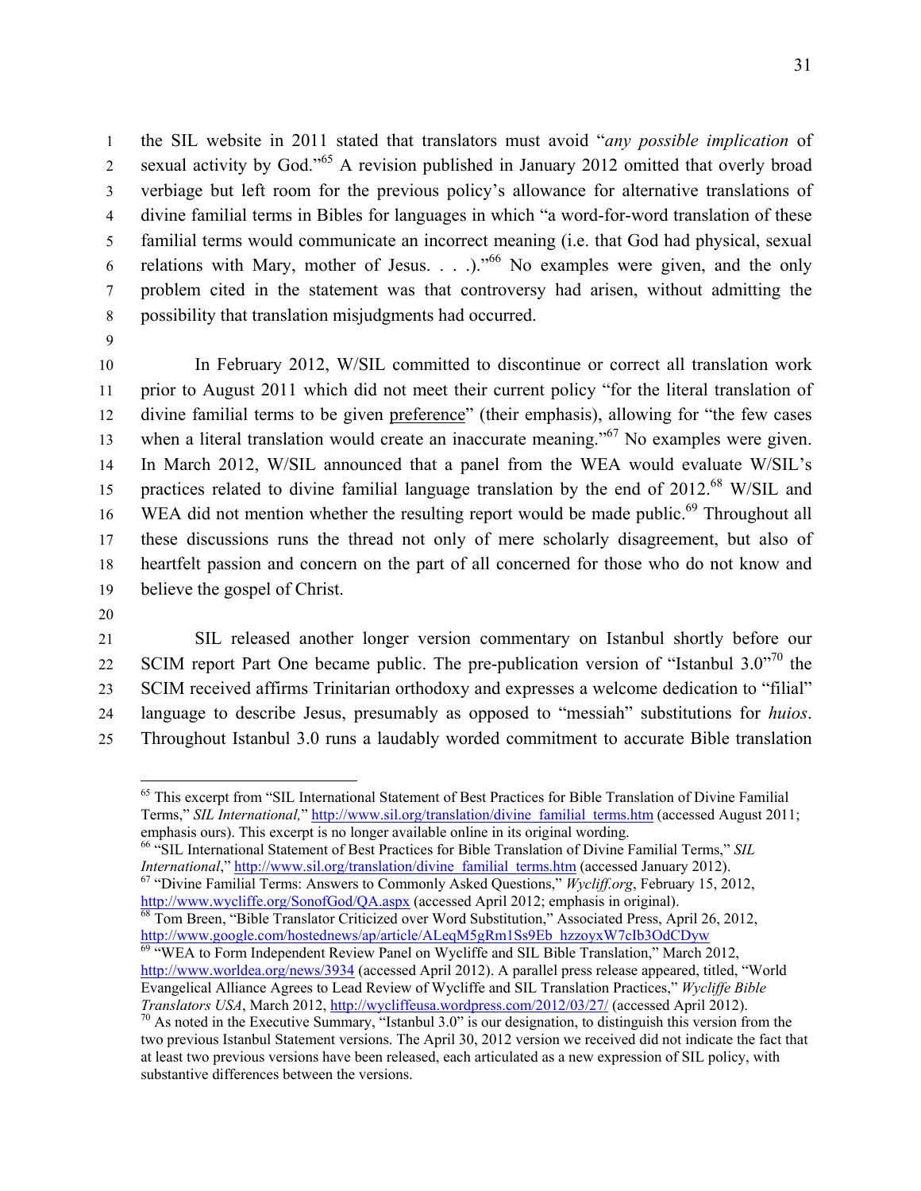the SIL website in 2011 stated that translators must avoid "*any possible implication* of sexual activity by God."[65] A revision published in January 2012 omitted that overly broad verbiage but left room for the previous policy's allowance for alternative translations of divine familial terms in Bibles for languages in which "a word-for-word translation of these familial terms would communicate an incorrect meaning (i.e. that God had physical, sexual relations with Mary, mother of Jesus. . . .)."[66] No examples were given, and the only problem cited in the statement was that controversy had arisen, without admitting the possibility that translation misjudgments had occurred.

In February 2012, W/SIL committed to discontinue or correct all translation work prior to August 2011 which did not meet their current policy "for the literal translation of divine familial terms to be given <u>preference</u>" (their emphasis), allowing for "the few cases when a literal translation would create an inaccurate meaning."[67] No examples were given. In March 2012, W/SIL announced that a panel from the WEA would evaluate W/SIL's practices related to divine familial language translation by the end of 2012.[68] W/SIL and WEA did not mention whether the resulting report would be made public.[69] Throughout all these discussions runs the thread not only of mere scholarly disagreement, but also of heartfelt passion and concern on the part of all concerned for those who do not know and believe the gospel of Christ.

SIL released another longer version commentary on Istanbul shortly before our SCIM report Part One became public. The pre-publication version of "Istanbul 3.0"[70] the SCIM received affirms Trinitarian orthodoxy and expresses a welcome dedication to "filial" language to describe Jesus, presumably as opposed to "messiah" substitutions for *huios*. Throughout Istanbul 3.0 runs a laudably worded commitment to accurate Bible translation

---

[65] This excerpt from "SIL International Statement of Best Practices for Bible Translation of Divine Familial Terms," *SIL International,*" http://www.sil.org/translation/divine_familial_terms.htm (accessed August 2011; emphasis ours). This excerpt is no longer available online in its original wording.

[66] "SIL International Statement of Best Practices for Bible Translation of Divine Familial Terms," *SIL International*," http://www.sil.org/translation/divine_familial_terms.htm (accessed January 2012).

[67] "Divine Familial Terms: Answers to Commonly Asked Questions," *Wycliff.org*, February 15, 2012, http://www.wycliffe.org/SonofGod/QA.aspx (accessed April 2012; emphasis in original).

[68] Tom Breen, "Bible Translator Criticized over Word Substitution," Associated Press, April 26, 2012, http://www.google.com/hostednews/ap/article/ALeqM5gRm1Ss9Eb_hzzoyxW7cIb3OdCDyw

[69] "WEA to Form Independent Review Panel on Wycliffe and SIL Bible Translation," March 2012, http://www.worldea.org/news/3934 (accessed April 2012). A parallel press release appeared, titled, "World Evangelical Alliance Agrees to Lead Review of Wycliffe and SIL Translation Practices," *Wycliffe Bible Translators USA*, March 2012, http://wycliffeusa.wordpress.com/2012/03/27/ (accessed April 2012).

[70] As noted in the Executive Summary, "Istanbul 3.0" is our designation, to distinguish this version from the two previous Istanbul Statement versions. The April 30, 2012 version we received did not indicate the fact that at least two previous versions have been released, each articulated as a new expression of SIL policy, with substantive differences between the versions.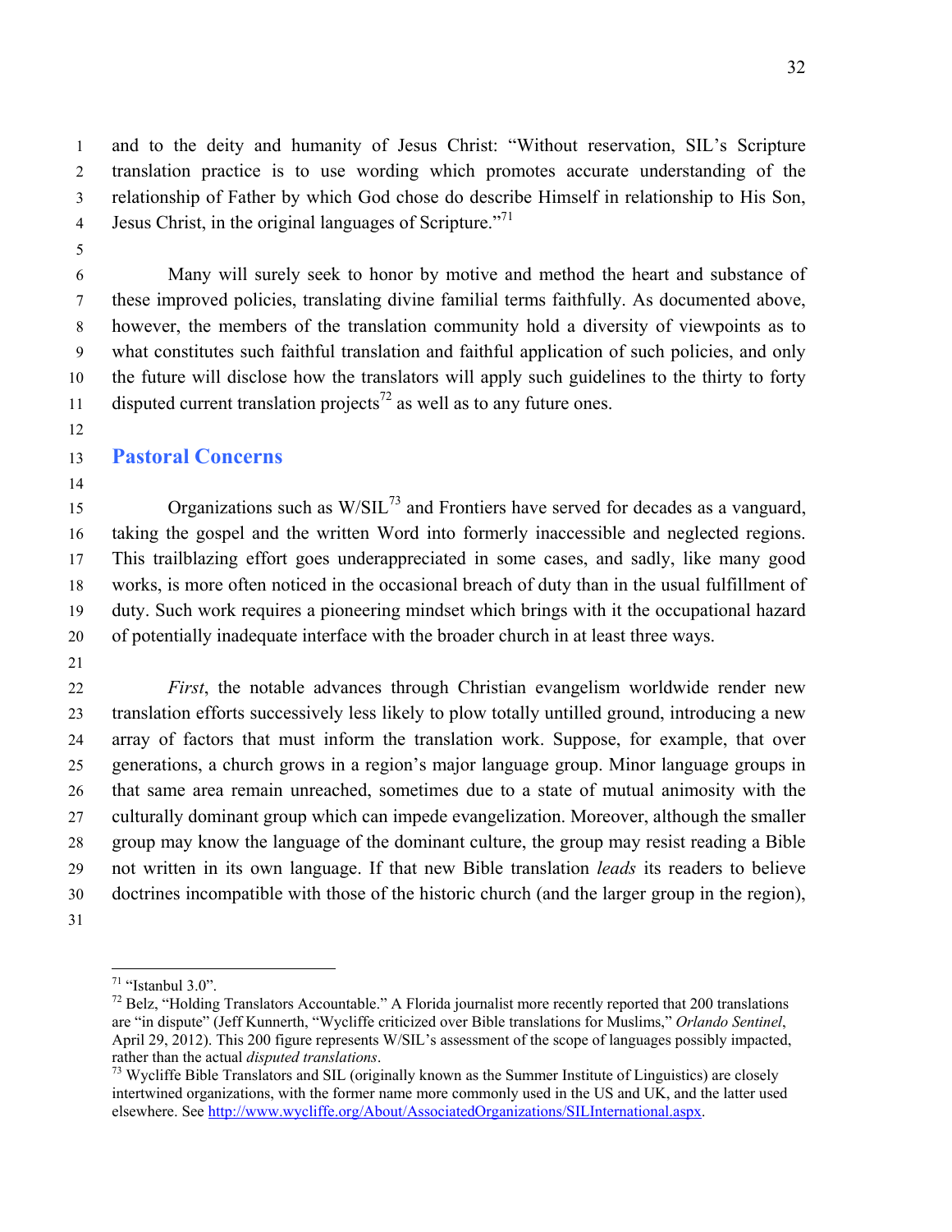and to the deity and humanity of Jesus Christ: “Without reservation, SIL’s Scripture translation practice is to use wording which promotes accurate understanding of the relationship of Father by which God chose do describe Himself in relationship to His Son, Jesus Christ, in the original languages of Scripture.”[71]

Many will surely seek to honor by motive and method the heart and substance of these improved policies, translating divine familial terms faithfully. As documented above, however, the members of the translation community hold a diversity of viewpoints as to what constitutes such faithful translation and faithful application of such policies, and only the future will disclose how the translators will apply such guidelines to the thirty to forty disputed current translation projects[72] as well as to any future ones.

## Pastoral Concerns

Organizations such as W/SIL[73] and Frontiers have served for decades as a vanguard, taking the gospel and the written Word into formerly inaccessible and neglected regions. This trailblazing effort goes underappreciated in some cases, and sadly, like many good works, is more often noticed in the occasional breach of duty than in the usual fulfillment of duty. Such work requires a pioneering mindset which brings with it the occupational hazard of potentially inadequate interface with the broader church in at least three ways.

*First*, the notable advances through Christian evangelism worldwide render new translation efforts successively less likely to plow totally untilled ground, introducing a new array of factors that must inform the translation work. Suppose, for example, that over generations, a church grows in a region’s major language group. Minor language groups in that same area remain unreached, sometimes due to a state of mutual animosity with the culturally dominant group which can impede evangelization. Moreover, although the smaller group may know the language of the dominant culture, the group may resist reading a Bible not written in its own language. If that new Bible translation *leads* its readers to believe doctrines incompatible with those of the historic church (and the larger group in the region),

---

[71] “Istanbul 3.0”.

[72] Belz, “Holding Translators Accountable.” A Florida journalist more recently reported that 200 translations are “in dispute” (Jeff Kunnerth, “Wycliffe criticized over Bible translations for Muslims,” *Orlando Sentinel*, April 29, 2012). This 200 figure represents W/SIL’s assessment of the scope of languages possibly impacted, rather than the actual *disputed translations*.

[73] Wycliffe Bible Translators and SIL (originally known as the Summer Institute of Linguistics) are closely intertwined organizations, with the former name more commonly used in the US and UK, and the latter used elsewhere. See http://www.wycliffe.org/About/AssociatedOrganizations/SILInternational.aspx.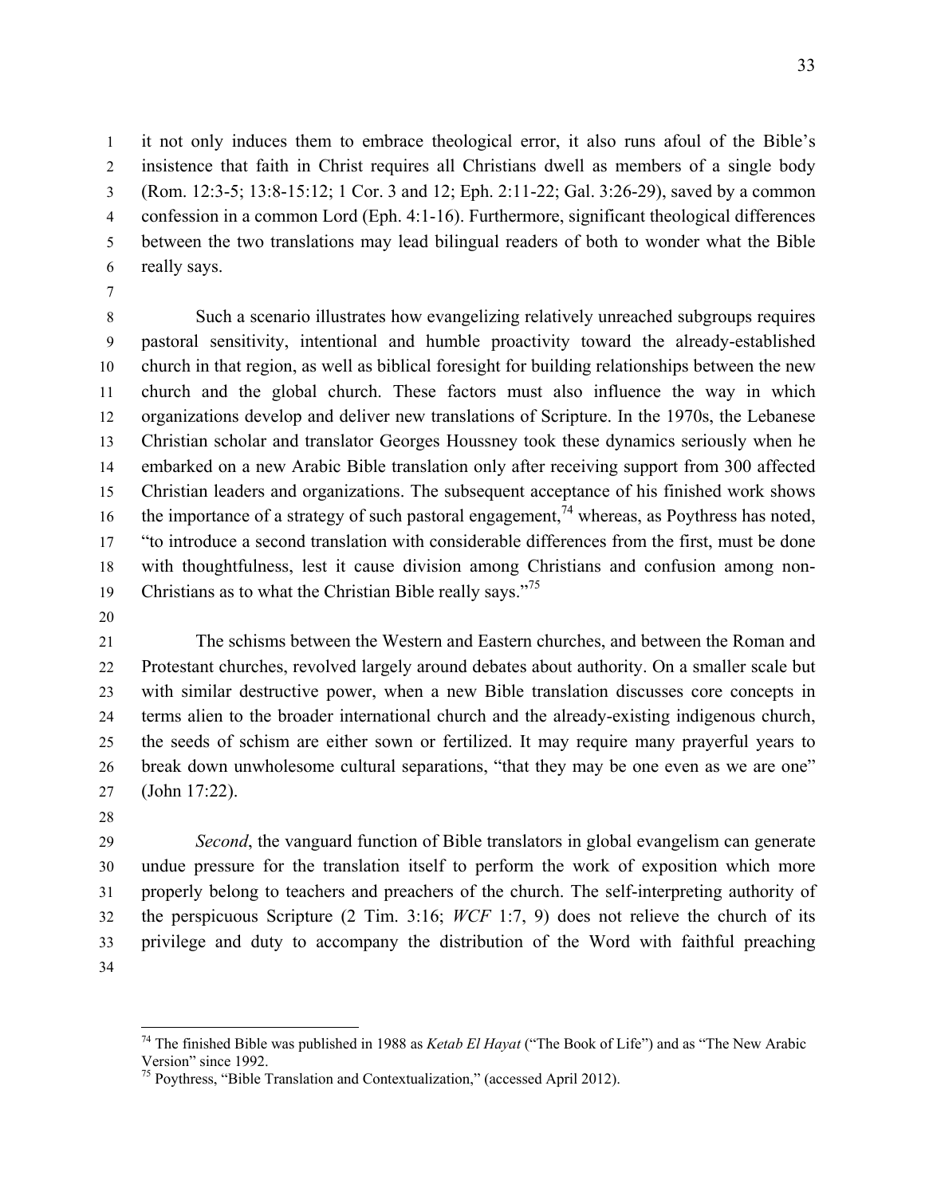it not only induces them to embrace theological error, it also runs afoul of the Bible's insistence that faith in Christ requires all Christians dwell as members of a single body (Rom. 12:3-5; 13:8-15:12; 1 Cor. 3 and 12; Eph. 2:11-22; Gal. 3:26-29), saved by a common confession in a common Lord (Eph. 4:1-16). Furthermore, significant theological differences between the two translations may lead bilingual readers of both to wonder what the Bible really says.

Such a scenario illustrates how evangelizing relatively unreached subgroups requires pastoral sensitivity, intentional and humble proactivity toward the already-established church in that region, as well as biblical foresight for building relationships between the new church and the global church. These factors must also influence the way in which organizations develop and deliver new translations of Scripture. In the 1970s, the Lebanese Christian scholar and translator Georges Houssney took these dynamics seriously when he embarked on a new Arabic Bible translation only after receiving support from 300 affected Christian leaders and organizations. The subsequent acceptance of his finished work shows the importance of a strategy of such pastoral engagement,[74] whereas, as Poythress has noted, "to introduce a second translation with considerable differences from the first, must be done with thoughtfulness, lest it cause division among Christians and confusion among non-Christians as to what the Christian Bible really says."[75]

The schisms between the Western and Eastern churches, and between the Roman and Protestant churches, revolved largely around debates about authority. On a smaller scale but with similar destructive power, when a new Bible translation discusses core concepts in terms alien to the broader international church and the already-existing indigenous church, the seeds of schism are either sown or fertilized. It may require many prayerful years to break down unwholesome cultural separations, "that they may be one even as we are one" (John 17:22).

*Second*, the vanguard function of Bible translators in global evangelism can generate undue pressure for the translation itself to perform the work of exposition which more properly belong to teachers and preachers of the church. The self-interpreting authority of the perspicuous Scripture (2 Tim. 3:16; *WCF* 1:7, 9) does not relieve the church of its privilege and duty to accompany the distribution of the Word with faithful preaching

---

[74] The finished Bible was published in 1988 as *Ketab El Hayat* ("The Book of Life") and as "The New Arabic Version" since 1992.

[75] Poythress, "Bible Translation and Contextualization," (accessed April 2012).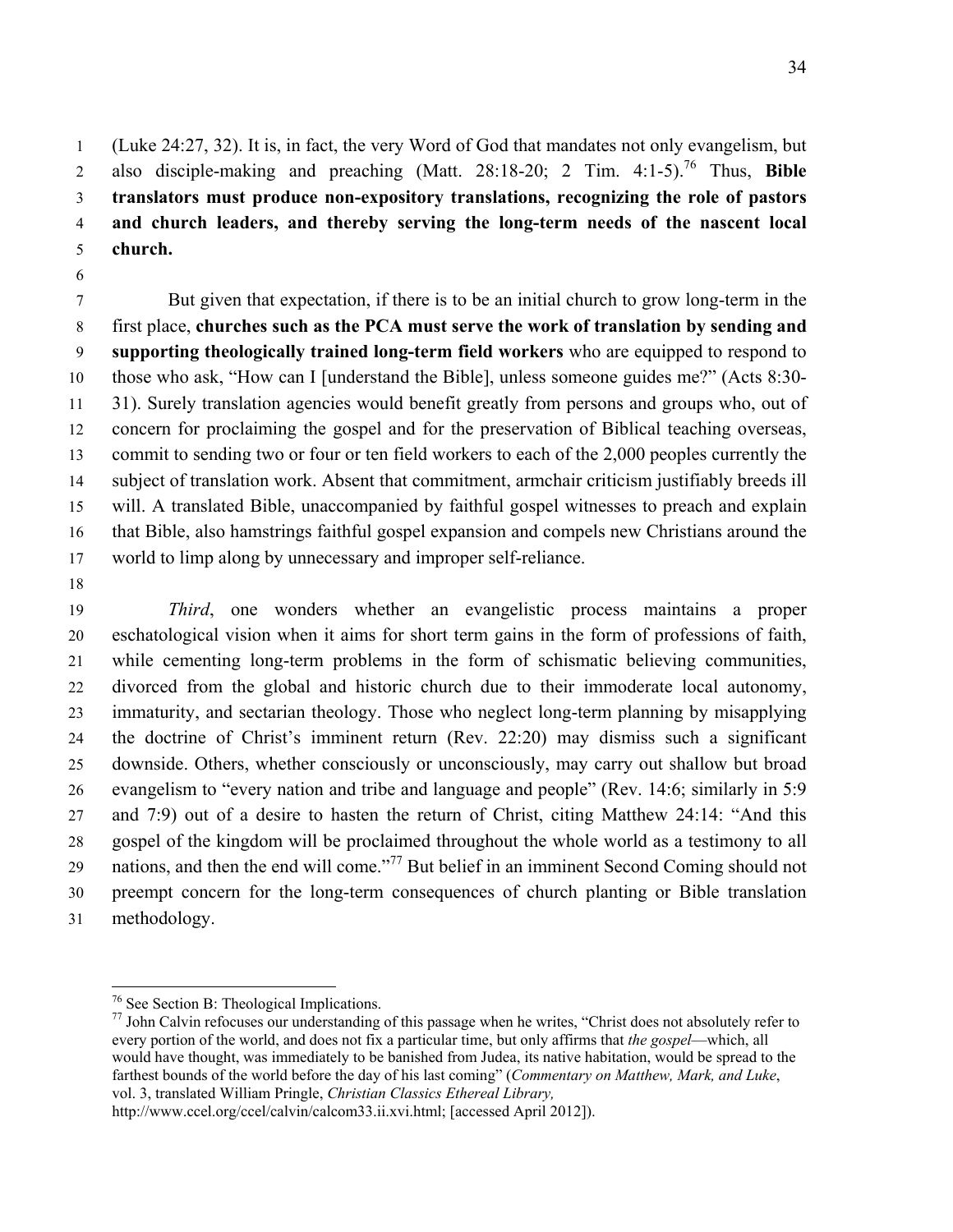(Luke 24:27, 32). It is, in fact, the very Word of God that mandates not only evangelism, but also disciple-making and preaching (Matt. 28:18-20; 2 Tim. 4:1-5).[76] Thus, **Bible translators must produce non-expository translations, recognizing the role of pastors and church leaders, and thereby serving the long-term needs of the nascent local church.**

But given that expectation, if there is to be an initial church to grow long-term in the first place, **churches such as the PCA must serve the work of translation by sending and supporting theologically trained long-term field workers** who are equipped to respond to those who ask, "How can I [understand the Bible], unless someone guides me?" (Acts 8:30-31). Surely translation agencies would benefit greatly from persons and groups who, out of concern for proclaiming the gospel and for the preservation of Biblical teaching overseas, commit to sending two or four or ten field workers to each of the 2,000 peoples currently the subject of translation work. Absent that commitment, armchair criticism justifiably breeds ill will. A translated Bible, unaccompanied by faithful gospel witnesses to preach and explain that Bible, also hamstrings faithful gospel expansion and compels new Christians around the world to limp along by unnecessary and improper self-reliance.

*Third*, one wonders whether an evangelistic process maintains a proper eschatological vision when it aims for short term gains in the form of professions of faith, while cementing long-term problems in the form of schismatic believing communities, divorced from the global and historic church due to their immoderate local autonomy, immaturity, and sectarian theology. Those who neglect long-term planning by misapplying the doctrine of Christ's imminent return (Rev. 22:20) may dismiss such a significant downside. Others, whether consciously or unconsciously, may carry out shallow but broad evangelism to "every nation and tribe and language and people" (Rev. 14:6; similarly in 5:9 and 7:9) out of a desire to hasten the return of Christ, citing Matthew 24:14: "And this gospel of the kingdom will be proclaimed throughout the whole world as a testimony to all nations, and then the end will come."[77] But belief in an imminent Second Coming should not preempt concern for the long-term consequences of church planting or Bible translation methodology.

---

[76] See Section B: Theological Implications.

[77] John Calvin refocuses our understanding of this passage when he writes, "Christ does not absolutely refer to every portion of the world, and does not fix a particular time, but only affirms that *the gospel*—which, all would have thought, was immediately to be banished from Judea, its native habitation, would be spread to the farthest bounds of the world before the day of his last coming" (*Commentary on Matthew, Mark, and Luke*, vol. 3, translated William Pringle, *Christian Classics Ethereal Library,* http://www.ccel.org/ccel/calvin/calcom33.ii.xvi.html; [accessed April 2012]).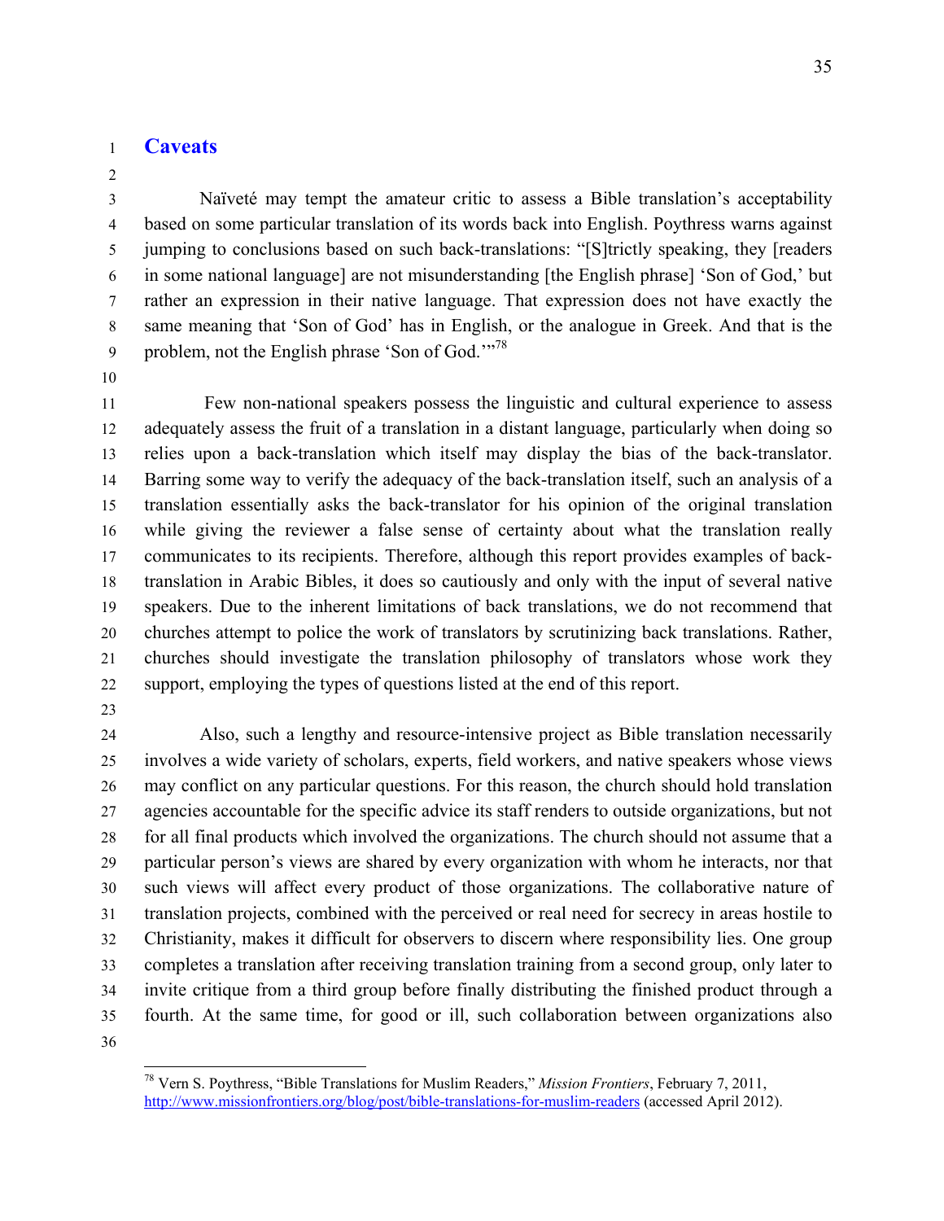## Caveats

Naïveté may tempt the amateur critic to assess a Bible translation's acceptability based on some particular translation of its words back into English. Poythress warns against jumping to conclusions based on such back-translations: "[S]trictly speaking, they [readers in some national language] are not misunderstanding [the English phrase] 'Son of God,' but rather an expression in their native language. That expression does not have exactly the same meaning that 'Son of God' has in English, or the analogue in Greek. And that is the problem, not the English phrase 'Son of God.'"[78]

Few non-national speakers possess the linguistic and cultural experience to assess adequately assess the fruit of a translation in a distant language, particularly when doing so relies upon a back-translation which itself may display the bias of the back-translator. Barring some way to verify the adequacy of the back-translation itself, such an analysis of a translation essentially asks the back-translator for his opinion of the original translation while giving the reviewer a false sense of certainty about what the translation really communicates to its recipients. Therefore, although this report provides examples of back-translation in Arabic Bibles, it does so cautiously and only with the input of several native speakers. Due to the inherent limitations of back translations, we do not recommend that churches attempt to police the work of translators by scrutinizing back translations. Rather, churches should investigate the translation philosophy of translators whose work they support, employing the types of questions listed at the end of this report.

Also, such a lengthy and resource-intensive project as Bible translation necessarily involves a wide variety of scholars, experts, field workers, and native speakers whose views may conflict on any particular questions. For this reason, the church should hold translation agencies accountable for the specific advice its staff renders to outside organizations, but not for all final products which involved the organizations. The church should not assume that a particular person's views are shared by every organization with whom he interacts, nor that such views will affect every product of those organizations. The collaborative nature of translation projects, combined with the perceived or real need for secrecy in areas hostile to Christianity, makes it difficult for observers to discern where responsibility lies. One group completes a translation after receiving translation training from a second group, only later to invite critique from a third group before finally distributing the finished product through a fourth. At the same time, for good or ill, such collaboration between organizations also

[78] Vern S. Poythress, "Bible Translations for Muslim Readers," *Mission Frontiers*, February 7, 2011, http://www.missionfrontiers.org/blog/post/bible-translations-for-muslim-readers (accessed April 2012).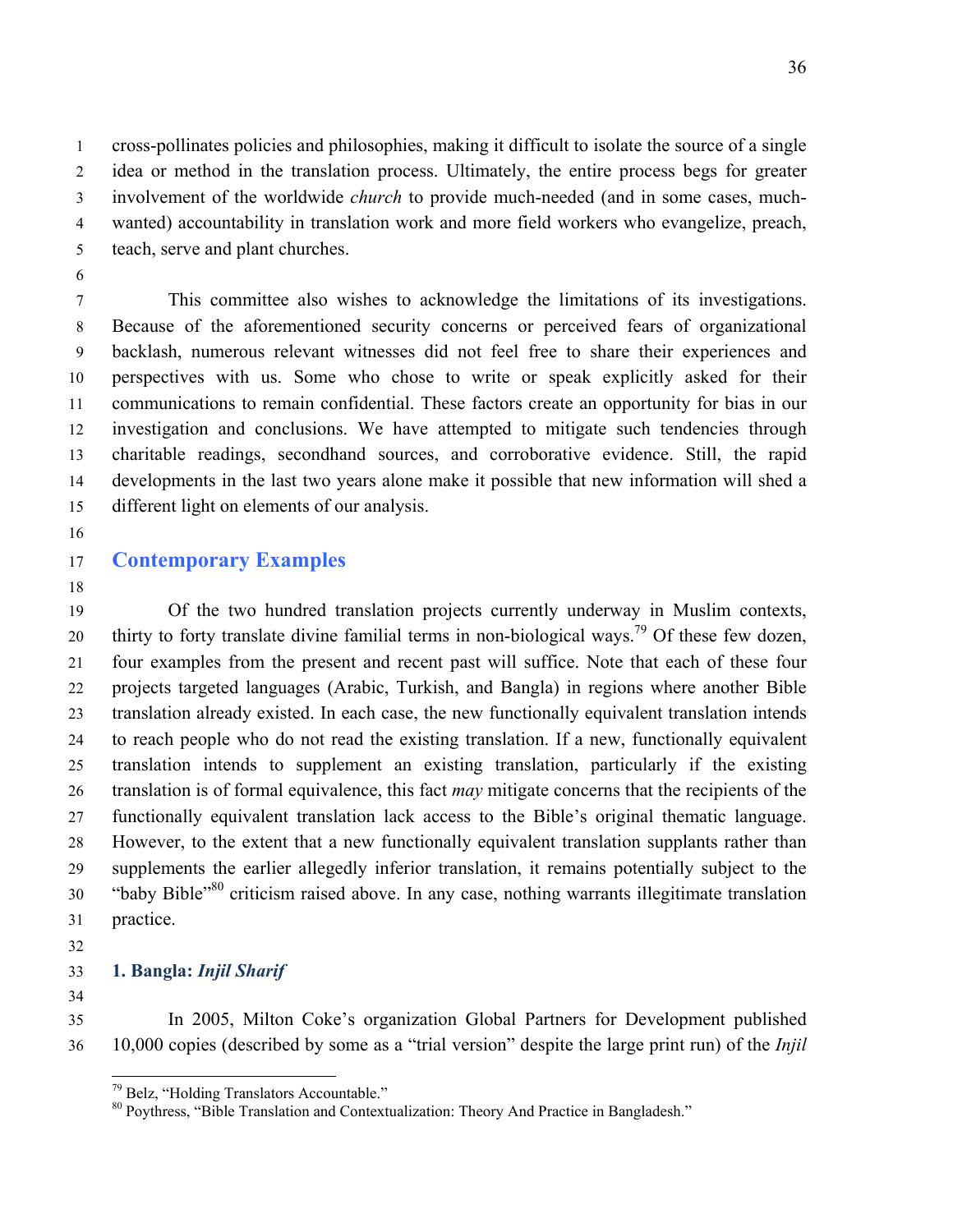cross-pollinates policies and philosophies, making it difficult to isolate the source of a single idea or method in the translation process. Ultimately, the entire process begs for greater involvement of the worldwide *church* to provide much-needed (and in some cases, much-wanted) accountability in translation work and more field workers who evangelize, preach, teach, serve and plant churches.

This committee also wishes to acknowledge the limitations of its investigations. Because of the aforementioned security concerns or perceived fears of organizational backlash, numerous relevant witnesses did not feel free to share their experiences and perspectives with us. Some who chose to write or speak explicitly asked for their communications to remain confidential. These factors create an opportunity for bias in our investigation and conclusions. We have attempted to mitigate such tendencies through charitable readings, secondhand sources, and corroborative evidence. Still, the rapid developments in the last two years alone make it possible that new information will shed a different light on elements of our analysis.

## Contemporary Examples

Of the two hundred translation projects currently underway in Muslim contexts, thirty to forty translate divine familial terms in non-biological ways.[79] Of these few dozen, four examples from the present and recent past will suffice. Note that each of these four projects targeted languages (Arabic, Turkish, and Bangla) in regions where another Bible translation already existed. In each case, the new functionally equivalent translation intends to reach people who do not read the existing translation. If a new, functionally equivalent translation intends to supplement an existing translation, particularly if the existing translation is of formal equivalence, this fact *may* mitigate concerns that the recipients of the functionally equivalent translation lack access to the Bible's original thematic language. However, to the extent that a new functionally equivalent translation supplants rather than supplements the earlier allegedly inferior translation, it remains potentially subject to the "baby Bible"[80] criticism raised above. In any case, nothing warrants illegitimate translation practice.

### 1. Bangla: *Injil Sharif*

In 2005, Milton Coke's organization Global Partners for Development published 10,000 copies (described by some as a "trial version" despite the large print run) of the *Injil*

---

[79] Belz, "Holding Translators Accountable."

[80] Poythress, "Bible Translation and Contextualization: Theory And Practice in Bangladesh."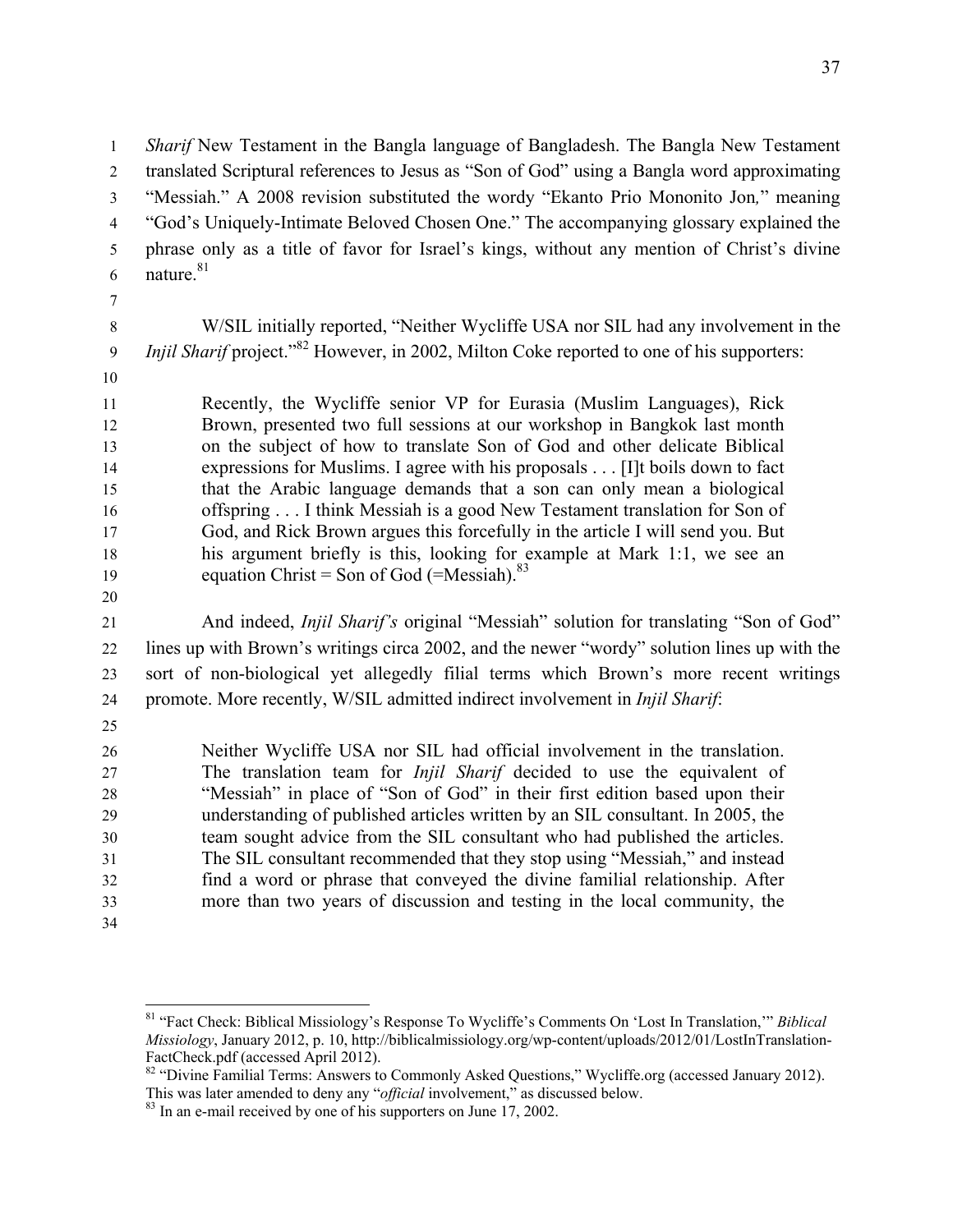*Sharif* New Testament in the Bangla language of Bangladesh. The Bangla New Testament translated Scriptural references to Jesus as "Son of God" using a Bangla word approximating "Messiah." A 2008 revision substituted the wordy "Ekanto Prio Mononito Jon," meaning "God's Uniquely-Intimate Beloved Chosen One." The accompanying glossary explained the phrase only as a title of favor for Israel's kings, without any mention of Christ's divine nature.[81]

W/SIL initially reported, "Neither Wycliffe USA nor SIL had any involvement in the *Injil Sharif* project."[82] However, in 2002, Milton Coke reported to one of his supporters:

> Recently, the Wycliffe senior VP for Eurasia (Muslim Languages), Rick Brown, presented two full sessions at our workshop in Bangkok last month on the subject of how to translate Son of God and other delicate Biblical expressions for Muslims. I agree with his proposals . . . [I]t boils down to fact that the Arabic language demands that a son can only mean a biological offspring . . . I think Messiah is a good New Testament translation for Son of God, and Rick Brown argues this forcefully in the article I will send you. But his argument briefly is this, looking for example at Mark 1:1, we see an equation Christ = Son of God (=Messiah).[83]

And indeed, *Injil Sharif's* original "Messiah" solution for translating "Son of God" lines up with Brown's writings circa 2002, and the newer "wordy" solution lines up with the sort of non-biological yet allegedly filial terms which Brown's more recent writings promote. More recently, W/SIL admitted indirect involvement in *Injil Sharif*:

> Neither Wycliffe USA nor SIL had official involvement in the translation. The translation team for *Injil Sharif* decided to use the equivalent of "Messiah" in place of "Son of God" in their first edition based upon their understanding of published articles written by an SIL consultant. In 2005, the team sought advice from the SIL consultant who had published the articles. The SIL consultant recommended that they stop using "Messiah," and instead find a word or phrase that conveyed the divine familial relationship. After more than two years of discussion and testing in the local community, the

---

[81] "Fact Check: Biblical Missiology's Response To Wycliffe's Comments On 'Lost In Translation,'" *Biblical Missiology*, January 2012, p. 10, http://biblicalmissiology.org/wp-content/uploads/2012/01/LostInTranslation-FactCheck.pdf (accessed April 2012).

[82] "Divine Familial Terms: Answers to Commonly Asked Questions," Wycliffe.org (accessed January 2012). This was later amended to deny any "*official* involvement," as discussed below.

[83] In an e-mail received by one of his supporters on June 17, 2002.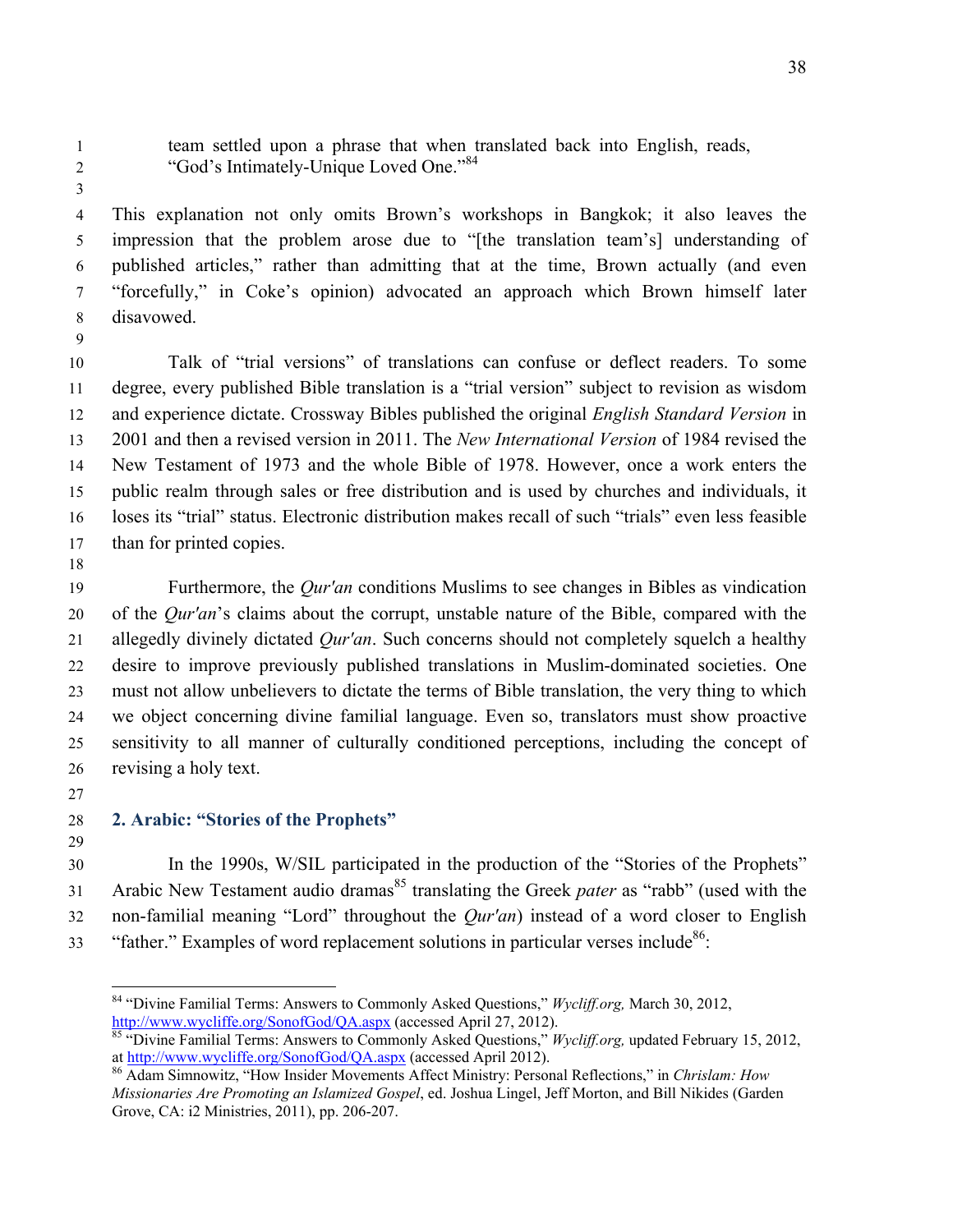team settled upon a phrase that when translated back into English, reads, "God's Intimately-Unique Loved One."[84]

This explanation not only omits Brown's workshops in Bangkok; it also leaves the impression that the problem arose due to "[the translation team's] understanding of published articles," rather than admitting that at the time, Brown actually (and even "forcefully," in Coke's opinion) advocated an approach which Brown himself later disavowed.

Talk of "trial versions" of translations can confuse or deflect readers. To some degree, every published Bible translation is a "trial version" subject to revision as wisdom and experience dictate. Crossway Bibles published the original *English Standard Version* in 2001 and then a revised version in 2011. The *New International Version* of 1984 revised the New Testament of 1973 and the whole Bible of 1978. However, once a work enters the public realm through sales or free distribution and is used by churches and individuals, it loses its "trial" status. Electronic distribution makes recall of such "trials" even less feasible than for printed copies.

Furthermore, the *Qur'an* conditions Muslims to see changes in Bibles as vindication of the *Qur'an*'s claims about the corrupt, unstable nature of the Bible, compared with the allegedly divinely dictated *Qur'an*. Such concerns should not completely squelch a healthy desire to improve previously published translations in Muslim-dominated societies. One must not allow unbelievers to dictate the terms of Bible translation, the very thing to which we object concerning divine familial language. Even so, translators must show proactive sensitivity to all manner of culturally conditioned perceptions, including the concept of revising a holy text.

## 2. Arabic: "Stories of the Prophets"

In the 1990s, W/SIL participated in the production of the "Stories of the Prophets" Arabic New Testament audio dramas[85] translating the Greek *pater* as "rabb" (used with the non-familial meaning "Lord" throughout the *Qur'an*) instead of a word closer to English "father." Examples of word replacement solutions in particular verses include[86]:

---

[84] "Divine Familial Terms: Answers to Commonly Asked Questions," *Wycliff.org,* March 30, 2012, http://www.wycliffe.org/SonofGod/QA.aspx (accessed April 27, 2012).

[85] "Divine Familial Terms: Answers to Commonly Asked Questions," *Wycliff.org,* updated February 15, 2012, at http://www.wycliffe.org/SonofGod/QA.aspx (accessed April 2012).

[86] Adam Simnowitz, "How Insider Movements Affect Ministry: Personal Reflections," in *Chrislam: How Missionaries Are Promoting an Islamized Gospel*, ed. Joshua Lingel, Jeff Morton, and Bill Nikides (Garden Grove, CA: i2 Ministries, 2011), pp. 206-207.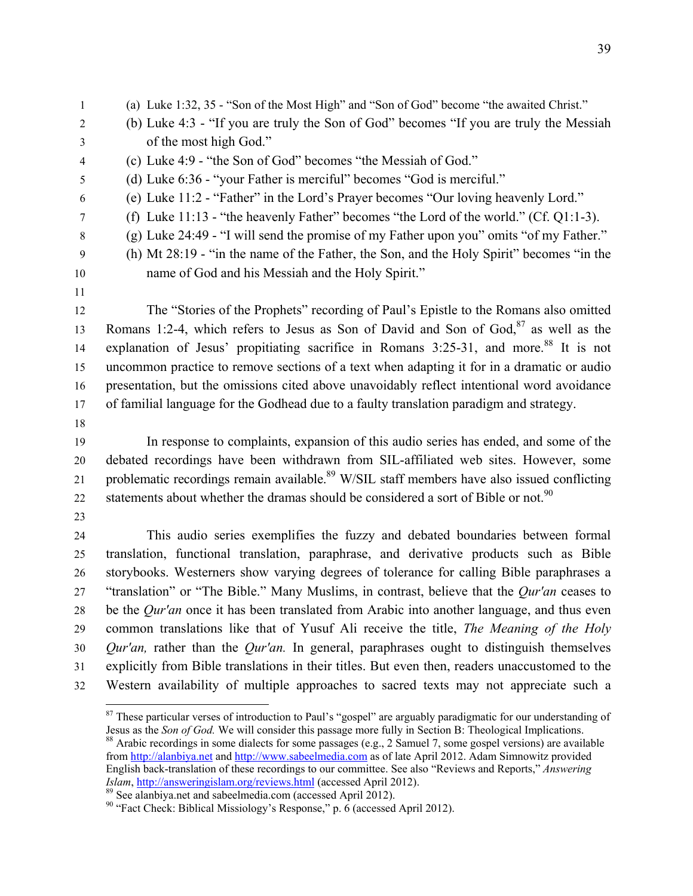(a) Luke 1:32, 35 - "Son of the Most High" and "Son of God" become "the awaited Christ."

(b) Luke 4:3 - "If you are truly the Son of God" becomes "If you are truly the Messiah of the most high God."

(c) Luke 4:9 - "the Son of God" becomes "the Messiah of God."

(d) Luke 6:36 - "your Father is merciful" becomes "God is merciful."

(e) Luke 11:2 - "Father" in the Lord's Prayer becomes "Our loving heavenly Lord."

(f) Luke 11:13 - "the heavenly Father" becomes "the Lord of the world." (Cf. Q1:1-3).

(g) Luke 24:49 - "I will send the promise of my Father upon you" omits "of my Father."

(h) Mt 28:19 - "in the name of the Father, the Son, and the Holy Spirit" becomes "in the name of God and his Messiah and the Holy Spirit."

The "Stories of the Prophets" recording of Paul's Epistle to the Romans also omitted Romans 1:2-4, which refers to Jesus as Son of David and Son of God,[87] as well as the explanation of Jesus' propitiating sacrifice in Romans 3:25-31, and more.[88] It is not uncommon practice to remove sections of a text when adapting it for in a dramatic or audio presentation, but the omissions cited above unavoidably reflect intentional word avoidance of familial language for the Godhead due to a faulty translation paradigm and strategy.

In response to complaints, expansion of this audio series has ended, and some of the debated recordings have been withdrawn from SIL-affiliated web sites. However, some problematic recordings remain available.[89] W/SIL staff members have also issued conflicting statements about whether the dramas should be considered a sort of Bible or not.[90]

This audio series exemplifies the fuzzy and debated boundaries between formal translation, functional translation, paraphrase, and derivative products such as Bible storybooks. Westerners show varying degrees of tolerance for calling Bible paraphrases a "translation" or "The Bible." Many Muslims, in contrast, believe that the *Qur'an* ceases to be the *Qur'an* once it has been translated from Arabic into another language, and thus even common translations like that of Yusuf Ali receive the title, *The Meaning of the Holy Qur'an,* rather than the *Qur'an.* In general, paraphrases ought to distinguish themselves explicitly from Bible translations in their titles. But even then, readers unaccustomed to the Western availability of multiple approaches to sacred texts may not appreciate such a

---

[87] These particular verses of introduction to Paul's "gospel" are arguably paradigmatic for our understanding of Jesus as the *Son of God.* We will consider this passage more fully in Section B: Theological Implications.

[88] Arabic recordings in some dialects for some passages (e.g., 2 Samuel 7, some gospel versions) are available from http://alanbiya.net and http://www.sabeelmedia.com as of late April 2012. Adam Simnowitz provided English back-translation of these recordings to our committee. See also "Reviews and Reports," *Answering Islam*, http://answeringislam.org/reviews.html (accessed April 2012).

[89] See alanbiya.net and sabeelmedia.com (accessed April 2012).

[90] "Fact Check: Biblical Missiology's Response," p. 6 (accessed April 2012).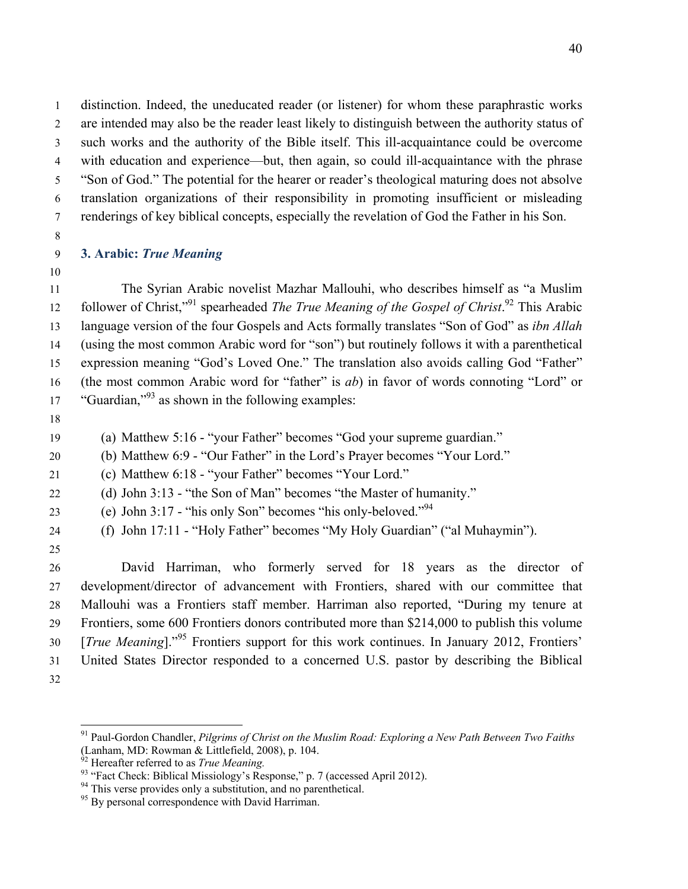distinction. Indeed, the uneducated reader (or listener) for whom these paraphrastic works are intended may also be the reader least likely to distinguish between the authority status of such works and the authority of the Bible itself. This ill-acquaintance could be overcome with education and experience—but, then again, so could ill-acquaintance with the phrase "Son of God." The potential for the hearer or reader's theological maturing does not absolve translation organizations of their responsibility in promoting insufficient or misleading renderings of key biblical concepts, especially the revelation of God the Father in his Son.

### 3. Arabic: *True Meaning*

The Syrian Arabic novelist Mazhar Mallouhi, who describes himself as "a Muslim follower of Christ,"[91] spearheaded *The True Meaning of the Gospel of Christ*.[92] This Arabic language version of the four Gospels and Acts formally translates "Son of God" as *ibn Allah* (using the most common Arabic word for "son") but routinely follows it with a parenthetical expression meaning "God's Loved One." The translation also avoids calling God "Father" (the most common Arabic word for "father" is *ab*) in favor of words connoting "Lord" or "Guardian,"[93] as shown in the following examples:

(a) Matthew 5:16 - "your Father" becomes "God your supreme guardian."
(b) Matthew 6:9 - "Our Father" in the Lord's Prayer becomes "Your Lord."
(c) Matthew 6:18 - "your Father" becomes "Your Lord."
(d) John 3:13 - "the Son of Man" becomes "the Master of humanity."
(e) John 3:17 - "his only Son" becomes "his only-beloved."[94]
(f) John 17:11 - "Holy Father" becomes "My Holy Guardian" ("al Muhaymin").

David Harriman, who formerly served for 18 years as the director of development/director of advancement with Frontiers, shared with our committee that Mallouhi was a Frontiers staff member. Harriman also reported, "During my tenure at Frontiers, some 600 Frontiers donors contributed more than $214,000 to publish this volume [*True Meaning*]."[95] Frontiers support for this work continues. In January 2012, Frontiers' United States Director responded to a concerned U.S. pastor by describing the Biblical

---

[91] Paul-Gordon Chandler, *Pilgrims of Christ on the Muslim Road: Exploring a New Path Between Two Faiths* (Lanham, MD: Rowman & Littlefield, 2008), p. 104.

[92] Hereafter referred to as *True Meaning.*

[93] "Fact Check: Biblical Missiology's Response," p. 7 (accessed April 2012).

[94] This verse provides only a substitution, and no parenthetical.

[95] By personal correspondence with David Harriman.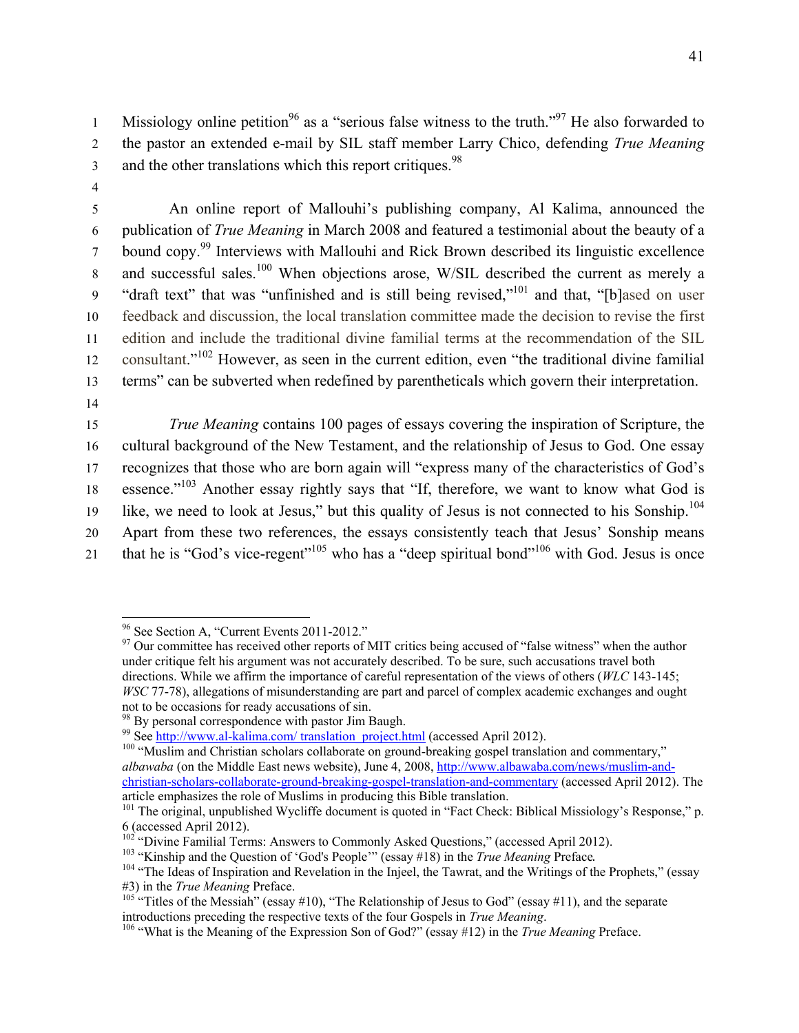Missiology online petition[96] as a "serious false witness to the truth."[97] He also forwarded to the pastor an extended e-mail by SIL staff member Larry Chico, defending *True Meaning* and the other translations which this report critiques.[98]

An online report of Mallouhi's publishing company, Al Kalima, announced the publication of *True Meaning* in March 2008 and featured a testimonial about the beauty of a bound copy.[99] Interviews with Mallouhi and Rick Brown described its linguistic excellence and successful sales.[100] When objections arose, W/SIL described the current as merely a "draft text" that was "unfinished and is still being revised,"[101] and that, "[b]ased on user feedback and discussion, the local translation committee made the decision to revise the first edition and include the traditional divine familial terms at the recommendation of the SIL consultant."[102] However, as seen in the current edition, even "the traditional divine familial terms" can be subverted when redefined by parentheticals which govern their interpretation.

*True Meaning* contains 100 pages of essays covering the inspiration of Scripture, the cultural background of the New Testament, and the relationship of Jesus to God. One essay recognizes that those who are born again will "express many of the characteristics of God's essence."[103] Another essay rightly says that "If, therefore, we want to know what God is like, we need to look at Jesus," but this quality of Jesus is not connected to his Sonship.[104] Apart from these two references, the essays consistently teach that Jesus' Sonship means that he is "God's vice-regent"[105] who has a "deep spiritual bond"[106] with God. Jesus is once

---

[96] See Section A, "Current Events 2011-2012."

[97] Our committee has received other reports of MIT critics being accused of "false witness" when the author under critique felt his argument was not accurately described. To be sure, such accusations travel both directions. While we affirm the importance of careful representation of the views of others (*WLC* 143-145; *WSC* 77-78), allegations of misunderstanding are part and parcel of complex academic exchanges and ought not to be occasions for ready accusations of sin.

[98] By personal correspondence with pastor Jim Baugh.

[99] See http://www.al-kalima.com/ translation_project.html (accessed April 2012).

[100] "Muslim and Christian scholars collaborate on ground-breaking gospel translation and commentary," *albawaba* (on the Middle East news website), June 4, 2008, http://www.albawaba.com/news/muslim-and-christian-scholars-collaborate-ground-breaking-gospel-translation-and-commentary (accessed April 2012). The article emphasizes the role of Muslims in producing this Bible translation.

[101] The original, unpublished Wycliffe document is quoted in "Fact Check: Biblical Missiology's Response," p. 6 (accessed April 2012).

[102] "Divine Familial Terms: Answers to Commonly Asked Questions," (accessed April 2012).

[103] "Kinship and the Question of 'God's People'" (essay #18) in the *True Meaning* Preface.

[104] "The Ideas of Inspiration and Revelation in the Injeel, the Tawrat, and the Writings of the Prophets," (essay #3) in the *True Meaning* Preface.

[105] "Titles of the Messiah" (essay #10), "The Relationship of Jesus to God" (essay #11), and the separate introductions preceding the respective texts of the four Gospels in *True Meaning*.

[106] "What is the Meaning of the Expression Son of God?" (essay #12) in the *True Meaning* Preface.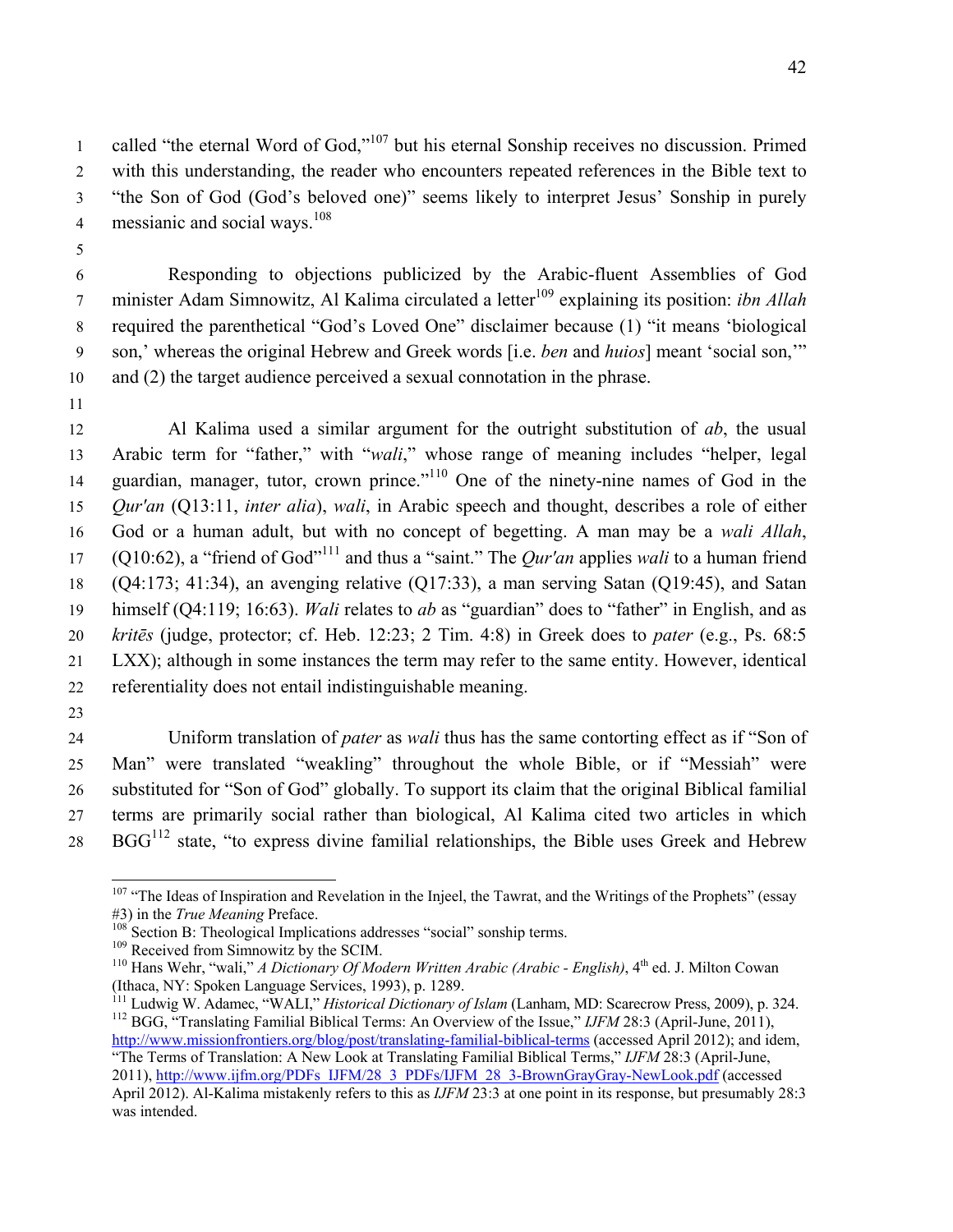called "the eternal Word of God,"[107] but his eternal Sonship receives no discussion. Primed with this understanding, the reader who encounters repeated references in the Bible text to "the Son of God (God's beloved one)" seems likely to interpret Jesus' Sonship in purely messianic and social ways.[108]

Responding to objections publicized by the Arabic-fluent Assemblies of God minister Adam Simnowitz, Al Kalima circulated a letter[109] explaining its position: *ibn Allah* required the parenthetical "God's Loved One" disclaimer because (1) "it means 'biological son,' whereas the original Hebrew and Greek words [i.e. *ben* and *huios*] meant 'social son,'" and (2) the target audience perceived a sexual connotation in the phrase.

Al Kalima used a similar argument for the outright substitution of *ab*, the usual Arabic term for "father," with "*wali*," whose range of meaning includes "helper, legal guardian, manager, tutor, crown prince."[110] One of the ninety-nine names of God in the *Qur'an* (Q13:11, *inter alia*), *wali*, in Arabic speech and thought, describes a role of either God or a human adult, but with no concept of begetting. A man may be a *wali Allah*, (Q10:62), a "friend of God"[111] and thus a "saint." The *Qur'an* applies *wali* to a human friend (Q4:173; 41:34), an avenging relative (Q17:33), a man serving Satan (Q19:45), and Satan himself (Q4:119; 16:63). *Wali* relates to *ab* as "guardian" does to "father" in English, and as *kritēs* (judge, protector; cf. Heb. 12:23; 2 Tim. 4:8) in Greek does to *pater* (e.g., Ps. 68:5 LXX); although in some instances the term may refer to the same entity. However, identical referentiality does not entail indistinguishable meaning.

Uniform translation of *pater* as *wali* thus has the same contorting effect as if "Son of Man" were translated "weakling" throughout the whole Bible, or if "Messiah" were substituted for "Son of God" globally. To support its claim that the original Biblical familial terms are primarily social rather than biological, Al Kalima cited two articles in which BGG[112] state, "to express divine familial relationships, the Bible uses Greek and Hebrew

---

[107] "The Ideas of Inspiration and Revelation in the Injeel, the Tawrat, and the Writings of the Prophets" (essay #3) in the *True Meaning* Preface.

[108] Section B: Theological Implications addresses "social" sonship terms.

[109] Received from Simnowitz by the SCIM.

[110] Hans Wehr, "wali," *A Dictionary Of Modern Written Arabic (Arabic - English)*, 4th ed. J. Milton Cowan (Ithaca, NY: Spoken Language Services, 1993), p. 1289.

[111] Ludwig W. Adamec, "WALI," *Historical Dictionary of Islam* (Lanham, MD: Scarecrow Press, 2009), p. 324.

[112] BGG, "Translating Familial Biblical Terms: An Overview of the Issue," *IJFM* 28:3 (April-June, 2011), http://www.missionfrontiers.org/blog/post/translating-familial-biblical-terms (accessed April 2012); and idem, "The Terms of Translation: A New Look at Translating Familial Biblical Terms," *IJFM* 28:3 (April-June, 2011), http://www.ijfm.org/PDFs_IJFM/28_3_PDFs/IJFM_28_3-BrownGrayGray-NewLook.pdf (accessed April 2012). Al-Kalima mistakenly refers to this as *IJFM* 23:3 at one point in its response, but presumably 28:3 was intended.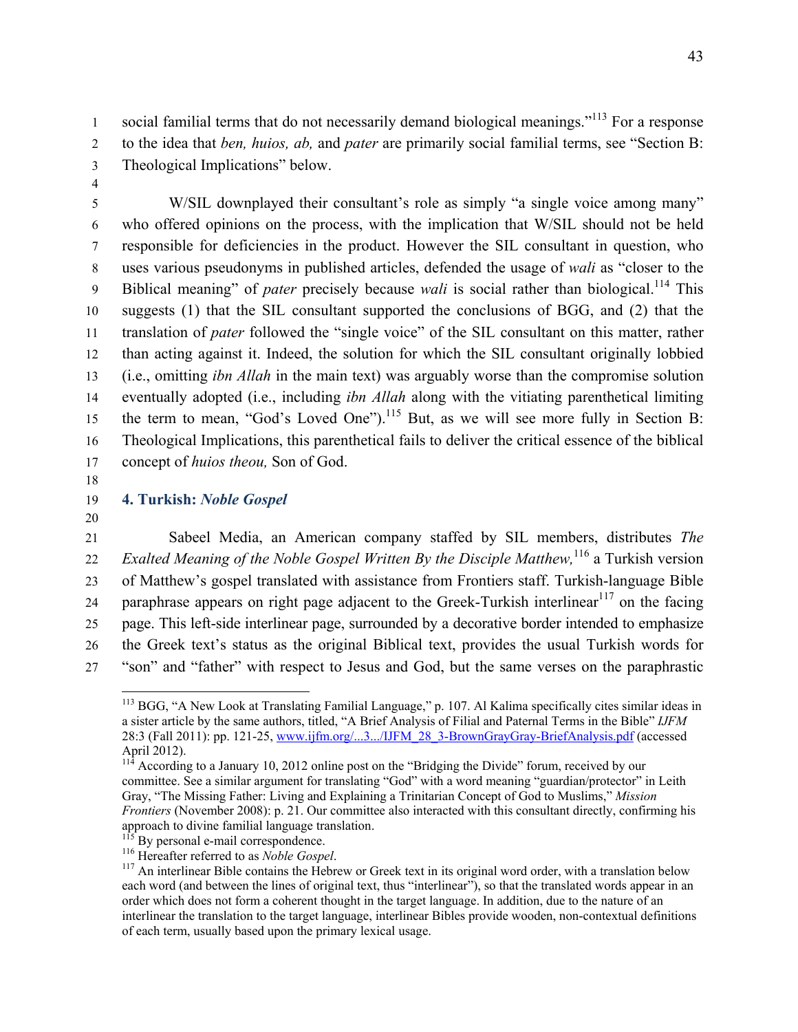social familial terms that do not necessarily demand biological meanings."[113] For a response to the idea that *ben, huios, ab,* and *pater* are primarily social familial terms, see "Section B: Theological Implications" below.

W/SIL downplayed their consultant's role as simply "a single voice among many" who offered opinions on the process, with the implication that W/SIL should not be held responsible for deficiencies in the product. However the SIL consultant in question, who uses various pseudonyms in published articles, defended the usage of *wali* as "closer to the Biblical meaning" of *pater* precisely because *wali* is social rather than biological.[114] This suggests (1) that the SIL consultant supported the conclusions of BGG, and (2) that the translation of *pater* followed the "single voice" of the SIL consultant on this matter, rather than acting against it. Indeed, the solution for which the SIL consultant originally lobbied (i.e., omitting *ibn Allah* in the main text) was arguably worse than the compromise solution eventually adopted (i.e., including *ibn Allah* along with the vitiating parenthetical limiting the term to mean, "God's Loved One").[115] But, as we will see more fully in Section B: Theological Implications, this parenthetical fails to deliver the critical essence of the biblical concept of *huios theou,* Son of God.

### 4. Turkish: *Noble Gospel*

Sabeel Media, an American company staffed by SIL members, distributes *The Exalted Meaning of the Noble Gospel Written By the Disciple Matthew,*[116] a Turkish version of Matthew's gospel translated with assistance from Frontiers staff. Turkish-language Bible paraphrase appears on right page adjacent to the Greek-Turkish interlinear[117] on the facing page. This left-side interlinear page, surrounded by a decorative border intended to emphasize the Greek text's status as the original Biblical text, provides the usual Turkish words for "son" and "father" with respect to Jesus and God, but the same verses on the paraphrastic

---

[113] BGG, "A New Look at Translating Familial Language," p. 107. Al Kalima specifically cites similar ideas in a sister article by the same authors, titled, "A Brief Analysis of Filial and Paternal Terms in the Bible" *IJFM* 28:3 (Fall 2011): pp. 121-25, www.ijfm.org/...3.../IJFM_28_3-BrownGrayGray-BriefAnalysis.pdf (accessed April 2012).

[114] According to a January 10, 2012 online post on the "Bridging the Divide" forum, received by our committee. See a similar argument for translating "God" with a word meaning "guardian/protector" in Leith Gray, "The Missing Father: Living and Explaining a Trinitarian Concept of God to Muslims," *Mission Frontiers* (November 2008): p. 21. Our committee also interacted with this consultant directly, confirming his approach to divine familial language translation.

[115] By personal e-mail correspondence.

[116] Hereafter referred to as *Noble Gospel*.

[117] An interlinear Bible contains the Hebrew or Greek text in its original word order, with a translation below each word (and between the lines of original text, thus "interlinear"), so that the translated words appear in an order which does not form a coherent thought in the target language. In addition, due to the nature of an interlinear the translation to the target language, interlinear Bibles provide wooden, non-contextual definitions of each term, usually based upon the primary lexical usage.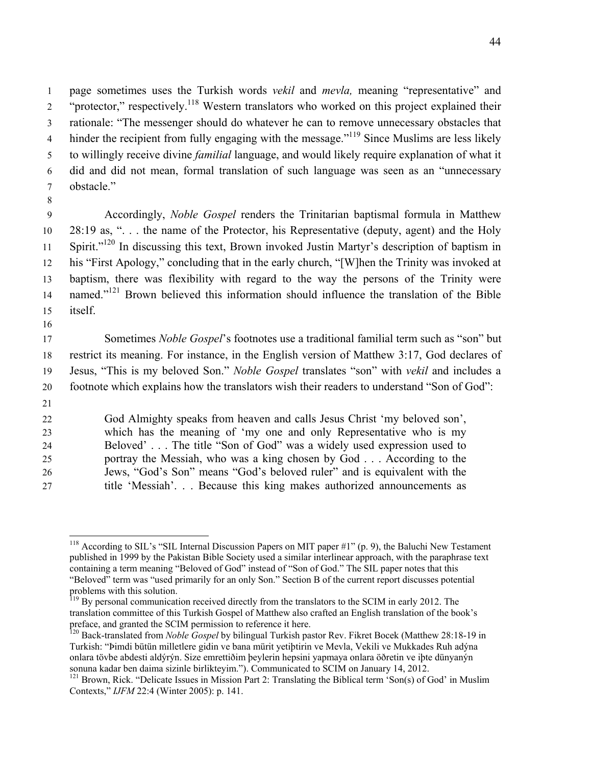page sometimes uses the Turkish words *vekil* and *mevla,* meaning "representative" and "protector," respectively.[118] Western translators who worked on this project explained their rationale: "The messenger should do whatever he can to remove unnecessary obstacles that hinder the recipient from fully engaging with the message."[119] Since Muslims are less likely to willingly receive divine *familial* language, and would likely require explanation of what it did and did not mean, formal translation of such language was seen as an "unnecessary obstacle."

Accordingly, *Noble Gospel* renders the Trinitarian baptismal formula in Matthew 28:19 as, ". . . the name of the Protector, his Representative (deputy, agent) and the Holy Spirit."[120] In discussing this text, Brown invoked Justin Martyr's description of baptism in his "First Apology," concluding that in the early church, "[W]hen the Trinity was invoked at baptism, there was flexibility with regard to the way the persons of the Trinity were named."[121] Brown believed this information should influence the translation of the Bible itself.

Sometimes *Noble Gospel*'s footnotes use a traditional familial term such as "son" but restrict its meaning. For instance, in the English version of Matthew 3:17, God declares of Jesus, "This is my beloved Son." *Noble Gospel* translates "son" with *vekil* and includes a footnote which explains how the translators wish their readers to understand "Son of God":

> God Almighty speaks from heaven and calls Jesus Christ 'my beloved son', which has the meaning of 'my one and only Representative who is my Beloved' . . . The title "Son of God" was a widely used expression used to portray the Messiah, who was a king chosen by God . . . According to the Jews, "God's Son" means "God's beloved ruler" and is equivalent with the title 'Messiah'. . . Because this king makes authorized announcements as

---

[118] According to SIL's "SIL Internal Discussion Papers on MIT paper #1" (p. 9), the Baluchi New Testament published in 1999 by the Pakistan Bible Society used a similar interlinear approach, with the paraphrase text containing a term meaning "Beloved of God" instead of "Son of God." The SIL paper notes that this "Beloved" term was "used primarily for an only Son." Section B of the current report discusses potential problems with this solution.

[119] By personal communication received directly from the translators to the SCIM in early 2012. The translation committee of this Turkish Gospel of Matthew also crafted an English translation of the book's preface, and granted the SCIM permission to reference it here.

[120] Back-translated from *Noble Gospel* by bilingual Turkish pastor Rev. Fikret Bocek (Matthew 28:18-19 in Turkish: "Þimdi bütün milletlere gidin ve bana mürit yetiþtirin ve Mevla, Vekili ve Mukkades Ruh adýna onlara tövbe abdesti aldýrýn. Size emrettiðim þeylerin hepsini yapmaya onlara öðretin ve iþte dünyanýn sonuna kadar ben daima sizinle birlikteyim."). Communicated to SCIM on January 14, 2012.

[121] Brown, Rick. "Delicate Issues in Mission Part 2: Translating the Biblical term 'Son(s) of God' in Muslim Contexts," *IJFM* 22:4 (Winter 2005): p. 141.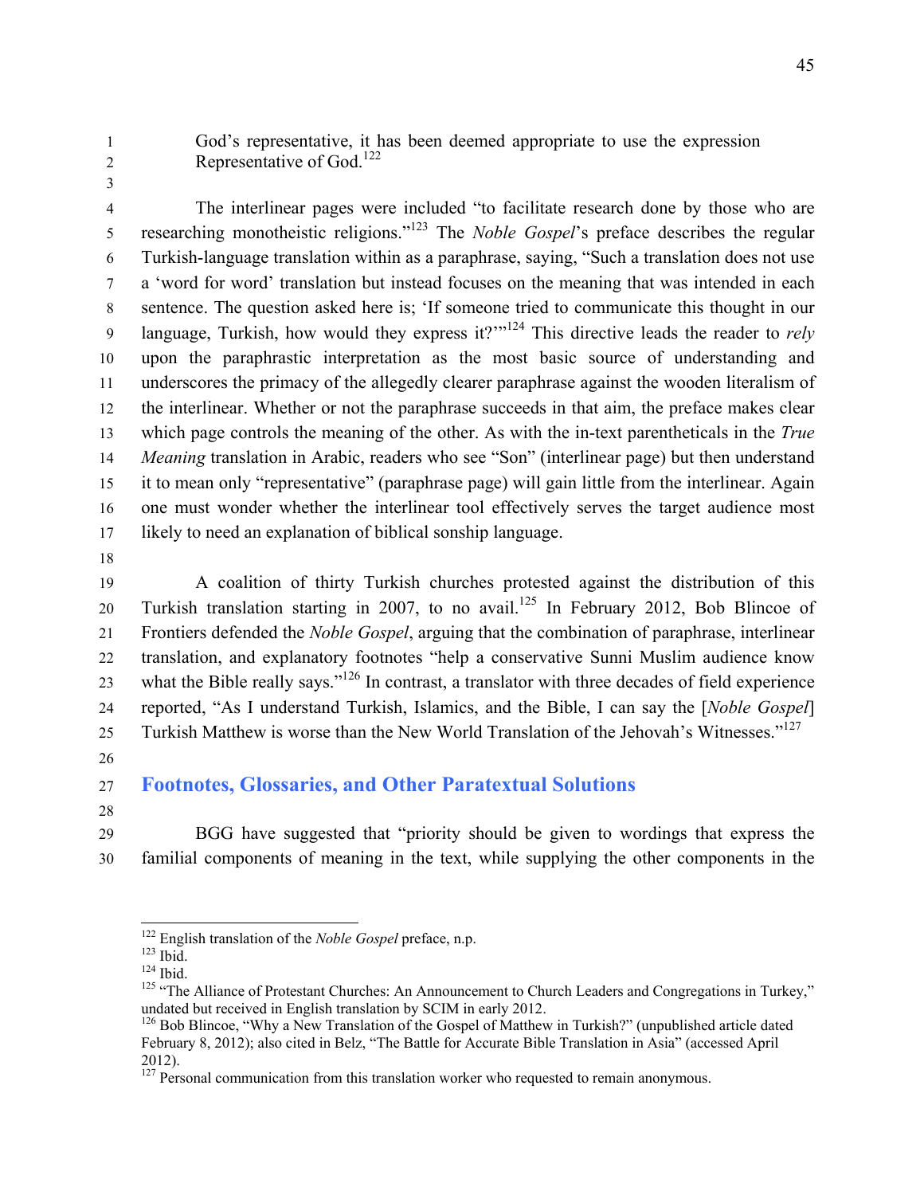God's representative, it has been deemed appropriate to use the expression Representative of God.[122]

The interlinear pages were included "to facilitate research done by those who are researching monotheistic religions."[123] The *Noble Gospel*'s preface describes the regular Turkish-language translation within as a paraphrase, saying, "Such a translation does not use a 'word for word' translation but instead focuses on the meaning that was intended in each sentence. The question asked here is; 'If someone tried to communicate this thought in our language, Turkish, how would they express it?'"[124] This directive leads the reader to *rely* upon the paraphrastic interpretation as the most basic source of understanding and underscores the primacy of the allegedly clearer paraphrase against the wooden literalism of the interlinear. Whether or not the paraphrase succeeds in that aim, the preface makes clear which page controls the meaning of the other. As with the in-text parentheticals in the *True Meaning* translation in Arabic, readers who see "Son" (interlinear page) but then understand it to mean only "representative" (paraphrase page) will gain little from the interlinear. Again one must wonder whether the interlinear tool effectively serves the target audience most likely to need an explanation of biblical sonship language.

A coalition of thirty Turkish churches protested against the distribution of this Turkish translation starting in 2007, to no avail.[125] In February 2012, Bob Blincoe of Frontiers defended the *Noble Gospel*, arguing that the combination of paraphrase, interlinear translation, and explanatory footnotes "help a conservative Sunni Muslim audience know what the Bible really says."[126] In contrast, a translator with three decades of field experience reported, "As I understand Turkish, Islamics, and the Bible, I can say the [*Noble Gospel*] Turkish Matthew is worse than the New World Translation of the Jehovah's Witnesses."[127]

## Footnotes, Glossaries, and Other Paratextual Solutions

BGG have suggested that "priority should be given to wordings that express the familial components of meaning in the text, while supplying the other components in the

---

[122] English translation of the *Noble Gospel* preface, n.p.

[123] Ibid.

[124] Ibid.

[125] "The Alliance of Protestant Churches: An Announcement to Church Leaders and Congregations in Turkey," undated but received in English translation by SCIM in early 2012.

[126] Bob Blincoe, "Why a New Translation of the Gospel of Matthew in Turkish?" (unpublished article dated February 8, 2012); also cited in Belz, "The Battle for Accurate Bible Translation in Asia" (accessed April 2012).

[127] Personal communication from this translation worker who requested to remain anonymous.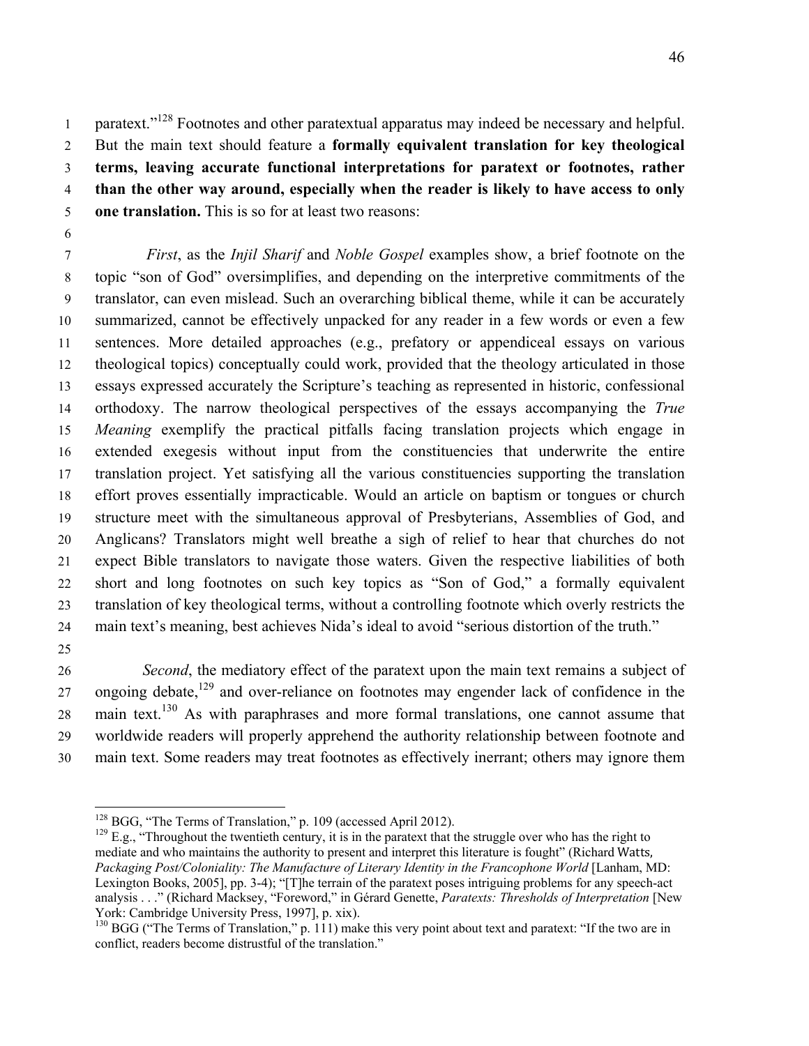paratext."[128] Footnotes and other paratextual apparatus may indeed be necessary and helpful. But the main text should feature a **formally equivalent translation for key theological terms, leaving accurate functional interpretations for paratext or footnotes, rather than the other way around, especially when the reader is likely to have access to only one translation.** This is so for at least two reasons:

*First*, as the *Injil Sharif* and *Noble Gospel* examples show, a brief footnote on the topic "son of God" oversimplifies, and depending on the interpretive commitments of the translator, can even mislead. Such an overarching biblical theme, while it can be accurately summarized, cannot be effectively unpacked for any reader in a few words or even a few sentences. More detailed approaches (e.g., prefatory or appendiceal essays on various theological topics) conceptually could work, provided that the theology articulated in those essays expressed accurately the Scripture's teaching as represented in historic, confessional orthodoxy. The narrow theological perspectives of the essays accompanying the *True Meaning* exemplify the practical pitfalls facing translation projects which engage in extended exegesis without input from the constituencies that underwrite the entire translation project. Yet satisfying all the various constituencies supporting the translation effort proves essentially impracticable. Would an article on baptism or tongues or church structure meet with the simultaneous approval of Presbyterians, Assemblies of God, and Anglicans? Translators might well breathe a sigh of relief to hear that churches do not expect Bible translators to navigate those waters. Given the respective liabilities of both short and long footnotes on such key topics as "Son of God," a formally equivalent translation of key theological terms, without a controlling footnote which overly restricts the main text's meaning, best achieves Nida's ideal to avoid "serious distortion of the truth."

*Second*, the mediatory effect of the paratext upon the main text remains a subject of ongoing debate,[129] and over-reliance on footnotes may engender lack of confidence in the main text.[130] As with paraphrases and more formal translations, one cannot assume that worldwide readers will properly apprehend the authority relationship between footnote and main text. Some readers may treat footnotes as effectively inerrant; others may ignore them

---

[128] BGG, "The Terms of Translation," p. 109 (accessed April 2012).

[129] E.g., "Throughout the twentieth century, it is in the paratext that the struggle over who has the right to mediate and who maintains the authority to present and interpret this literature is fought" (Richard Watts, *Packaging Post/Coloniality: The Manufacture of Literary Identity in the Francophone World* [Lanham, MD: Lexington Books, 2005], pp. 3-4); "[T]he terrain of the paratext poses intriguing problems for any speech-act analysis . . ." (Richard Macksey, "Foreword," in Gérard Genette, *Paratexts: Thresholds of Interpretation* [New York: Cambridge University Press, 1997], p. xix).

[130] BGG ("The Terms of Translation," p. 111) make this very point about text and paratext: "If the two are in conflict, readers become distrustful of the translation."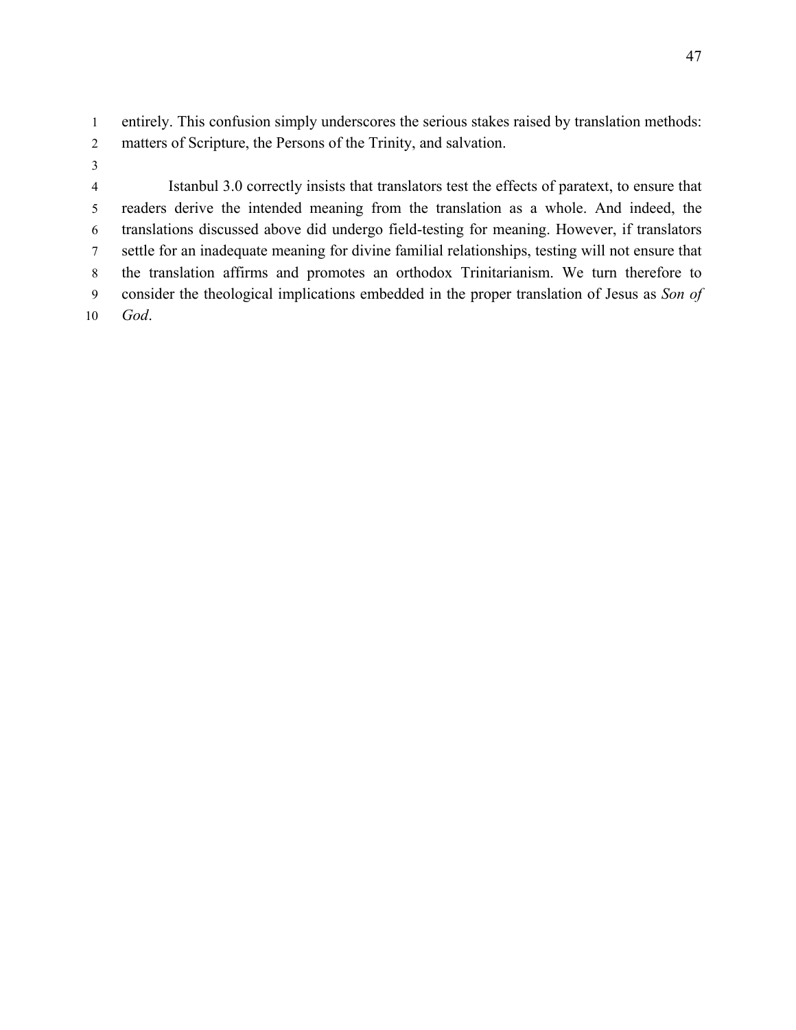entirely. This confusion simply underscores the serious stakes raised by translation methods: matters of Scripture, the Persons of the Trinity, and salvation.

Istanbul 3.0 correctly insists that translators test the effects of paratext, to ensure that readers derive the intended meaning from the translation as a whole. And indeed, the translations discussed above did undergo field-testing for meaning. However, if translators settle for an inadequate meaning for divine familial relationships, testing will not ensure that the translation affirms and promotes an orthodox Trinitarianism. We turn therefore to consider the theological implications embedded in the proper translation of Jesus as *Son of God*.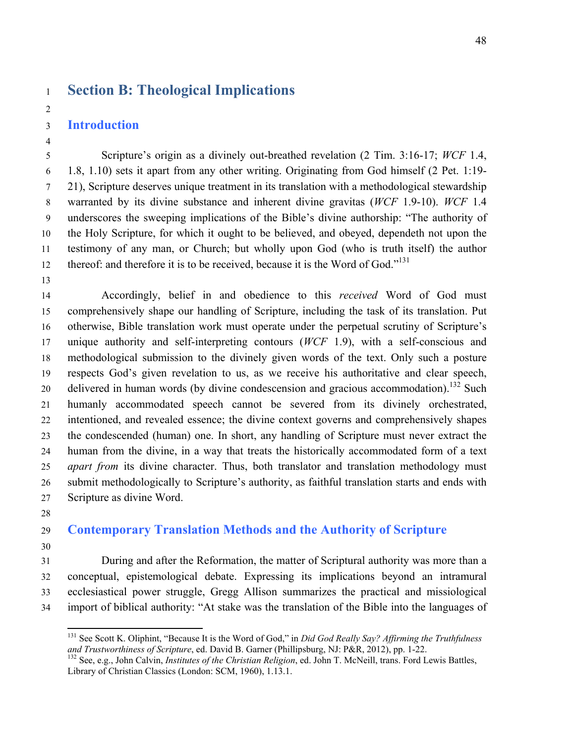# Section B: Theological Implications

## Introduction

Scripture's origin as a divinely out-breathed revelation (2 Tim. 3:16-17; *WCF* 1.4, 1.8, 1.10) sets it apart from any other writing. Originating from God himself (2 Pet. 1:19-21), Scripture deserves unique treatment in its translation with a methodological stewardship warranted by its divine substance and inherent divine gravitas (*WCF* 1.9-10). *WCF* 1.4 underscores the sweeping implications of the Bible's divine authorship: "The authority of the Holy Scripture, for which it ought to be believed, and obeyed, dependeth not upon the testimony of any man, or Church; but wholly upon God (who is truth itself) the author thereof: and therefore it is to be received, because it is the Word of God."[131]

Accordingly, belief in and obedience to this *received* Word of God must comprehensively shape our handling of Scripture, including the task of its translation. Put otherwise, Bible translation work must operate under the perpetual scrutiny of Scripture's unique authority and self-interpreting contours (*WCF* 1.9), with a self-conscious and methodological submission to the divinely given words of the text. Only such a posture respects God's given revelation to us, as we receive his authoritative and clear speech, delivered in human words (by divine condescension and gracious accommodation).[132] Such humanly accommodated speech cannot be severed from its divinely orchestrated, intentioned, and revealed essence; the divine context governs and comprehensively shapes the condescended (human) one. In short, any handling of Scripture must never extract the human from the divine, in a way that treats the historically accommodated form of a text *apart from* its divine character. Thus, both translator and translation methodology must submit methodologically to Scripture's authority, as faithful translation starts and ends with Scripture as divine Word.

## Contemporary Translation Methods and the Authority of Scripture

During and after the Reformation, the matter of Scriptural authority was more than a conceptual, epistemological debate. Expressing its implications beyond an intramural ecclesiastical power struggle, Gregg Allison summarizes the practical and missiological import of biblical authority: "At stake was the translation of the Bible into the languages of

---

[131] See Scott K. Oliphint, "Because It is the Word of God," in *Did God Really Say? Affirming the Truthfulness and Trustworthiness of Scripture*, ed. David B. Garner (Phillipsburg, NJ: P&R, 2012), pp. 1-22.

[132] See, e.g., John Calvin, *Institutes of the Christian Religion*, ed. John T. McNeill, trans. Ford Lewis Battles, Library of Christian Classics (London: SCM, 1960), 1.13.1.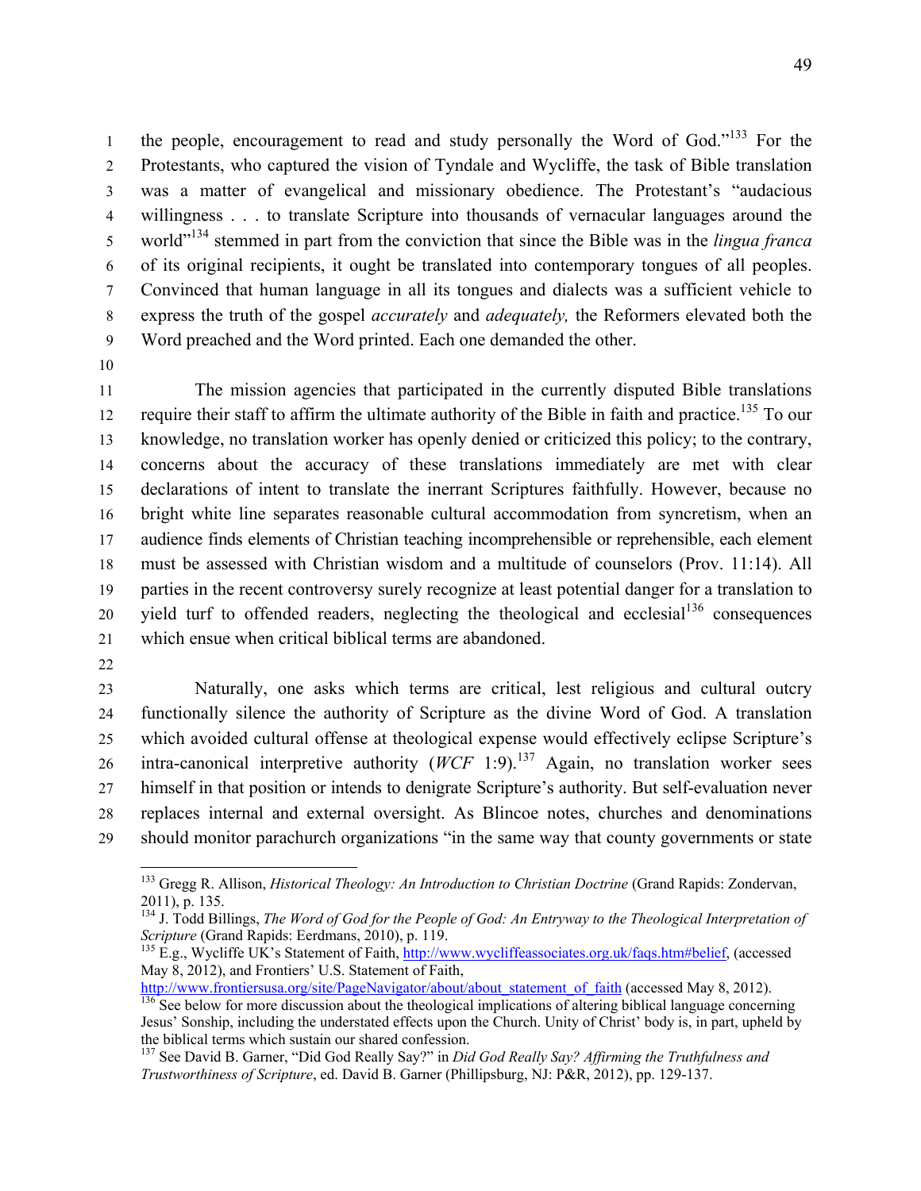the people, encouragement to read and study personally the Word of God."[133] For the Protestants, who captured the vision of Tyndale and Wycliffe, the task of Bible translation was a matter of evangelical and missionary obedience. The Protestant's "audacious willingness . . . to translate Scripture into thousands of vernacular languages around the world"[134] stemmed in part from the conviction that since the Bible was in the *lingua franca* of its original recipients, it ought be translated into contemporary tongues of all peoples. Convinced that human language in all its tongues and dialects was a sufficient vehicle to express the truth of the gospel *accurately* and *adequately,* the Reformers elevated both the Word preached and the Word printed. Each one demanded the other.

The mission agencies that participated in the currently disputed Bible translations require their staff to affirm the ultimate authority of the Bible in faith and practice.[135] To our knowledge, no translation worker has openly denied or criticized this policy; to the contrary, concerns about the accuracy of these translations immediately are met with clear declarations of intent to translate the inerrant Scriptures faithfully. However, because no bright white line separates reasonable cultural accommodation from syncretism, when an audience finds elements of Christian teaching incomprehensible or reprehensible, each element must be assessed with Christian wisdom and a multitude of counselors (Prov. 11:14). All parties in the recent controversy surely recognize at least potential danger for a translation to yield turf to offended readers, neglecting the theological and ecclesial[136] consequences which ensue when critical biblical terms are abandoned.

Naturally, one asks which terms are critical, lest religious and cultural outcry functionally silence the authority of Scripture as the divine Word of God. A translation which avoided cultural offense at theological expense would effectively eclipse Scripture's intra-canonical interpretive authority (*WCF* 1:9).[137] Again, no translation worker sees himself in that position or intends to denigrate Scripture's authority. But self-evaluation never replaces internal and external oversight. As Blincoe notes, churches and denominations should monitor parachurch organizations "in the same way that county governments or state

---

[133] Gregg R. Allison, *Historical Theology: An Introduction to Christian Doctrine* (Grand Rapids: Zondervan, 2011), p. 135.

[134] J. Todd Billings, *The Word of God for the People of God: An Entryway to the Theological Interpretation of Scripture* (Grand Rapids: Eerdmans, 2010), p. 119.

[135] E.g., Wycliffe UK's Statement of Faith, http://www.wycliffeassociates.org.uk/faqs.htm#belief, (accessed May 8, 2012), and Frontiers' U.S. Statement of Faith, http://www.frontiersusa.org/site/PageNavigator/about/about_statement_of_faith (accessed May 8, 2012).

[136] See below for more discussion about the theological implications of altering biblical language concerning Jesus' Sonship, including the understated effects upon the Church. Unity of Christ' body is, in part, upheld by the biblical terms which sustain our shared confession.

[137] See David B. Garner, "Did God Really Say?" in *Did God Really Say? Affirming the Truthfulness and Trustworthiness of Scripture*, ed. David B. Garner (Phillipsburg, NJ: P&R, 2012), pp. 129-137.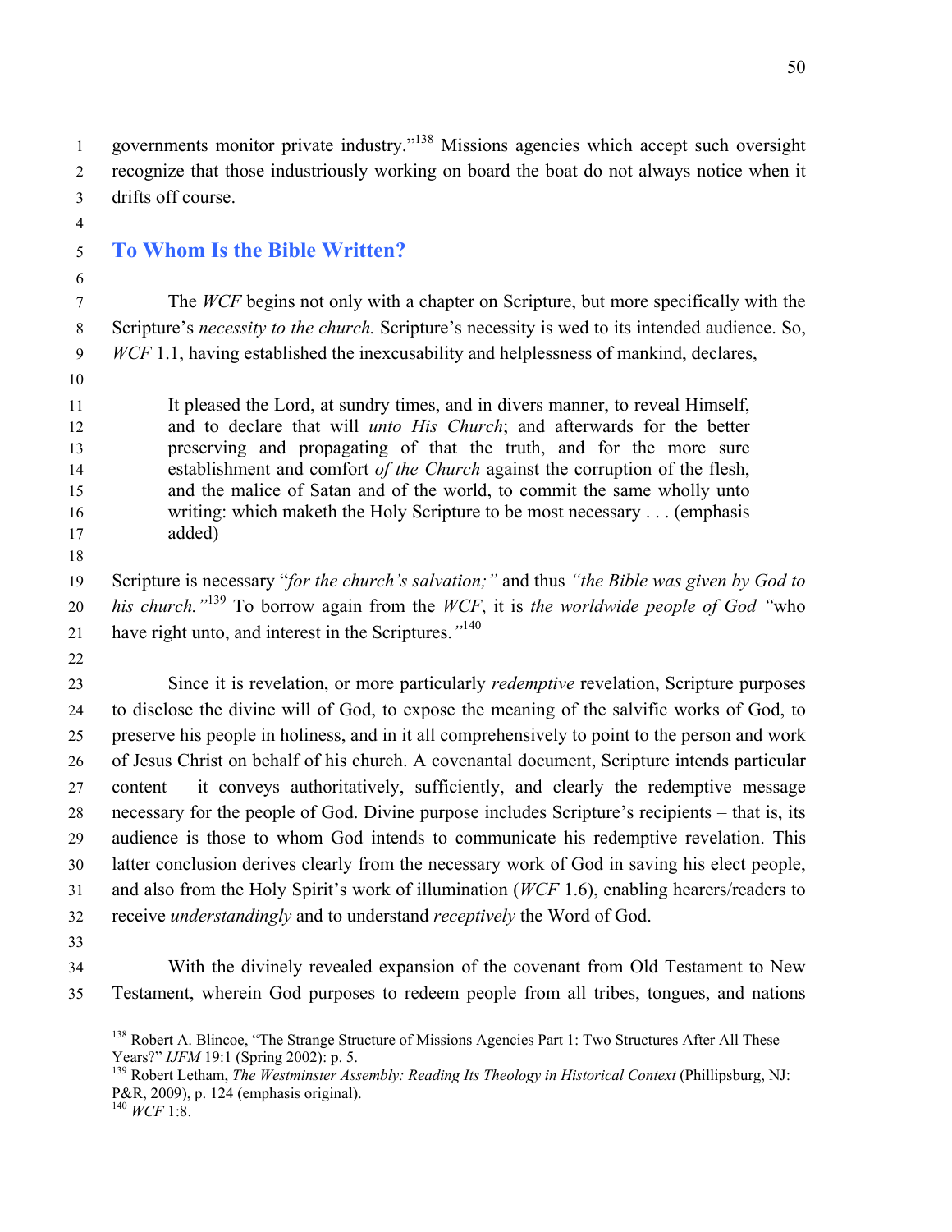governments monitor private industry."[138] Missions agencies which accept such oversight recognize that those industriously working on board the boat do not always notice when it drifts off course.

## To Whom Is the Bible Written?

The *WCF* begins not only with a chapter on Scripture, but more specifically with the Scripture's *necessity to the church.* Scripture's necessity is wed to its intended audience. So, *WCF* 1.1, having established the inexcusability and helplessness of mankind, declares,

> It pleased the Lord, at sundry times, and in divers manner, to reveal Himself, and to declare that will *unto His Church*; and afterwards for the better preserving and propagating of that the truth, and for the more sure establishment and comfort *of the Church* against the corruption of the flesh, and the malice of Satan and of the world, to commit the same wholly unto writing: which maketh the Holy Scripture to be most necessary . . . (emphasis added)

Scripture is necessary "*for the church's salvation;"* and thus *"the Bible was given by God to his church."*[139] To borrow again from the *WCF*, it is *the worldwide people of God "*who have right unto, and interest in the Scriptures.*"*[140]

Since it is revelation, or more particularly *redemptive* revelation, Scripture purposes to disclose the divine will of God, to expose the meaning of the salvific works of God, to preserve his people in holiness, and in it all comprehensively to point to the person and work of Jesus Christ on behalf of his church. A covenantal document, Scripture intends particular content – it conveys authoritatively, sufficiently, and clearly the redemptive message necessary for the people of God. Divine purpose includes Scripture's recipients – that is, its audience is those to whom God intends to communicate his redemptive revelation. This latter conclusion derives clearly from the necessary work of God in saving his elect people, and also from the Holy Spirit's work of illumination (*WCF* 1.6), enabling hearers/readers to receive *understandingly* and to understand *receptively* the Word of God.

With the divinely revealed expansion of the covenant from Old Testament to New Testament, wherein God purposes to redeem people from all tribes, tongues, and nations

---

[138] Robert A. Blincoe, "The Strange Structure of Missions Agencies Part 1: Two Structures After All These Years?" *IJFM* 19:1 (Spring 2002): p. 5.

[139] Robert Letham, *The Westminster Assembly: Reading Its Theology in Historical Context* (Phillipsburg, NJ: P&R, 2009), p. 124 (emphasis original).

[140] *WCF* 1:8.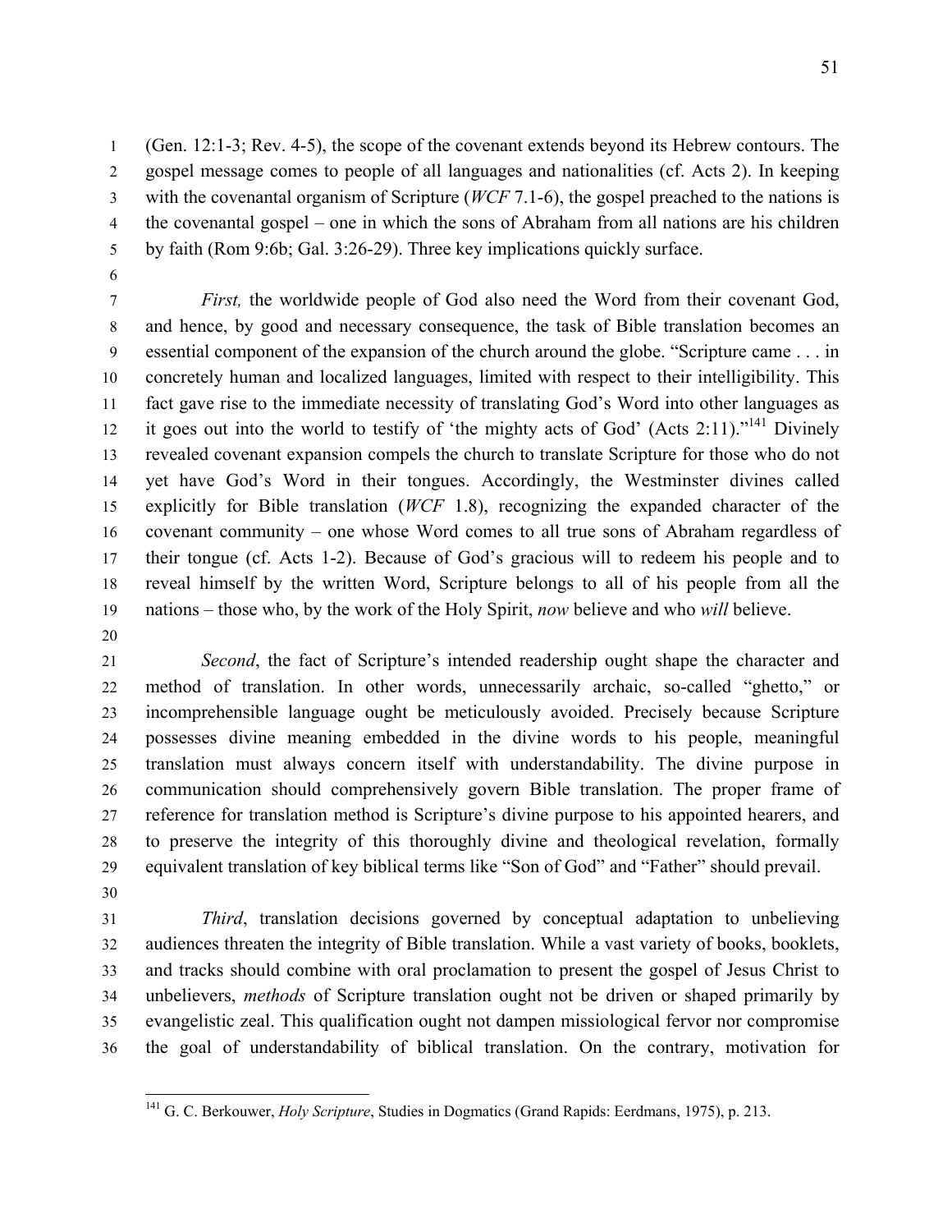(Gen. 12:1-3; Rev. 4-5), the scope of the covenant extends beyond its Hebrew contours. The gospel message comes to people of all languages and nationalities (cf. Acts 2). In keeping with the covenantal organism of Scripture (*WCF* 7.1-6), the gospel preached to the nations is the covenantal gospel – one in which the sons of Abraham from all nations are his children by faith (Rom 9:6b; Gal. 3:26-29). Three key implications quickly surface.

*First,* the worldwide people of God also need the Word from their covenant God, and hence, by good and necessary consequence, the task of Bible translation becomes an essential component of the expansion of the church around the globe. "Scripture came . . . in concretely human and localized languages, limited with respect to their intelligibility. This fact gave rise to the immediate necessity of translating God's Word into other languages as it goes out into the world to testify of 'the mighty acts of God' (Acts 2:11)."[141] Divinely revealed covenant expansion compels the church to translate Scripture for those who do not yet have God's Word in their tongues. Accordingly, the Westminster divines called explicitly for Bible translation (*WCF* 1.8), recognizing the expanded character of the covenant community – one whose Word comes to all true sons of Abraham regardless of their tongue (cf. Acts 1-2). Because of God's gracious will to redeem his people and to reveal himself by the written Word, Scripture belongs to all of his people from all the nations – those who, by the work of the Holy Spirit, *now* believe and who *will* believe.

*Second*, the fact of Scripture's intended readership ought shape the character and method of translation. In other words, unnecessarily archaic, so-called "ghetto," or incomprehensible language ought be meticulously avoided. Precisely because Scripture possesses divine meaning embedded in the divine words to his people, meaningful translation must always concern itself with understandability. The divine purpose in communication should comprehensively govern Bible translation. The proper frame of reference for translation method is Scripture's divine purpose to his appointed hearers, and to preserve the integrity of this thoroughly divine and theological revelation, formally equivalent translation of key biblical terms like "Son of God" and "Father" should prevail.

*Third*, translation decisions governed by conceptual adaptation to unbelieving audiences threaten the integrity of Bible translation. While a vast variety of books, booklets, and tracks should combine with oral proclamation to present the gospel of Jesus Christ to unbelievers, *methods* of Scripture translation ought not be driven or shaped primarily by evangelistic zeal. This qualification ought not dampen missiological fervor nor compromise the goal of understandability of biblical translation. On the contrary, motivation for

---

[141] G. C. Berkouwer, *Holy Scripture*, Studies in Dogmatics (Grand Rapids: Eerdmans, 1975), p. 213.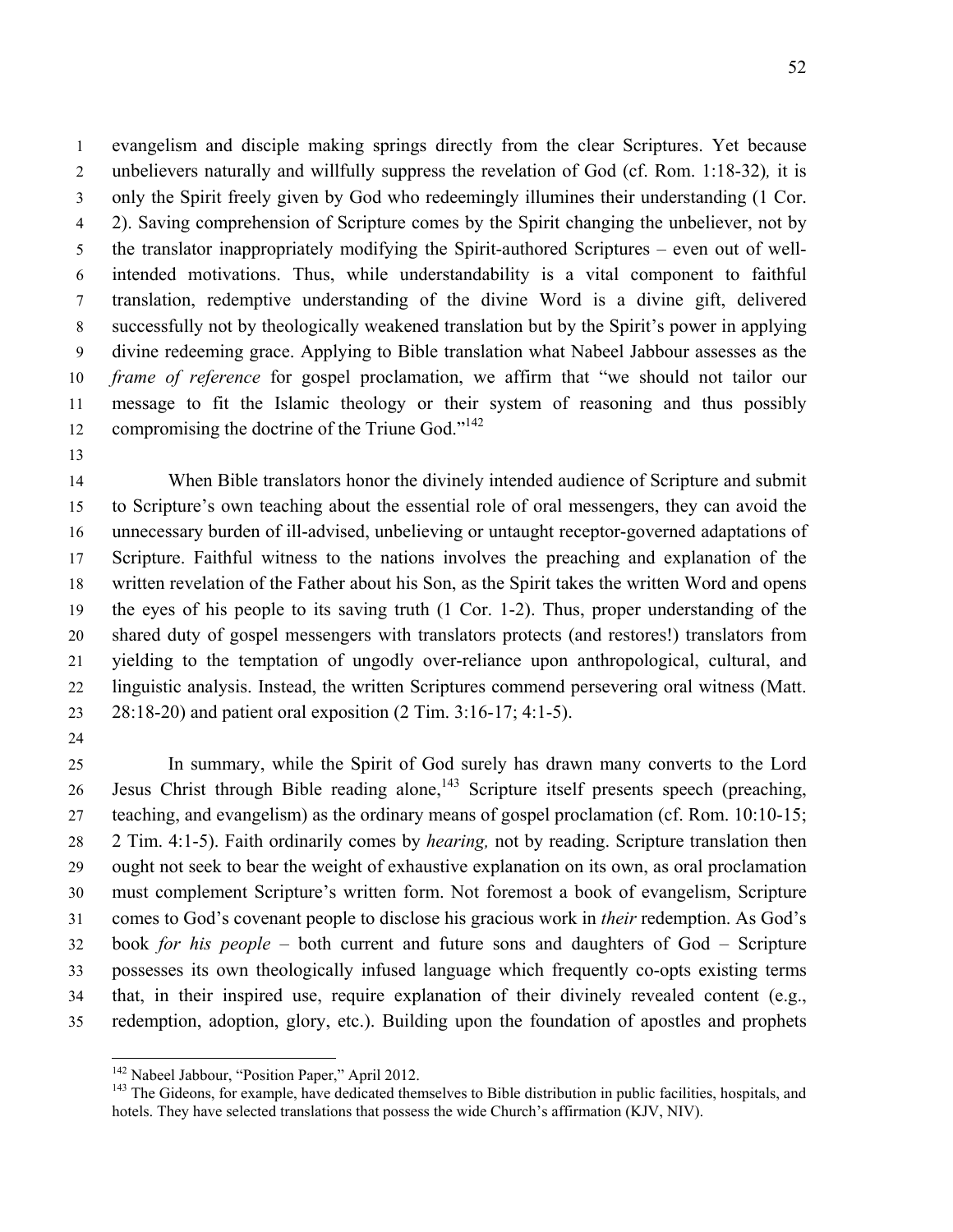evangelism and disciple making springs directly from the clear Scriptures. Yet because unbelievers naturally and willfully suppress the revelation of God (cf. Rom. 1:18-32), it is only the Spirit freely given by God who redeemingly illumines their understanding (1 Cor. 2). Saving comprehension of Scripture comes by the Spirit changing the unbeliever, not by the translator inappropriately modifying the Spirit-authored Scriptures – even out of well-intended motivations. Thus, while understandability is a vital component to faithful translation, redemptive understanding of the divine Word is a divine gift, delivered successfully not by theologically weakened translation but by the Spirit's power in applying divine redeeming grace. Applying to Bible translation what Nabeel Jabbour assesses as the *frame of reference* for gospel proclamation, we affirm that "we should not tailor our message to fit the Islamic theology or their system of reasoning and thus possibly compromising the doctrine of the Triune God."[142]

When Bible translators honor the divinely intended audience of Scripture and submit to Scripture's own teaching about the essential role of oral messengers, they can avoid the unnecessary burden of ill-advised, unbelieving or untaught receptor-governed adaptations of Scripture. Faithful witness to the nations involves the preaching and explanation of the written revelation of the Father about his Son, as the Spirit takes the written Word and opens the eyes of his people to its saving truth (1 Cor. 1-2). Thus, proper understanding of the shared duty of gospel messengers with translators protects (and restores!) translators from yielding to the temptation of ungodly over-reliance upon anthropological, cultural, and linguistic analysis. Instead, the written Scriptures commend persevering oral witness (Matt. 28:18-20) and patient oral exposition (2 Tim. 3:16-17; 4:1-5).

In summary, while the Spirit of God surely has drawn many converts to the Lord Jesus Christ through Bible reading alone,[143] Scripture itself presents speech (preaching, teaching, and evangelism) as the ordinary means of gospel proclamation (cf. Rom. 10:10-15; 2 Tim. 4:1-5). Faith ordinarily comes by *hearing,* not by reading. Scripture translation then ought not seek to bear the weight of exhaustive explanation on its own, as oral proclamation must complement Scripture's written form. Not foremost a book of evangelism, Scripture comes to God's covenant people to disclose his gracious work in *their* redemption. As God's book *for his people* – both current and future sons and daughters of God – Scripture possesses its own theologically infused language which frequently co-opts existing terms that, in their inspired use, require explanation of their divinely revealed content (e.g., redemption, adoption, glory, etc.). Building upon the foundation of apostles and prophets

---

[142] Nabeel Jabbour, "Position Paper," April 2012.

[143] The Gideons, for example, have dedicated themselves to Bible distribution in public facilities, hospitals, and hotels. They have selected translations that possess the wide Church's affirmation (KJV, NIV).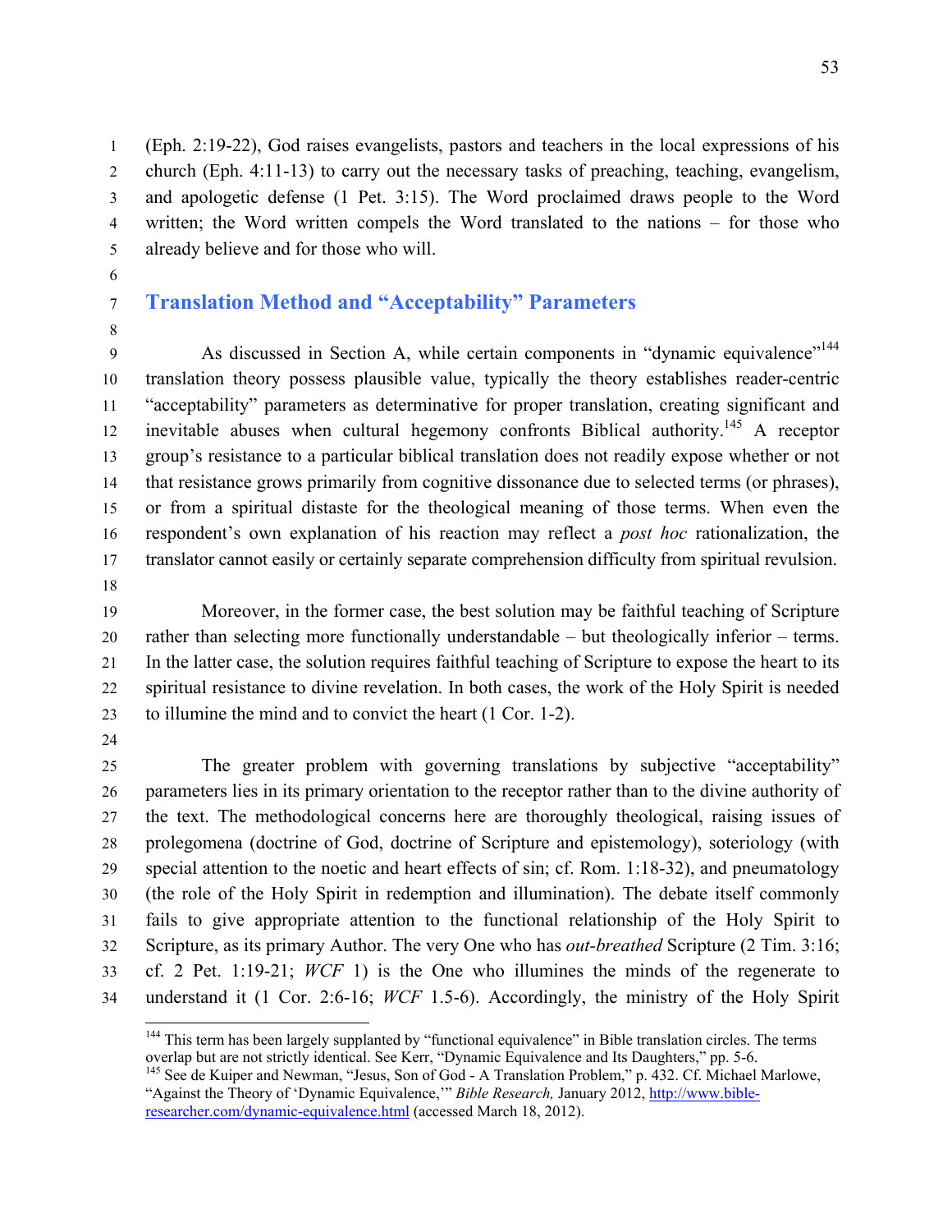(Eph. 2:19-22), God raises evangelists, pastors and teachers in the local expressions of his church (Eph. 4:11-13) to carry out the necessary tasks of preaching, teaching, evangelism, and apologetic defense (1 Pet. 3:15). The Word proclaimed draws people to the Word written; the Word written compels the Word translated to the nations – for those who already believe and for those who will.

## Translation Method and "Acceptability" Parameters

As discussed in Section A, while certain components in "dynamic equivalence"[144] translation theory possess plausible value, typically the theory establishes reader-centric "acceptability" parameters as determinative for proper translation, creating significant and inevitable abuses when cultural hegemony confronts Biblical authority.[145] A receptor group's resistance to a particular biblical translation does not readily expose whether or not that resistance grows primarily from cognitive dissonance due to selected terms (or phrases), or from a spiritual distaste for the theological meaning of those terms. When even the respondent's own explanation of his reaction may reflect a *post hoc* rationalization, the translator cannot easily or certainly separate comprehension difficulty from spiritual revulsion.

Moreover, in the former case, the best solution may be faithful teaching of Scripture rather than selecting more functionally understandable – but theologically inferior – terms. In the latter case, the solution requires faithful teaching of Scripture to expose the heart to its spiritual resistance to divine revelation. In both cases, the work of the Holy Spirit is needed to illumine the mind and to convict the heart (1 Cor. 1-2).

The greater problem with governing translations by subjective "acceptability" parameters lies in its primary orientation to the receptor rather than to the divine authority of the text. The methodological concerns here are thoroughly theological, raising issues of prolegomena (doctrine of God, doctrine of Scripture and epistemology), soteriology (with special attention to the noetic and heart effects of sin; cf. Rom. 1:18-32), and pneumatology (the role of the Holy Spirit in redemption and illumination). The debate itself commonly fails to give appropriate attention to the functional relationship of the Holy Spirit to Scripture, as its primary Author. The very One who has *out-breathed* Scripture (2 Tim. 3:16; cf. 2 Pet. 1:19-21; *WCF* 1) is the One who illumines the minds of the regenerate to understand it (1 Cor. 2:6-16; *WCF* 1.5-6). Accordingly, the ministry of the Holy Spirit

---

[144] This term has been largely supplanted by "functional equivalence" in Bible translation circles. The terms overlap but are not strictly identical. See Kerr, "Dynamic Equivalence and Its Daughters," pp. 5-6.

[145] See de Kuiper and Newman, "Jesus, Son of God - A Translation Problem," p. 432. Cf. Michael Marlowe, "Against the Theory of 'Dynamic Equivalence,'" *Bible Research,* January 2012, http://www.bible-researcher.com/dynamic-equivalence.html (accessed March 18, 2012).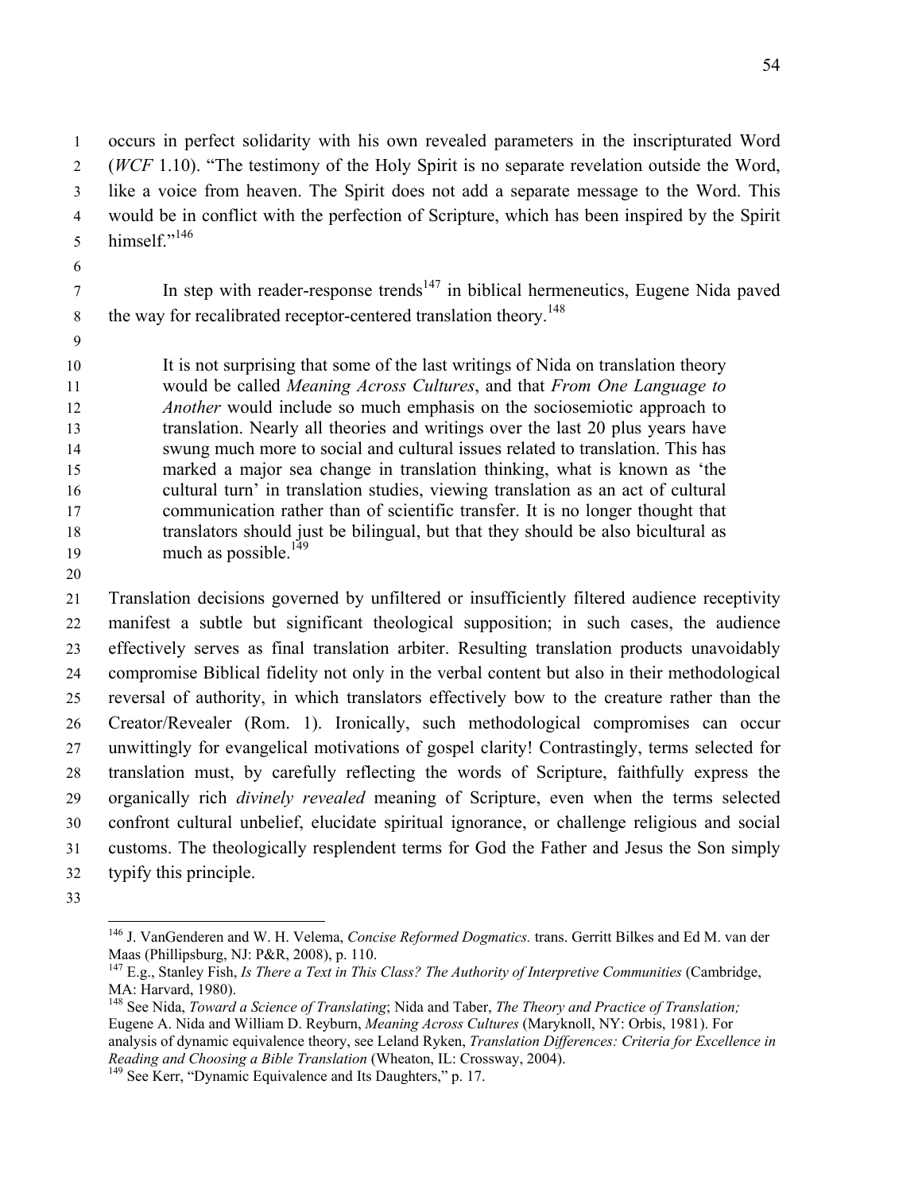occurs in perfect solidarity with his own revealed parameters in the inscripturated Word (*WCF* 1.10). "The testimony of the Holy Spirit is no separate revelation outside the Word, like a voice from heaven. The Spirit does not add a separate message to the Word. This would be in conflict with the perfection of Scripture, which has been inspired by the Spirit himself."[146]

In step with reader-response trends[147] in biblical hermeneutics, Eugene Nida paved the way for recalibrated receptor-centered translation theory.[148]

> It is not surprising that some of the last writings of Nida on translation theory would be called *Meaning Across Cultures*, and that *From One Language to Another* would include so much emphasis on the sociosemiotic approach to translation. Nearly all theories and writings over the last 20 plus years have swung much more to social and cultural issues related to translation. This has marked a major sea change in translation thinking, what is known as 'the cultural turn' in translation studies, viewing translation as an act of cultural communication rather than of scientific transfer. It is no longer thought that translators should just be bilingual, but that they should be also bicultural as much as possible.[149]

Translation decisions governed by unfiltered or insufficiently filtered audience receptivity manifest a subtle but significant theological supposition; in such cases, the audience effectively serves as final translation arbiter. Resulting translation products unavoidably compromise Biblical fidelity not only in the verbal content but also in their methodological reversal of authority, in which translators effectively bow to the creature rather than the Creator/Revealer (Rom. 1). Ironically, such methodological compromises can occur unwittingly for evangelical motivations of gospel clarity! Contrastingly, terms selected for translation must, by carefully reflecting the words of Scripture, faithfully express the organically rich *divinely revealed* meaning of Scripture, even when the terms selected confront cultural unbelief, elucidate spiritual ignorance, or challenge religious and social customs. The theologically resplendent terms for God the Father and Jesus the Son simply typify this principle.

---

[146] J. VanGenderen and W. H. Velema, *Concise Reformed Dogmatics.* trans. Gerritt Bilkes and Ed M. van der Maas (Phillipsburg, NJ: P&R, 2008), p. 110.

[147] E.g., Stanley Fish, *Is There a Text in This Class? The Authority of Interpretive Communities* (Cambridge, MA: Harvard, 1980).

[148] See Nida, *Toward a Science of Translating*; Nida and Taber, *The Theory and Practice of Translation;* Eugene A. Nida and William D. Reyburn, *Meaning Across Cultures* (Maryknoll, NY: Orbis, 1981). For analysis of dynamic equivalence theory, see Leland Ryken, *Translation Differences: Criteria for Excellence in Reading and Choosing a Bible Translation* (Wheaton, IL: Crossway, 2004).

[149] See Kerr, "Dynamic Equivalence and Its Daughters," p. 17.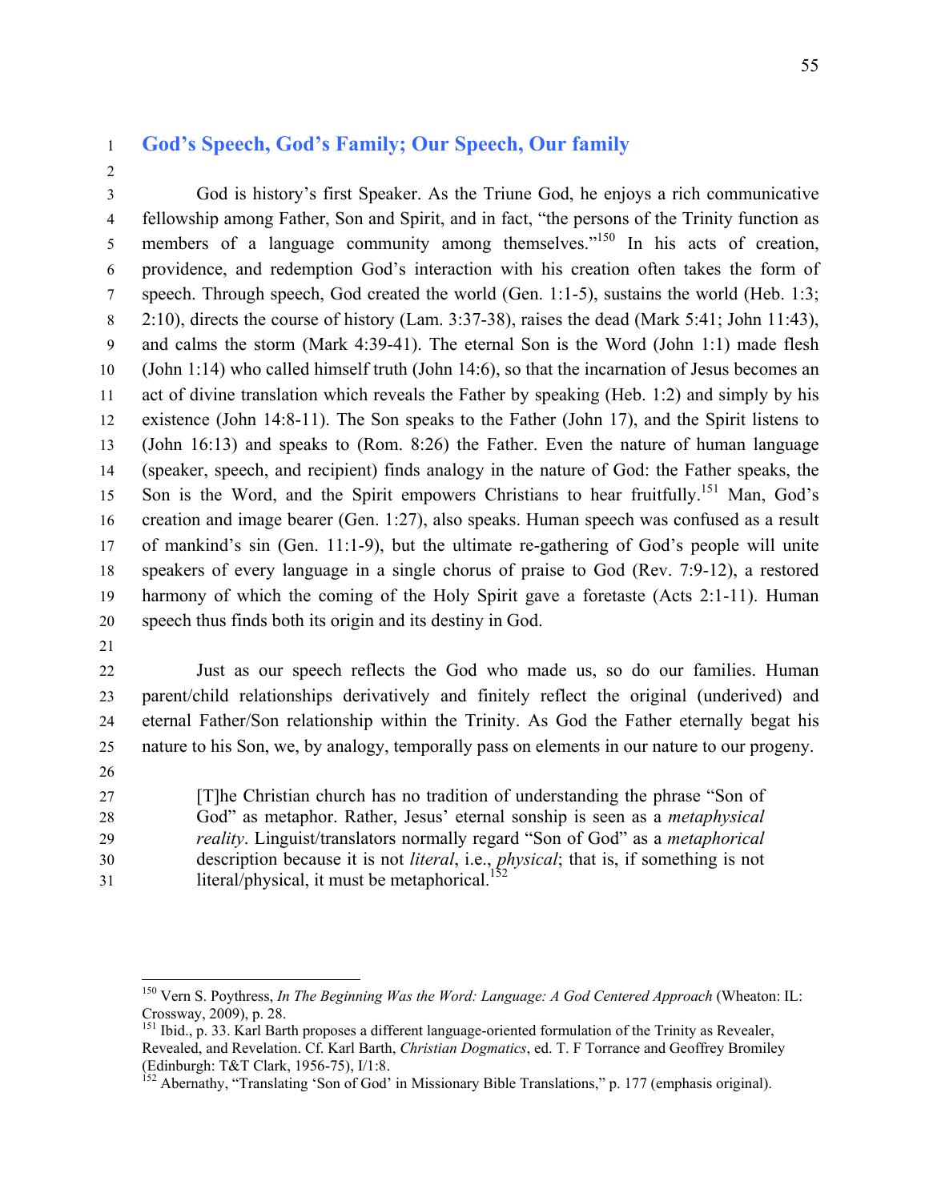## God's Speech, God's Family; Our Speech, Our family

God is history's first Speaker. As the Triune God, he enjoys a rich communicative fellowship among Father, Son and Spirit, and in fact, "the persons of the Trinity function as members of a language community among themselves."[150] In his acts of creation, providence, and redemption God's interaction with his creation often takes the form of speech. Through speech, God created the world (Gen. 1:1-5), sustains the world (Heb. 1:3; 2:10), directs the course of history (Lam. 3:37-38), raises the dead (Mark 5:41; John 11:43), and calms the storm (Mark 4:39-41). The eternal Son is the Word (John 1:1) made flesh (John 1:14) who called himself truth (John 14:6), so that the incarnation of Jesus becomes an act of divine translation which reveals the Father by speaking (Heb. 1:2) and simply by his existence (John 14:8-11). The Son speaks to the Father (John 17), and the Spirit listens to (John 16:13) and speaks to (Rom. 8:26) the Father. Even the nature of human language (speaker, speech, and recipient) finds analogy in the nature of God: the Father speaks, the Son is the Word, and the Spirit empowers Christians to hear fruitfully.[151] Man, God's creation and image bearer (Gen. 1:27), also speaks. Human speech was confused as a result of mankind's sin (Gen. 11:1-9), but the ultimate re-gathering of God's people will unite speakers of every language in a single chorus of praise to God (Rev. 7:9-12), a restored harmony of which the coming of the Holy Spirit gave a foretaste (Acts 2:1-11). Human speech thus finds both its origin and its destiny in God.

Just as our speech reflects the God who made us, so do our families. Human parent/child relationships derivatively and finitely reflect the original (underived) and eternal Father/Son relationship within the Trinity. As God the Father eternally begat his nature to his Son, we, by analogy, temporally pass on elements in our nature to our progeny.

> [T]he Christian church has no tradition of understanding the phrase "Son of God" as metaphor. Rather, Jesus' eternal sonship is seen as a *metaphysical reality*. Linguist/translators normally regard "Son of God" as a *metaphorical* description because it is not *literal*, i.e., *physical*; that is, if something is not literal/physical, it must be metaphorical.[152]

---

[150] Vern S. Poythress, *In The Beginning Was the Word: Language: A God Centered Approach* (Wheaton: IL: Crossway, 2009), p. 28.

[151] Ibid., p. 33. Karl Barth proposes a different language-oriented formulation of the Trinity as Revealer, Revealed, and Revelation. Cf. Karl Barth, *Christian Dogmatics*, ed. T. F Torrance and Geoffrey Bromiley (Edinburgh: T&T Clark, 1956-75), I/1:8.

[152] Abernathy, "Translating 'Son of God' in Missionary Bible Translations," p. 177 (emphasis original).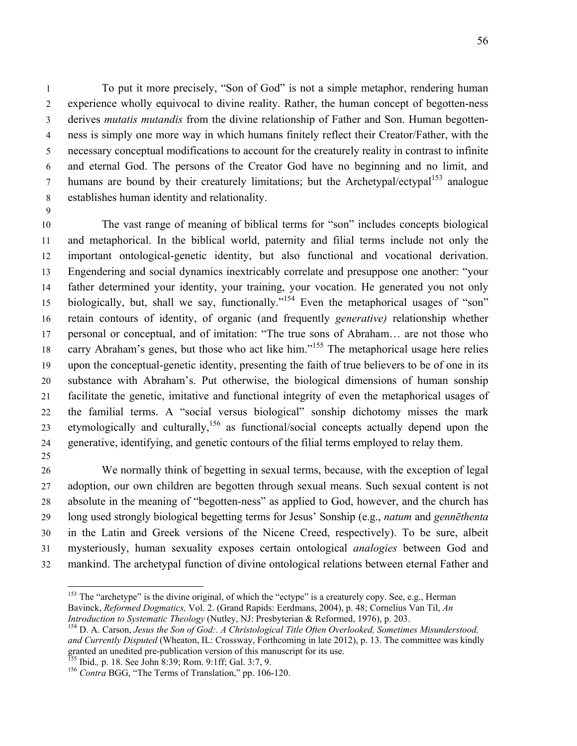To put it more precisely, "Son of God" is not a simple metaphor, rendering human experience wholly equivocal to divine reality. Rather, the human concept of begotten-ness derives *mutatis mutandis* from the divine relationship of Father and Son. Human begotten-ness is simply one more way in which humans finitely reflect their Creator/Father, with the necessary conceptual modifications to account for the creaturely reality in contrast to infinite and eternal God. The persons of the Creator God have no beginning and no limit, and humans are bound by their creaturely limitations; but the Archetypal/ectypal[153] analogue establishes human identity and relationality.

The vast range of meaning of biblical terms for "son" includes concepts biological and metaphorical. In the biblical world, paternity and filial terms include not only the important ontological-genetic identity, but also functional and vocational derivation. Engendering and social dynamics inextricably correlate and presuppose one another: "your father determined your identity, your training, your vocation. He generated you not only biologically, but, shall we say, functionally."[154] Even the metaphorical usages of "son" retain contours of identity, of organic (and frequently *generative)* relationship whether personal or conceptual, and of imitation: "The true sons of Abraham… are not those who carry Abraham's genes, but those who act like him."[155] The metaphorical usage here relies upon the conceptual-genetic identity, presenting the faith of true believers to be of one in its substance with Abraham's. Put otherwise, the biological dimensions of human sonship facilitate the genetic, imitative and functional integrity of even the metaphorical usages of the familial terms. A "social versus biological" sonship dichotomy misses the mark etymologically and culturally,[156] as functional/social concepts actually depend upon the generative, identifying, and genetic contours of the filial terms employed to relay them.

We normally think of begetting in sexual terms, because, with the exception of legal adoption, our own children are begotten through sexual means. Such sexual content is not absolute in the meaning of "begotten-ness" as applied to God, however, and the church has long used strongly biological begetting terms for Jesus' Sonship (e.g., *natum* and *gennēthenta* in the Latin and Greek versions of the Nicene Creed, respectively). To be sure, albeit mysteriously, human sexuality exposes certain ontological *analogies* between God and mankind. The archetypal function of divine ontological relations between eternal Father and

---

[153] The "archetype" is the divine original, of which the "ectype" is a creaturely copy. See, e.g., Herman Bavinck, *Reformed Dogmatics,* Vol. 2. (Grand Rapids: Eerdmans, 2004), p. 48; Cornelius Van Til, *An Introduction to Systematic Theology* (Nutley, NJ: Presbyterian & Reformed, 1976), p. 203.

[154] D. A. Carson, *Jesus the Son of God:. A Christological Title Often Overlooked, Sometimes Misunderstood, and Currently Disputed* (Wheaton, IL: Crossway, Forthcoming in late 2012), p. 13. The committee was kindly granted an unedited pre-publication version of this manuscript for its use.

[155] Ibid., p. 18. See John 8:39; Rom. 9:1ff; Gal. 3:7, 9.

[156] *Contra* BGG, "The Terms of Translation," pp. 106-120.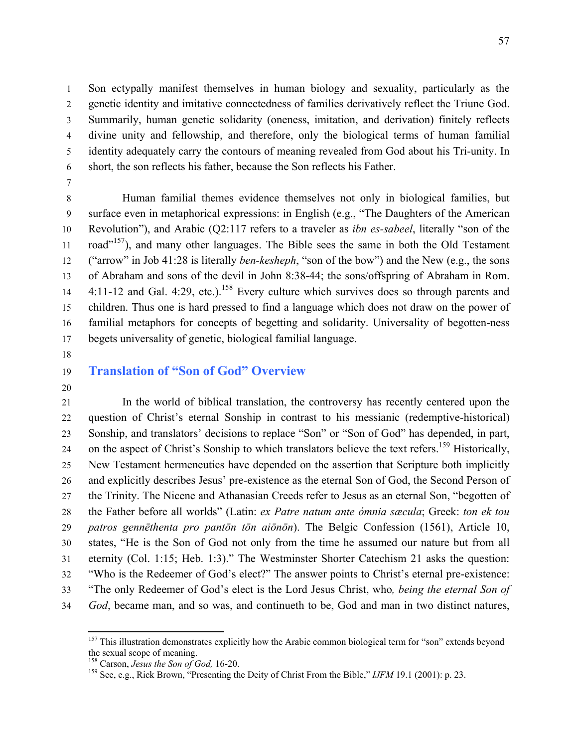Son ectypally manifest themselves in human biology and sexuality, particularly as the genetic identity and imitative connectedness of families derivatively reflect the Triune God. Summarily, human genetic solidarity (oneness, imitation, and derivation) finitely reflects divine unity and fellowship, and therefore, only the biological terms of human familial identity adequately carry the contours of meaning revealed from God about his Tri-unity. In short, the son reflects his father, because the Son reflects his Father.

Human familial themes evidence themselves not only in biological families, but surface even in metaphorical expressions: in English (e.g., "The Daughters of the American Revolution"), and Arabic (Q2:117 refers to a traveler as *ibn es-sabeel*, literally "son of the road"[157]), and many other languages. The Bible sees the same in both the Old Testament ("arrow" in Job 41:28 is literally *ben-kesheph*, "son of the bow") and the New (e.g., the sons of Abraham and sons of the devil in John 8:38-44; the sons/offspring of Abraham in Rom. 4:11-12 and Gal. 4:29, etc.).[158] Every culture which survives does so through parents and children. Thus one is hard pressed to find a language which does not draw on the power of familial metaphors for concepts of begetting and solidarity. Universality of begotten-ness begets universality of genetic, biological familial language.

## Translation of "Son of God" Overview

In the world of biblical translation, the controversy has recently centered upon the question of Christ's eternal Sonship in contrast to his messianic (redemptive-historical) Sonship, and translators' decisions to replace "Son" or "Son of God" has depended, in part, on the aspect of Christ's Sonship to which translators believe the text refers.[159] Historically, New Testament hermeneutics have depended on the assertion that Scripture both implicitly and explicitly describes Jesus' pre-existence as the eternal Son of God, the Second Person of the Trinity. The Nicene and Athanasian Creeds refer to Jesus as an eternal Son, "begotten of the Father before all worlds" (Latin: *ex Patre natum ante ómnia sæcula*; Greek: *ton ek tou patros gennēthenta pro pantōn tōn aiōnōn*). The Belgic Confession (1561), Article 10, states, "He is the Son of God not only from the time he assumed our nature but from all eternity (Col. 1:15; Heb. 1:3)." The Westminster Shorter Catechism 21 asks the question: "Who is the Redeemer of God's elect?" The answer points to Christ's eternal pre-existence: "The only Redeemer of God's elect is the Lord Jesus Christ, who*, being the eternal Son of God*, became man, and so was, and continueth to be, God and man in two distinct natures,

---

[157] This illustration demonstrates explicitly how the Arabic common biological term for "son" extends beyond the sexual scope of meaning.

[158] Carson, *Jesus the Son of God,* 16-20.

[159] See, e.g., Rick Brown, "Presenting the Deity of Christ From the Bible," *IJFM* 19.1 (2001): p. 23.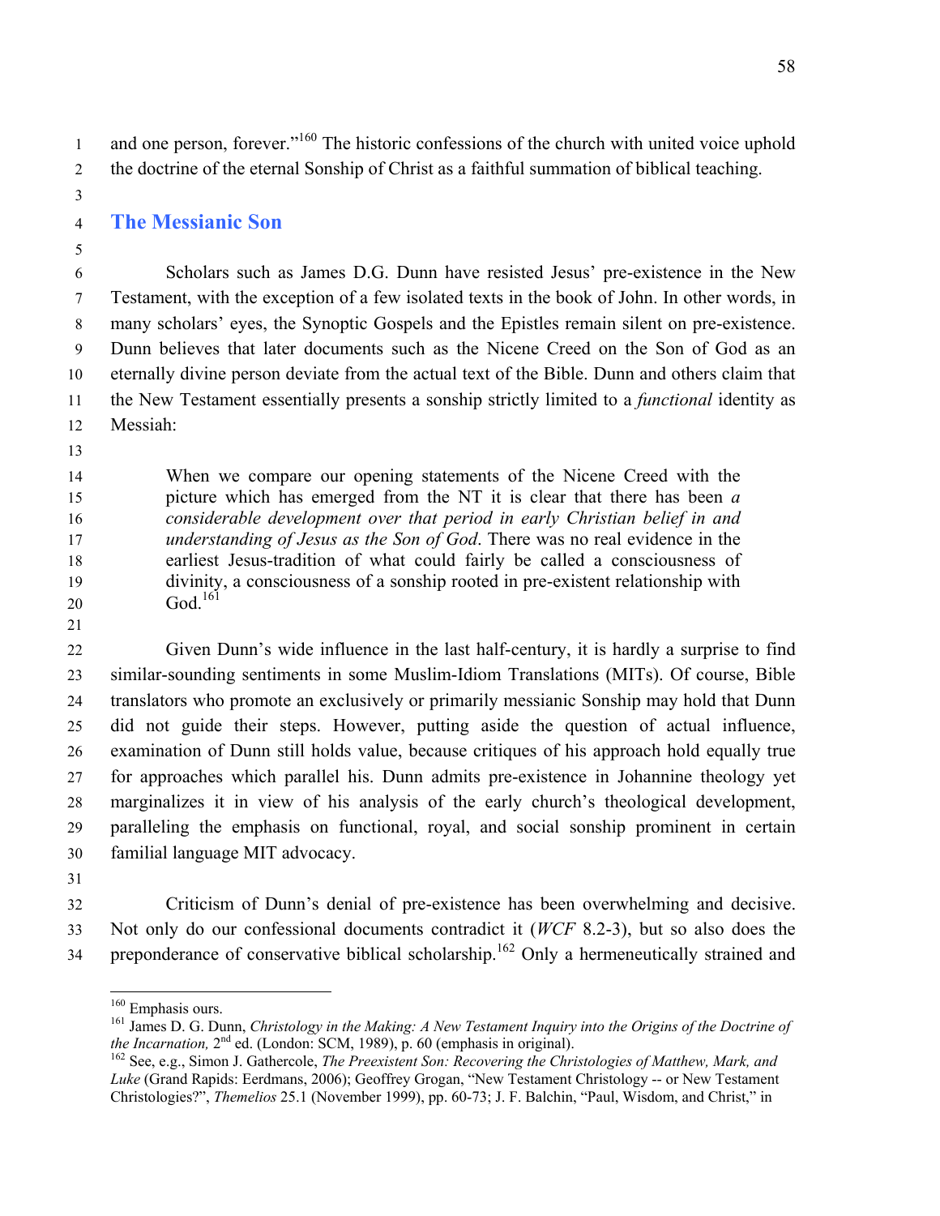and one person, forever."[160] The historic confessions of the church with united voice uphold the doctrine of the eternal Sonship of Christ as a faithful summation of biblical teaching.

## The Messianic Son

Scholars such as James D.G. Dunn have resisted Jesus' pre-existence in the New Testament, with the exception of a few isolated texts in the book of John. In other words, in many scholars' eyes, the Synoptic Gospels and the Epistles remain silent on pre-existence. Dunn believes that later documents such as the Nicene Creed on the Son of God as an eternally divine person deviate from the actual text of the Bible. Dunn and others claim that the New Testament essentially presents a sonship strictly limited to a *functional* identity as Messiah:

> When we compare our opening statements of the Nicene Creed with the picture which has emerged from the NT it is clear that there has been *a considerable development over that period in early Christian belief in and understanding of Jesus as the Son of God*. There was no real evidence in the earliest Jesus-tradition of what could fairly be called a consciousness of divinity, a consciousness of a sonship rooted in pre-existent relationship with God.[161]

Given Dunn's wide influence in the last half-century, it is hardly a surprise to find similar-sounding sentiments in some Muslim-Idiom Translations (MITs). Of course, Bible translators who promote an exclusively or primarily messianic Sonship may hold that Dunn did not guide their steps. However, putting aside the question of actual influence, examination of Dunn still holds value, because critiques of his approach hold equally true for approaches which parallel his. Dunn admits pre-existence in Johannine theology yet marginalizes it in view of his analysis of the early church's theological development, paralleling the emphasis on functional, royal, and social sonship prominent in certain familial language MIT advocacy.

Criticism of Dunn's denial of pre-existence has been overwhelming and decisive. Not only do our confessional documents contradict it (*WCF* 8.2-3), but so also does the preponderance of conservative biblical scholarship.[162] Only a hermeneutically strained and

---

[160] Emphasis ours.

[161] James D. G. Dunn, *Christology in the Making: A New Testament Inquiry into the Origins of the Doctrine of the Incarnation,* 2nd ed. (London: SCM, 1989), p. 60 (emphasis in original).

[162] See, e.g., Simon J. Gathercole, *The Preexistent Son: Recovering the Christologies of Matthew, Mark, and Luke* (Grand Rapids: Eerdmans, 2006); Geoffrey Grogan, "New Testament Christology -- or New Testament Christologies?", *Themelios* 25.1 (November 1999), pp. 60-73; J. F. Balchin, "Paul, Wisdom, and Christ," in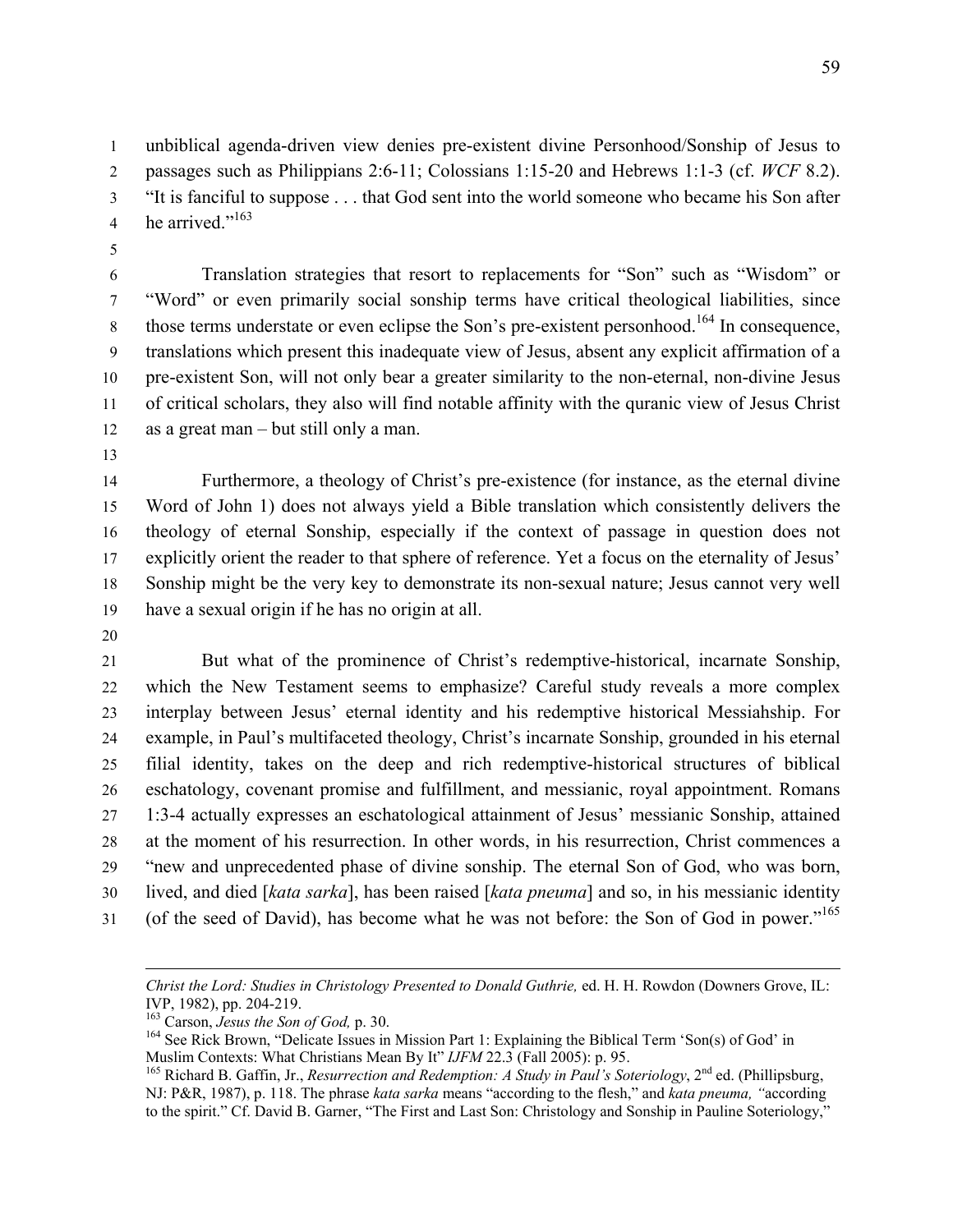unbiblical agenda-driven view denies pre-existent divine Personhood/Sonship of Jesus to passages such as Philippians 2:6-11; Colossians 1:15-20 and Hebrews 1:1-3 (cf. *WCF* 8.2). "It is fanciful to suppose . . . that God sent into the world someone who became his Son after he arrived."[163]

Translation strategies that resort to replacements for "Son" such as "Wisdom" or "Word" or even primarily social sonship terms have critical theological liabilities, since those terms understate or even eclipse the Son's pre-existent personhood.[164] In consequence, translations which present this inadequate view of Jesus, absent any explicit affirmation of a pre-existent Son, will not only bear a greater similarity to the non-eternal, non-divine Jesus of critical scholars, they also will find notable affinity with the quranic view of Jesus Christ as a great man – but still only a man.

Furthermore, a theology of Christ's pre-existence (for instance, as the eternal divine Word of John 1) does not always yield a Bible translation which consistently delivers the theology of eternal Sonship, especially if the context of passage in question does not explicitly orient the reader to that sphere of reference. Yet a focus on the eternality of Jesus' Sonship might be the very key to demonstrate its non-sexual nature; Jesus cannot very well have a sexual origin if he has no origin at all.

But what of the prominence of Christ's redemptive-historical, incarnate Sonship, which the New Testament seems to emphasize? Careful study reveals a more complex interplay between Jesus' eternal identity and his redemptive historical Messiahship. For example, in Paul's multifaceted theology, Christ's incarnate Sonship, grounded in his eternal filial identity, takes on the deep and rich redemptive-historical structures of biblical eschatology, covenant promise and fulfillment, and messianic, royal appointment. Romans 1:3-4 actually expresses an eschatological attainment of Jesus' messianic Sonship, attained at the moment of his resurrection. In other words, in his resurrection, Christ commences a "new and unprecedented phase of divine sonship. The eternal Son of God, who was born, lived, and died [*kata sarka*], has been raised [*kata pneuma*] and so, in his messianic identity (of the seed of David), has become what he was not before: the Son of God in power."[165]

---

*Christ the Lord: Studies in Christology Presented to Donald Guthrie,* ed. H. H. Rowdon (Downers Grove, IL: IVP, 1982), pp. 204-219.

[163] Carson, *Jesus the Son of God,* p. 30.

[164] See Rick Brown, "Delicate Issues in Mission Part 1: Explaining the Biblical Term 'Son(s) of God' in Muslim Contexts: What Christians Mean By It" *IJFM* 22.3 (Fall 2005): p. 95.

[165] Richard B. Gaffin, Jr., *Resurrection and Redemption: A Study in Paul's Soteriology*, 2nd ed. (Phillipsburg, NJ: P&R, 1987), p. 118. The phrase *kata sarka* means "according to the flesh," and *kata pneuma, "*according to the spirit." Cf. David B. Garner, "The First and Last Son: Christology and Sonship in Pauline Soteriology,"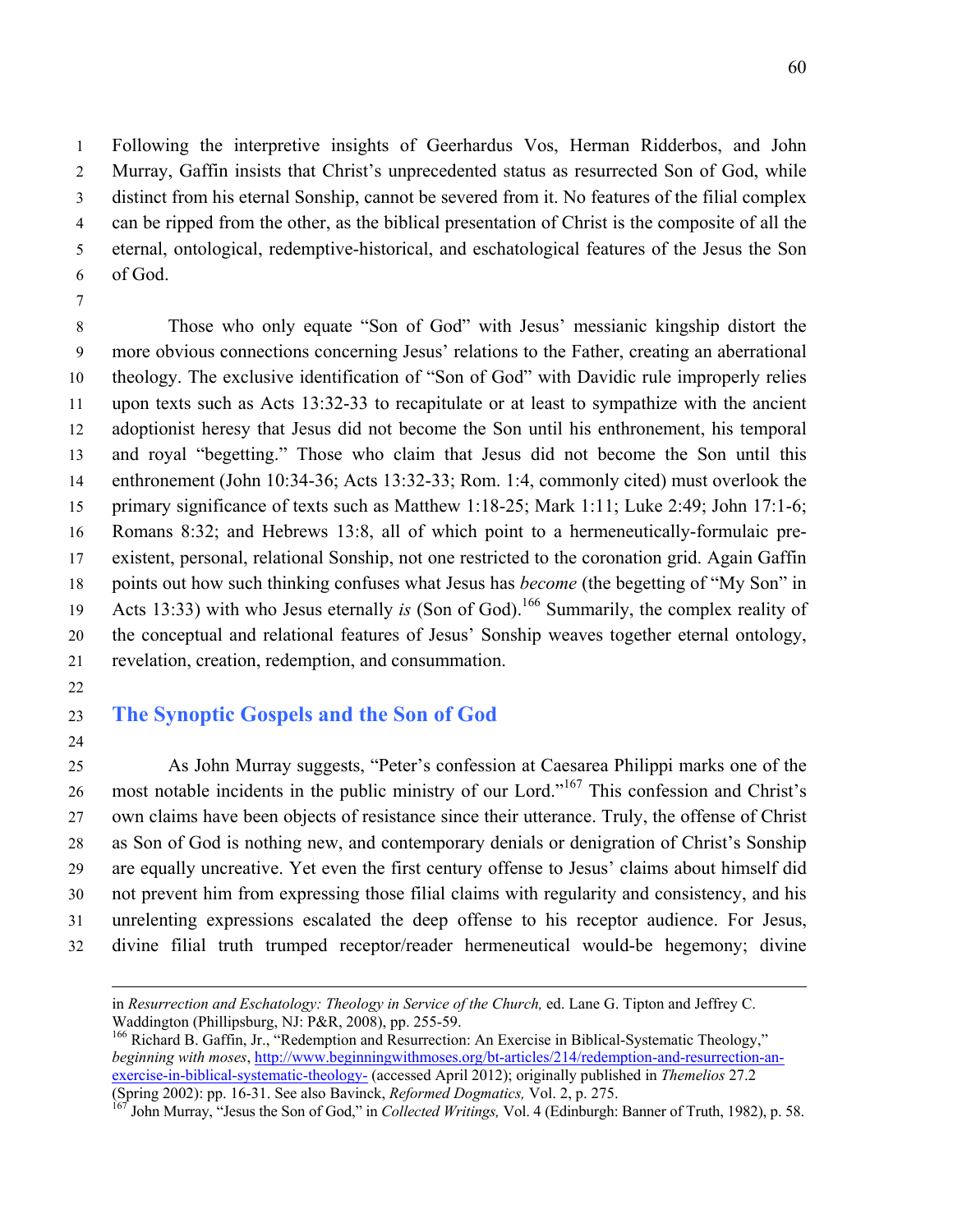Following the interpretive insights of Geerhardus Vos, Herman Ridderbos, and John Murray, Gaffin insists that Christ's unprecedented status as resurrected Son of God, while distinct from his eternal Sonship, cannot be severed from it. No features of the filial complex can be ripped from the other, as the biblical presentation of Christ is the composite of all the eternal, ontological, redemptive-historical, and eschatological features of the Jesus the Son of God.

Those who only equate "Son of God" with Jesus' messianic kingship distort the more obvious connections concerning Jesus' relations to the Father, creating an aberrational theology. The exclusive identification of "Son of God" with Davidic rule improperly relies upon texts such as Acts 13:32-33 to recapitulate or at least to sympathize with the ancient adoptionist heresy that Jesus did not become the Son until his enthronement, his temporal and royal "begetting." Those who claim that Jesus did not become the Son until this enthronement (John 10:34-36; Acts 13:32-33; Rom. 1:4, commonly cited) must overlook the primary significance of texts such as Matthew 1:18-25; Mark 1:11; Luke 2:49; John 17:1-6; Romans 8:32; and Hebrews 13:8, all of which point to a hermeneutically-formulaic pre-existent, personal, relational Sonship, not one restricted to the coronation grid. Again Gaffin points out how such thinking confuses what Jesus has *become* (the begetting of "My Son" in Acts 13:33) with who Jesus eternally *is* (Son of God).[166] Summarily, the complex reality of the conceptual and relational features of Jesus' Sonship weaves together eternal ontology, revelation, creation, redemption, and consummation.

## The Synoptic Gospels and the Son of God

As John Murray suggests, "Peter's confession at Caesarea Philippi marks one of the most notable incidents in the public ministry of our Lord."[167] This confession and Christ's own claims have been objects of resistance since their utterance. Truly, the offense of Christ as Son of God is nothing new, and contemporary denials or denigration of Christ's Sonship are equally uncreative. Yet even the first century offense to Jesus' claims about himself did not prevent him from expressing those filial claims with regularity and consistency, and his unrelenting expressions escalated the deep offense to his receptor audience. For Jesus, divine filial truth trumped receptor/reader hermeneutical would-be hegemony; divine

---

in *Resurrection and Eschatology: Theology in Service of the Church,* ed. Lane G. Tipton and Jeffrey C. Waddington (Phillipsburg, NJ: P&R, 2008), pp. 255-59.

[166] Richard B. Gaffin, Jr., "Redemption and Resurrection: An Exercise in Biblical-Systematic Theology," *beginning with moses*, http://www.beginningwithmoses.org/bt-articles/214/redemption-and-resurrection-an-exercise-in-biblical-systematic-theology- (accessed April 2012); originally published in *Themelios* 27.2 (Spring 2002): pp. 16-31. See also Bavinck, *Reformed Dogmatics,* Vol. 2, p. 275.

[167] John Murray, "Jesus the Son of God," in *Collected Writings,* Vol. 4 (Edinburgh: Banner of Truth, 1982), p. 58.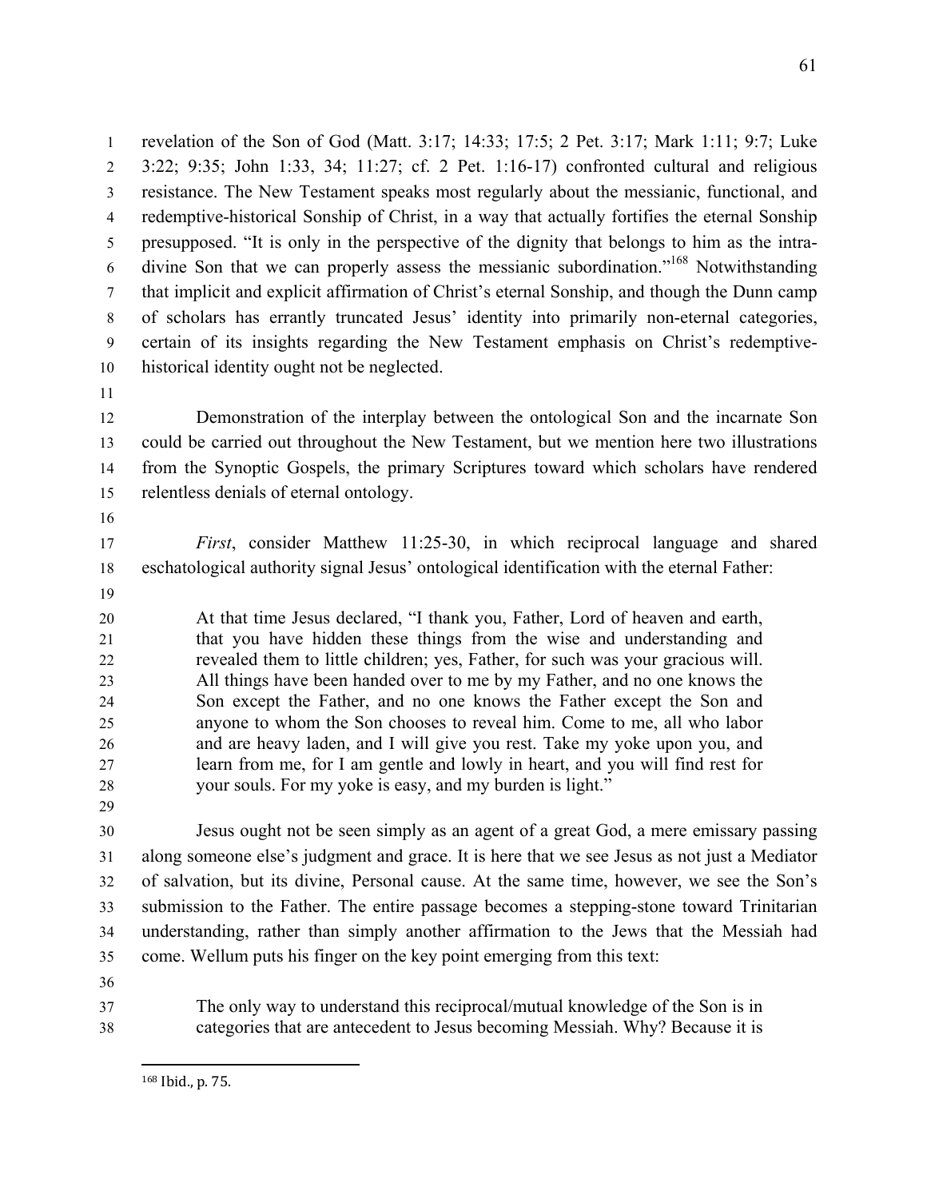revelation of the Son of God (Matt. 3:17; 14:33; 17:5; 2 Pet. 3:17; Mark 1:11; 9:7; Luke 3:22; 9:35; John 1:33, 34; 11:27; cf. 2 Pet. 1:16-17) confronted cultural and religious resistance. The New Testament speaks most regularly about the messianic, functional, and redemptive-historical Sonship of Christ, in a way that actually fortifies the eternal Sonship presupposed. "It is only in the perspective of the dignity that belongs to him as the intra-divine Son that we can properly assess the messianic subordination."[168] Notwithstanding that implicit and explicit affirmation of Christ's eternal Sonship, and though the Dunn camp of scholars has errantly truncated Jesus' identity into primarily non-eternal categories, certain of its insights regarding the New Testament emphasis on Christ's redemptive-historical identity ought not be neglected.

Demonstration of the interplay between the ontological Son and the incarnate Son could be carried out throughout the New Testament, but we mention here two illustrations from the Synoptic Gospels, the primary Scriptures toward which scholars have rendered relentless denials of eternal ontology.

*First*, consider Matthew 11:25-30, in which reciprocal language and shared eschatological authority signal Jesus' ontological identification with the eternal Father:

> At that time Jesus declared, "I thank you, Father, Lord of heaven and earth, that you have hidden these things from the wise and understanding and revealed them to little children; yes, Father, for such was your gracious will. All things have been handed over to me by my Father, and no one knows the Son except the Father, and no one knows the Father except the Son and anyone to whom the Son chooses to reveal him. Come to me, all who labor and are heavy laden, and I will give you rest. Take my yoke upon you, and learn from me, for I am gentle and lowly in heart, and you will find rest for your souls. For my yoke is easy, and my burden is light."

Jesus ought not be seen simply as an agent of a great God, a mere emissary passing along someone else's judgment and grace. It is here that we see Jesus as not just a Mediator of salvation, but its divine, Personal cause. At the same time, however, we see the Son's submission to the Father. The entire passage becomes a stepping-stone toward Trinitarian understanding, rather than simply another affirmation to the Jews that the Messiah had come. Wellum puts his finger on the key point emerging from this text:

> The only way to understand this reciprocal/mutual knowledge of the Son is in categories that are antecedent to Jesus becoming Messiah. Why? Because it is

[168] Ibid., p. 75.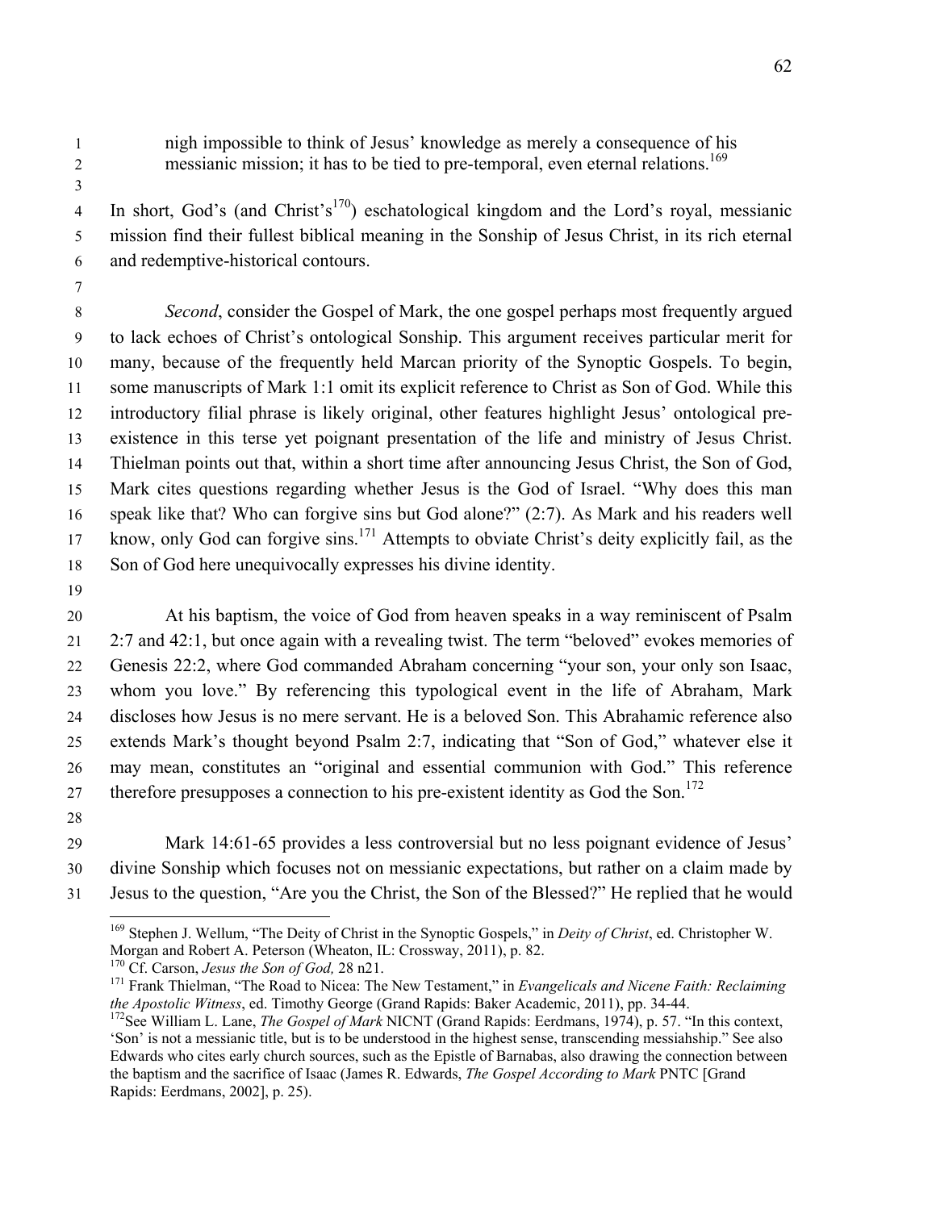nigh impossible to think of Jesus' knowledge as merely a consequence of his messianic mission; it has to be tied to pre-temporal, even eternal relations.[169]

In short, God's (and Christ's[170]) eschatological kingdom and the Lord's royal, messianic mission find their fullest biblical meaning in the Sonship of Jesus Christ, in its rich eternal and redemptive-historical contours.

*Second*, consider the Gospel of Mark, the one gospel perhaps most frequently argued to lack echoes of Christ's ontological Sonship. This argument receives particular merit for many, because of the frequently held Marcan priority of the Synoptic Gospels. To begin, some manuscripts of Mark 1:1 omit its explicit reference to Christ as Son of God. While this introductory filial phrase is likely original, other features highlight Jesus' ontological pre-existence in this terse yet poignant presentation of the life and ministry of Jesus Christ. Thielman points out that, within a short time after announcing Jesus Christ, the Son of God, Mark cites questions regarding whether Jesus is the God of Israel. "Why does this man speak like that? Who can forgive sins but God alone?" (2:7). As Mark and his readers well know, only God can forgive sins.[171] Attempts to obviate Christ's deity explicitly fail, as the Son of God here unequivocally expresses his divine identity.

At his baptism, the voice of God from heaven speaks in a way reminiscent of Psalm 2:7 and 42:1, but once again with a revealing twist. The term "beloved" evokes memories of Genesis 22:2, where God commanded Abraham concerning "your son, your only son Isaac, whom you love." By referencing this typological event in the life of Abraham, Mark discloses how Jesus is no mere servant. He is a beloved Son. This Abrahamic reference also extends Mark's thought beyond Psalm 2:7, indicating that "Son of God," whatever else it may mean, constitutes an "original and essential communion with God." This reference therefore presupposes a connection to his pre-existent identity as God the Son.[172]

Mark 14:61-65 provides a less controversial but no less poignant evidence of Jesus' divine Sonship which focuses not on messianic expectations, but rather on a claim made by Jesus to the question, "Are you the Christ, the Son of the Blessed?" He replied that he would

---

[169] Stephen J. Wellum, "The Deity of Christ in the Synoptic Gospels," in *Deity of Christ*, ed. Christopher W. Morgan and Robert A. Peterson (Wheaton, IL: Crossway, 2011), p. 82.

[170] Cf. Carson, *Jesus the Son of God,* 28 n21.

[171] Frank Thielman, "The Road to Nicea: The New Testament," in *Evangelicals and Nicene Faith: Reclaiming the Apostolic Witness*, ed. Timothy George (Grand Rapids: Baker Academic, 2011), pp. 34-44.

[172] See William L. Lane, *The Gospel of Mark* NICNT (Grand Rapids: Eerdmans, 1974), p. 57. "In this context, 'Son' is not a messianic title, but is to be understood in the highest sense, transcending messiahship." See also Edwards who cites early church sources, such as the Epistle of Barnabas, also drawing the connection between the baptism and the sacrifice of Isaac (James R. Edwards, *The Gospel According to Mark* PNTC [Grand Rapids: Eerdmans, 2002], p. 25).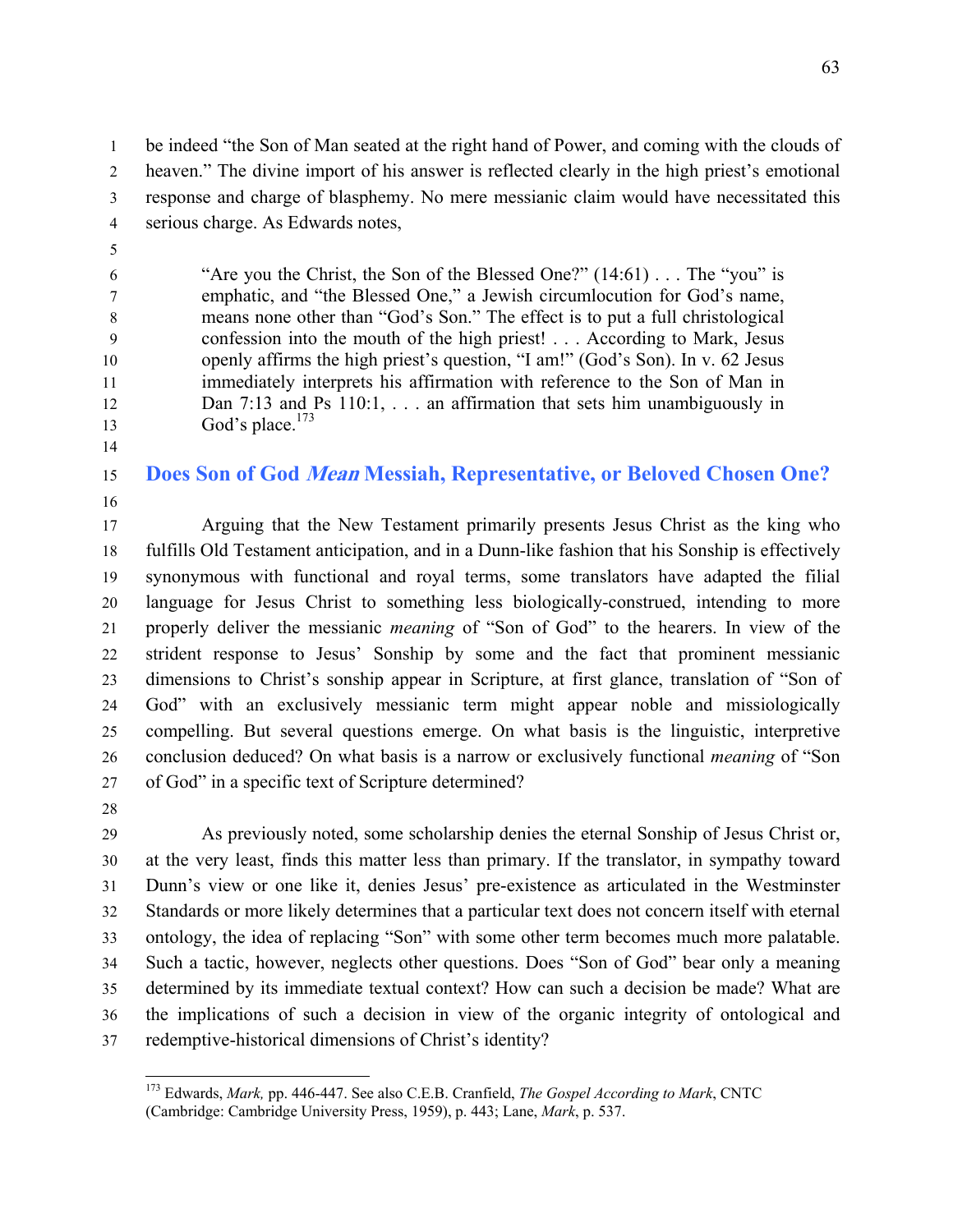be indeed "the Son of Man seated at the right hand of Power, and coming with the clouds of heaven." The divine import of his answer is reflected clearly in the high priest's emotional response and charge of blasphemy. No mere messianic claim would have necessitated this serious charge. As Edwards notes,

> "Are you the Christ, the Son of the Blessed One?" (14:61) . . . The "you" is emphatic, and "the Blessed One," a Jewish circumlocution for God's name, means none other than "God's Son." The effect is to put a full christological confession into the mouth of the high priest! . . . According to Mark, Jesus openly affirms the high priest's question, "I am!" (God's Son). In v. 62 Jesus immediately interprets his affirmation with reference to the Son of Man in Dan 7:13 and Ps 110:1, . . . an affirmation that sets him unambiguously in God's place.[173]

## Does Son of God *Mean* Messiah, Representative, or Beloved Chosen One?

Arguing that the New Testament primarily presents Jesus Christ as the king who fulfills Old Testament anticipation, and in a Dunn-like fashion that his Sonship is effectively synonymous with functional and royal terms, some translators have adapted the filial language for Jesus Christ to something less biologically-construed, intending to more properly deliver the messianic *meaning* of "Son of God" to the hearers. In view of the strident response to Jesus' Sonship by some and the fact that prominent messianic dimensions to Christ's sonship appear in Scripture, at first glance, translation of "Son of God" with an exclusively messianic term might appear noble and missiologically compelling. But several questions emerge. On what basis is the linguistic, interpretive conclusion deduced? On what basis is a narrow or exclusively functional *meaning* of "Son of God" in a specific text of Scripture determined?

As previously noted, some scholarship denies the eternal Sonship of Jesus Christ or, at the very least, finds this matter less than primary. If the translator, in sympathy toward Dunn's view or one like it, denies Jesus' pre-existence as articulated in the Westminster Standards or more likely determines that a particular text does not concern itself with eternal ontology, the idea of replacing "Son" with some other term becomes much more palatable. Such a tactic, however, neglects other questions. Does "Son of God" bear only a meaning determined by its immediate textual context? How can such a decision be made? What are the implications of such a decision in view of the organic integrity of ontological and redemptive-historical dimensions of Christ's identity?

---

[173] Edwards, *Mark,* pp. 446-447. See also C.E.B. Cranfield, *The Gospel According to Mark*, CNTC (Cambridge: Cambridge University Press, 1959), p. 443; Lane, *Mark*, p. 537.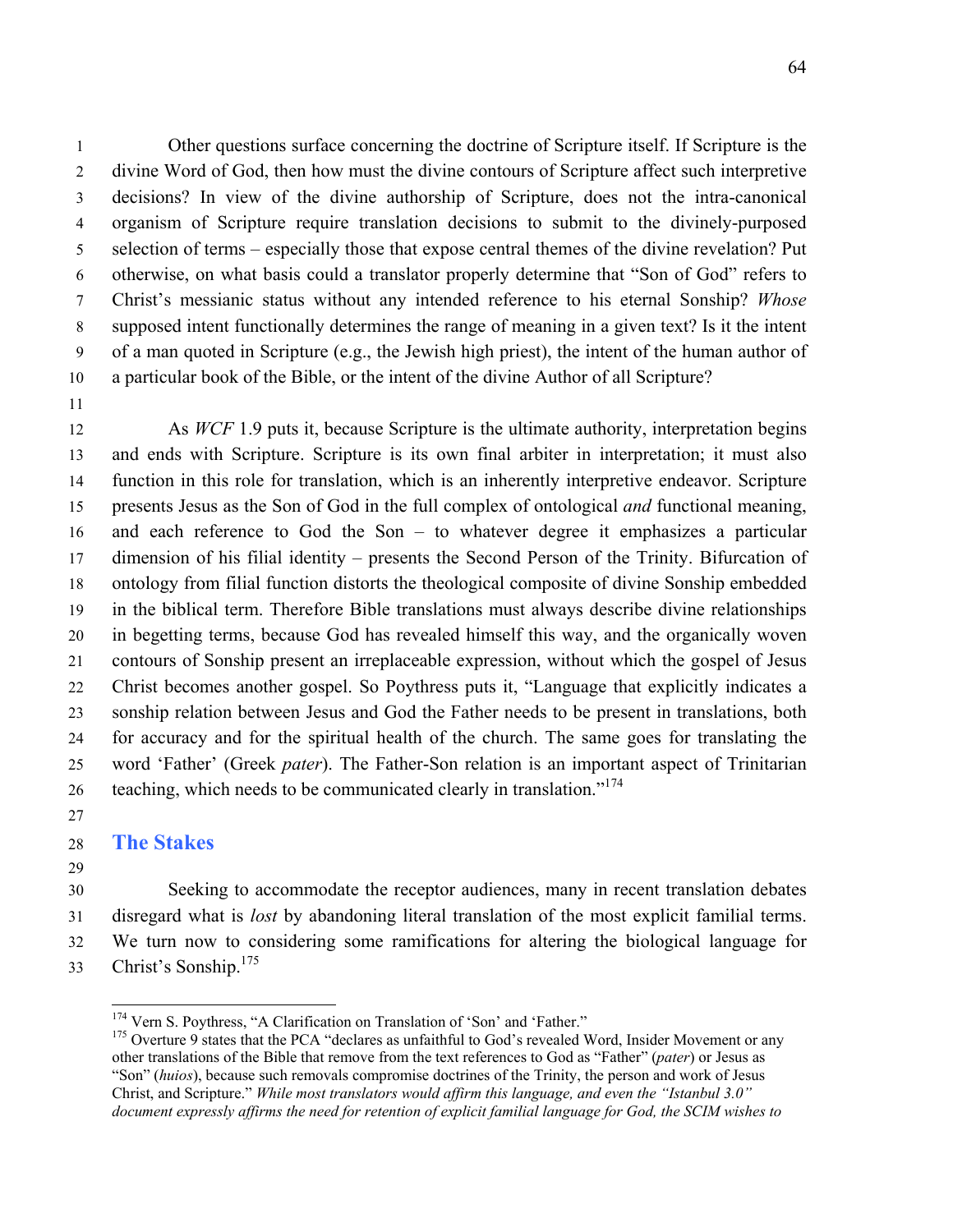Other questions surface concerning the doctrine of Scripture itself. If Scripture is the divine Word of God, then how must the divine contours of Scripture affect such interpretive decisions? In view of the divine authorship of Scripture, does not the intra-canonical organism of Scripture require translation decisions to submit to the divinely-purposed selection of terms – especially those that expose central themes of the divine revelation? Put otherwise, on what basis could a translator properly determine that "Son of God" refers to Christ's messianic status without any intended reference to his eternal Sonship? *Whose* supposed intent functionally determines the range of meaning in a given text? Is it the intent of a man quoted in Scripture (e.g., the Jewish high priest), the intent of the human author of a particular book of the Bible, or the intent of the divine Author of all Scripture?

As *WCF* 1.9 puts it, because Scripture is the ultimate authority, interpretation begins and ends with Scripture. Scripture is its own final arbiter in interpretation; it must also function in this role for translation, which is an inherently interpretive endeavor. Scripture presents Jesus as the Son of God in the full complex of ontological *and* functional meaning, and each reference to God the Son – to whatever degree it emphasizes a particular dimension of his filial identity – presents the Second Person of the Trinity. Bifurcation of ontology from filial function distorts the theological composite of divine Sonship embedded in the biblical term. Therefore Bible translations must always describe divine relationships in begetting terms, because God has revealed himself this way, and the organically woven contours of Sonship present an irreplaceable expression, without which the gospel of Jesus Christ becomes another gospel. So Poythress puts it, "Language that explicitly indicates a sonship relation between Jesus and God the Father needs to be present in translations, both for accuracy and for the spiritual health of the church. The same goes for translating the word 'Father' (Greek *pater*). The Father-Son relation is an important aspect of Trinitarian teaching, which needs to be communicated clearly in translation."[174]

## The Stakes

Seeking to accommodate the receptor audiences, many in recent translation debates disregard what is *lost* by abandoning literal translation of the most explicit familial terms. We turn now to considering some ramifications for altering the biological language for Christ's Sonship.[175]

---

[174] Vern S. Poythress, "A Clarification on Translation of 'Son' and 'Father."

[175] Overture 9 states that the PCA "declares as unfaithful to God's revealed Word, Insider Movement or any other translations of the Bible that remove from the text references to God as "Father" (*pater*) or Jesus as "Son" (*huios*), because such removals compromise doctrines of the Trinity, the person and work of Jesus Christ, and Scripture." *While most translators would affirm this language, and even the "Istanbul 3.0" document expressly affirms the need for retention of explicit familial language for God, the SCIM wishes to*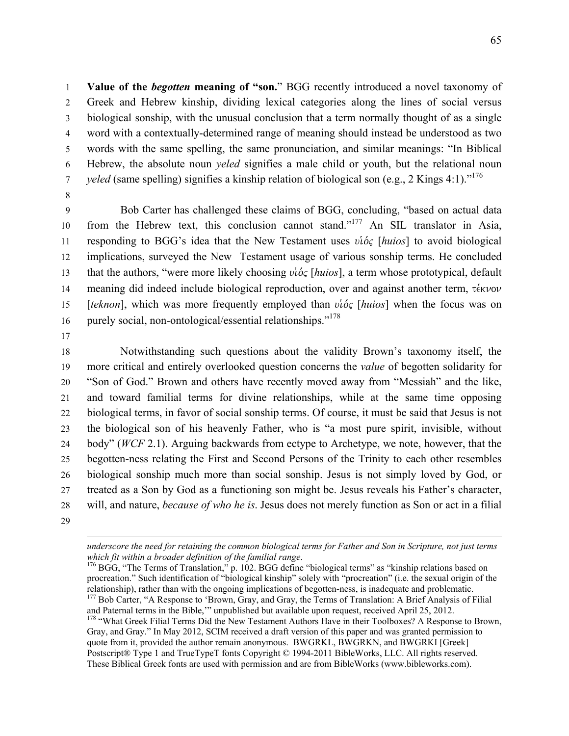**Value of the *begotten* meaning of "son."** BGG recently introduced a novel taxonomy of Greek and Hebrew kinship, dividing lexical categories along the lines of social versus biological sonship, with the unusual conclusion that a term normally thought of as a single word with a contextually-determined range of meaning should instead be understood as two words with the same spelling, the same pronunciation, and similar meanings: "In Biblical Hebrew, the absolute noun *yeled* signifies a male child or youth, but the relational noun *yeled* (same spelling) signifies a kinship relation of biological son (e.g., 2 Kings 4:1)."[176]

Bob Carter has challenged these claims of BGG, concluding, "based on actual data from the Hebrew text, this conclusion cannot stand."[177] An SIL translator in Asia, responding to BGG's idea that the New Testament uses *υἱός* [*huios*] to avoid biological implications, surveyed the New Testament usage of various sonship terms. He concluded that the authors, "were more likely choosing *υἱός* [*huios*], a term whose prototypical, default meaning did indeed include biological reproduction, over and against another term, *τέκνον* [*teknon*], which was more frequently employed than *υἱός* [*huios*] when the focus was on purely social, non-ontological/essential relationships."[178]

Notwithstanding such questions about the validity Brown's taxonomy itself, the more critical and entirely overlooked question concerns the *value* of begotten solidarity for "Son of God." Brown and others have recently moved away from "Messiah" and the like, and toward familial terms for divine relationships, while at the same time opposing biological terms, in favor of social sonship terms. Of course, it must be said that Jesus is not the biological son of his heavenly Father, who is "a most pure spirit, invisible, without body" (*WCF* 2.1). Arguing backwards from ectype to Archetype, we note, however, that the begotten-ness relating the First and Second Persons of the Trinity to each other resembles biological sonship much more than social sonship. Jesus is not simply loved by God, or treated as a Son by God as a functioning son might be. Jesus reveals his Father's character, will, and nature, *because of who he is*. Jesus does not merely function as Son or act in a filial

---

*underscore the need for retaining the common biological terms for Father and Son in Scripture, not just terms which fit within a broader definition of the familial range*.

[176] BGG, "The Terms of Translation," p. 102. BGG define "biological terms" as "kinship relations based on procreation." Such identification of "biological kinship" solely with "procreation" (i.e. the sexual origin of the relationship), rather than with the ongoing implications of begotten-ness, is inadequate and problematic.

[177] Bob Carter, "A Response to 'Brown, Gray, and Gray, the Terms of Translation: A Brief Analysis of Filial and Paternal terms in the Bible,'" unpublished but available upon request, received April 25, 2012.

[178] "What Greek Filial Terms Did the New Testament Authors Have in their Toolboxes? A Response to Brown, Gray, and Gray." In May 2012, SCIM received a draft version of this paper and was granted permission to quote from it, provided the author remain anonymous. BWGRKL, BWGRKN, and BWGRKI [Greek] Postscript® Type 1 and TrueTypeT fonts Copyright © 1994-2011 BibleWorks, LLC. All rights reserved. These Biblical Greek fonts are used with permission and are from BibleWorks (www.bibleworks.com).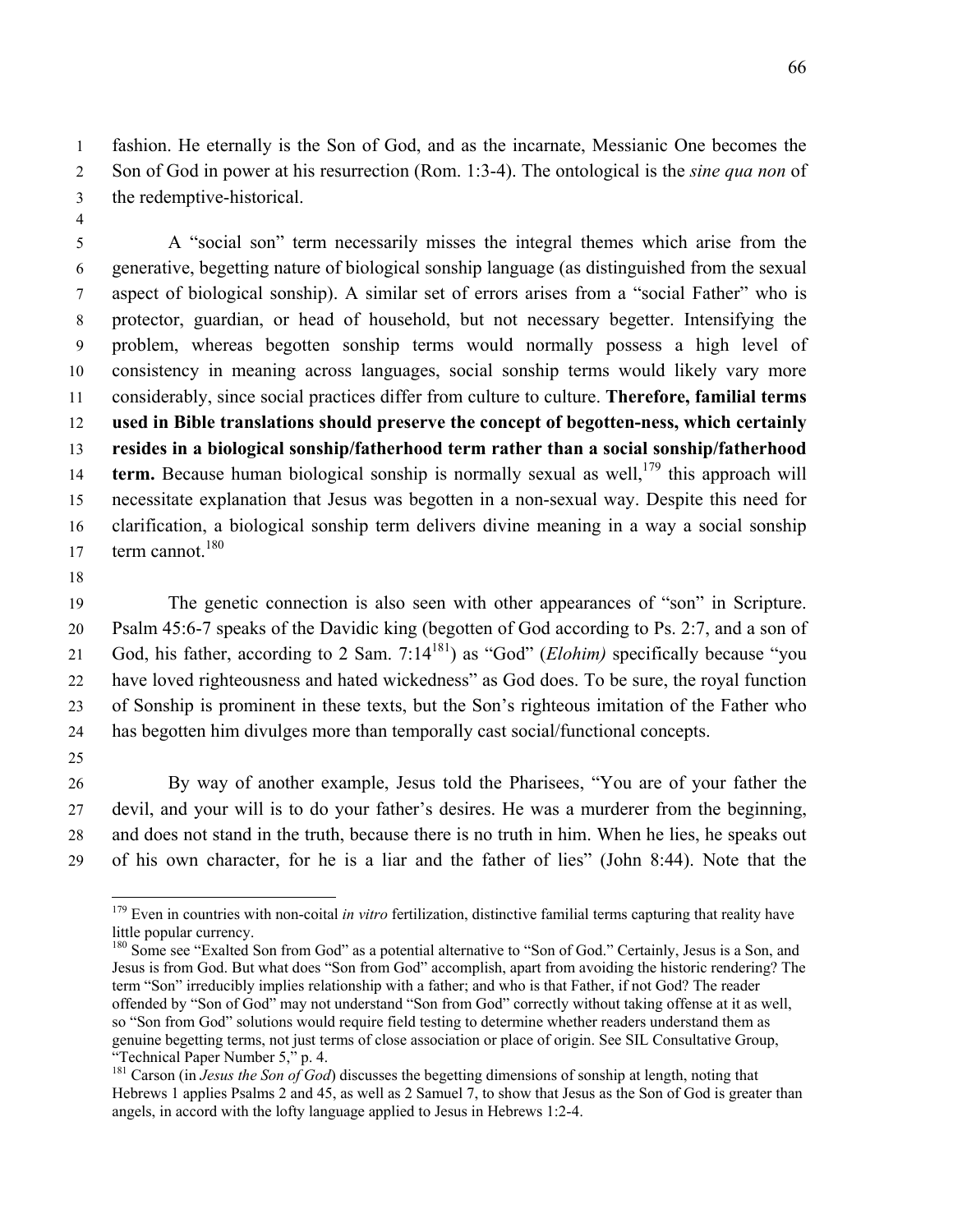fashion. He eternally is the Son of God, and as the incarnate, Messianic One becomes the Son of God in power at his resurrection (Rom. 1:3-4). The ontological is the *sine qua non* of the redemptive-historical.

A "social son" term necessarily misses the integral themes which arise from the generative, begetting nature of biological sonship language (as distinguished from the sexual aspect of biological sonship). A similar set of errors arises from a "social Father" who is protector, guardian, or head of household, but not necessary begetter. Intensifying the problem, whereas begotten sonship terms would normally possess a high level of consistency in meaning across languages, social sonship terms would likely vary more considerably, since social practices differ from culture to culture. **Therefore, familial terms used in Bible translations should preserve the concept of begotten-ness, which certainly resides in a biological sonship/fatherhood term rather than a social sonship/fatherhood term.** Because human biological sonship is normally sexual as well,[179] this approach will necessitate explanation that Jesus was begotten in a non-sexual way. Despite this need for clarification, a biological sonship term delivers divine meaning in a way a social sonship term cannot.[180]

The genetic connection is also seen with other appearances of "son" in Scripture. Psalm 45:6-7 speaks of the Davidic king (begotten of God according to Ps. 2:7, and a son of God, his father, according to 2 Sam. 7:14[181]) as "God" (*Elohim)* specifically because "you have loved righteousness and hated wickedness" as God does. To be sure, the royal function of Sonship is prominent in these texts, but the Son's righteous imitation of the Father who has begotten him divulges more than temporally cast social/functional concepts.

By way of another example, Jesus told the Pharisees, "You are of your father the devil, and your will is to do your father's desires. He was a murderer from the beginning, and does not stand in the truth, because there is no truth in him. When he lies, he speaks out of his own character, for he is a liar and the father of lies" (John 8:44). Note that the

---

[179] Even in countries with non-coital *in vitro* fertilization, distinctive familial terms capturing that reality have little popular currency.

[180] Some see "Exalted Son from God" as a potential alternative to "Son of God." Certainly, Jesus is a Son, and Jesus is from God. But what does "Son from God" accomplish, apart from avoiding the historic rendering? The term "Son" irreducibly implies relationship with a father; and who is that Father, if not God? The reader offended by "Son of God" may not understand "Son from God" correctly without taking offense at it as well, so "Son from God" solutions would require field testing to determine whether readers understand them as genuine begetting terms, not just terms of close association or place of origin. See SIL Consultative Group, "Technical Paper Number 5," p. 4.

[181] Carson (in *Jesus the Son of God*) discusses the begetting dimensions of sonship at length, noting that Hebrews 1 applies Psalms 2 and 45, as well as 2 Samuel 7, to show that Jesus as the Son of God is greater than angels, in accord with the lofty language applied to Jesus in Hebrews 1:2-4.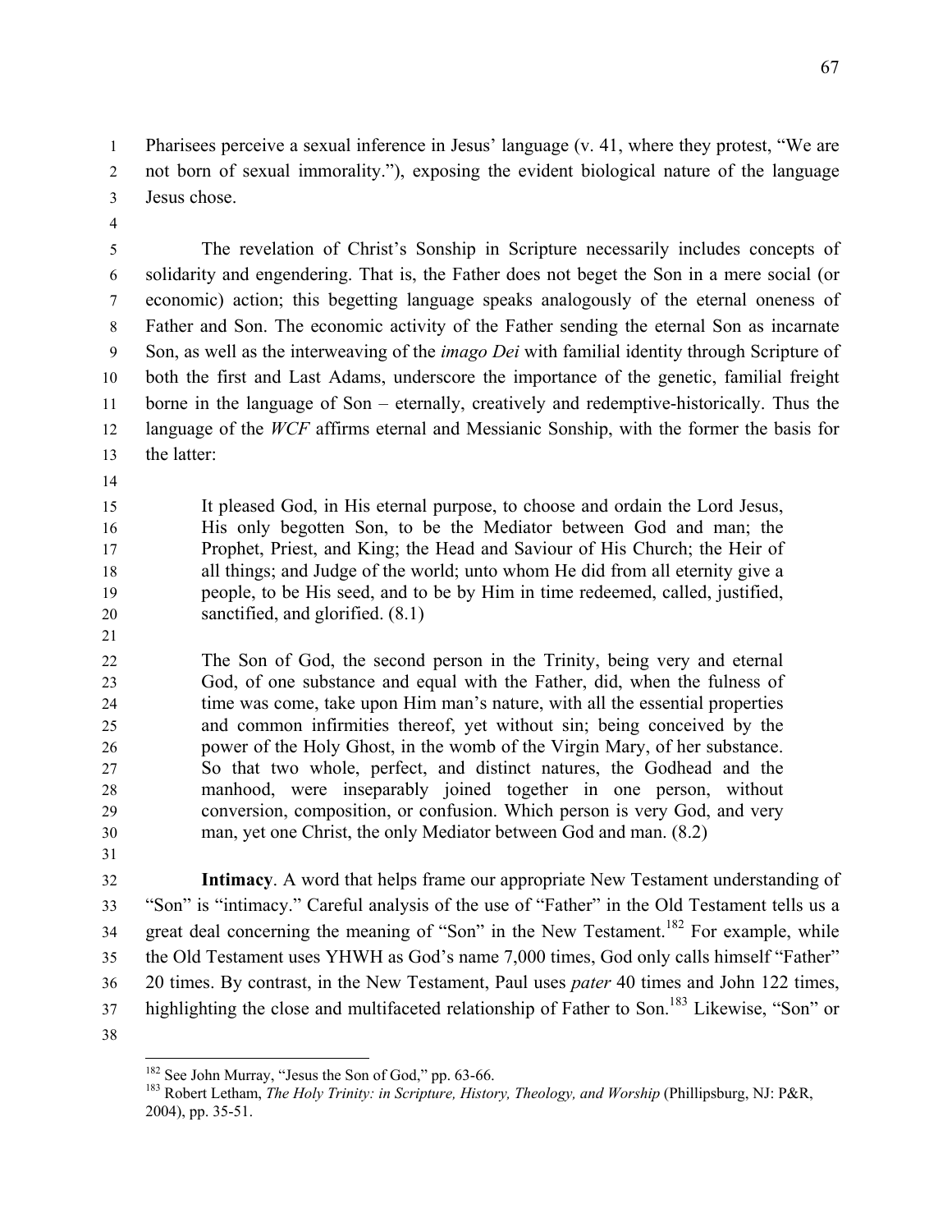Pharisees perceive a sexual inference in Jesus' language (v. 41, where they protest, "We are not born of sexual immorality."), exposing the evident biological nature of the language Jesus chose.

The revelation of Christ's Sonship in Scripture necessarily includes concepts of solidarity and engendering. That is, the Father does not beget the Son in a mere social (or economic) action; this begetting language speaks analogously of the eternal oneness of Father and Son. The economic activity of the Father sending the eternal Son as incarnate Son, as well as the interweaving of the *imago Dei* with familial identity through Scripture of both the first and Last Adams, underscore the importance of the genetic, familial freight borne in the language of Son – eternally, creatively and redemptive-historically. Thus the language of the *WCF* affirms eternal and Messianic Sonship, with the former the basis for the latter:

> It pleased God, in His eternal purpose, to choose and ordain the Lord Jesus, His only begotten Son, to be the Mediator between God and man; the Prophet, Priest, and King; the Head and Saviour of His Church; the Heir of all things; and Judge of the world; unto whom He did from all eternity give a people, to be His seed, and to be by Him in time redeemed, called, justified, sanctified, and glorified. (8.1)

> The Son of God, the second person in the Trinity, being very and eternal God, of one substance and equal with the Father, did, when the fulness of time was come, take upon Him man's nature, with all the essential properties and common infirmities thereof, yet without sin; being conceived by the power of the Holy Ghost, in the womb of the Virgin Mary, of her substance. So that two whole, perfect, and distinct natures, the Godhead and the manhood, were inseparably joined together in one person, without conversion, composition, or confusion. Which person is very God, and very man, yet one Christ, the only Mediator between God and man. (8.2)

**Intimacy**. A word that helps frame our appropriate New Testament understanding of "Son" is "intimacy." Careful analysis of the use of "Father" in the Old Testament tells us a great deal concerning the meaning of "Son" in the New Testament.[182] For example, while the Old Testament uses YHWH as God's name 7,000 times, God only calls himself "Father" 20 times. By contrast, in the New Testament, Paul uses *pater* 40 times and John 122 times, highlighting the close and multifaceted relationship of Father to Son.[183] Likewise, "Son" or

---

[182] See John Murray, "Jesus the Son of God," pp. 63-66.

[183] Robert Letham, *The Holy Trinity: in Scripture, History, Theology, and Worship* (Phillipsburg, NJ: P&R, 2004), pp. 35-51.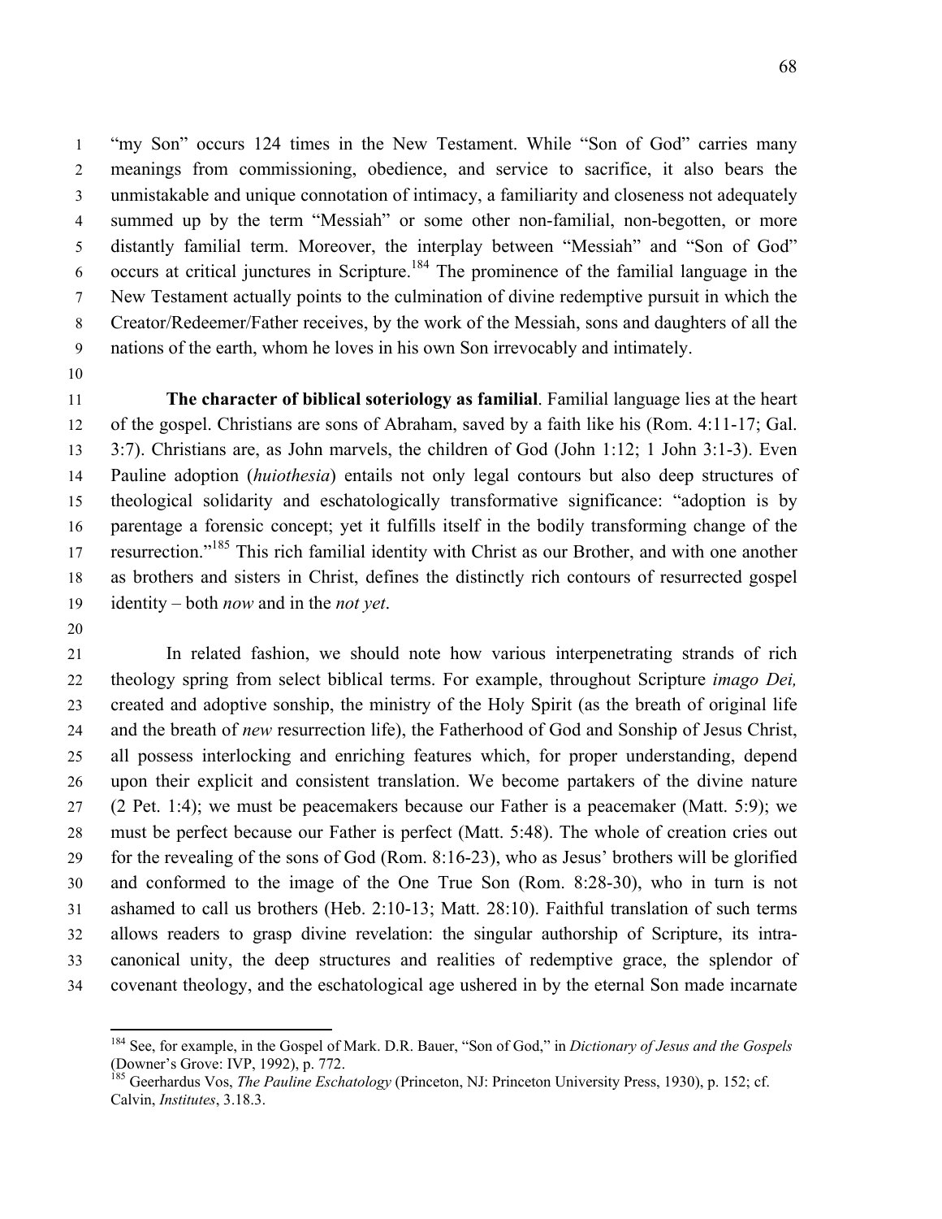"my Son" occurs 124 times in the New Testament. While "Son of God" carries many meanings from commissioning, obedience, and service to sacrifice, it also bears the unmistakable and unique connotation of intimacy, a familiarity and closeness not adequately summed up by the term "Messiah" or some other non-familial, non-begotten, or more distantly familial term. Moreover, the interplay between "Messiah" and "Son of God" occurs at critical junctures in Scripture.[184] The prominence of the familial language in the New Testament actually points to the culmination of divine redemptive pursuit in which the Creator/Redeemer/Father receives, by the work of the Messiah, sons and daughters of all the nations of the earth, whom he loves in his own Son irrevocably and intimately.

**The character of biblical soteriology as familial**. Familial language lies at the heart of the gospel. Christians are sons of Abraham, saved by a faith like his (Rom. 4:11-17; Gal. 3:7). Christians are, as John marvels, the children of God (John 1:12; 1 John 3:1-3). Even Pauline adoption (*huiothesia*) entails not only legal contours but also deep structures of theological solidarity and eschatologically transformative significance: "adoption is by parentage a forensic concept; yet it fulfills itself in the bodily transforming change of the resurrection."[185] This rich familial identity with Christ as our Brother, and with one another as brothers and sisters in Christ, defines the distinctly rich contours of resurrected gospel identity – both *now* and in the *not yet*.

In related fashion, we should note how various interpenetrating strands of rich theology spring from select biblical terms. For example, throughout Scripture *imago Dei,* created and adoptive sonship, the ministry of the Holy Spirit (as the breath of original life and the breath of *new* resurrection life), the Fatherhood of God and Sonship of Jesus Christ, all possess interlocking and enriching features which, for proper understanding, depend upon their explicit and consistent translation. We become partakers of the divine nature (2 Pet. 1:4); we must be peacemakers because our Father is a peacemaker (Matt. 5:9); we must be perfect because our Father is perfect (Matt. 5:48). The whole of creation cries out for the revealing of the sons of God (Rom. 8:16-23), who as Jesus' brothers will be glorified and conformed to the image of the One True Son (Rom. 8:28-30), who in turn is not ashamed to call us brothers (Heb. 2:10-13; Matt. 28:10). Faithful translation of such terms allows readers to grasp divine revelation: the singular authorship of Scripture, its intra-canonical unity, the deep structures and realities of redemptive grace, the splendor of covenant theology, and the eschatological age ushered in by the eternal Son made incarnate

---

[184] See, for example, in the Gospel of Mark. D.R. Bauer, "Son of God," in *Dictionary of Jesus and the Gospels* (Downer's Grove: IVP, 1992), p. 772.

[185] Geerhardus Vos, *The Pauline Eschatology* (Princeton, NJ: Princeton University Press, 1930), p. 152; cf. Calvin, *Institutes*, 3.18.3.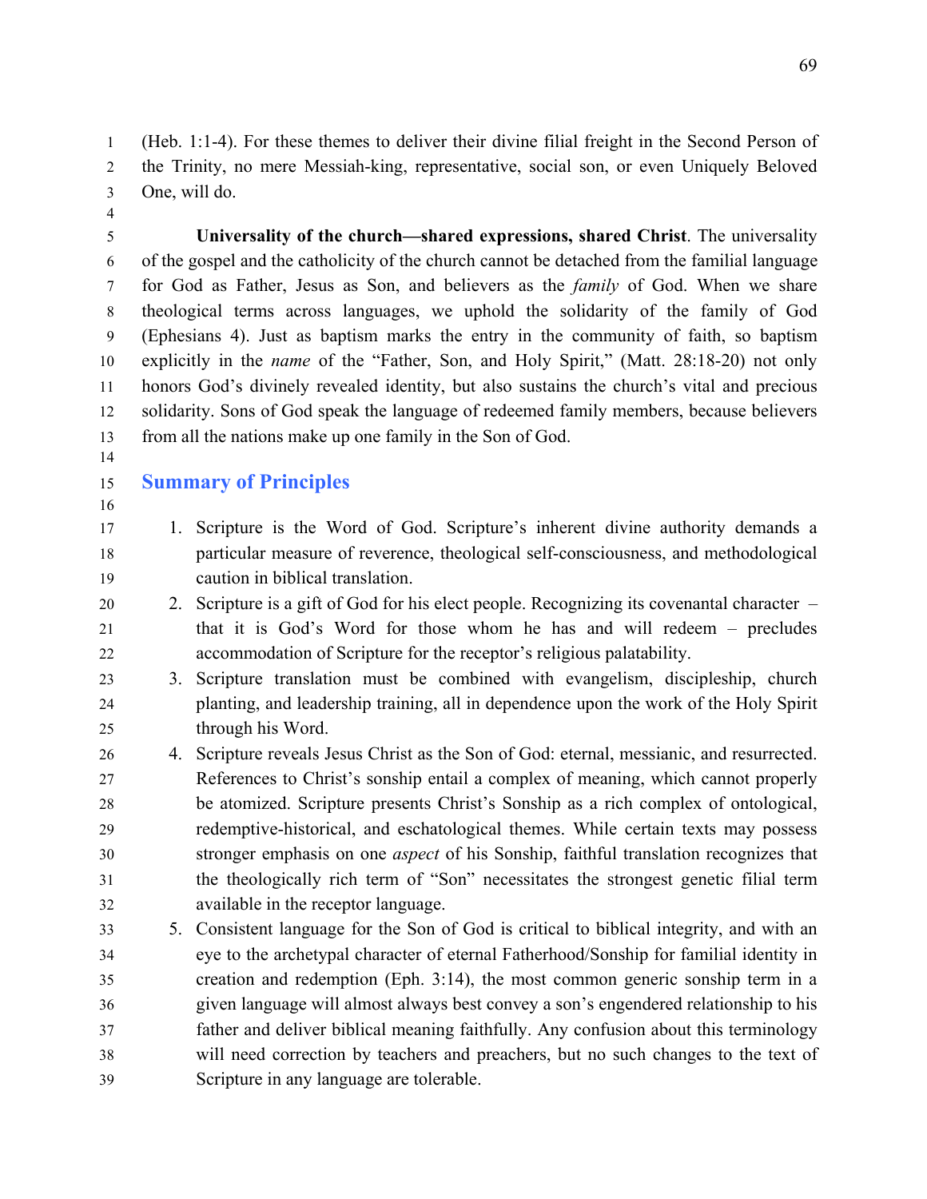(Heb. 1:1-4). For these themes to deliver their divine filial freight in the Second Person of the Trinity, no mere Messiah-king, representative, social son, or even Uniquely Beloved One, will do.

**Universality of the church—shared expressions, shared Christ**. The universality of the gospel and the catholicity of the church cannot be detached from the familial language for God as Father, Jesus as Son, and believers as the *family* of God. When we share theological terms across languages, we uphold the solidarity of the family of God (Ephesians 4). Just as baptism marks the entry in the community of faith, so baptism explicitly in the *name* of the "Father, Son, and Holy Spirit," (Matt. 28:18-20) not only honors God's divinely revealed identity, but also sustains the church's vital and precious solidarity. Sons of God speak the language of redeemed family members, because believers from all the nations make up one family in the Son of God.

## Summary of Principles

1. Scripture is the Word of God. Scripture's inherent divine authority demands a particular measure of reverence, theological self-consciousness, and methodological caution in biblical translation.
2. Scripture is a gift of God for his elect people. Recognizing its covenantal character – that it is God's Word for those whom he has and will redeem – precludes accommodation of Scripture for the receptor's religious palatability.
3. Scripture translation must be combined with evangelism, discipleship, church planting, and leadership training, all in dependence upon the work of the Holy Spirit through his Word.
4. Scripture reveals Jesus Christ as the Son of God: eternal, messianic, and resurrected. References to Christ's sonship entail a complex of meaning, which cannot properly be atomized. Scripture presents Christ's Sonship as a rich complex of ontological, redemptive-historical, and eschatological themes. While certain texts may possess stronger emphasis on one *aspect* of his Sonship, faithful translation recognizes that the theologically rich term of "Son" necessitates the strongest genetic filial term available in the receptor language.
5. Consistent language for the Son of God is critical to biblical integrity, and with an eye to the archetypal character of eternal Fatherhood/Sonship for familial identity in creation and redemption (Eph. 3:14), the most common generic sonship term in a given language will almost always best convey a son's engendered relationship to his father and deliver biblical meaning faithfully. Any confusion about this terminology will need correction by teachers and preachers, but no such changes to the text of Scripture in any language are tolerable.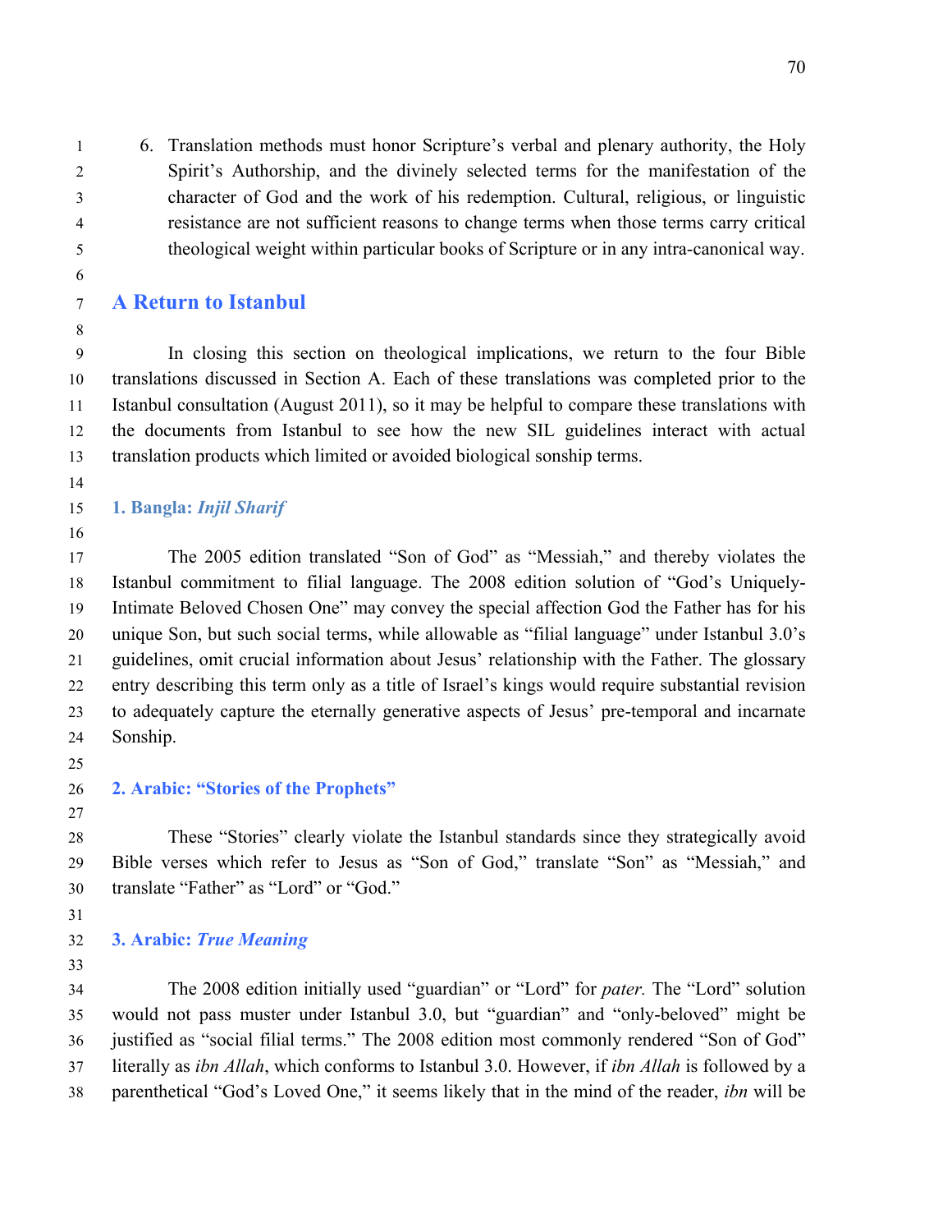6. Translation methods must honor Scripture's verbal and plenary authority, the Holy Spirit's Authorship, and the divinely selected terms for the manifestation of the character of God and the work of his redemption. Cultural, religious, or linguistic resistance are not sufficient reasons to change terms when those terms carry critical theological weight within particular books of Scripture or in any intra-canonical way.

## A Return to Istanbul

In closing this section on theological implications, we return to the four Bible translations discussed in Section A. Each of these translations was completed prior to the Istanbul consultation (August 2011), so it may be helpful to compare these translations with the documents from Istanbul to see how the new SIL guidelines interact with actual translation products which limited or avoided biological sonship terms.

### 1. Bangla: *Injil Sharif*

The 2005 edition translated "Son of God" as "Messiah," and thereby violates the Istanbul commitment to filial language. The 2008 edition solution of "God's Uniquely-Intimate Beloved Chosen One" may convey the special affection God the Father has for his unique Son, but such social terms, while allowable as "filial language" under Istanbul 3.0's guidelines, omit crucial information about Jesus' relationship with the Father. The glossary entry describing this term only as a title of Israel's kings would require substantial revision to adequately capture the eternally generative aspects of Jesus' pre-temporal and incarnate Sonship.

### 2. Arabic: "Stories of the Prophets"

These "Stories" clearly violate the Istanbul standards since they strategically avoid Bible verses which refer to Jesus as "Son of God," translate "Son" as "Messiah," and translate "Father" as "Lord" or "God."

### 3. Arabic: *True Meaning*

The 2008 edition initially used "guardian" or "Lord" for *pater.* The "Lord" solution would not pass muster under Istanbul 3.0, but "guardian" and "only-beloved" might be justified as "social filial terms." The 2008 edition most commonly rendered "Son of God" literally as *ibn Allah*, which conforms to Istanbul 3.0. However, if *ibn Allah* is followed by a parenthetical "God's Loved One," it seems likely that in the mind of the reader, *ibn* will be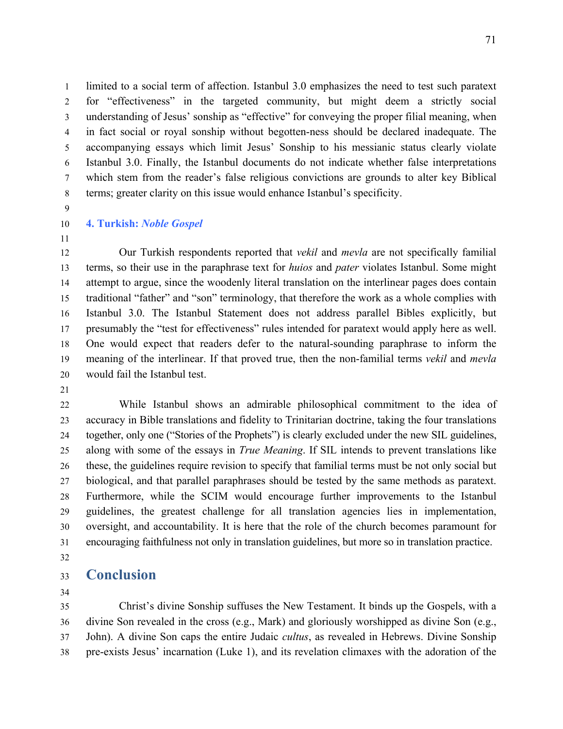limited to a social term of affection. Istanbul 3.0 emphasizes the need to test such paratext for "effectiveness" in the targeted community, but might deem a strictly social understanding of Jesus' sonship as "effective" for conveying the proper filial meaning, when in fact social or royal sonship without begotten-ness should be declared inadequate. The accompanying essays which limit Jesus' Sonship to his messianic status clearly violate Istanbul 3.0. Finally, the Istanbul documents do not indicate whether false interpretations which stem from the reader's false religious convictions are grounds to alter key Biblical terms; greater clarity on this issue would enhance Istanbul's specificity.

### 4. Turkish: *Noble Gospel*

Our Turkish respondents reported that *vekil* and *mevla* are not specifically familial terms, so their use in the paraphrase text for *huios* and *pater* violates Istanbul. Some might attempt to argue, since the woodenly literal translation on the interlinear pages does contain traditional "father" and "son" terminology, that therefore the work as a whole complies with Istanbul 3.0. The Istanbul Statement does not address parallel Bibles explicitly, but presumably the "test for effectiveness" rules intended for paratext would apply here as well. One would expect that readers defer to the natural-sounding paraphrase to inform the meaning of the interlinear. If that proved true, then the non-familial terms *vekil* and *mevla* would fail the Istanbul test.

While Istanbul shows an admirable philosophical commitment to the idea of accuracy in Bible translations and fidelity to Trinitarian doctrine, taking the four translations together, only one ("Stories of the Prophets") is clearly excluded under the new SIL guidelines, along with some of the essays in *True Meaning*. If SIL intends to prevent translations like these, the guidelines require revision to specify that familial terms must be not only social but biological, and that parallel paraphrases should be tested by the same methods as paratext. Furthermore, while the SCIM would encourage further improvements to the Istanbul guidelines, the greatest challenge for all translation agencies lies in implementation, oversight, and accountability. It is here that the role of the church becomes paramount for encouraging faithfulness not only in translation guidelines, but more so in translation practice.

## Conclusion

Christ's divine Sonship suffuses the New Testament. It binds up the Gospels, with a divine Son revealed in the cross (e.g., Mark) and gloriously worshipped as divine Son (e.g., John). A divine Son caps the entire Judaic *cultus*, as revealed in Hebrews. Divine Sonship pre-exists Jesus' incarnation (Luke 1), and its revelation climaxes with the adoration of the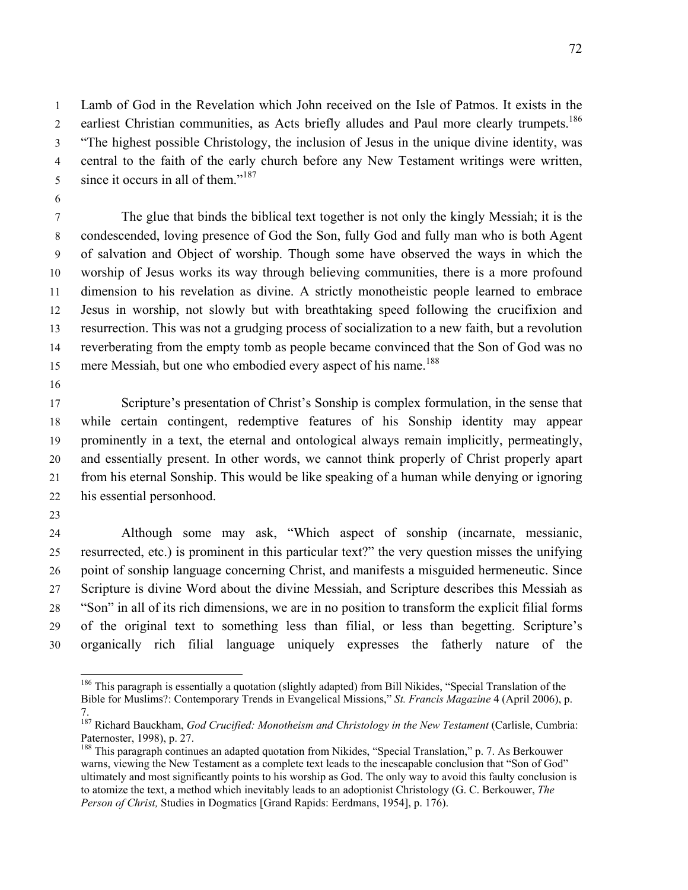Lamb of God in the Revelation which John received on the Isle of Patmos. It exists in the earliest Christian communities, as Acts briefly alludes and Paul more clearly trumpets.[186] "The highest possible Christology, the inclusion of Jesus in the unique divine identity, was central to the faith of the early church before any New Testament writings were written, since it occurs in all of them."[187]

The glue that binds the biblical text together is not only the kingly Messiah; it is the condescended, loving presence of God the Son, fully God and fully man who is both Agent of salvation and Object of worship. Though some have observed the ways in which the worship of Jesus works its way through believing communities, there is a more profound dimension to his revelation as divine. A strictly monotheistic people learned to embrace Jesus in worship, not slowly but with breathtaking speed following the crucifixion and resurrection. This was not a grudging process of socialization to a new faith, but a revolution reverberating from the empty tomb as people became convinced that the Son of God was no mere Messiah, but one who embodied every aspect of his name.[188]

Scripture's presentation of Christ's Sonship is complex formulation, in the sense that while certain contingent, redemptive features of his Sonship identity may appear prominently in a text, the eternal and ontological always remain implicitly, permeatingly, and essentially present. In other words, we cannot think properly of Christ properly apart from his eternal Sonship. This would be like speaking of a human while denying or ignoring his essential personhood.

Although some may ask, "Which aspect of sonship (incarnate, messianic, resurrected, etc.) is prominent in this particular text?" the very question misses the unifying point of sonship language concerning Christ, and manifests a misguided hermeneutic. Since Scripture is divine Word about the divine Messiah, and Scripture describes this Messiah as "Son" in all of its rich dimensions, we are in no position to transform the explicit filial forms of the original text to something less than filial, or less than begetting. Scripture's organically rich filial language uniquely expresses the fatherly nature of the

---

[186] This paragraph is essentially a quotation (slightly adapted) from Bill Nikides, "Special Translation of the Bible for Muslims?: Contemporary Trends in Evangelical Missions," *St. Francis Magazine* 4 (April 2006), p. 7.

[187] Richard Bauckham, *God Crucified: Monotheism and Christology in the New Testament* (Carlisle, Cumbria: Paternoster, 1998), p. 27.

[188] This paragraph continues an adapted quotation from Nikides, "Special Translation," p. 7. As Berkouwer warns, viewing the New Testament as a complete text leads to the inescapable conclusion that "Son of God" ultimately and most significantly points to his worship as God. The only way to avoid this faulty conclusion is to atomize the text, a method which inevitably leads to an adoptionist Christology (G. C. Berkouwer, *The Person of Christ,* Studies in Dogmatics [Grand Rapids: Eerdmans, 1954], p. 176).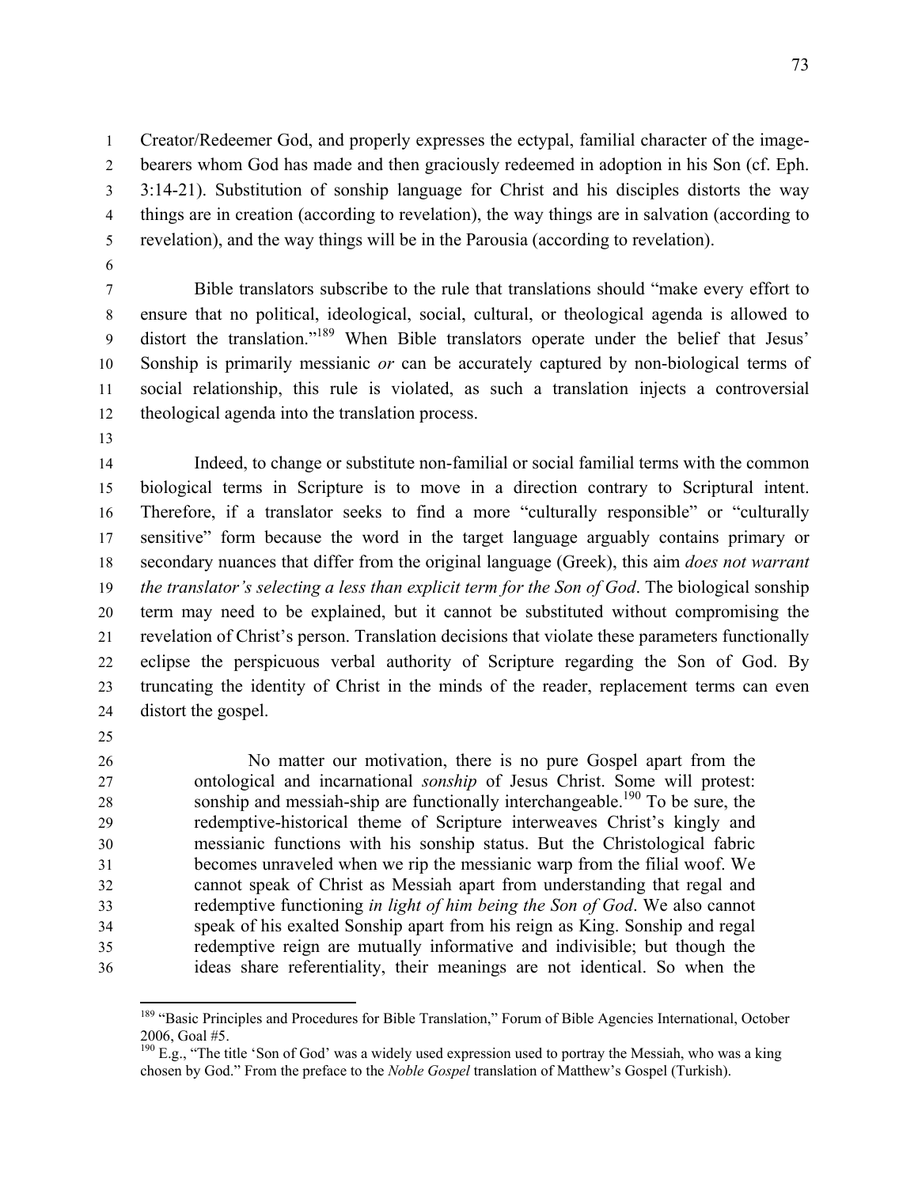Creator/Redeemer God, and properly expresses the ectypal, familial character of the image-bearers whom God has made and then graciously redeemed in adoption in his Son (cf. Eph. 3:14-21). Substitution of sonship language for Christ and his disciples distorts the way things are in creation (according to revelation), the way things are in salvation (according to revelation), and the way things will be in the Parousia (according to revelation).

Bible translators subscribe to the rule that translations should "make every effort to ensure that no political, ideological, social, cultural, or theological agenda is allowed to distort the translation."[189] When Bible translators operate under the belief that Jesus' Sonship is primarily messianic *or* can be accurately captured by non-biological terms of social relationship, this rule is violated, as such a translation injects a controversial theological agenda into the translation process.

Indeed, to change or substitute non-familial or social familial terms with the common biological terms in Scripture is to move in a direction contrary to Scriptural intent. Therefore, if a translator seeks to find a more "culturally responsible" or "culturally sensitive" form because the word in the target language arguably contains primary or secondary nuances that differ from the original language (Greek), this aim *does not warrant the translator's selecting a less than explicit term for the Son of God*. The biological sonship term may need to be explained, but it cannot be substituted without compromising the revelation of Christ's person. Translation decisions that violate these parameters functionally eclipse the perspicuous verbal authority of Scripture regarding the Son of God. By truncating the identity of Christ in the minds of the reader, replacement terms can even distort the gospel.

> No matter our motivation, there is no pure Gospel apart from the ontological and incarnational *sonship* of Jesus Christ. Some will protest: sonship and messiah-ship are functionally interchangeable.[190] To be sure, the redemptive-historical theme of Scripture interweaves Christ's kingly and messianic functions with his sonship status. But the Christological fabric becomes unraveled when we rip the messianic warp from the filial woof. We cannot speak of Christ as Messiah apart from understanding that regal and redemptive functioning *in light of him being the Son of God*. We also cannot speak of his exalted Sonship apart from his reign as King. Sonship and regal redemptive reign are mutually informative and indivisible; but though the ideas share referentiality, their meanings are not identical. So when the

---

[189] "Basic Principles and Procedures for Bible Translation," Forum of Bible Agencies International, October 2006, Goal #5.

[190] E.g., "The title 'Son of God' was a widely used expression used to portray the Messiah, who was a king chosen by God." From the preface to the *Noble Gospel* translation of Matthew's Gospel (Turkish).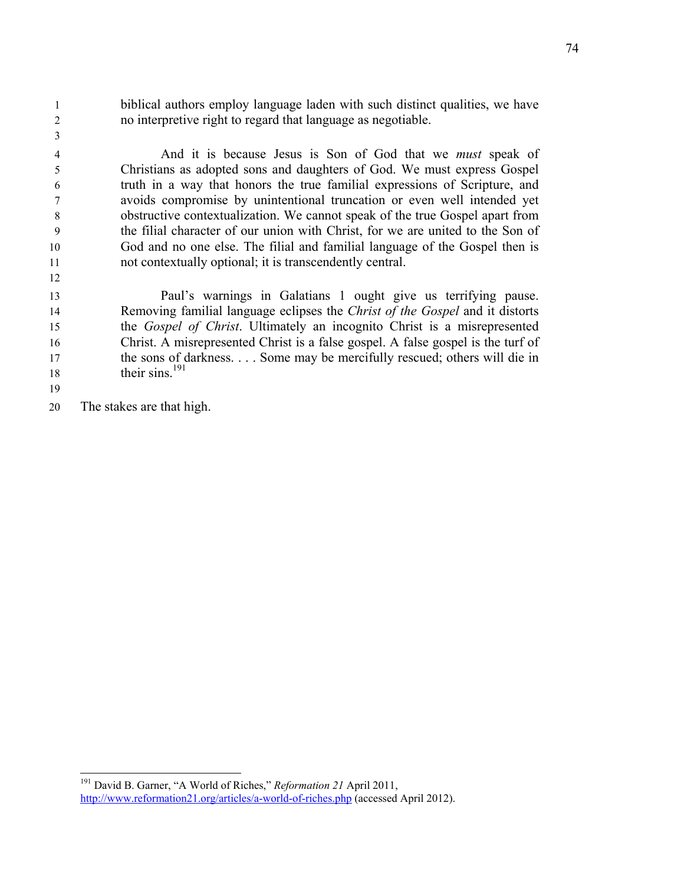> biblical authors employ language laden with such distinct qualities, we have no interpretive right to regard that language as negotiable.
>
> And it is because Jesus is Son of God that we *must* speak of Christians as adopted sons and daughters of God. We must express Gospel truth in a way that honors the true familial expressions of Scripture, and avoids compromise by unintentional truncation or even well intended yet obstructive contextualization. We cannot speak of the true Gospel apart from the filial character of our union with Christ, for we are united to the Son of God and no one else. The filial and familial language of the Gospel then is not contextually optional; it is transcendently central.
>
> Paul's warnings in Galatians 1 ought give us terrifying pause. Removing familial language eclipses the *Christ of the Gospel* and it distorts the *Gospel of Christ*. Ultimately an incognito Christ is a misrepresented Christ. A misrepresented Christ is a false gospel. A false gospel is the turf of the sons of darkness. . . . Some may be mercifully rescued; others will die in their sins.[191]

The stakes are that high.

---

[191] David B. Garner, "A World of Riches," *Reformation 21* April 2011, http://www.reformation21.org/articles/a-world-of-riches.php (accessed April 2012).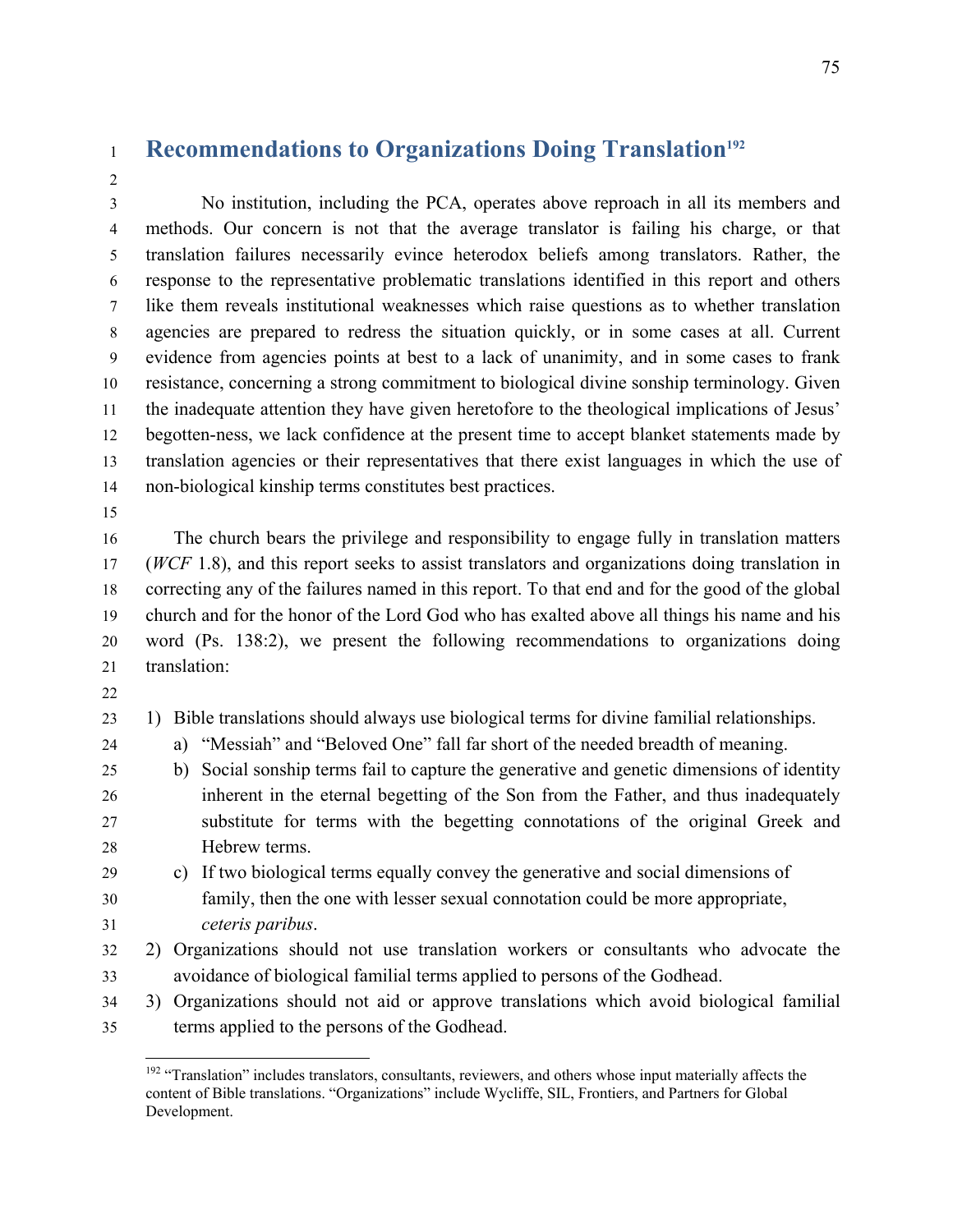## Recommendations to Organizations Doing Translation[192]

No institution, including the PCA, operates above reproach in all its members and methods. Our concern is not that the average translator is failing his charge, or that translation failures necessarily evince heterodox beliefs among translators. Rather, the response to the representative problematic translations identified in this report and others like them reveals institutional weaknesses which raise questions as to whether translation agencies are prepared to redress the situation quickly, or in some cases at all. Current evidence from agencies points at best to a lack of unanimity, and in some cases to frank resistance, concerning a strong commitment to biological divine sonship terminology. Given the inadequate attention they have given heretofore to the theological implications of Jesus' begotten-ness, we lack confidence at the present time to accept blanket statements made by translation agencies or their representatives that there exist languages in which the use of non-biological kinship terms constitutes best practices.

The church bears the privilege and responsibility to engage fully in translation matters (*WCF* 1.8), and this report seeks to assist translators and organizations doing translation in correcting any of the failures named in this report. To that end and for the good of the global church and for the honor of the Lord God who has exalted above all things his name and his word (Ps. 138:2), we present the following recommendations to organizations doing translation:

1) Bible translations should always use biological terms for divine familial relationships.
   a) "Messiah" and "Beloved One" fall far short of the needed breadth of meaning.
   b) Social sonship terms fail to capture the generative and genetic dimensions of identity inherent in the eternal begetting of the Son from the Father, and thus inadequately substitute for terms with the begetting connotations of the original Greek and Hebrew terms.
   c) If two biological terms equally convey the generative and social dimensions of family, then the one with lesser sexual connotation could be more appropriate, *ceteris paribus*.
2) Organizations should not use translation workers or consultants who advocate the avoidance of biological familial terms applied to persons of the Godhead.
3) Organizations should not aid or approve translations which avoid biological familial terms applied to the persons of the Godhead.

[192] "Translation" includes translators, consultants, reviewers, and others whose input materially affects the content of Bible translations. "Organizations" include Wycliffe, SIL, Frontiers, and Partners for Global Development.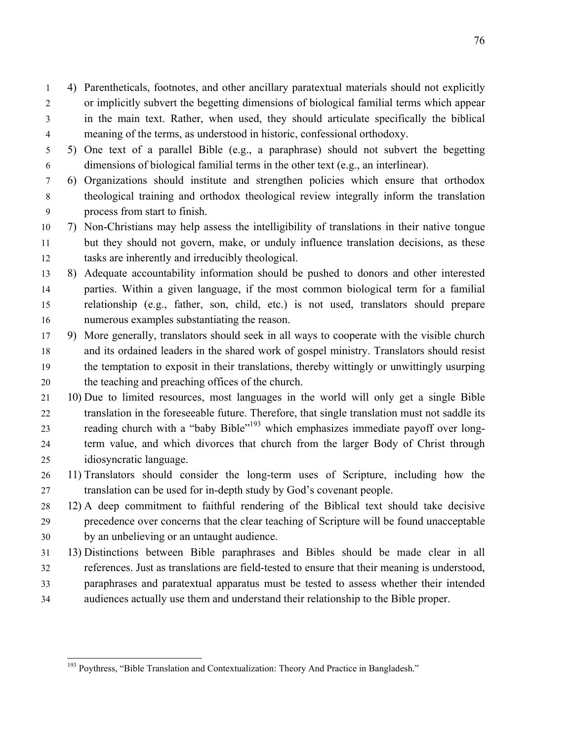4) Parentheticals, footnotes, and other ancillary paratextual materials should not explicitly or implicitly subvert the begetting dimensions of biological familial terms which appear in the main text. Rather, when used, they should articulate specifically the biblical meaning of the terms, as understood in historic, confessional orthodoxy.
5) One text of a parallel Bible (e.g., a paraphrase) should not subvert the begetting dimensions of biological familial terms in the other text (e.g., an interlinear).
6) Organizations should institute and strengthen policies which ensure that orthodox theological training and orthodox theological review integrally inform the translation process from start to finish.
7) Non-Christians may help assess the intelligibility of translations in their native tongue but they should not govern, make, or unduly influence translation decisions, as these tasks are inherently and irreducibly theological.
8) Adequate accountability information should be pushed to donors and other interested parties. Within a given language, if the most common biological term for a familial relationship (e.g., father, son, child, etc.) is not used, translators should prepare numerous examples substantiating the reason.
9) More generally, translators should seek in all ways to cooperate with the visible church and its ordained leaders in the shared work of gospel ministry. Translators should resist the temptation to exposit in their translations, thereby wittingly or unwittingly usurping the teaching and preaching offices of the church.
10) Due to limited resources, most languages in the world will only get a single Bible translation in the foreseeable future. Therefore, that single translation must not saddle its reading church with a "baby Bible"[193] which emphasizes immediate payoff over long-term value, and which divorces that church from the larger Body of Christ through idiosyncratic language.
11) Translators should consider the long-term uses of Scripture, including how the translation can be used for in-depth study by God's covenant people.
12) A deep commitment to faithful rendering of the Biblical text should take decisive precedence over concerns that the clear teaching of Scripture will be found unacceptable by an unbelieving or an untaught audience.
13) Distinctions between Bible paraphrases and Bibles should be made clear in all references. Just as translations are field-tested to ensure that their meaning is understood, paraphrases and paratextual apparatus must be tested to assess whether their intended audiences actually use them and understand their relationship to the Bible proper.

---

[193] Poythress, "Bible Translation and Contextualization: Theory And Practice in Bangladesh."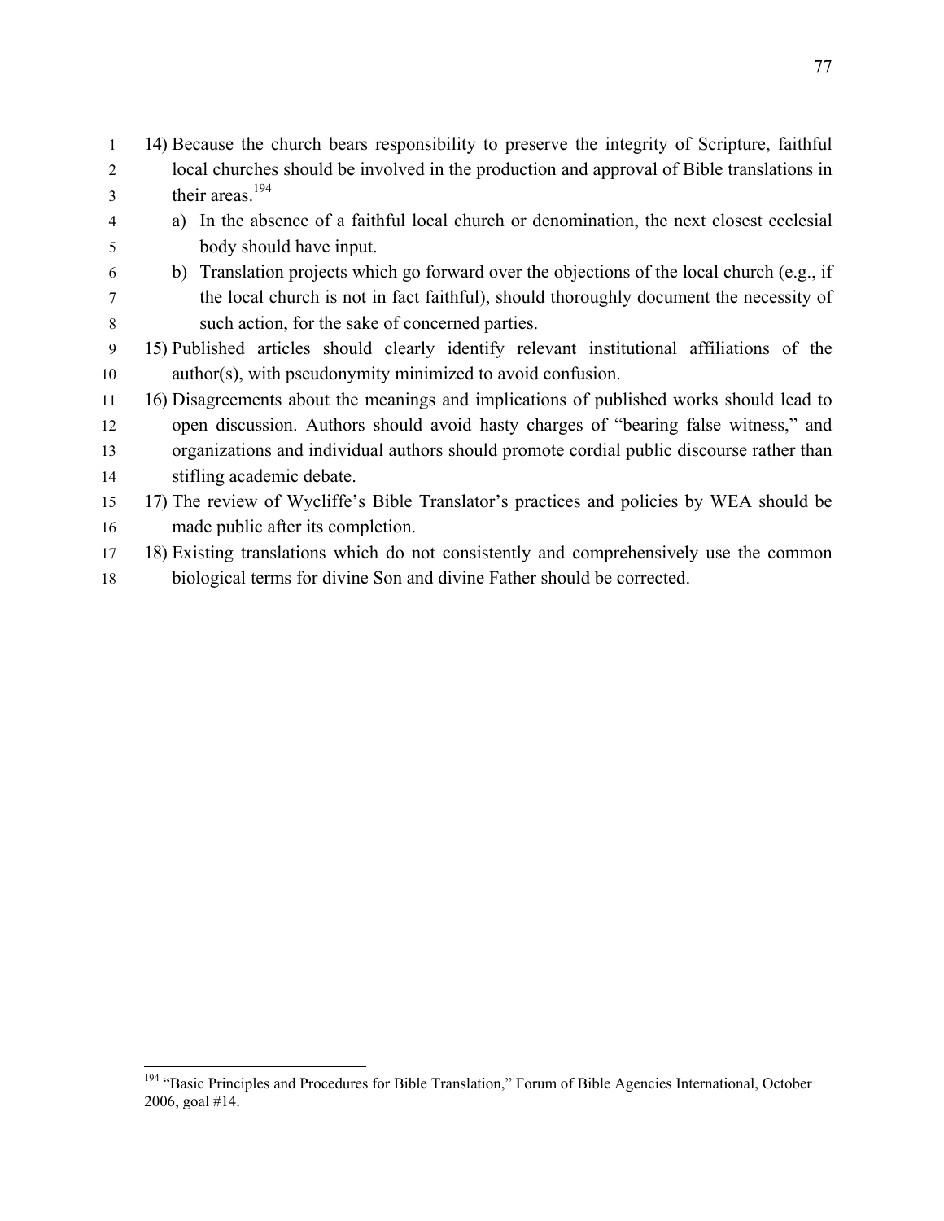14) Because the church bears responsibility to preserve the integrity of Scripture, faithful local churches should be involved in the production and approval of Bible translations in their areas.[194]
    a) In the absence of a faithful local church or denomination, the next closest ecclesial body should have input.
    b) Translation projects which go forward over the objections of the local church (e.g., if the local church is not in fact faithful), should thoroughly document the necessity of such action, for the sake of concerned parties.
15) Published articles should clearly identify relevant institutional affiliations of the author(s), with pseudonymity minimized to avoid confusion.
16) Disagreements about the meanings and implications of published works should lead to open discussion. Authors should avoid hasty charges of "bearing false witness," and organizations and individual authors should promote cordial public discourse rather than stifling academic debate.
17) The review of Wycliffe's Bible Translator's practices and policies by WEA should be made public after its completion.
18) Existing translations which do not consistently and comprehensively use the common biological terms for divine Son and divine Father should be corrected.

---

[194] "Basic Principles and Procedures for Bible Translation," Forum of Bible Agencies International, October 2006, goal #14.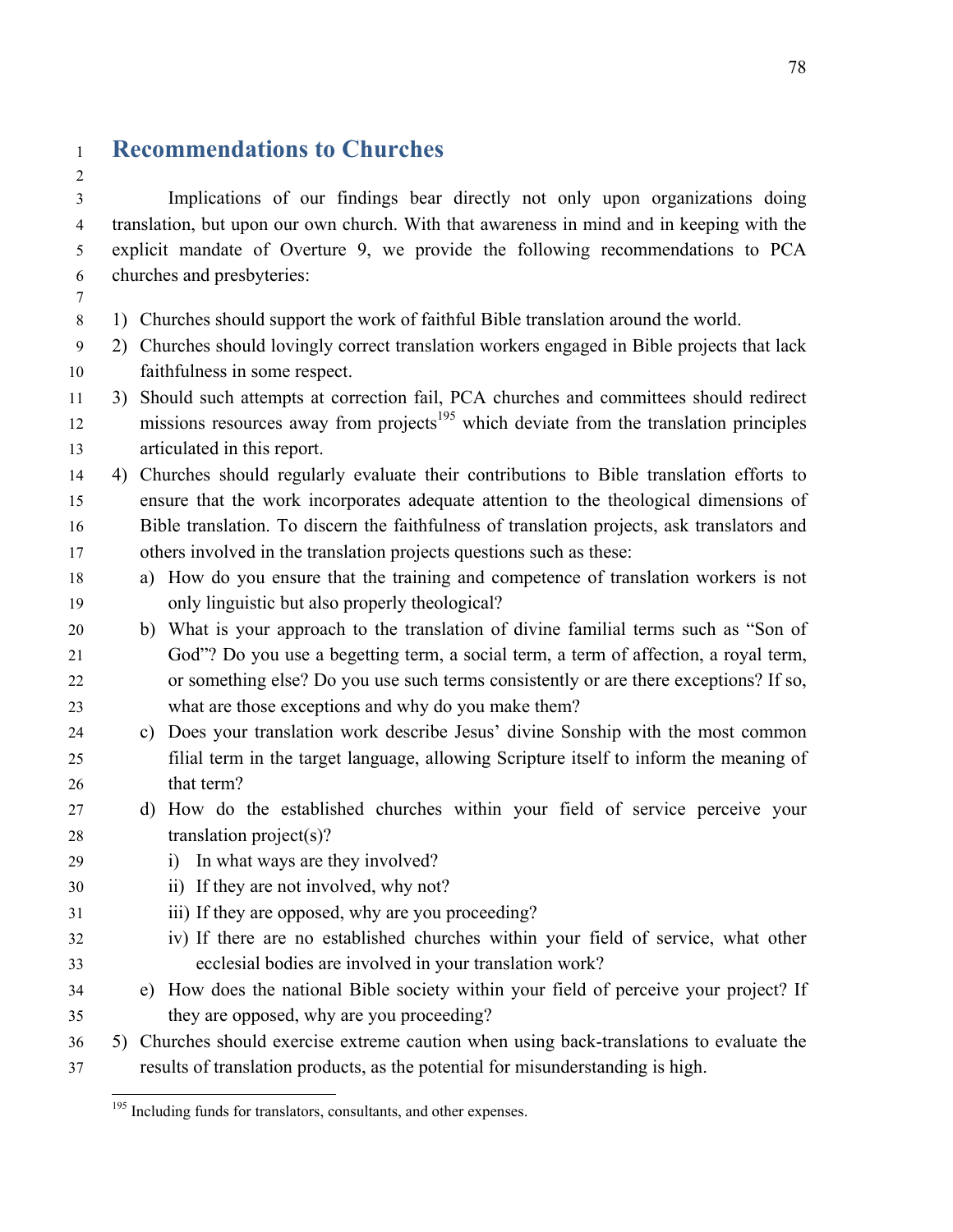## Recommendations to Churches

Implications of our findings bear directly not only upon organizations doing translation, but upon our own church. With that awareness in mind and in keeping with the explicit mandate of Overture 9, we provide the following recommendations to PCA churches and presbyteries:

1) Churches should support the work of faithful Bible translation around the world.
2) Churches should lovingly correct translation workers engaged in Bible projects that lack faithfulness in some respect.
3) Should such attempts at correction fail, PCA churches and committees should redirect missions resources away from projects[195] which deviate from the translation principles articulated in this report.
4) Churches should regularly evaluate their contributions to Bible translation efforts to ensure that the work incorporates adequate attention to the theological dimensions of Bible translation. To discern the faithfulness of translation projects, ask translators and others involved in the translation projects questions such as these:
   a) How do you ensure that the training and competence of translation workers is not only linguistic but also properly theological?
   b) What is your approach to the translation of divine familial terms such as "Son of God"? Do you use a begetting term, a social term, a term of affection, a royal term, or something else? Do you use such terms consistently or are there exceptions? If so, what are those exceptions and why do you make them?
   c) Does your translation work describe Jesus' divine Sonship with the most common filial term in the target language, allowing Scripture itself to inform the meaning of that term?
   d) How do the established churches within your field of service perceive your translation project(s)?
      i) In what ways are they involved?
      ii) If they are not involved, why not?
      iii) If they are opposed, why are you proceeding?
      iv) If there are no established churches within your field of service, what other ecclesial bodies are involved in your translation work?
   e) How does the national Bible society within your field of perceive your project? If they are opposed, why are you proceeding?
5) Churches should exercise extreme caution when using back-translations to evaluate the results of translation products, as the potential for misunderstanding is high.

[195] Including funds for translators, consultants, and other expenses.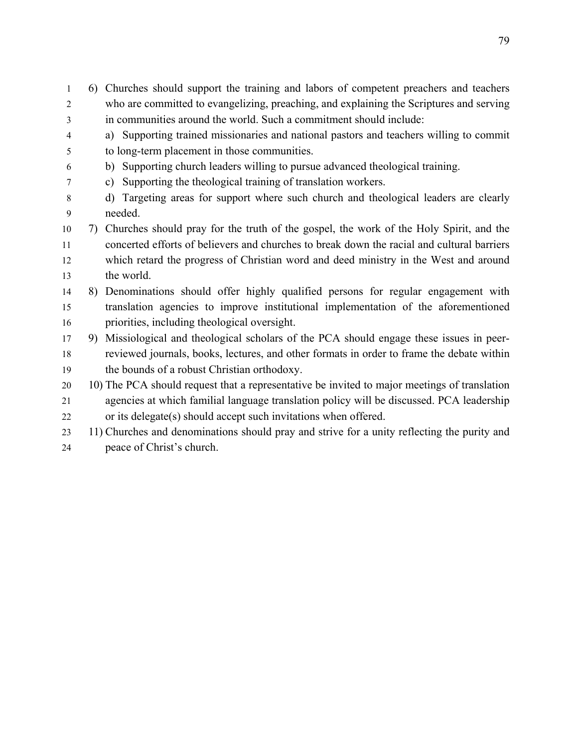6) Churches should support the training and labors of competent preachers and teachers who are committed to evangelizing, preaching, and explaining the Scriptures and serving in communities around the world. Such a commitment should include:
   a) Supporting trained missionaries and national pastors and teachers willing to commit to long-term placement in those communities.
   b) Supporting church leaders willing to pursue advanced theological training.
   c) Supporting the theological training of translation workers.
   d) Targeting areas for support where such church and theological leaders are clearly needed.
7) Churches should pray for the truth of the gospel, the work of the Holy Spirit, and the concerted efforts of believers and churches to break down the racial and cultural barriers which retard the progress of Christian word and deed ministry in the West and around the world.
8) Denominations should offer highly qualified persons for regular engagement with translation agencies to improve institutional implementation of the aforementioned priorities, including theological oversight.
9) Missiological and theological scholars of the PCA should engage these issues in peer-reviewed journals, books, lectures, and other formats in order to frame the debate within the bounds of a robust Christian orthodoxy.
10) The PCA should request that a representative be invited to major meetings of translation agencies at which familial language translation policy will be discussed. PCA leadership or its delegate(s) should accept such invitations when offered.
11) Churches and denominations should pray and strive for a unity reflecting the purity and peace of Christ's church.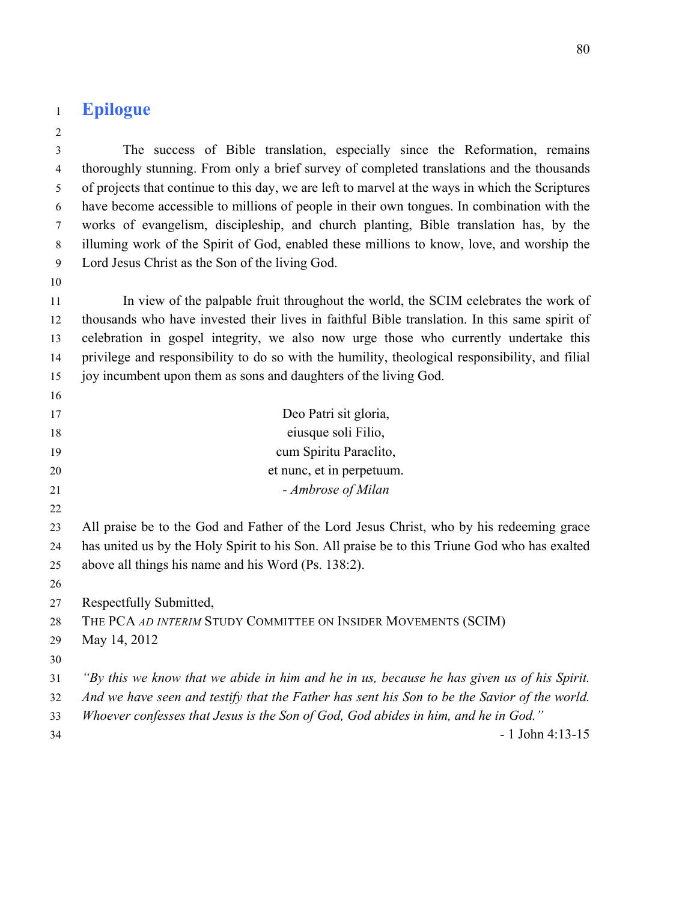# Epilogue

The success of Bible translation, especially since the Reformation, remains thoroughly stunning. From only a brief survey of completed translations and the thousands of projects that continue to this day, we are left to marvel at the ways in which the Scriptures have become accessible to millions of people in their own tongues. In combination with the works of evangelism, discipleship, and church planting, Bible translation has, by the illuming work of the Spirit of God, enabled these millions to know, love, and worship the Lord Jesus Christ as the Son of the living God.

In view of the palpable fruit throughout the world, the SCIM celebrates the work of thousands who have invested their lives in faithful Bible translation. In this same spirit of celebration in gospel integrity, we also now urge those who currently undertake this privilege and responsibility to do so with the humility, theological responsibility, and filial joy incumbent upon them as sons and daughters of the living God.

Deo Patri sit gloria,  
eiusque soli Filio,  
cum Spiritu Paraclito,  
et nunc, et in perpetuum.  
- *Ambrose of Milan*

All praise be to the God and Father of the Lord Jesus Christ, who by his redeeming grace has united us by the Holy Spirit to his Son. All praise be to this Triune God who has exalted above all things his name and his Word (Ps. 138:2).

Respectfully Submitted,  
THE PCA *AD INTERIM* STUDY COMMITTEE ON INSIDER MOVEMENTS (SCIM)  
May 14, 2012

*"By this we know that we abide in him and he in us, because he has given us of his Spirit. And we have seen and testify that the Father has sent his Son to be the Savior of the world. Whoever confesses that Jesus is the Son of God, God abides in him, and he in God."*

- 1 John 4:13-15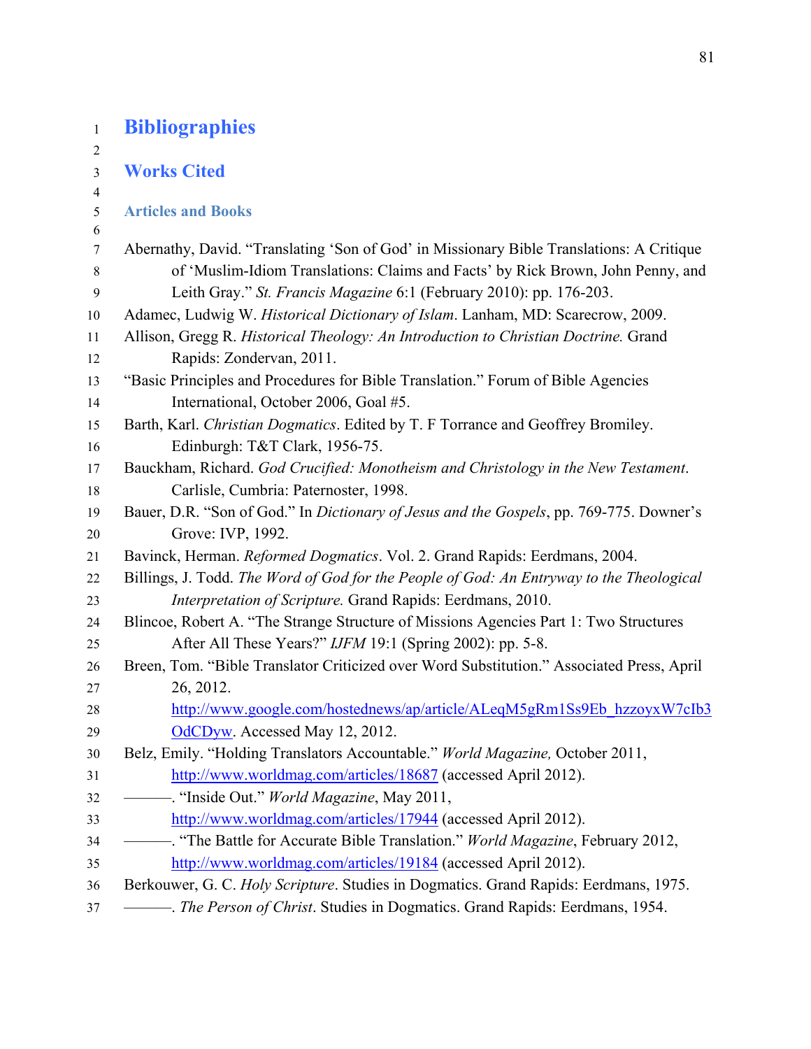# Bibliographies

## Works Cited

### Articles and Books

Abernathy, David. "Translating 'Son of God' in Missionary Bible Translations: A Critique of 'Muslim-Idiom Translations: Claims and Facts' by Rick Brown, John Penny, and Leith Gray." *St. Francis Magazine* 6:1 (February 2010): pp. 176-203.

Adamec, Ludwig W. *Historical Dictionary of Islam*. Lanham, MD: Scarecrow, 2009.

Allison, Gregg R. *Historical Theology: An Introduction to Christian Doctrine.* Grand Rapids: Zondervan, 2011.

"Basic Principles and Procedures for Bible Translation." Forum of Bible Agencies International, October 2006, Goal #5.

Barth, Karl. *Christian Dogmatics*. Edited by T. F Torrance and Geoffrey Bromiley. Edinburgh: T&T Clark, 1956-75.

Bauckham, Richard. *God Crucified: Monotheism and Christology in the New Testament*. Carlisle, Cumbria: Paternoster, 1998.

Bauer, D.R. "Son of God." In *Dictionary of Jesus and the Gospels*, pp. 769-775. Downer's Grove: IVP, 1992.

Bavinck, Herman. *Reformed Dogmatics*. Vol. 2. Grand Rapids: Eerdmans, 2004.

Billings, J. Todd. *The Word of God for the People of God: An Entryway to the Theological Interpretation of Scripture.* Grand Rapids: Eerdmans, 2010.

Blincoe, Robert A. "The Strange Structure of Missions Agencies Part 1: Two Structures After All These Years?" *IJFM* 19:1 (Spring 2002): pp. 5-8.

Breen, Tom. "Bible Translator Criticized over Word Substitution." Associated Press, April 26, 2012. http://www.google.com/hostednews/ap/article/ALeqM5gRm1Ss9Eb_hzzoyxW7cIb3OdCDyw. Accessed May 12, 2012.

Belz, Emily. "Holding Translators Accountable." *World Magazine,* October 2011, http://www.worldmag.com/articles/18687 (accessed April 2012).

———. "Inside Out." *World Magazine*, May 2011, http://www.worldmag.com/articles/17944 (accessed April 2012).

———. "The Battle for Accurate Bible Translation." *World Magazine*, February 2012, http://www.worldmag.com/articles/19184 (accessed April 2012).

Berkouwer, G. C. *Holy Scripture*. Studies in Dogmatics. Grand Rapids: Eerdmans, 1975.

———. *The Person of Christ*. Studies in Dogmatics. Grand Rapids: Eerdmans, 1954.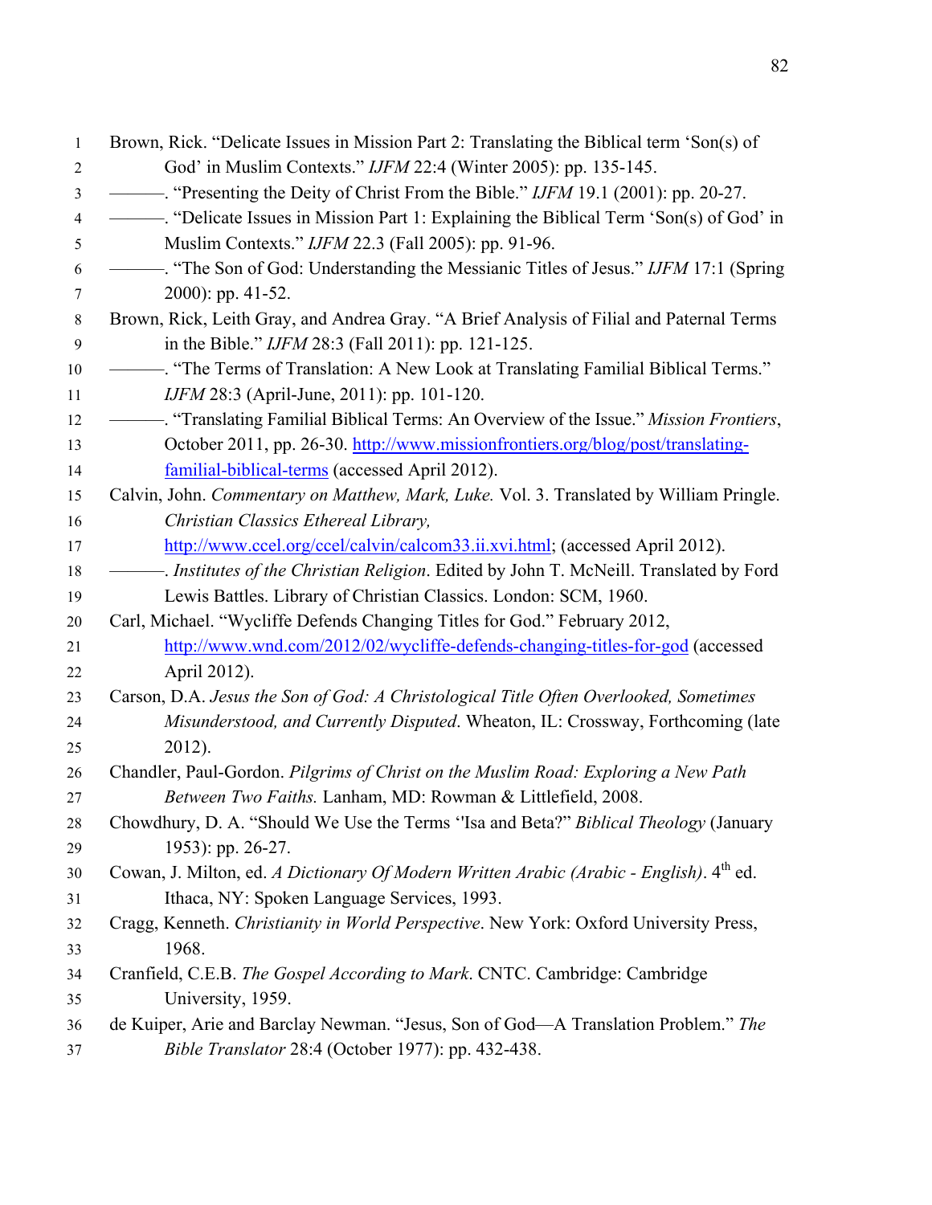Brown, Rick. "Delicate Issues in Mission Part 2: Translating the Biblical term 'Son(s) of God' in Muslim Contexts." *IJFM* 22:4 (Winter 2005): pp. 135-145.

———. "Presenting the Deity of Christ From the Bible." *IJFM* 19.1 (2001): pp. 20-27.

———. "Delicate Issues in Mission Part 1: Explaining the Biblical Term 'Son(s) of God' in Muslim Contexts." *IJFM* 22.3 (Fall 2005): pp. 91-96.

———. "The Son of God: Understanding the Messianic Titles of Jesus." *IJFM* 17:1 (Spring 2000): pp. 41-52.

Brown, Rick, Leith Gray, and Andrea Gray. "A Brief Analysis of Filial and Paternal Terms in the Bible." *IJFM* 28:3 (Fall 2011): pp. 121-125.

———. "The Terms of Translation: A New Look at Translating Familial Biblical Terms." *IJFM* 28:3 (April-June, 2011): pp. 101-120.

———. "Translating Familial Biblical Terms: An Overview of the Issue." *Mission Frontiers*, October 2011, pp. 26-30. http://www.missionfrontiers.org/blog/post/translating-familial-biblical-terms (accessed April 2012).

Calvin, John. *Commentary on Matthew, Mark, Luke.* Vol. 3. Translated by William Pringle. *Christian Classics Ethereal Library,* http://www.ccel.org/ccel/calvin/calcom33.ii.xvi.html; (accessed April 2012).

———. *Institutes of the Christian Religion*. Edited by John T. McNeill. Translated by Ford Lewis Battles. Library of Christian Classics. London: SCM, 1960.

Carl, Michael. "Wycliffe Defends Changing Titles for God." February 2012, http://www.wnd.com/2012/02/wycliffe-defends-changing-titles-for-god (accessed April 2012).

Carson, D.A. *Jesus the Son of God: A Christological Title Often Overlooked, Sometimes Misunderstood, and Currently Disputed*. Wheaton, IL: Crossway, Forthcoming (late 2012).

Chandler, Paul-Gordon. *Pilgrims of Christ on the Muslim Road: Exploring a New Path Between Two Faiths.* Lanham, MD: Rowman & Littlefield, 2008.

Chowdhury, D. A. "Should We Use the Terms ''Isa and Beta?" *Biblical Theology* (January 1953): pp. 26-27.

Cowan, J. Milton, ed. *A Dictionary Of Modern Written Arabic (Arabic - English)*. 4th ed. Ithaca, NY: Spoken Language Services, 1993.

Cragg, Kenneth. *Christianity in World Perspective*. New York: Oxford University Press, 1968.

Cranfield, C.E.B. *The Gospel According to Mark*. CNTC. Cambridge: Cambridge University, 1959.

de Kuiper, Arie and Barclay Newman. "Jesus, Son of God—A Translation Problem." *The Bible Translator* 28:4 (October 1977): pp. 432-438.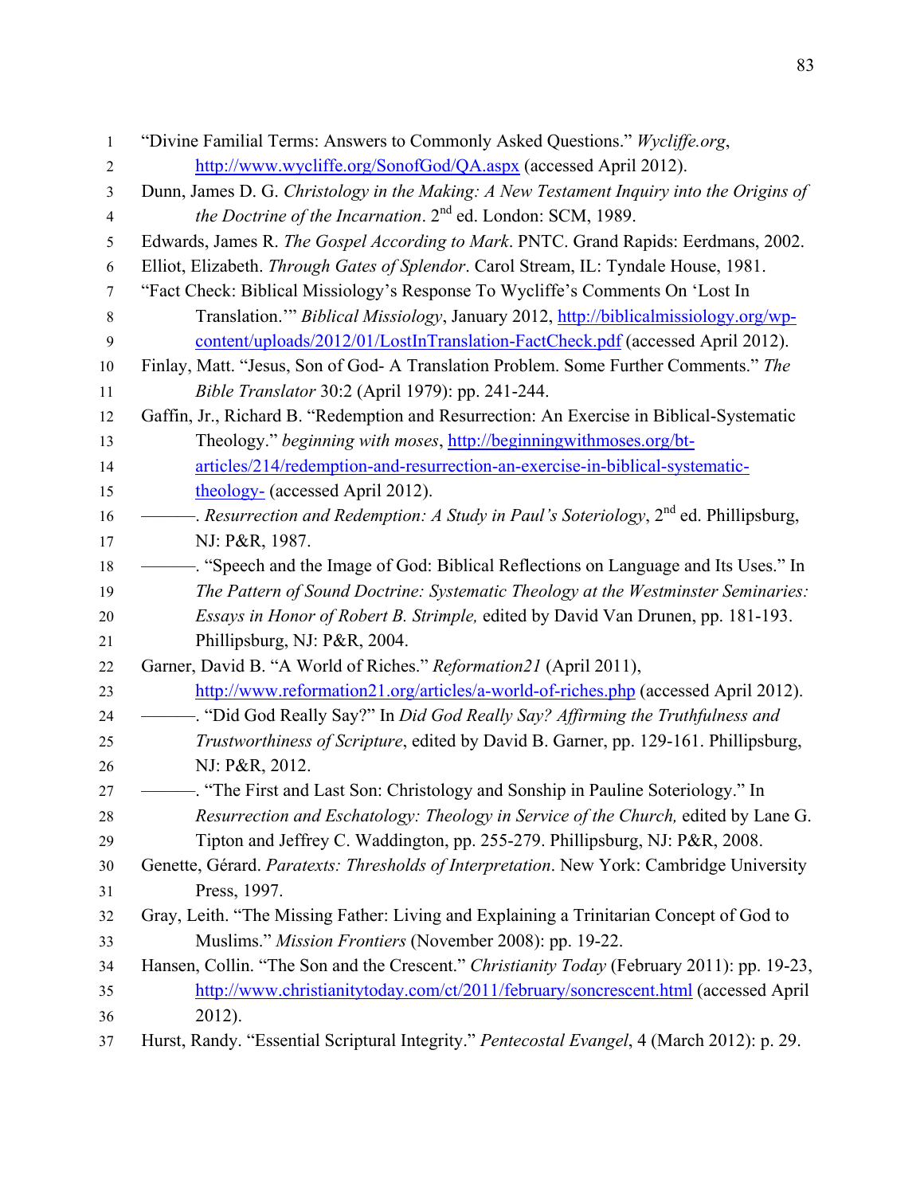"Divine Familial Terms: Answers to Commonly Asked Questions." *Wycliffe.org*, http://www.wycliffe.org/SonofGod/QA.aspx (accessed April 2012).

Dunn, James D. G. *Christology in the Making: A New Testament Inquiry into the Origins of the Doctrine of the Incarnation*. 2nd ed. London: SCM, 1989.

Edwards, James R. *The Gospel According to Mark*. PNTC. Grand Rapids: Eerdmans, 2002.

Elliot, Elizabeth. *Through Gates of Splendor*. Carol Stream, IL: Tyndale House, 1981.

"Fact Check: Biblical Missiology's Response To Wycliffe's Comments On 'Lost In Translation.'" *Biblical Missiology*, January 2012, http://biblicalmissiology.org/wp-content/uploads/2012/01/LostInTranslation-FactCheck.pdf (accessed April 2012).

Finlay, Matt. "Jesus, Son of God- A Translation Problem. Some Further Comments." *The Bible Translator* 30:2 (April 1979): pp. 241-244.

Gaffin, Jr., Richard B. "Redemption and Resurrection: An Exercise in Biblical-Systematic Theology." *beginning with moses*, http://beginningwithmoses.org/bt-articles/214/redemption-and-resurrection-an-exercise-in-biblical-systematic-theology- (accessed April 2012).

———. *Resurrection and Redemption: A Study in Paul's Soteriology*, 2nd ed. Phillipsburg, NJ: P&R, 1987.

———. "Speech and the Image of God: Biblical Reflections on Language and Its Uses." In *The Pattern of Sound Doctrine: Systematic Theology at the Westminster Seminaries: Essays in Honor of Robert B. Strimple,* edited by David Van Drunen, pp. 181-193. Phillipsburg, NJ: P&R, 2004.

Garner, David B. "A World of Riches." *Reformation21* (April 2011), http://www.reformation21.org/articles/a-world-of-riches.php (accessed April 2012).

———. "Did God Really Say?" In *Did God Really Say? Affirming the Truthfulness and Trustworthiness of Scripture*, edited by David B. Garner, pp. 129-161. Phillipsburg, NJ: P&R, 2012.

———. "The First and Last Son: Christology and Sonship in Pauline Soteriology." In *Resurrection and Eschatology: Theology in Service of the Church,* edited by Lane G. Tipton and Jeffrey C. Waddington, pp. 255-279. Phillipsburg, NJ: P&R, 2008.

Genette, Gérard. *Paratexts: Thresholds of Interpretation*. New York: Cambridge University Press, 1997.

Gray, Leith. "The Missing Father: Living and Explaining a Trinitarian Concept of God to Muslims." *Mission Frontiers* (November 2008): pp. 19-22.

Hansen, Collin. "The Son and the Crescent." *Christianity Today* (February 2011): pp. 19-23, http://www.christianitytoday.com/ct/2011/february/soncrescent.html (accessed April 2012).

Hurst, Randy. "Essential Scriptural Integrity." *Pentecostal Evangel*, 4 (March 2012): p. 29.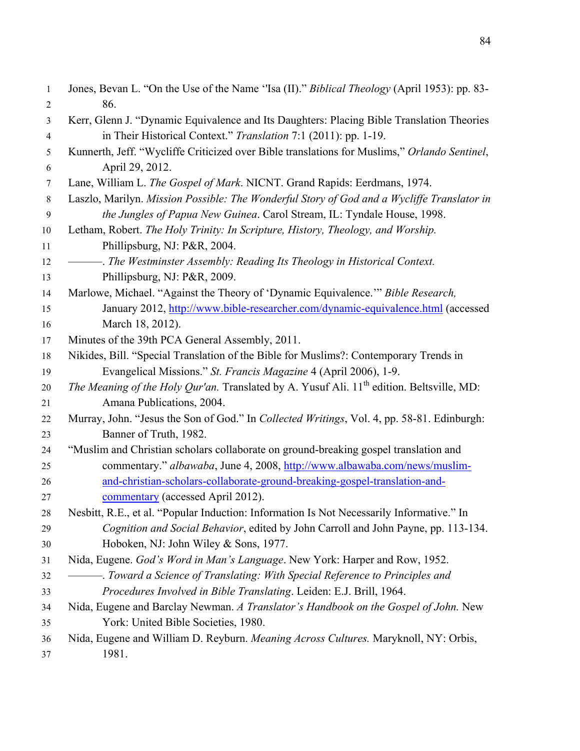Jones, Bevan L. "On the Use of the Name ʻIsa (II)." *Biblical Theology* (April 1953): pp. 83-86.

Kerr, Glenn J. "Dynamic Equivalence and Its Daughters: Placing Bible Translation Theories in Their Historical Context." *Translation* 7:1 (2011): pp. 1-19.

Kunnerth, Jeff. "Wycliffe Criticized over Bible translations for Muslims," *Orlando Sentinel*, April 29, 2012.

Lane, William L. *The Gospel of Mark*. NICNT. Grand Rapids: Eerdmans, 1974.

Laszlo, Marilyn. *Mission Possible: The Wonderful Story of God and a Wycliffe Translator in the Jungles of Papua New Guinea*. Carol Stream, IL: Tyndale House, 1998.

Letham, Robert. *The Holy Trinity: In Scripture, History, Theology, and Worship.* Phillipsburg, NJ: P&R, 2004.

———. *The Westminster Assembly: Reading Its Theology in Historical Context.* Phillipsburg, NJ: P&R, 2009.

Marlowe, Michael. "Against the Theory of 'Dynamic Equivalence.'" *Bible Research,* January 2012, http://www.bible-researcher.com/dynamic-equivalence.html (accessed March 18, 2012).

Minutes of the 39th PCA General Assembly, 2011.

Nikides, Bill. "Special Translation of the Bible for Muslims?: Contemporary Trends in Evangelical Missions." *St. Francis Magazine* 4 (April 2006), 1-9.

*The Meaning of the Holy Qur'an.* Translated by A. Yusuf Ali. 11th edition. Beltsville, MD: Amana Publications, 2004.

Murray, John. "Jesus the Son of God." In *Collected Writings*, Vol. 4, pp. 58-81. Edinburgh: Banner of Truth, 1982.

"Muslim and Christian scholars collaborate on ground-breaking gospel translation and commentary." *albawaba*, June 4, 2008, http://www.albawaba.com/news/muslim-and-christian-scholars-collaborate-ground-breaking-gospel-translation-and-commentary (accessed April 2012).

Nesbitt, R.E., et al. "Popular Induction: Information Is Not Necessarily Informative." In *Cognition and Social Behavior*, edited by John Carroll and John Payne, pp. 113-134. Hoboken, NJ: John Wiley & Sons, 1977.

Nida, Eugene. *God's Word in Man's Language*. New York: Harper and Row, 1952.

———. *Toward a Science of Translating: With Special Reference to Principles and Procedures Involved in Bible Translating*. Leiden: E.J. Brill, 1964.

Nida, Eugene and Barclay Newman. *A Translator's Handbook on the Gospel of John.* New York: United Bible Societies, 1980.

Nida, Eugene and William D. Reyburn. *Meaning Across Cultures.* Maryknoll, NY: Orbis, 1981.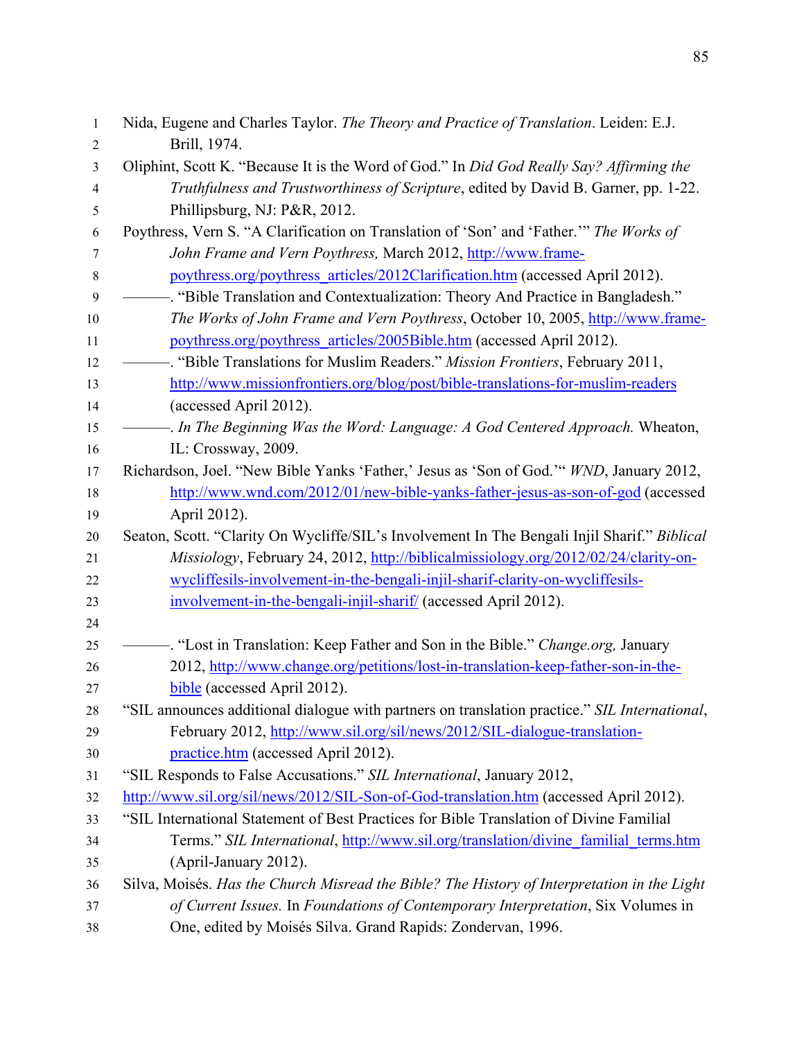Nida, Eugene and Charles Taylor. *The Theory and Practice of Translation*. Leiden: E.J. Brill, 1974.

Oliphint, Scott K. "Because It is the Word of God." In *Did God Really Say? Affirming the Truthfulness and Trustworthiness of Scripture*, edited by David B. Garner, pp. 1-22. Phillipsburg, NJ: P&R, 2012.

Poythress, Vern S. "A Clarification on Translation of 'Son' and 'Father.'" *The Works of John Frame and Vern Poythress,* March 2012, http://www.frame-poythress.org/poythress_articles/2012Clarification.htm (accessed April 2012).

———. "Bible Translation and Contextualization: Theory And Practice in Bangladesh." *The Works of John Frame and Vern Poythress*, October 10, 2005, http://www.frame-poythress.org/poythress_articles/2005Bible.htm (accessed April 2012).

———. "Bible Translations for Muslim Readers." *Mission Frontiers*, February 2011, http://www.missionfrontiers.org/blog/post/bible-translations-for-muslim-readers (accessed April 2012).

———. *In The Beginning Was the Word: Language: A God Centered Approach.* Wheaton, IL: Crossway, 2009.

Richardson, Joel. "New Bible Yanks 'Father,' Jesus as 'Son of God.'" *WND*, January 2012, http://www.wnd.com/2012/01/new-bible-yanks-father-jesus-as-son-of-god (accessed April 2012).

Seaton, Scott. "Clarity On Wycliffe/SIL's Involvement In The Bengali Injil Sharif." *Biblical Missiology*, February 24, 2012, http://biblicalmissiology.org/2012/02/24/clarity-on-wycliffesils-involvement-in-the-bengali-injil-sharif-clarity-on-wycliffesils-involvement-in-the-bengali-injil-sharif/ (accessed April 2012).

———. "Lost in Translation: Keep Father and Son in the Bible." *Change.org,* January 2012, http://www.change.org/petitions/lost-in-translation-keep-father-son-in-the-bible (accessed April 2012).

"SIL announces additional dialogue with partners on translation practice." *SIL International*, February 2012, http://www.sil.org/sil/news/2012/SIL-dialogue-translation-practice.htm (accessed April 2012).

"SIL Responds to False Accusations." *SIL International*, January 2012, http://www.sil.org/sil/news/2012/SIL-Son-of-God-translation.htm (accessed April 2012).

"SIL International Statement of Best Practices for Bible Translation of Divine Familial Terms." *SIL International*, http://www.sil.org/translation/divine_familial_terms.htm (April-January 2012).

Silva, Moisés. *Has the Church Misread the Bible? The History of Interpretation in the Light of Current Issues.* In *Foundations of Contemporary Interpretation*, Six Volumes in One, edited by Moisés Silva. Grand Rapids: Zondervan, 1996.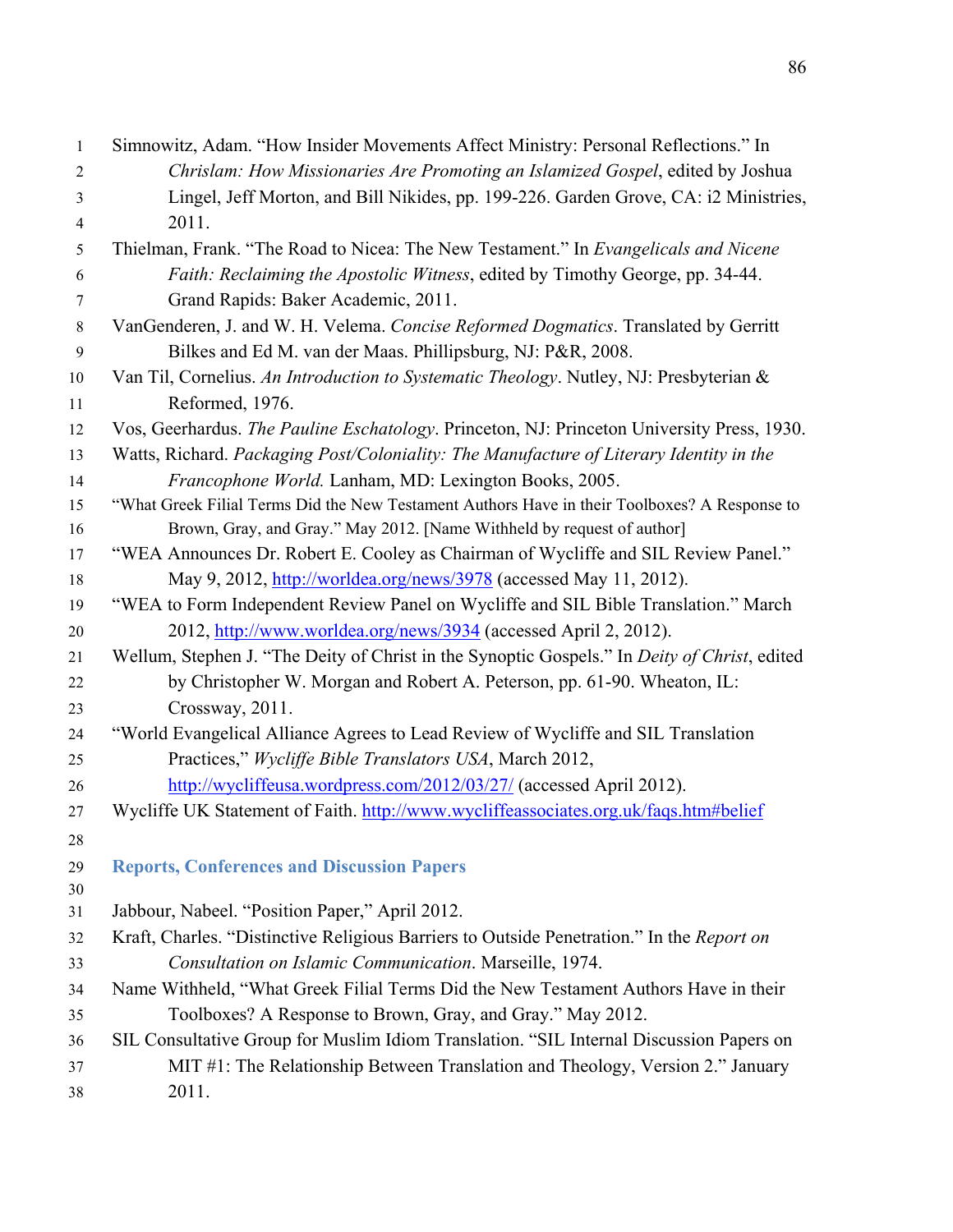Simnowitz, Adam. “How Insider Movements Affect Ministry: Personal Reflections.” In *Chrislam: How Missionaries Are Promoting an Islamized Gospel*, edited by Joshua Lingel, Jeff Morton, and Bill Nikides, pp. 199-226. Garden Grove, CA: i2 Ministries, 2011.

Thielman, Frank. “The Road to Nicea: The New Testament.” In *Evangelicals and Nicene Faith: Reclaiming the Apostolic Witness*, edited by Timothy George, pp. 34-44. Grand Rapids: Baker Academic, 2011.

VanGenderen, J. and W. H. Velema. *Concise Reformed Dogmatics*. Translated by Gerritt Bilkes and Ed M. van der Maas. Phillipsburg, NJ: P&R, 2008.

Van Til, Cornelius. *An Introduction to Systematic Theology*. Nutley, NJ: Presbyterian & Reformed, 1976.

Vos, Geerhardus. *The Pauline Eschatology*. Princeton, NJ: Princeton University Press, 1930.

Watts, Richard. *Packaging Post/Coloniality: The Manufacture of Literary Identity in the Francophone World.* Lanham, MD: Lexington Books, 2005.

“What Greek Filial Terms Did the New Testament Authors Have in their Toolboxes? A Response to Brown, Gray, and Gray.” May 2012. [Name Withheld by request of author]

“WEA Announces Dr. Robert E. Cooley as Chairman of Wycliffe and SIL Review Panel.” May 9, 2012, http://worldea.org/news/3978 (accessed May 11, 2012).

“WEA to Form Independent Review Panel on Wycliffe and SIL Bible Translation.” March 2012, http://www.worldea.org/news/3934 (accessed April 2, 2012).

Wellum, Stephen J. “The Deity of Christ in the Synoptic Gospels.” In *Deity of Christ*, edited by Christopher W. Morgan and Robert A. Peterson, pp. 61-90. Wheaton, IL: Crossway, 2011.

“World Evangelical Alliance Agrees to Lead Review of Wycliffe and SIL Translation Practices,” *Wycliffe Bible Translators USA*, March 2012, http://wycliffeusa.wordpress.com/2012/03/27/ (accessed April 2012).

Wycliffe UK Statement of Faith. http://www.wycliffeassociates.org.uk/faqs.htm#belief

## Reports, Conferences and Discussion Papers

Jabbour, Nabeel. “Position Paper,” April 2012.

Kraft, Charles. “Distinctive Religious Barriers to Outside Penetration.” In the *Report on Consultation on Islamic Communication*. Marseille, 1974.

Name Withheld, “What Greek Filial Terms Did the New Testament Authors Have in their Toolboxes? A Response to Brown, Gray, and Gray.” May 2012.

SIL Consultative Group for Muslim Idiom Translation. “SIL Internal Discussion Papers on MIT #1: The Relationship Between Translation and Theology, Version 2.” January 2011.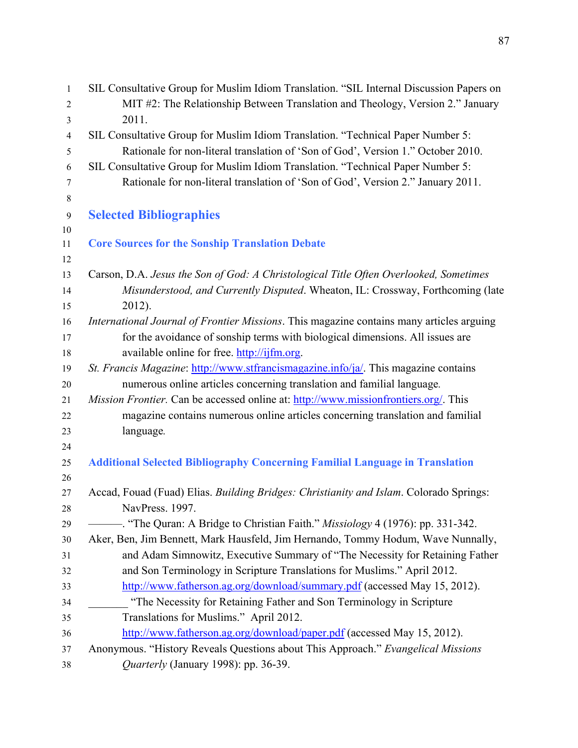SIL Consultative Group for Muslim Idiom Translation. "SIL Internal Discussion Papers on MIT #2: The Relationship Between Translation and Theology, Version 2." January 2011.

SIL Consultative Group for Muslim Idiom Translation. "Technical Paper Number 5: Rationale for non-literal translation of 'Son of God', Version 1." October 2010.

SIL Consultative Group for Muslim Idiom Translation. "Technical Paper Number 5: Rationale for non-literal translation of 'Son of God', Version 2." January 2011.

## Selected Bibliographies

### Core Sources for the Sonship Translation Debate

Carson, D.A. *Jesus the Son of God: A Christological Title Often Overlooked, Sometimes Misunderstood, and Currently Disputed*. Wheaton, IL: Crossway, Forthcoming (late 2012).

*International Journal of Frontier Missions*. This magazine contains many articles arguing for the avoidance of sonship terms with biological dimensions. All issues are available online for free. http://ijfm.org.

*St. Francis Magazine*: http://www.stfrancismagazine.info/ja/. This magazine contains numerous online articles concerning translation and familial language.

*Mission Frontier.* Can be accessed online at: http://www.missionfrontiers.org/. This magazine contains numerous online articles concerning translation and familial language.

### Additional Selected Bibliography Concerning Familial Language in Translation

Accad, Fouad (Fuad) Elias. *Building Bridges: Christianity and Islam*. Colorado Springs: NavPress. 1997.

———. "The Quran: A Bridge to Christian Faith." *Missiology* 4 (1976): pp. 331-342.

Aker, Ben, Jim Bennett, Mark Hausfeld, Jim Hernando, Tommy Hodum, Wave Nunnally, and Adam Simnowitz, Executive Summary of "The Necessity for Retaining Father and Son Terminology in Scripture Translations for Muslims." April 2012. http://www.fatherson.ag.org/download/summary.pdf (accessed May 15, 2012).

_______ "The Necessity for Retaining Father and Son Terminology in Scripture Translations for Muslims." April 2012. http://www.fatherson.ag.org/download/paper.pdf (accessed May 15, 2012).

Anonymous. "History Reveals Questions about This Approach." *Evangelical Missions Quarterly* (January 1998): pp. 36-39.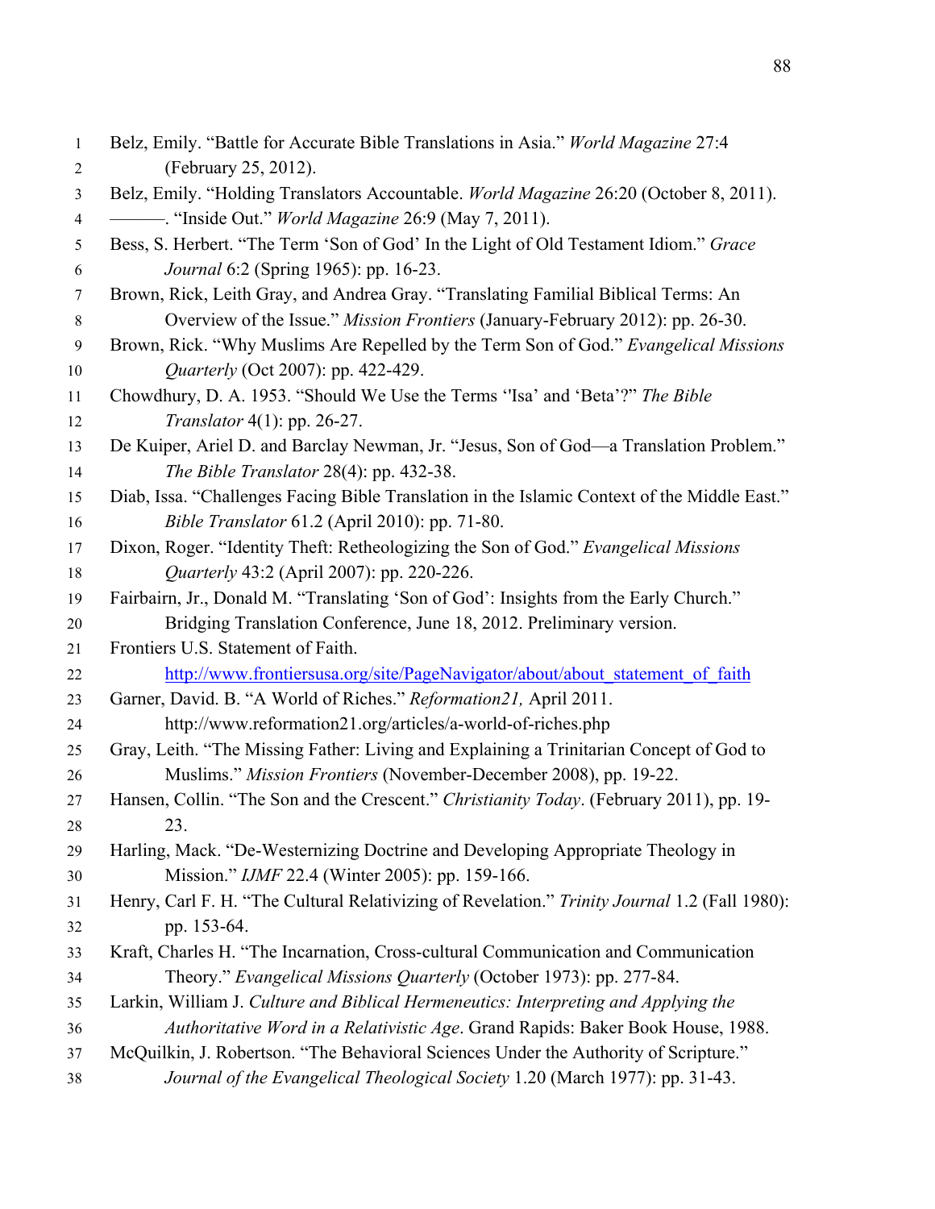Belz, Emily. “Battle for Accurate Bible Translations in Asia.” *World Magazine* 27:4 (February 25, 2012).

Belz, Emily. “Holding Translators Accountable. *World Magazine* 26:20 (October 8, 2011).

———. “Inside Out.” *World Magazine* 26:9 (May 7, 2011).

Bess, S. Herbert. “The Term ‘Son of God’ In the Light of Old Testament Idiom.” *Grace Journal* 6:2 (Spring 1965): pp. 16-23.

Brown, Rick, Leith Gray, and Andrea Gray. “Translating Familial Biblical Terms: An Overview of the Issue.” *Mission Frontiers* (January-February 2012): pp. 26-30.

Brown, Rick. “Why Muslims Are Repelled by the Term Son of God.” *Evangelical Missions Quarterly* (Oct 2007): pp. 422-429.

Chowdhury, D. A. 1953. “Should We Use the Terms ‘'Isa’ and ‘Beta’?” *The Bible Translator* 4(1): pp. 26-27.

De Kuiper, Ariel D. and Barclay Newman, Jr. “Jesus, Son of God—a Translation Problem.” *The Bible Translator* 28(4): pp. 432-38.

Diab, Issa. “Challenges Facing Bible Translation in the Islamic Context of the Middle East.” *Bible Translator* 61.2 (April 2010): pp. 71-80.

Dixon, Roger. “Identity Theft: Retheologizing the Son of God.” *Evangelical Missions Quarterly* 43:2 (April 2007): pp. 220-226.

Fairbairn, Jr., Donald M. “Translating ‘Son of God’: Insights from the Early Church.” Bridging Translation Conference, June 18, 2012. Preliminary version.

Frontiers U.S. Statement of Faith. http://www.frontiersusa.org/site/PageNavigator/about/about_statement_of_faith

Garner, David. B. “A World of Riches.” *Reformation21,* April 2011. http://www.reformation21.org/articles/a-world-of-riches.php

Gray, Leith. “The Missing Father: Living and Explaining a Trinitarian Concept of God to Muslims.” *Mission Frontiers* (November-December 2008), pp. 19-22.

Hansen, Collin. “The Son and the Crescent.” *Christianity Today*. (February 2011), pp. 19-23.

Harling, Mack. “De-Westernizing Doctrine and Developing Appropriate Theology in Mission.” *IJMF* 22.4 (Winter 2005): pp. 159-166.

Henry, Carl F. H. “The Cultural Relativizing of Revelation.” *Trinity Journal* 1.2 (Fall 1980): pp. 153-64.

Kraft, Charles H. “The Incarnation, Cross-cultural Communication and Communication Theory.” *Evangelical Missions Quarterly* (October 1973): pp. 277-84.

Larkin, William J. *Culture and Biblical Hermeneutics: Interpreting and Applying the Authoritative Word in a Relativistic Age*. Grand Rapids: Baker Book House, 1988.

McQuilkin, J. Robertson. “The Behavioral Sciences Under the Authority of Scripture.” *Journal of the Evangelical Theological Society* 1.20 (March 1977): pp. 31-43.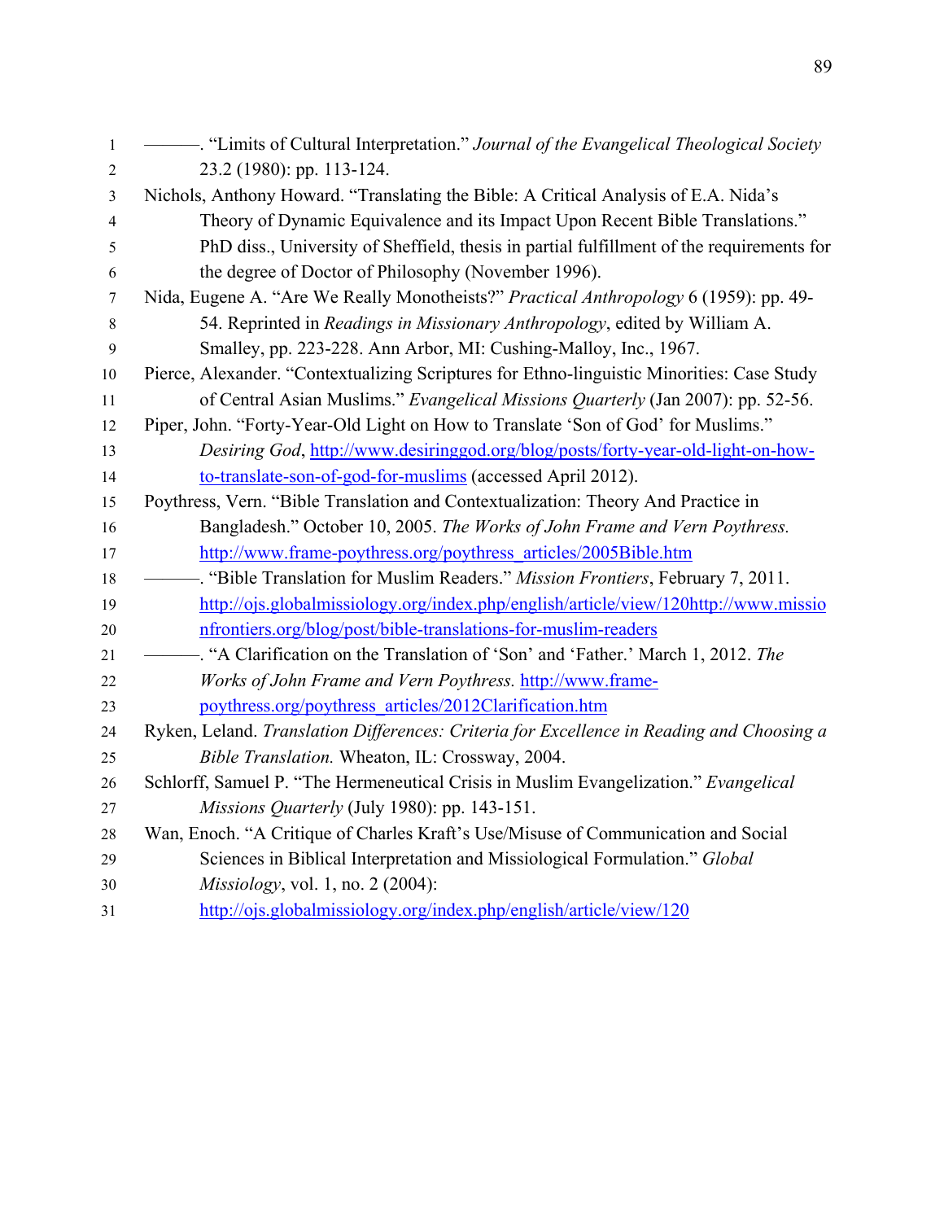———. "Limits of Cultural Interpretation." *Journal of the Evangelical Theological Society* 23.2 (1980): pp. 113-124.

Nichols, Anthony Howard. "Translating the Bible: A Critical Analysis of E.A. Nida's Theory of Dynamic Equivalence and its Impact Upon Recent Bible Translations." PhD diss., University of Sheffield, thesis in partial fulfillment of the requirements for the degree of Doctor of Philosophy (November 1996).

Nida, Eugene A. "Are We Really Monotheists?" *Practical Anthropology* 6 (1959): pp. 49-54. Reprinted in *Readings in Missionary Anthropology*, edited by William A. Smalley, pp. 223-228. Ann Arbor, MI: Cushing-Malloy, Inc., 1967.

Pierce, Alexander. "Contextualizing Scriptures for Ethno-linguistic Minorities: Case Study of Central Asian Muslims." *Evangelical Missions Quarterly* (Jan 2007): pp. 52-56.

Piper, John. "Forty-Year-Old Light on How to Translate 'Son of God' for Muslims." *Desiring God*, http://www.desiringgod.org/blog/posts/forty-year-old-light-on-how-to-translate-son-of-god-for-muslims (accessed April 2012).

Poythress, Vern. "Bible Translation and Contextualization: Theory And Practice in Bangladesh." October 10, 2005. *The Works of John Frame and Vern Poythress.* http://www.frame-poythress.org/poythress_articles/2005Bible.htm

———. "Bible Translation for Muslim Readers." *Mission Frontiers*, February 7, 2011. http://ojs.globalmissiology.org/index.php/english/article/view/120http://www.missionfrontiers.org/blog/post/bible-translations-for-muslim-readers

———. "A Clarification on the Translation of 'Son' and 'Father.' March 1, 2012. *The Works of John Frame and Vern Poythress.* http://www.frame-poythress.org/poythress_articles/2012Clarification.htm

Ryken, Leland. *Translation Differences: Criteria for Excellence in Reading and Choosing a Bible Translation.* Wheaton, IL: Crossway, 2004.

Schlorff, Samuel P. "The Hermeneutical Crisis in Muslim Evangelization." *Evangelical Missions Quarterly* (July 1980): pp. 143-151.

Wan, Enoch. "A Critique of Charles Kraft's Use/Misuse of Communication and Social Sciences in Biblical Interpretation and Missiological Formulation." *Global Missiology*, vol. 1, no. 2 (2004): http://ojs.globalmissiology.org/index.php/english/article/view/120